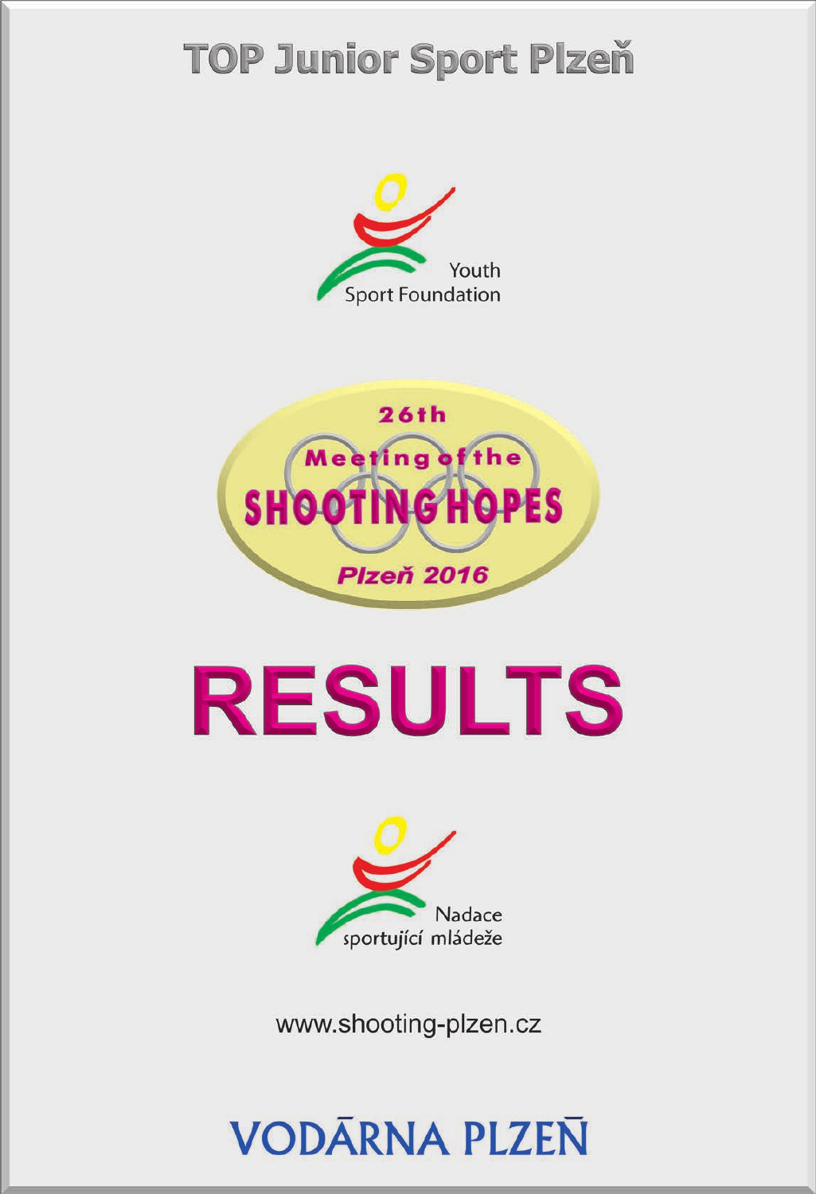# TOP Junior Sport Plzeň

Youth Sport Foundation

26th Meeting of the SHOOTING HOPES Plzeň 2016

# RESULTS

Nadace sportující mládeže

www.shooting-plzen.cz

VODÁRNA PLZEŇ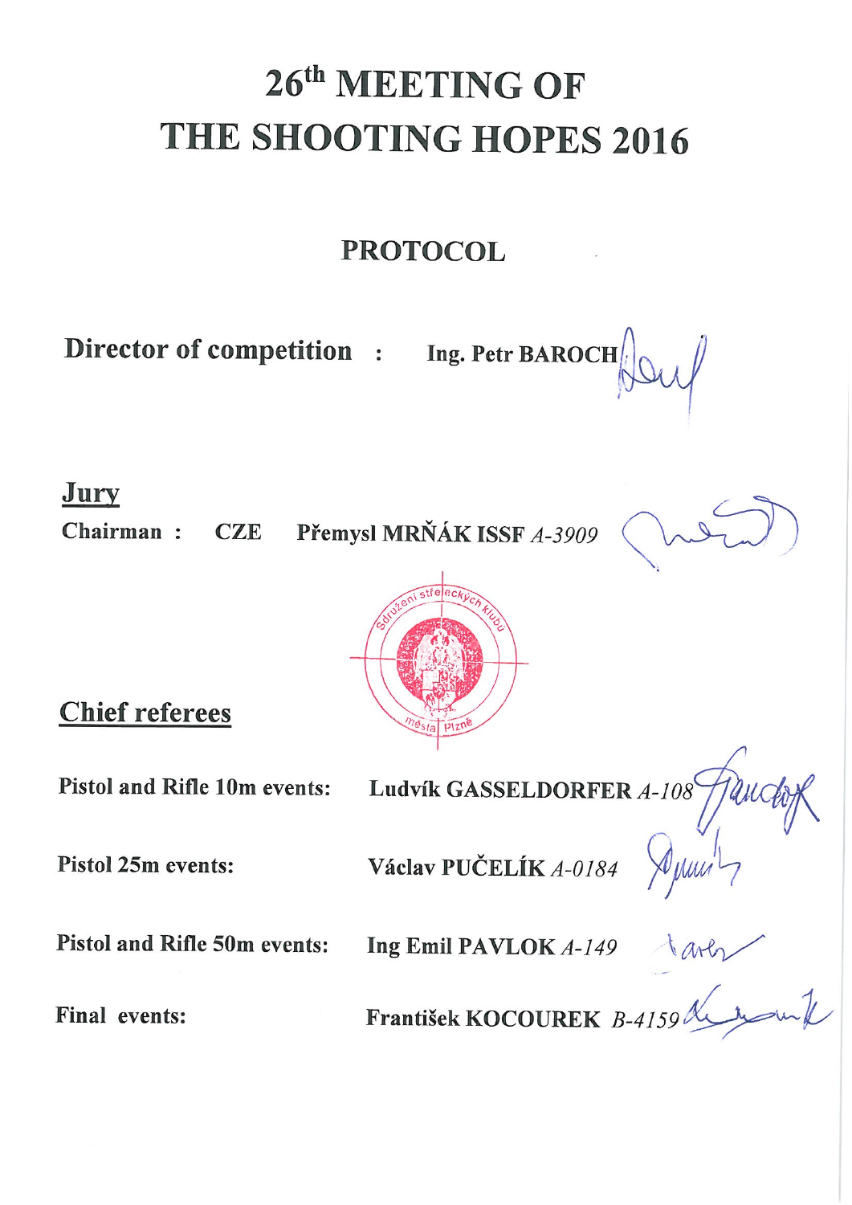# 26th MEETING OF THE SHOOTING HOPES 2016

## PROTOCOL

**Director of competition :** **Ing. Petr BAROCH**

## Jury

**Chairman :** **CZE** **Přemysl MRŇÁK ISSF** *A-3909*

## Chief referees

**Pistol and Rifle 10m events:** **Ludvík GASSELDORFER** *A-108*

**Pistol 25m events:** **Václav PUČELÍK** *A-0184*

**Pistol and Rifle 50m events:** **Ing Emil PAVLOK** *A-149*

**Final events:** **František KOCOUREK** *B-4159*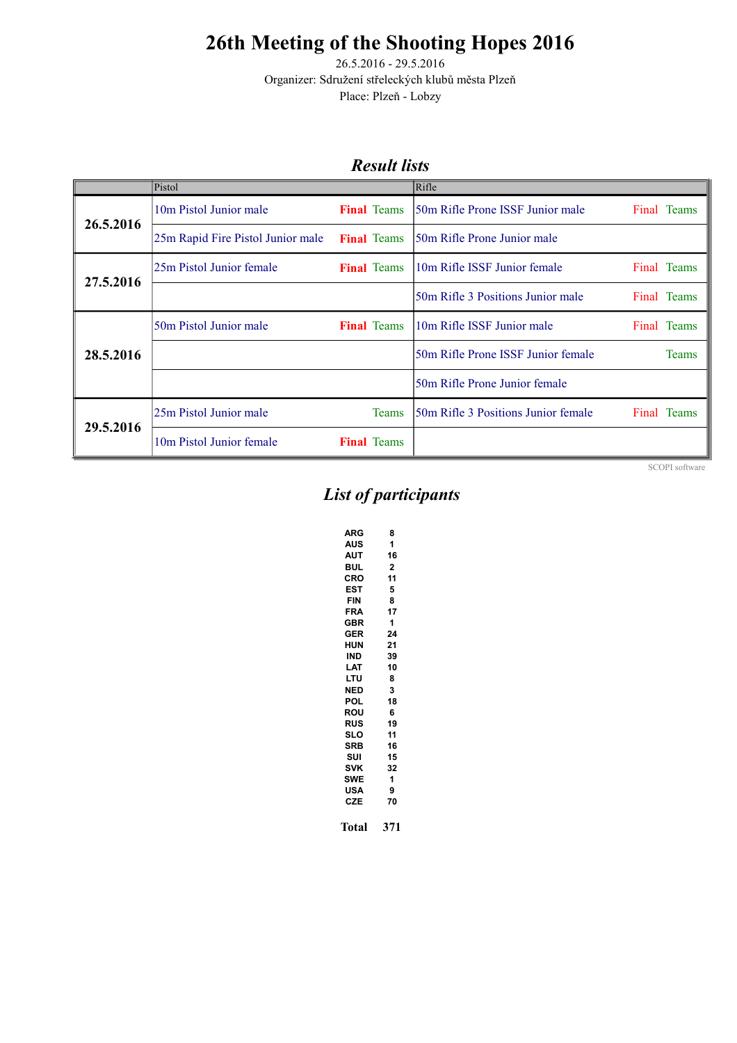# 26th Meeting of the Shooting Hopes 2016

26.5.2016 - 29.5.2016

Organizer: Sdružení střeleckých klubů města Plzeň

Place: Plzeň - Lobzy

## *Result lists*

| | Pistol | | | Rifle | | |
|---|---|---|---|---|---|---|
| 26.5.2016 | 10m Pistol Junior male | **Final** | Teams | 50m Rifle Prone ISSF Junior male | Final | Teams |
| | 25m Rapid Fire Pistol Junior male | **Final** | Teams | 50m Rifle Prone Junior male | | |
| 27.5.2016 | 25m Pistol Junior female | **Final** | Teams | 10m Rifle ISSF Junior female | Final | Teams |
| | | | | 50m Rifle 3 Positions Junior male | Final | Teams |
| 28.5.2016 | 50m Pistol Junior male | **Final** | Teams | 10m Rifle ISSF Junior male | Final | Teams |
| | | | | 50m Rifle Prone ISSF Junior female | | Teams |
| | | | | 50m Rifle Prone Junior female | | |
| 29.5.2016 | 25m Pistol Junior male | | Teams | 50m Rifle 3 Positions Junior female | Final | Teams |
| | 10m Pistol Junior female | **Final** | Teams | | | |

SCOPI software

## *List of participants*

| | |
|---|---|
| ARG | 8 |
| AUS | 1 |
| AUT | 16 |
| BUL | 2 |
| CRO | 11 |
| EST | 5 |
| FIN | 8 |
| FRA | 17 |
| GBR | 1 |
| GER | 24 |
| HUN | 21 |
| IND | 39 |
| LAT | 10 |
| LTU | 8 |
| NED | 3 |
| POL | 18 |
| ROU | 6 |
| RUS | 19 |
| SLO | 11 |
| SRB | 16 |
| SUI | 15 |
| SVK | 32 |
| SWE | 1 |
| USA | 9 |
| CZE | 70 |
| **Total** | **371** |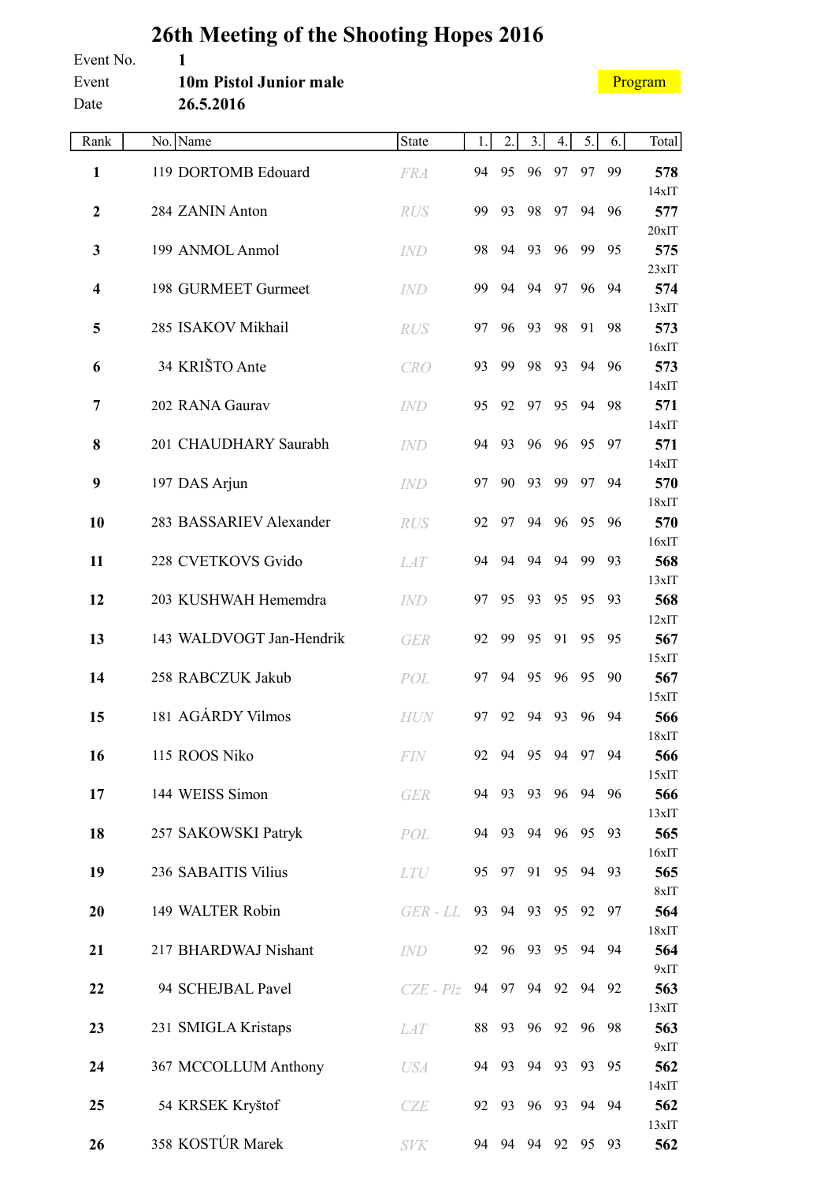# 26th Meeting of the Shooting Hopes 2016

Event No. 1

Event **10m Pistol Junior male**

Program

Date **26.5.2016**

| Rank | No. | Name | State | 1. | 2. | 3. | 4. | 5. | 6. | Total |
|---|---|---|---|---|---|---|---|---|---|---|
| **1** | 119 | DORTOMB Edouard | FRA | 94 | 95 | 96 | 97 | 97 | 99 | **578** 14xIT |
| **2** | 284 | ZANIN Anton | RUS | 99 | 93 | 98 | 97 | 94 | 96 | **577** 20xIT |
| **3** | 199 | ANMOL Anmol | IND | 98 | 94 | 93 | 96 | 99 | 95 | **575** 23xIT |
| **4** | 198 | GURMEET Gurmeet | IND | 99 | 94 | 94 | 97 | 96 | 94 | **574** 13xIT |
| **5** | 285 | ISAKOV Mikhail | RUS | 97 | 96 | 93 | 98 | 91 | 98 | **573** 16xIT |
| **6** | 34 | KRIŠTO Ante | CRO | 93 | 99 | 98 | 93 | 94 | 96 | **573** 14xIT |
| **7** | 202 | RANA Gaurav | IND | 95 | 92 | 97 | 95 | 94 | 98 | **571** 14xIT |
| **8** | 201 | CHAUDHARY Saurabh | IND | 94 | 93 | 96 | 96 | 95 | 97 | **571** 14xIT |
| **9** | 197 | DAS Arjun | IND | 97 | 90 | 93 | 99 | 97 | 94 | **570** 18xIT |
| **10** | 283 | BASSARIEV Alexander | RUS | 92 | 97 | 94 | 96 | 95 | 96 | **570** 16xIT |
| **11** | 228 | CVETKOVS Gvido | LAT | 94 | 94 | 94 | 94 | 99 | 93 | **568** 13xIT |
| **12** | 203 | KUSHWAH Hememdra | IND | 97 | 95 | 93 | 95 | 95 | 93 | **568** 12xIT |
| **13** | 143 | WALDVOGT Jan-Hendrik | GER | 92 | 99 | 95 | 91 | 95 | 95 | **567** 15xIT |
| **14** | 258 | RABCZUK Jakub | POL | 97 | 94 | 95 | 96 | 95 | 90 | **567** 15xIT |
| **15** | 181 | AGÁRDY Vilmos | HUN | 97 | 92 | 94 | 93 | 96 | 94 | **566** 18xIT |
| **16** | 115 | ROOS Niko | FIN | 92 | 94 | 95 | 94 | 97 | 94 | **566** 15xIT |
| **17** | 144 | WEISS Simon | GER | 94 | 93 | 93 | 96 | 94 | 96 | **566** 13xIT |
| **18** | 257 | SAKOWSKI Patryk | POL | 94 | 93 | 94 | 96 | 95 | 93 | **565** 16xIT |
| **19** | 236 | SABAITIS Vilius | LTU | 95 | 97 | 91 | 95 | 94 | 93 | **565** 8xIT |
| **20** | 149 | WALTER Robin | GER - LL | 93 | 94 | 93 | 95 | 92 | 97 | **564** 18xIT |
| **21** | 217 | BHARDWAJ Nishant | IND | 92 | 96 | 93 | 95 | 94 | 94 | **564** 9xIT |
| **22** | 94 | SCHEJBAL Pavel | CZE - Plz | 94 | 97 | 94 | 92 | 94 | 92 | **563** 13xIT |
| **23** | 231 | SMIGLA Kristaps | LAT | 88 | 93 | 96 | 92 | 96 | 98 | **563** 9xIT |
| **24** | 367 | MCCOLLUM Anthony | USA | 94 | 93 | 94 | 93 | 93 | 95 | **562** 14xIT |
| **25** | 54 | KRSEK Kryštof | CZE | 92 | 93 | 96 | 93 | 94 | 94 | **562** 13xIT |
| **26** | 358 | KOSTÚR Marek | SVK | 94 | 94 | 94 | 92 | 95 | 93 | **562** |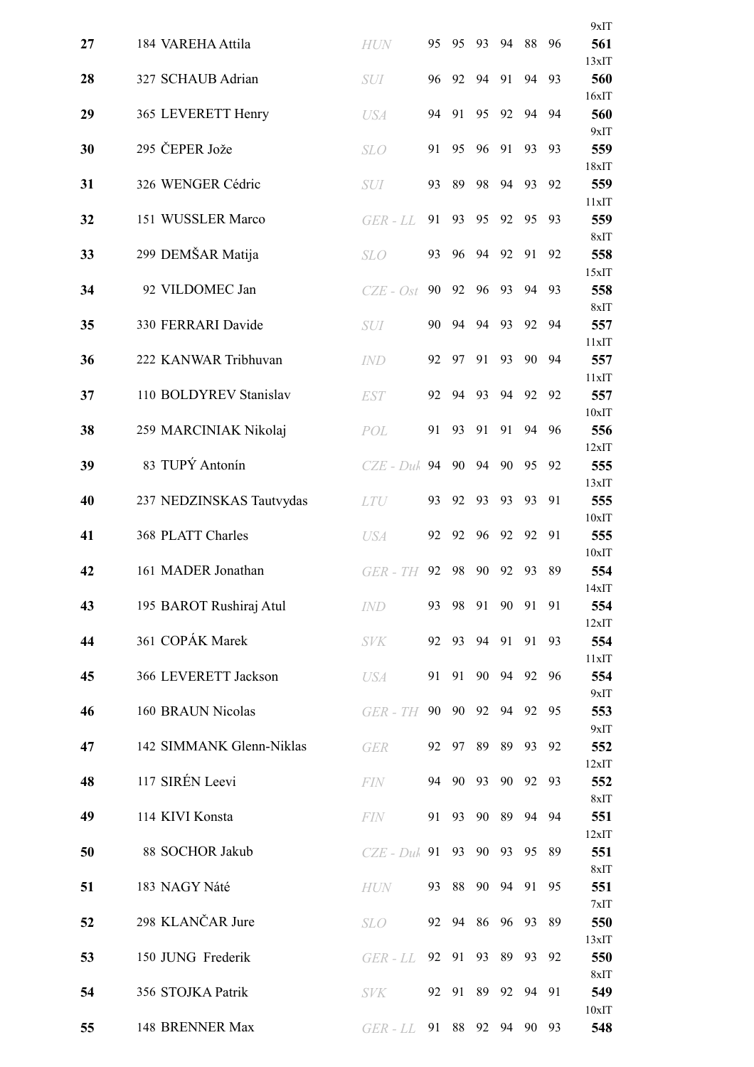| Rank | No. | Name | Nation | 1 | 2 | 3 | 4 | 5 | 6 | Total |
|---|---|---|---|---|---|---|---|---|---|---|
| 27 | 184 | VAREHA Attila | HUN | 95 | 95 | 93 | 94 | 88 | 96 | 9xIT **561** |
| 28 | 327 | SCHAUB Adrian | SUI | 96 | 92 | 94 | 91 | 94 | 93 | 13xIT **560** |
| 29 | 365 | LEVERETT Henry | USA | 94 | 91 | 95 | 92 | 94 | 94 | 16xIT **560** |
| 30 | 295 | ČEPER Jože | SLO | 91 | 95 | 96 | 91 | 93 | 93 | 9xIT **559** |
| 31 | 326 | WENGER Cédric | SUI | 93 | 89 | 98 | 94 | 93 | 92 | 18xIT **559** |
| 32 | 151 | WUSSLER Marco | GER - LL | 91 | 93 | 95 | 92 | 95 | 93 | 11xIT **559** |
| 33 | 299 | DEMŠAR Matija | SLO | 93 | 96 | 94 | 92 | 91 | 92 | 8xIT **558** |
| 34 | 92 | VILDOMEC Jan | CZE - Ost | 90 | 92 | 96 | 93 | 94 | 93 | 15xIT **558** |
| 35 | 330 | FERRARI Davide | SUI | 90 | 94 | 94 | 93 | 92 | 94 | 8xIT **557** |
| 36 | 222 | KANWAR Tribhuvan | IND | 92 | 97 | 91 | 93 | 90 | 94 | 11xIT **557** |
| 37 | 110 | BOLDYREV Stanislav | EST | 92 | 94 | 93 | 94 | 92 | 92 | 11xIT **557** |
| 38 | 259 | MARCINIAK Nikolaj | POL | 91 | 93 | 91 | 91 | 94 | 96 | 10xIT **556** |
| 39 | 83 | TUPÝ Antonín | CZE - Duk | 94 | 90 | 94 | 90 | 95 | 92 | 12xIT **555** |
| 40 | 237 | NEDZINSKAS Tautvydas | LTU | 93 | 92 | 93 | 93 | 93 | 91 | 13xIT **555** |
| 41 | 368 | PLATT Charles | USA | 92 | 92 | 96 | 92 | 92 | 91 | 10xIT **555** |
| 42 | 161 | MADER Jonathan | GER - TH | 92 | 98 | 90 | 92 | 93 | 89 | 10xIT **554** |
| 43 | 195 | BAROT Rushiraj Atul | IND | 93 | 98 | 91 | 90 | 91 | 91 | 14xIT **554** |
| 44 | 361 | COPÁK Marek | SVK | 92 | 93 | 94 | 91 | 91 | 93 | 12xIT **554** |
| 45 | 366 | LEVERETT Jackson | USA | 91 | 91 | 90 | 94 | 92 | 96 | 11xIT **554** |
| 46 | 160 | BRAUN Nicolas | GER - TH | 90 | 90 | 92 | 94 | 92 | 95 | 9xIT **553** |
| 47 | 142 | SIMMANK Glenn-Niklas | GER | 92 | 97 | 89 | 89 | 93 | 92 | 9xIT **552** |
| 48 | 117 | SIRÉN Leevi | FIN | 94 | 90 | 93 | 90 | 92 | 93 | 12xIT **552** |
| 49 | 114 | KIVI Konsta | FIN | 91 | 93 | 90 | 89 | 94 | 94 | 8xIT **551** |
| 50 | 88 | SOCHOR Jakub | CZE - Duk | 91 | 93 | 90 | 93 | 95 | 89 | 12xIT **551** |
| 51 | 183 | NAGY Nátė | HUN | 93 | 88 | 90 | 94 | 91 | 95 | 8xIT **551** |
| 52 | 298 | KLANČAR Jure | SLO | 92 | 94 | 86 | 96 | 93 | 89 | 7xIT **550** |
| 53 | 150 | JUNG Frederik | GER - LL | 92 | 91 | 93 | 89 | 93 | 92 | 13xIT **550** |
| 54 | 356 | STOJKA Patrik | SVK | 92 | 91 | 89 | 92 | 94 | 91 | 8xIT **549** |
| 55 | 148 | BRENNER Max | GER - LL | 91 | 88 | 92 | 94 | 90 | 93 | 10xIT **548** |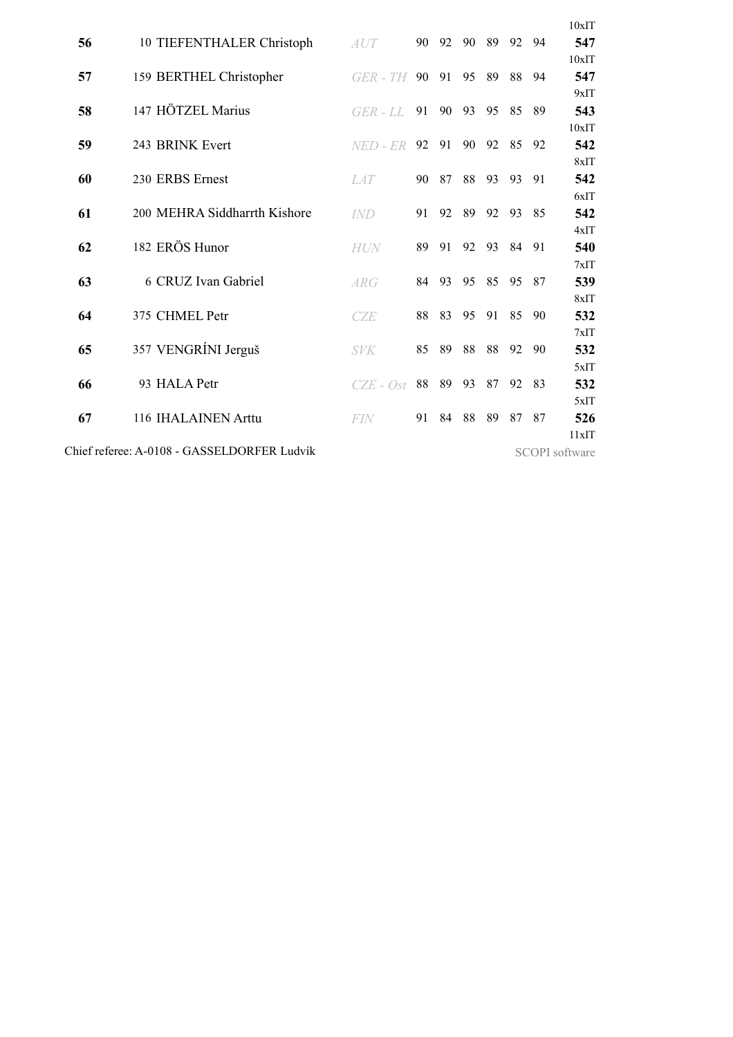10xIT

| Rank | No. | Name | Nation | 1 | 2 | 3 | 4 | 5 | 6 | Total |
|---|---|---|---|---|---|---|---|---|---|---|
| **56** | 10 | TIEFENTHALER Christoph | *AUT* | 90 | 92 | 90 | 89 | 92 | 94 | **547** 10xIT |
| **57** | 159 | BERTHEL Christopher | *GER - TH* | 90 | 91 | 95 | 89 | 88 | 94 | **547** 9xIT |
| **58** | 147 | HÖTZEL Marius | *GER - LL* | 91 | 90 | 93 | 95 | 85 | 89 | **543** 10xIT |
| **59** | 243 | BRINK Evert | *NED - ER* | 92 | 91 | 90 | 92 | 85 | 92 | **542** 8xIT |
| **60** | 230 | ERBS Ernest | *LAT* | 90 | 87 | 88 | 93 | 93 | 91 | **542** 6xIT |
| **61** | 200 | MEHRA Siddharrth Kishore | *IND* | 91 | 92 | 89 | 92 | 93 | 85 | **542** 4xIT |
| **62** | 182 | ERÖS Hunor | *HUN* | 89 | 91 | 92 | 93 | 84 | 91 | **540** 7xIT |
| **63** | 6 | CRUZ Ivan Gabriel | *ARG* | 84 | 93 | 95 | 85 | 95 | 87 | **539** 8xIT |
| **64** | 375 | CHMEL Petr | *CZE* | 88 | 83 | 95 | 91 | 85 | 90 | **532** 7xIT |
| **65** | 357 | VENGRÍNI Jerguš | *SVK* | 85 | 89 | 88 | 88 | 92 | 90 | **532** 5xIT |
| **66** | 93 | HALA Petr | *CZE - Ost* | 88 | 89 | 93 | 87 | 92 | 83 | **532** 5xIT |
| **67** | 116 | IHALAINEN Arttu | *FIN* | 91 | 84 | 88 | 89 | 87 | 87 | **526** 11xIT |

Chief referee: A-0108 - GASSELDORFER Ludvík

SCOPI software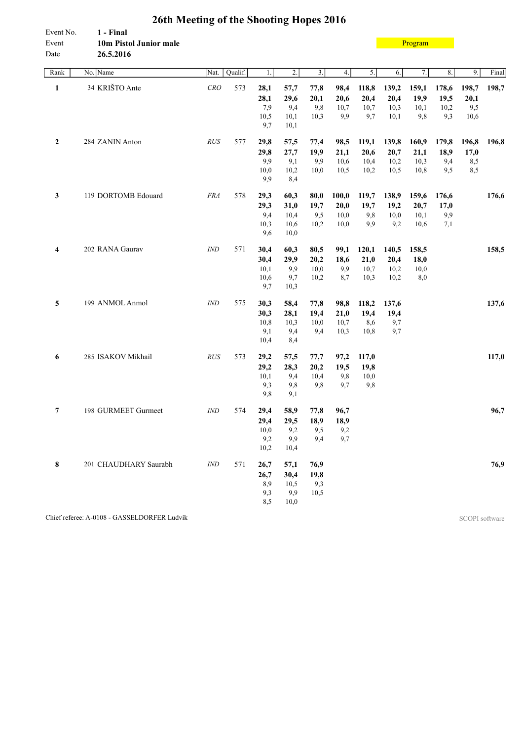# 26th Meeting of the Shooting Hopes 2016

Event No. **1 - Final**
Event **10m Pistol Junior male**
Date **26.5.2016**

Program

| Rank | No. | Name | Nat. | Qualif. | 1. | 2. | 3. | 4. | 5. | 6. | 7. | 8. | 9. | Final |
|---|---|---|---|---|---|---|---|---|---|---|---|---|---|---|
| **1** | 34 | KRIŠTO Ante | *CRO* | 573 | **28,1** | **57,7** | **77,8** | **98,4** | **118,8** | **139,2** | **159,1** | **178,6** | **198,7** | **198,7** |
| | | | | | **28,1** | **29,6** | **20,1** | **20,6** | **20,4** | **20,4** | **19,9** | **19,5** | **20,1** | |
| | | | | | 7,9 | 9,4 | 9,8 | 10,7 | 10,7 | 10,3 | 10,1 | 10,2 | 9,5 | |
| | | | | | 10,5 | 10,1 | 10,3 | 9,9 | 9,7 | 10,1 | 9,8 | 9,3 | 10,6 | |
| | | | | | 9,7 | 10,1 | | | | | | | | |
| **2** | 284 | ZANIN Anton | *RUS* | 577 | **29,8** | **57,5** | **77,4** | **98,5** | **119,1** | **139,8** | **160,9** | **179,8** | **196,8** | **196,8** |
| | | | | | **29,8** | **27,7** | **19,9** | **21,1** | **20,6** | **20,7** | **21,1** | **18,9** | **17,0** | |
| | | | | | 9,9 | 9,1 | 9,9 | 10,6 | 10,4 | 10,2 | 10,3 | 9,4 | 8,5 | |
| | | | | | 10,0 | 10,2 | 10,0 | 10,5 | 10,2 | 10,5 | 10,8 | 9,5 | 8,5 | |
| | | | | | 9,9 | 8,4 | | | | | | | | |
| **3** | 119 | DORTOMB Edouard | *FRA* | 578 | **29,3** | **60,3** | **80,0** | **100,0** | **119,7** | **138,9** | **159,6** | **176,6** | | **176,6** |
| | | | | | **29,3** | **31,0** | **19,7** | **20,0** | **19,7** | **19,2** | **20,7** | **17,0** | | |
| | | | | | 9,4 | 10,4 | 9,5 | 10,0 | 9,8 | 10,0 | 10,1 | 9,9 | | |
| | | | | | 10,3 | 10,6 | 10,2 | 10,0 | 9,9 | 9,2 | 10,6 | 7,1 | | |
| | | | | | 9,6 | 10,0 | | | | | | | | |
| **4** | 202 | RANA Gaurav | *IND* | 571 | **30,4** | **60,3** | **80,5** | **99,1** | **120,1** | **140,5** | **158,5** | | | **158,5** |
| | | | | | **30,4** | **29,9** | **20,2** | **18,6** | **21,0** | **20,4** | **18,0** | | | |
| | | | | | 10,1 | 9,9 | 10,0 | 9,9 | 10,7 | 10,2 | 10,0 | | | |
| | | | | | 10,6 | 9,7 | 10,2 | 8,7 | 10,3 | 10,2 | 8,0 | | | |
| | | | | | 9,7 | 10,3 | | | | | | | | |
| **5** | 199 | ANMOL Anmol | *IND* | 575 | **30,3** | **58,4** | **77,8** | **98,8** | **118,2** | **137,6** | | | | **137,6** |
| | | | | | **30,3** | **28,1** | **19,4** | **21,0** | **19,4** | **19,4** | | | | |
| | | | | | 10,8 | 10,3 | 10,0 | 10,7 | 8,6 | 9,7 | | | | |
| | | | | | 9,1 | 9,4 | 9,4 | 10,3 | 10,8 | 9,7 | | | | |
| | | | | | 10,4 | 8,4 | | | | | | | | |
| **6** | 285 | ISAKOV Mikhail | *RUS* | 573 | **29,2** | **57,5** | **77,7** | **97,2** | **117,0** | | | | | **117,0** |
| | | | | | **29,2** | **28,3** | **20,2** | **19,5** | **19,8** | | | | | |
| | | | | | 10,1 | 9,4 | 10,4 | 9,8 | 10,0 | | | | | |
| | | | | | 9,3 | 9,8 | 9,8 | 9,7 | 9,8 | | | | | |
| | | | | | 9,8 | 9,1 | | | | | | | | |
| **7** | 198 | GURMEET Gurmeet | *IND* | 574 | **29,4** | **58,9** | **77,8** | **96,7** | | | | | | **96,7** |
| | | | | | **29,4** | **29,5** | **18,9** | **18,9** | | | | | | |
| | | | | | 10,0 | 9,2 | 9,5 | 9,2 | | | | | | |
| | | | | | 9,2 | 9,9 | 9,4 | 9,7 | | | | | | |
| | | | | | 10,2 | 10,4 | | | | | | | | |
| **8** | 201 | CHAUDHARY Saurabh | *IND* | 571 | **26,7** | **57,1** | **76,9** | | | | | | | **76,9** |
| | | | | | **26,7** | **30,4** | **19,8** | | | | | | | |
| | | | | | 8,9 | 10,5 | 9,3 | | | | | | | |
| | | | | | 9,3 | 9,9 | 10,5 | | | | | | | |
| | | | | | 8,5 | 10,0 | | | | | | | | |

Chief referee: A-0108 - GASSELDORFER Ludvík

SCOPI software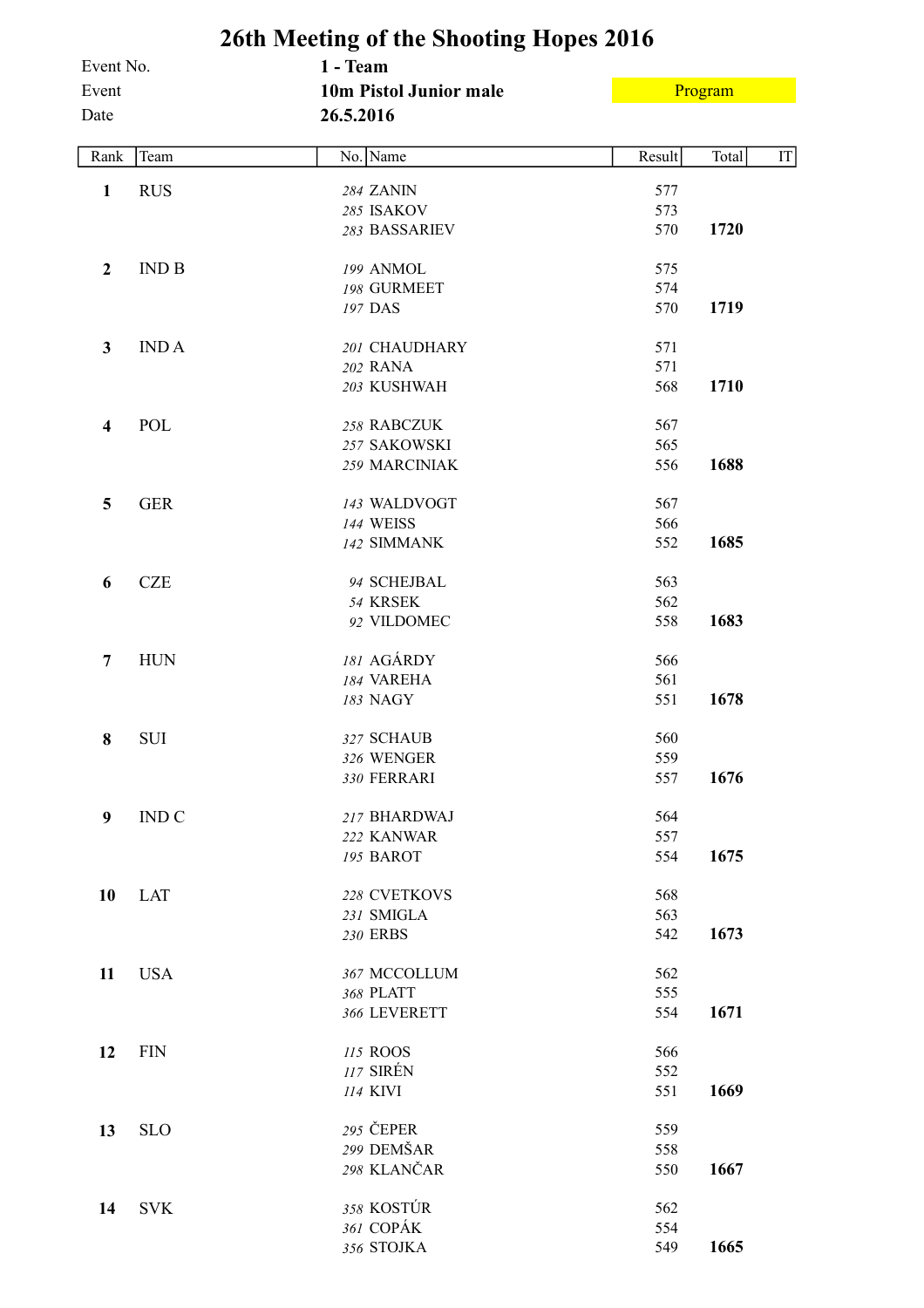# 26th Meeting of the Shooting Hopes 2016

Event No. **1 - Team**

Event **10m Pistol Junior male** Program

Date **26.5.2016**

| Rank | Team | No. | Name | Result | Total | IT |
|---|---|---|---|---|---|---|
| **1** | RUS | 284 | ZANIN | 577 | | |
| | | 285 | ISAKOV | 573 | | |
| | | 283 | BASSARIEV | 570 | **1720** | |
| **2** | IND B | 199 | ANMOL | 575 | | |
| | | 198 | GURMEET | 574 | | |
| | | 197 | DAS | 570 | **1719** | |
| **3** | IND A | 201 | CHAUDHARY | 571 | | |
| | | 202 | RANA | 571 | | |
| | | 203 | KUSHWAH | 568 | **1710** | |
| **4** | POL | 258 | RABCZUK | 567 | | |
| | | 257 | SAKOWSKI | 565 | | |
| | | 259 | MARCINIAK | 556 | **1688** | |
| **5** | GER | 143 | WALDVOGT | 567 | | |
| | | 144 | WEISS | 566 | | |
| | | 142 | SIMMANK | 552 | **1685** | |
| **6** | CZE | 94 | SCHEJBAL | 563 | | |
| | | 54 | KRSEK | 562 | | |
| | | 92 | VILDOMEC | 558 | **1683** | |
| **7** | HUN | 181 | AGÁRDY | 566 | | |
| | | 184 | VAREHA | 561 | | |
| | | 183 | NAGY | 551 | **1678** | |
| **8** | SUI | 327 | SCHAUB | 560 | | |
| | | 326 | WENGER | 559 | | |
| | | 330 | FERRARI | 557 | **1676** | |
| **9** | IND C | 217 | BHARDWAJ | 564 | | |
| | | 222 | KANWAR | 557 | | |
| | | 195 | BAROT | 554 | **1675** | |
| **10** | LAT | 228 | CVETKOVS | 568 | | |
| | | 231 | SMIGLA | 563 | | |
| | | 230 | ERBS | 542 | **1673** | |
| **11** | USA | 367 | MCCOLLUM | 562 | | |
| | | 368 | PLATT | 555 | | |
| | | 366 | LEVERETT | 554 | **1671** | |
| **12** | FIN | 115 | ROOS | 566 | | |
| | | 117 | SIRÉN | 552 | | |
| | | 114 | KIVI | 551 | **1669** | |
| **13** | SLO | 295 | ČEPER | 559 | | |
| | | 299 | DEMŠAR | 558 | | |
| | | 298 | KLANČAR | 550 | **1667** | |
| **14** | SVK | 358 | KOSTÚR | 562 | | |
| | | 361 | COPÁK | 554 | | |
| | | 356 | STOJKA | 549 | **1665** | |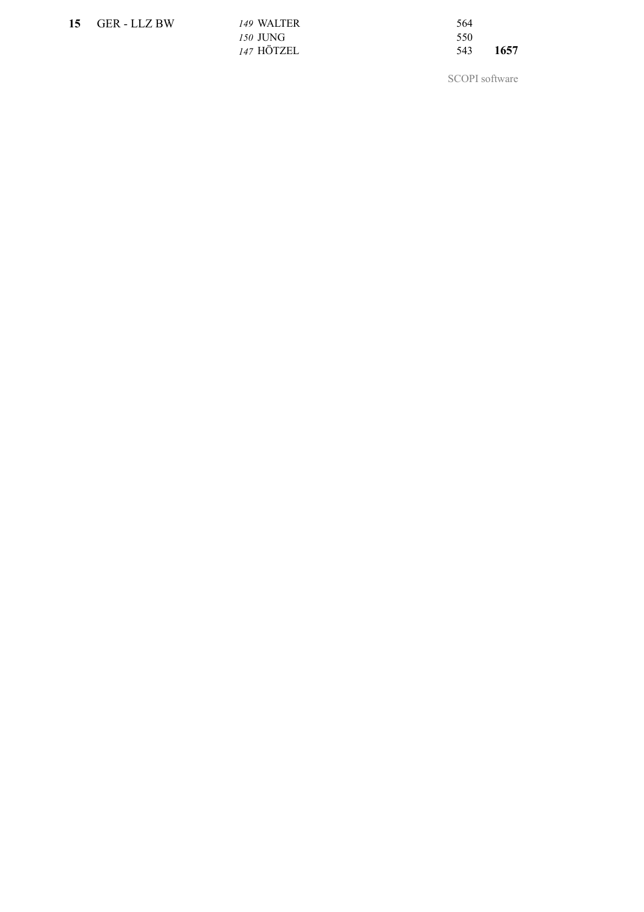| | | | | |
|---|---|---|---|---|
| **15** | GER - LLZ BW | *149* WALTER | 564 | |
| | | *150* JUNG | 550 | |
| | | *147* HÖTZEL | 543 | **1657** |

SCOPI software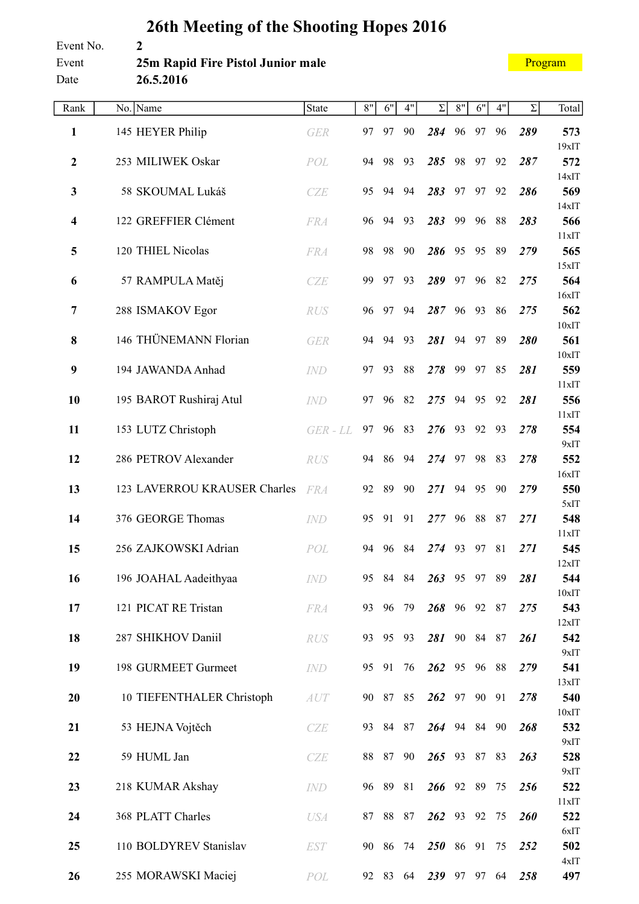# 26th Meeting of the Shooting Hopes 2016

Event No. 2

Event **25m Rapid Fire Pistol Junior male**

Date **26.5.2016**

Program

| Rank | No. | Name | State | 8" | 6" | 4" | Σ | 8" | 6" | 4" | Σ | Total |
|---|---|---|---|---|---|---|---|---|---|---|---|---|
| **1** | 145 | HEYER Philip | GER | 97 | 97 | 90 | ***284*** | 96 | 97 | 96 | ***289*** | **573** 19xIT |
| **2** | 253 | MILIWEK Oskar | POL | 94 | 98 | 93 | ***285*** | 98 | 97 | 92 | ***287*** | **572** 14xIT |
| **3** | 58 | SKOUMAL Lukáš | CZE | 95 | 94 | 94 | ***283*** | 97 | 97 | 92 | ***286*** | **569** 14xIT |
| **4** | 122 | GREFFIER Clément | FRA | 96 | 94 | 93 | ***283*** | 99 | 96 | 88 | ***283*** | **566** 11xIT |
| **5** | 120 | THIEL Nicolas | FRA | 98 | 98 | 90 | ***286*** | 95 | 95 | 89 | ***279*** | **565** 15xIT |
| **6** | 57 | RAMPULA Matěj | CZE | 99 | 97 | 93 | ***289*** | 97 | 96 | 82 | ***275*** | **564** 16xIT |
| **7** | 288 | ISMAKOV Egor | RUS | 96 | 97 | 94 | ***287*** | 96 | 93 | 86 | ***275*** | **562** 10xIT |
| **8** | 146 | THÜNEMANN Florian | GER | 94 | 94 | 93 | ***281*** | 94 | 97 | 89 | ***280*** | **561** 10xIT |
| **9** | 194 | JAWANDA Anhad | IND | 97 | 93 | 88 | ***278*** | 99 | 97 | 85 | ***281*** | **559** 11xIT |
| **10** | 195 | BAROT Rushiraj Atul | IND | 97 | 96 | 82 | ***275*** | 94 | 95 | 92 | ***281*** | **556** 11xIT |
| **11** | 153 | LUTZ Christoph | GER - LL | 97 | 96 | 83 | ***276*** | 93 | 92 | 93 | ***278*** | **554** 9xIT |
| **12** | 286 | PETROV Alexander | RUS | 94 | 86 | 94 | ***274*** | 97 | 98 | 83 | ***278*** | **552** 16xIT |
| **13** | 123 | LAVERROU KRAUSER Charles | FRA | 92 | 89 | 90 | ***271*** | 94 | 95 | 90 | ***279*** | **550** 5xIT |
| **14** | 376 | GEORGE Thomas | IND | 95 | 91 | 91 | ***277*** | 96 | 88 | 87 | ***271*** | **548** 11xIT |
| **15** | 256 | ZAJKOWSKI Adrian | POL | 94 | 96 | 84 | ***274*** | 93 | 97 | 81 | ***271*** | **545** 12xIT |
| **16** | 196 | JOAHAL Aadeithyaa | IND | 95 | 84 | 84 | ***263*** | 95 | 97 | 89 | ***281*** | **544** 10xIT |
| **17** | 121 | PICAT RE Tristan | FRA | 93 | 96 | 79 | ***268*** | 96 | 92 | 87 | ***275*** | **543** 12xIT |
| **18** | 287 | SHIKHOV Daniil | RUS | 93 | 95 | 93 | ***281*** | 90 | 84 | 87 | ***261*** | **542** 9xIT |
| **19** | 198 | GURMEET Gurmeet | IND | 95 | 91 | 76 | ***262*** | 95 | 96 | 88 | ***279*** | **541** 13xIT |
| **20** | 10 | TIEFENTHALER Christoph | AUT | 90 | 87 | 85 | ***262*** | 97 | 90 | 91 | ***278*** | **540** 10xIT |
| **21** | 53 | HEJNA Vojtěch | CZE | 93 | 84 | 87 | ***264*** | 94 | 84 | 90 | ***268*** | **532** 9xIT |
| **22** | 59 | HUML Jan | CZE | 88 | 87 | 90 | ***265*** | 93 | 87 | 83 | ***263*** | **528** 9xIT |
| **23** | 218 | KUMAR Akshay | IND | 96 | 89 | 81 | ***266*** | 92 | 89 | 75 | ***256*** | **522** 11xIT |
| **24** | 368 | PLATT Charles | USA | 87 | 88 | 87 | ***262*** | 93 | 92 | 75 | ***260*** | **522** 6xIT |
| **25** | 110 | BOLDYREV Stanislav | EST | 90 | 86 | 74 | ***250*** | 86 | 91 | 75 | ***252*** | **502** 4xIT |
| **26** | 255 | MORAWSKI Maciej | POL | 92 | 83 | 64 | ***239*** | 97 | 97 | 64 | ***258*** | **497** |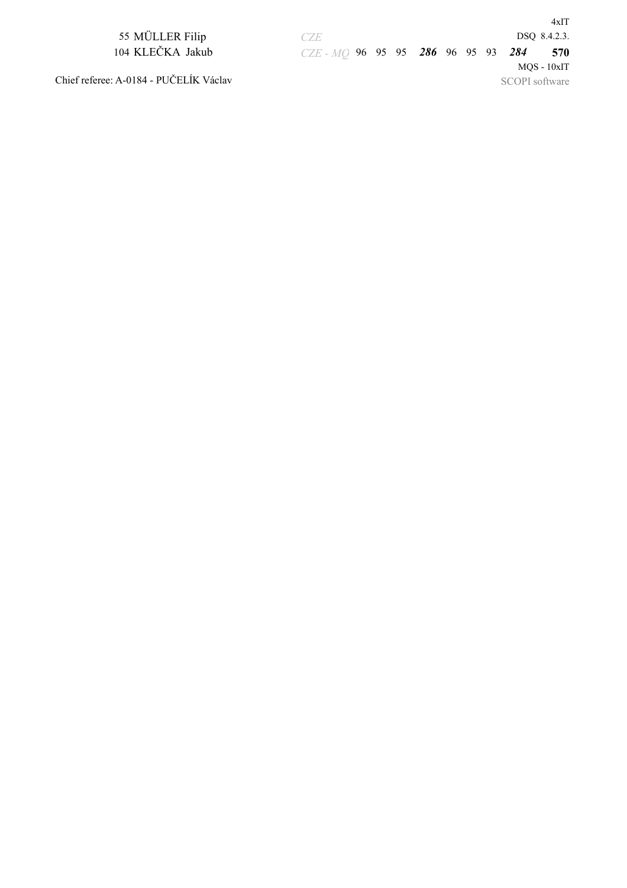| | | | | | | | | | | | |
|---|---|---|---|---|---|---|---|---|---|---|---|
| | | | | | | | | | | | 4xIT |
| 55 | MÜLLER Filip | *CZE* | | | | | | | | | DSQ 8.4.2.3. |
| 104 | KLEČKA Jakub | *CZE - MQ* | 96 | 95 | 95 | ***286*** | 96 | 95 | 93 | ***284*** | **570** |
| | | | | | | | | | | | MQS - 10xIT |

Chief referee: A-0184 - PUČELÍK Václav

SCOPI software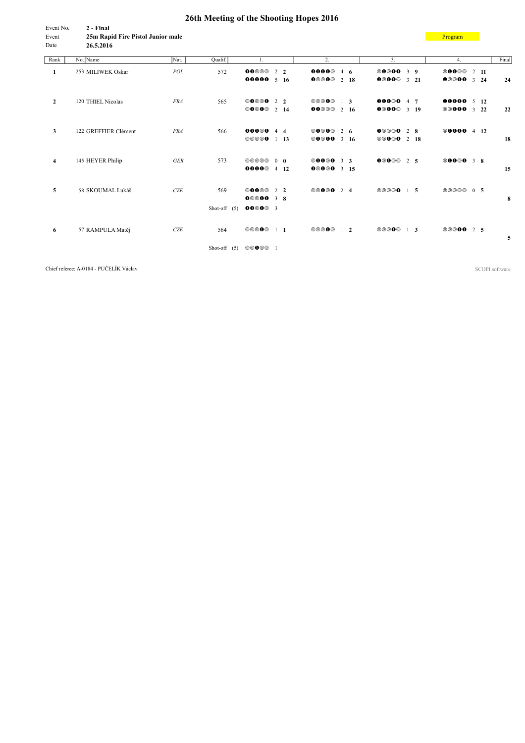# 26th Meeting of the Shooting Hopes 2016

Event No. **2 - Final**
Event **25m Rapid Fire Pistol Junior male**
Date **26.5.2016**

Program

| Rank | No. | Name | Nat. | Qualif. | 1. | 2. | 3. | 4. | Final |
|---|---|---|---|---|---|---|---|---|---|
| **1** | 253 | MILIWEK Oskar | *POL* | 572 | ●●○○○ 2 **2**<br>●●●●● 5 **16** | ●●●●○ 4 **6**<br>●○○●○ 2 **18** | ○○●●● 3 **9**<br>●○●●○ 3 **21** | ○●●○○ 2 **11**<br>●○○●● 3 **24** | **24** |
| **2** | 120 | THIEL Nicolas | *FRA* | 565 | ○●○○● 2 **2**<br>○●○●○ 2 **14** | ○○○●○ 1 **3**<br>●●○○○ 2 **16** | ●●●○● 4 **7**<br>●○●●○ 3 **19** | ●●●●● 5 **12**<br>○○●●● 3 **22** | **22** |
| **3** | 122 | GREFFIER Clément | *FRA* | 566 | ●●●●○ 4 **4**<br>○○○○● 1 **13** | ○●○●○ 2 **6**<br>○●○●● 3 **16** | ●○○○● 2 **8**<br>○○●○● 2 **18** | ○●●●● 4 **12** | **18** |
| **4** | 145 | HEYER Philip | *GER* | 573 | ○○○○○ 0 **0**<br>●●●●○ 4 **12** | ○●●○● 3 **3**<br>●○●○● 3 **15** | ●○○●○ 2 **5** | ○●●○● 3 **8** | **15** |
| **5** | 58 | SKOUMAL Lukáš | *CZE* | 569<br>Shot-off (5) | ○●●○○ 2 **2**<br>●○○●● 3 **8**<br>●●○●○ 3 | ○○●○● 2 **4** | ○○○○● 1 **5** | ○○○○○ 0 **5** | **8** |
| **6** | 57 | RAMPULA Matěj | *CZE* | 564<br>Shot-off (5) | ○○○●○ 1 **1**<br>○○●○○ 1 | ○○○●○ 1 **2** | ○○○●○ 1 **3** | ○○○●● 2 **5** | **5** |

Chief referee: A-0184 - PUČELÍK Václav

SCOPI software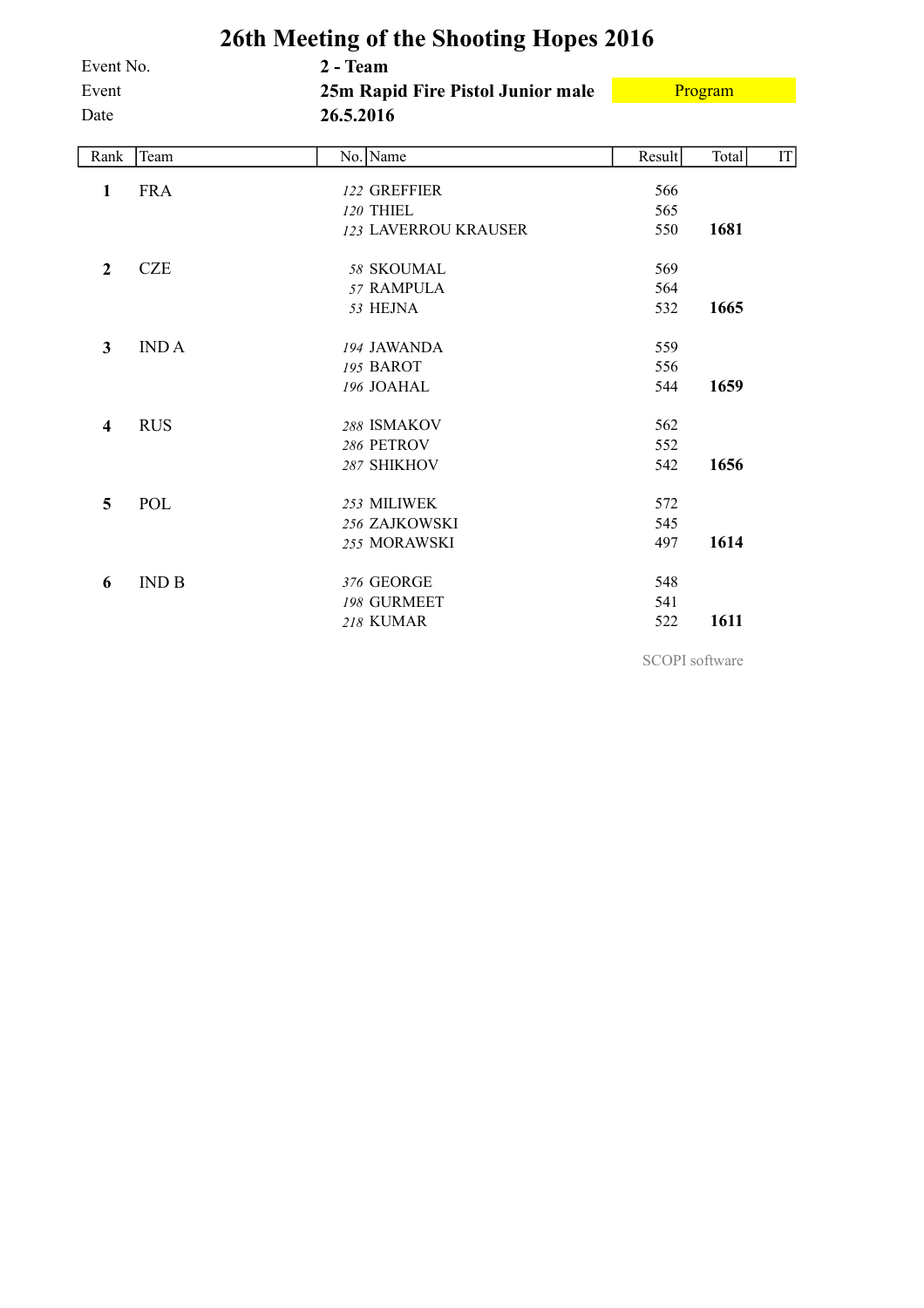# 26th Meeting of the Shooting Hopes 2016

| | | |
|---|---|---|
| Event No. | **2 - Team** | |
| Event | **25m Rapid Fire Pistol Junior male** | Program |
| Date | **26.5.2016** | |

| Rank | Team | No. | Name | Result | Total | IT |
|---|---|---|---|---|---|---|
| **1** | FRA | *122* | GREFFIER | 566 | | |
| | | *120* | THIEL | 565 | | |
| | | *123* | LAVERROU KRAUSER | 550 | **1681** | |
| **2** | CZE | *58* | SKOUMAL | 569 | | |
| | | *57* | RAMPULA | 564 | | |
| | | *53* | HEJNA | 532 | **1665** | |
| **3** | IND A | *194* | JAWANDA | 559 | | |
| | | *195* | BAROT | 556 | | |
| | | *196* | JOAHAL | 544 | **1659** | |
| **4** | RUS | *288* | ISMAKOV | 562 | | |
| | | *286* | PETROV | 552 | | |
| | | *287* | SHIKHOV | 542 | **1656** | |
| **5** | POL | *253* | MILIWEK | 572 | | |
| | | *256* | ZAJKOWSKI | 545 | | |
| | | *255* | MORAWSKI | 497 | **1614** | |
| **6** | IND B | *376* | GEORGE | 548 | | |
| | | *198* | GURMEET | 541 | | |
| | | *218* | KUMAR | 522 | **1611** | |

SCOPI software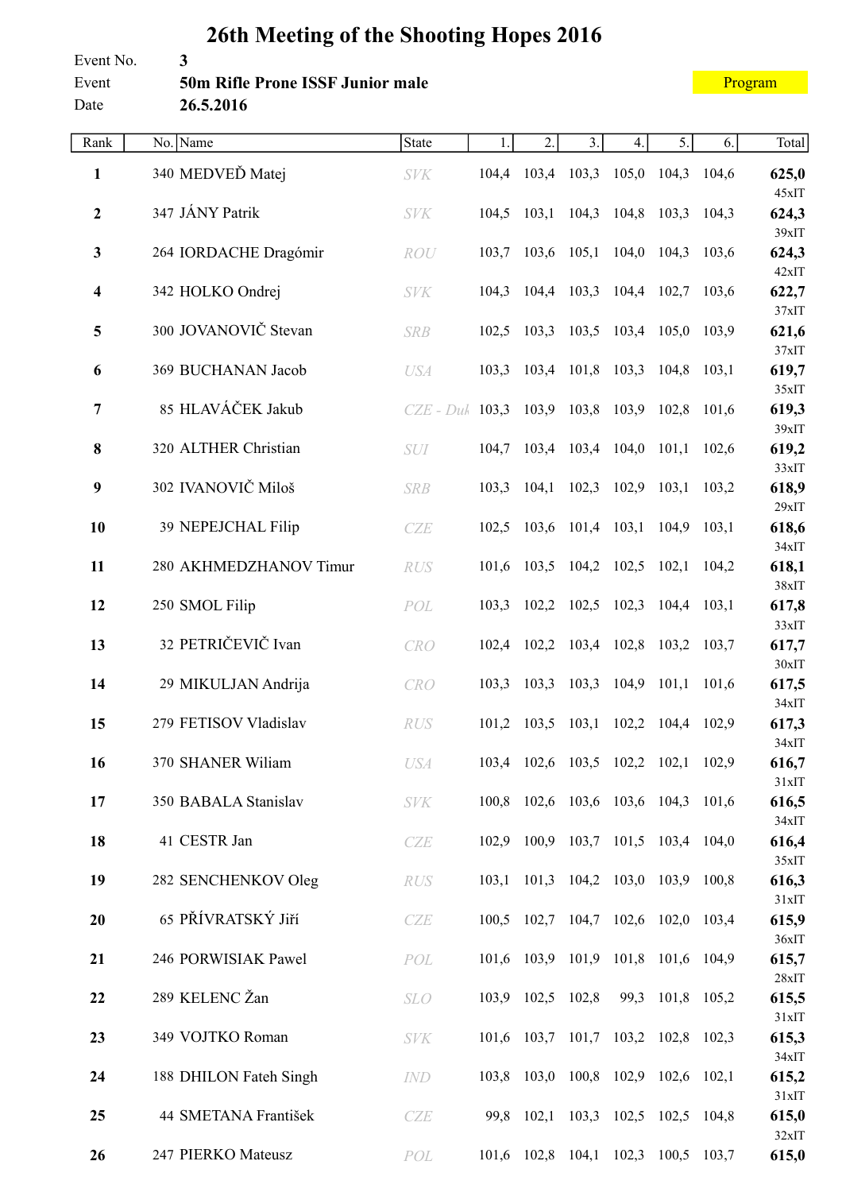# 26th Meeting of the Shooting Hopes 2016

Event No. 3

Event **50m Rifle Prone ISSF Junior male**

Date **26.5.2016**

Program

| Rank | No. | Name | State | 1. | 2. | 3. | 4. | 5. | 6. | Total |
|---|---|---|---|---|---|---|---|---|---|---|
| **1** | 340 | MEDVEĎ Matej | SVK | 104,4 | 103,4 | 103,3 | 105,0 | 104,3 | 104,6 | **625,0** 45xIT |
| **2** | 347 | JÁNY Patrik | SVK | 104,5 | 103,1 | 104,3 | 104,8 | 103,3 | 104,3 | **624,3** 39xIT |
| **3** | 264 | IORDACHE Dragómir | ROU | 103,7 | 103,6 | 105,1 | 104,0 | 104,3 | 103,6 | **624,3** 42xIT |
| **4** | 342 | HOLKO Ondrej | SVK | 104,3 | 104,4 | 103,3 | 104,4 | 102,7 | 103,6 | **622,7** 37xIT |
| **5** | 300 | JOVANOVIČ Stevan | SRB | 102,5 | 103,3 | 103,5 | 103,4 | 105,0 | 103,9 | **621,6** 37xIT |
| **6** | 369 | BUCHANAN Jacob | USA | 103,3 | 103,4 | 101,8 | 103,3 | 104,8 | 103,1 | **619,7** 35xIT |
| **7** | 85 | HLAVÁČEK Jakub | CZE - Duk | 103,3 | 103,9 | 103,8 | 103,9 | 102,8 | 101,6 | **619,3** 39xIT |
| **8** | 320 | ALTHER Christian | SUI | 104,7 | 103,4 | 103,4 | 104,0 | 101,1 | 102,6 | **619,2** 33xIT |
| **9** | 302 | IVANOVIČ Miloš | SRB | 103,3 | 104,1 | 102,3 | 102,9 | 103,1 | 103,2 | **618,9** 29xIT |
| **10** | 39 | NEPEJCHAL Filip | CZE | 102,5 | 103,6 | 101,4 | 103,1 | 104,9 | 103,1 | **618,6** 34xIT |
| **11** | 280 | AKHMEDZHANOV Timur | RUS | 101,6 | 103,5 | 104,2 | 102,5 | 102,1 | 104,2 | **618,1** 38xIT |
| **12** | 250 | SMOL Filip | POL | 103,3 | 102,2 | 102,5 | 102,3 | 104,4 | 103,1 | **617,8** 33xIT |
| **13** | 32 | PETRIČEVIČ Ivan | CRO | 102,4 | 102,2 | 103,4 | 102,8 | 103,2 | 103,7 | **617,7** 30xIT |
| **14** | 29 | MIKULJAN Andrija | CRO | 103,3 | 103,3 | 103,3 | 104,9 | 101,1 | 101,6 | **617,5** 34xIT |
| **15** | 279 | FETISOV Vladislav | RUS | 101,2 | 103,5 | 103,1 | 102,2 | 104,4 | 102,9 | **617,3** 34xIT |
| **16** | 370 | SHANER Wiliam | USA | 103,4 | 102,6 | 103,5 | 102,2 | 102,1 | 102,9 | **616,7** 31xIT |
| **17** | 350 | BABALA Stanislav | SVK | 100,8 | 102,6 | 103,6 | 103,6 | 104,3 | 101,6 | **616,5** 34xIT |
| **18** | 41 | CESTR Jan | CZE | 102,9 | 100,9 | 103,7 | 101,5 | 103,4 | 104,0 | **616,4** 35xIT |
| **19** | 282 | SENCHENKOV Oleg | RUS | 103,1 | 101,3 | 104,2 | 103,0 | 103,9 | 100,8 | **616,3** 31xIT |
| **20** | 65 | PŘÍVRATSKÝ Jiří | CZE | 100,5 | 102,7 | 104,7 | 102,6 | 102,0 | 103,4 | **615,9** 36xIT |
| **21** | 246 | PORWISIAK Pawel | POL | 101,6 | 103,9 | 101,9 | 101,8 | 101,6 | 104,9 | **615,7** 28xIT |
| **22** | 289 | KELENC Žan | SLO | 103,9 | 102,5 | 102,8 | 99,3 | 101,8 | 105,2 | **615,5** 31xIT |
| **23** | 349 | VOJTKO Roman | SVK | 101,6 | 103,7 | 101,7 | 103,2 | 102,8 | 102,3 | **615,3** 34xIT |
| **24** | 188 | DHILON Fateh Singh | IND | 103,8 | 103,0 | 100,8 | 102,9 | 102,6 | 102,1 | **615,2** 31xIT |
| **25** | 44 | SMETANA František | CZE | 99,8 | 102,1 | 103,3 | 102,5 | 102,5 | 104,8 | **615,0** 32xIT |
| **26** | 247 | PIERKO Mateusz | POL | 101,6 | 102,8 | 104,1 | 102,3 | 100,5 | 103,7 | **615,0** |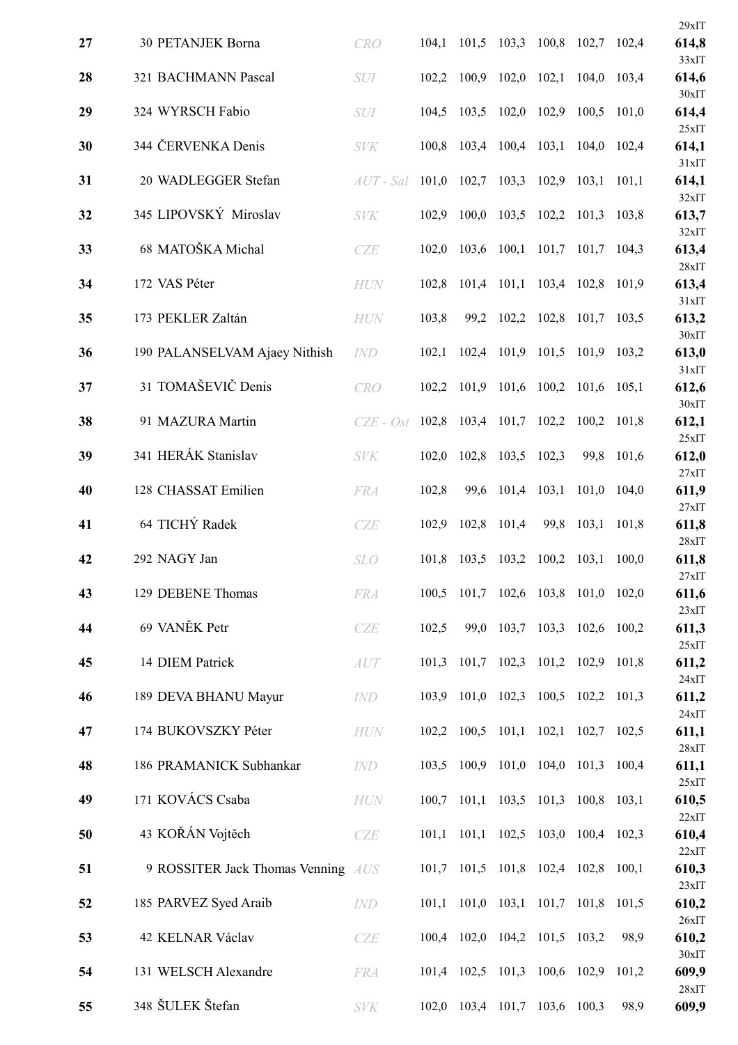| Rank | No. | Name | Nation | 1 | 2 | 3 | 4 | 5 | 6 | Total |
|---|---|---|---|---|---|---|---|---|---|---|
| 27 | 30 | PETANJEK Borna | CRO | 104,1 | 101,5 | 103,3 | 100,8 | 102,7 | 102,4 | 29xIT **614,8** |
| 28 | 321 | BACHMANN Pascal | SUI | 102,2 | 100,9 | 102,0 | 102,1 | 104,0 | 103,4 | 33xIT **614,6** |
| 29 | 324 | WYRSCH Fabio | SUI | 104,5 | 103,5 | 102,0 | 102,9 | 100,5 | 101,0 | 30xIT **614,4** |
| 30 | 344 | ČERVENKA Denis | SVK | 100,8 | 103,4 | 100,4 | 103,1 | 104,0 | 102,4 | 25xIT **614,1** |
| 31 | 20 | WADLEGGER Stefan | AUT - Sal | 101,0 | 102,7 | 103,3 | 102,9 | 103,1 | 101,1 | 31xIT **614,1** |
| 32 | 345 | LIPOVSKÝ Miroslav | SVK | 102,9 | 100,0 | 103,5 | 102,2 | 101,3 | 103,8 | 32xIT **613,7** |
| 33 | 68 | MATOŠKA Michal | CZE | 102,0 | 103,6 | 100,1 | 101,7 | 101,7 | 104,3 | 32xIT **613,4** |
| 34 | 172 | VAS Péter | HUN | 102,8 | 101,4 | 101,1 | 103,4 | 102,8 | 101,9 | 28xIT **613,4** |
| 35 | 173 | PEKLER Zaltán | HUN | 103,8 | 99,2 | 102,2 | 102,8 | 101,7 | 103,5 | 31xIT **613,2** |
| 36 | 190 | PALANSELVAM Ajaey Nithish | IND | 102,1 | 102,4 | 101,9 | 101,5 | 101,9 | 103,2 | 30xIT **613,0** |
| 37 | 31 | TOMAŠEVIČ Denis | CRO | 102,2 | 101,9 | 101,6 | 100,2 | 101,6 | 105,1 | 31xIT **612,6** |
| 38 | 91 | MAZURA Martin | CZE - Ost | 102,8 | 103,4 | 101,7 | 102,2 | 100,2 | 101,8 | 30xIT **612,1** |
| 39 | 341 | HERÁK Stanislav | SVK | 102,0 | 102,8 | 103,5 | 102,3 | 99,8 | 101,6 | 25xIT **612,0** |
| 40 | 128 | CHASSAT Emilien | FRA | 102,8 | 99,6 | 101,4 | 103,1 | 101,0 | 104,0 | 27xIT **611,9** |
| 41 | 64 | TICHÝ Radek | CZE | 102,9 | 102,8 | 101,4 | 99,8 | 103,1 | 101,8 | 27xIT **611,8** |
| 42 | 292 | NAGY Jan | SLO | 101,8 | 103,5 | 103,2 | 100,2 | 103,1 | 100,0 | 28xIT **611,8** |
| 43 | 129 | DEBENE Thomas | FRA | 100,5 | 101,7 | 102,6 | 103,8 | 101,0 | 102,0 | 27xIT **611,6** |
| 44 | 69 | VANĚK Petr | CZE | 102,5 | 99,0 | 103,7 | 103,3 | 102,6 | 100,2 | 23xIT **611,3** |
| 45 | 14 | DIEM Patrick | AUT | 101,3 | 101,7 | 102,3 | 101,2 | 102,9 | 101,8 | 25xIT **611,2** |
| 46 | 189 | DEVA BHANU Mayur | IND | 103,9 | 101,0 | 102,3 | 100,5 | 102,2 | 101,3 | 24xIT **611,2** |
| 47 | 174 | BUKOVSZKY Péter | HUN | 102,2 | 100,5 | 101,1 | 102,1 | 102,7 | 102,5 | 24xIT **611,1** |
| 48 | 186 | PRAMANICK Subhankar | IND | 103,5 | 100,9 | 101,0 | 104,0 | 101,3 | 100,4 | 28xIT **611,1** |
| 49 | 171 | KOVÁCS Csaba | HUN | 100,7 | 101,1 | 103,5 | 101,3 | 100,8 | 103,1 | 25xIT **610,5** |
| 50 | 43 | KOŘÁN Vojtěch | CZE | 101,1 | 101,1 | 102,5 | 103,0 | 100,4 | 102,3 | 22xIT **610,4** |
| 51 | 9 | ROSSITER Jack Thomas Venning | AUS | 101,7 | 101,5 | 101,8 | 102,4 | 102,8 | 100,1 | 22xIT **610,3** |
| 52 | 185 | PARVEZ Syed Araib | IND | 101,1 | 101,0 | 103,1 | 101,7 | 101,8 | 101,5 | 23xIT **610,2** |
| 53 | 42 | KELNAR Václav | CZE | 100,4 | 102,0 | 104,2 | 101,5 | 103,2 | 98,9 | 26xIT **610,2** |
| 54 | 131 | WELSCH Alexandre | FRA | 101,4 | 102,5 | 101,3 | 100,6 | 102,9 | 101,2 | 30xIT **609,9** |
| 55 | 348 | ŠULEK Štefan | SVK | 102,0 | 103,4 | 101,7 | 103,6 | 100,3 | 98,9 | 28xIT **609,9** |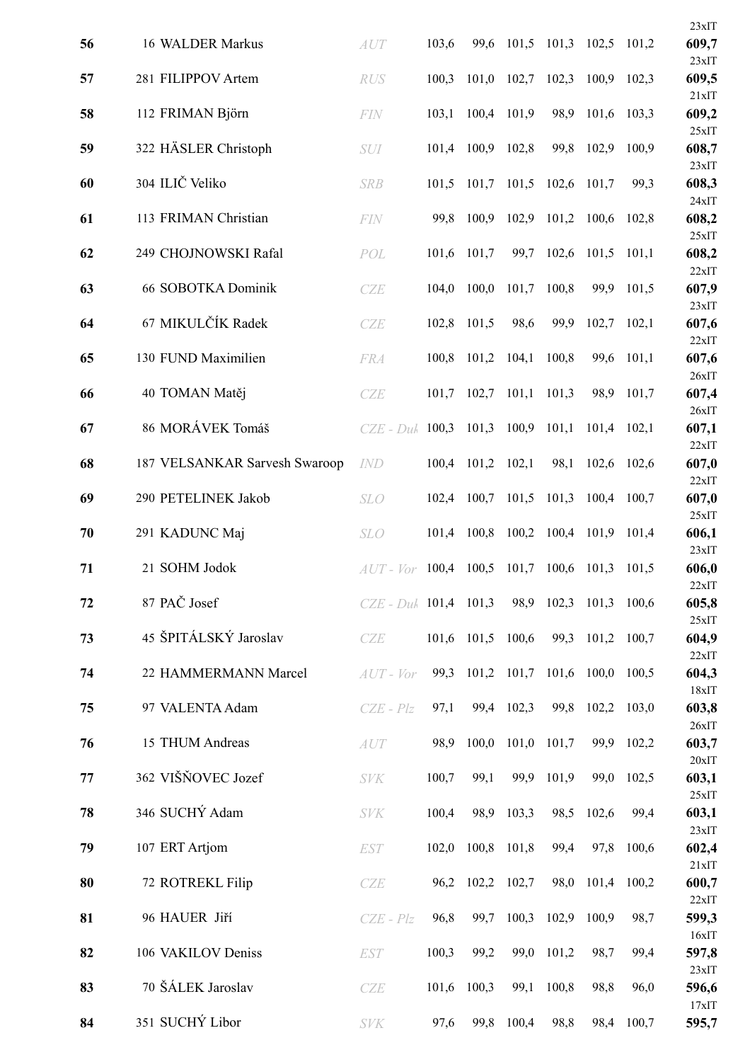| | | | | | | | | | | |
|---|---|---|---|---|---|---|---|---|---|---|
| **56** | 16 WALDER Markus | *AUT* | 103,6 | 99,6 | 101,5 | 101,3 | 102,5 | 101,2 | 23xIT **609,7** |
| **57** | 281 FILIPPOV Artem | *RUS* | 100,3 | 101,0 | 102,7 | 102,3 | 100,9 | 102,3 | 23xIT **609,5** |
| **58** | 112 FRIMAN Björn | *FIN* | 103,1 | 100,4 | 101,9 | 98,9 | 101,6 | 103,3 | 21xIT **609,2** |
| **59** | 322 HÄSLER Christoph | *SUI* | 101,4 | 100,9 | 102,8 | 99,8 | 102,9 | 100,9 | 25xIT **608,7** |
| **60** | 304 ILIČ Veliko | *SRB* | 101,5 | 101,7 | 101,5 | 102,6 | 101,7 | 99,3 | 23xIT **608,3** |
| **61** | 113 FRIMAN Christian | *FIN* | 99,8 | 100,9 | 102,9 | 101,2 | 100,6 | 102,8 | 24xIT **608,2** |
| **62** | 249 CHOJNOWSKI Rafal | *POL* | 101,6 | 101,7 | 99,7 | 102,6 | 101,5 | 101,1 | 25xIT **608,2** |
| **63** | 66 SOBOTKA Dominik | *CZE* | 104,0 | 100,0 | 101,7 | 100,8 | 99,9 | 101,5 | 22xIT **607,9** |
| **64** | 67 MIKULČÍK Radek | *CZE* | 102,8 | 101,5 | 98,6 | 99,9 | 102,7 | 102,1 | 23xIT **607,6** |
| **65** | 130 FUND Maximilien | *FRA* | 100,8 | 101,2 | 104,1 | 100,8 | 99,6 | 101,1 | 22xIT **607,6** |
| **66** | 40 TOMAN Matěj | *CZE* | 101,7 | 102,7 | 101,1 | 101,3 | 98,9 | 101,7 | 26xIT **607,4** |
| **67** | 86 MORÁVEK Tomáš | *CZE - Duk* | 100,3 | 101,3 | 100,9 | 101,1 | 101,4 | 102,1 | 26xIT **607,1** |
| **68** | 187 VELSANKAR Sarvesh Swaroop | *IND* | 100,4 | 101,2 | 102,1 | 98,1 | 102,6 | 102,6 | 22xIT **607,0** |
| **69** | 290 PETELINEK Jakob | *SLO* | 102,4 | 100,7 | 101,5 | 101,3 | 100,4 | 100,7 | 22xIT **607,0** |
| **70** | 291 KADUNC Maj | *SLO* | 101,4 | 100,8 | 100,2 | 100,4 | 101,9 | 101,4 | 25xIT **606,1** |
| **71** | 21 SOHM Jodok | *AUT - Vor* | 100,4 | 100,5 | 101,7 | 100,6 | 101,3 | 101,5 | 23xIT **606,0** |
| **72** | 87 PAČ Josef | *CZE - Duk* | 101,4 | 101,3 | 98,9 | 102,3 | 101,3 | 100,6 | 22xIT **605,8** |
| **73** | 45 ŠPITÁLSKÝ Jaroslav | *CZE* | 101,6 | 101,5 | 100,6 | 99,3 | 101,2 | 100,7 | 25xIT **604,9** |
| **74** | 22 HAMMERMANN Marcel | *AUT - Vor* | 99,3 | 101,2 | 101,7 | 101,6 | 100,0 | 100,5 | 22xIT **604,3** |
| **75** | 97 VALENTA Adam | *CZE - Plz* | 97,1 | 99,4 | 102,3 | 99,8 | 102,2 | 103,0 | 18xIT **603,8** |
| **76** | 15 THUM Andreas | *AUT* | 98,9 | 100,0 | 101,0 | 101,7 | 99,9 | 102,2 | 26xIT **603,7** |
| **77** | 362 VIŠŇOVEC Jozef | *SVK* | 100,7 | 99,1 | 99,9 | 101,9 | 99,0 | 102,5 | 20xIT **603,1** |
| **78** | 346 SUCHÝ Adam | *SVK* | 100,4 | 98,9 | 103,3 | 98,5 | 102,6 | 99,4 | 25xIT **603,1** |
| **79** | 107 ERT Artjom | *EST* | 102,0 | 100,8 | 101,8 | 99,4 | 97,8 | 100,6 | 23xIT **602,4** |
| **80** | 72 ROTREKL Filip | *CZE* | 96,2 | 102,2 | 102,7 | 98,0 | 101,4 | 100,2 | 21xIT **600,7** |
| **81** | 96 HAUER Jiří | *CZE - Plz* | 96,8 | 99,7 | 100,3 | 102,9 | 100,9 | 98,7 | 22xIT **599,3** |
| **82** | 106 VAKILOV Deniss | *EST* | 100,3 | 99,2 | 99,0 | 101,2 | 98,7 | 99,4 | 16xIT **597,8** |
| **83** | 70 ŠÁLEK Jaroslav | *CZE* | 101,6 | 100,3 | 99,1 | 100,8 | 98,8 | 96,0 | 23xIT **596,6** |
| **84** | 351 SUCHÝ Libor | *SVK* | 97,6 | 99,8 | 100,4 | 98,8 | 98,4 | 100,7 | 17xIT **595,7** |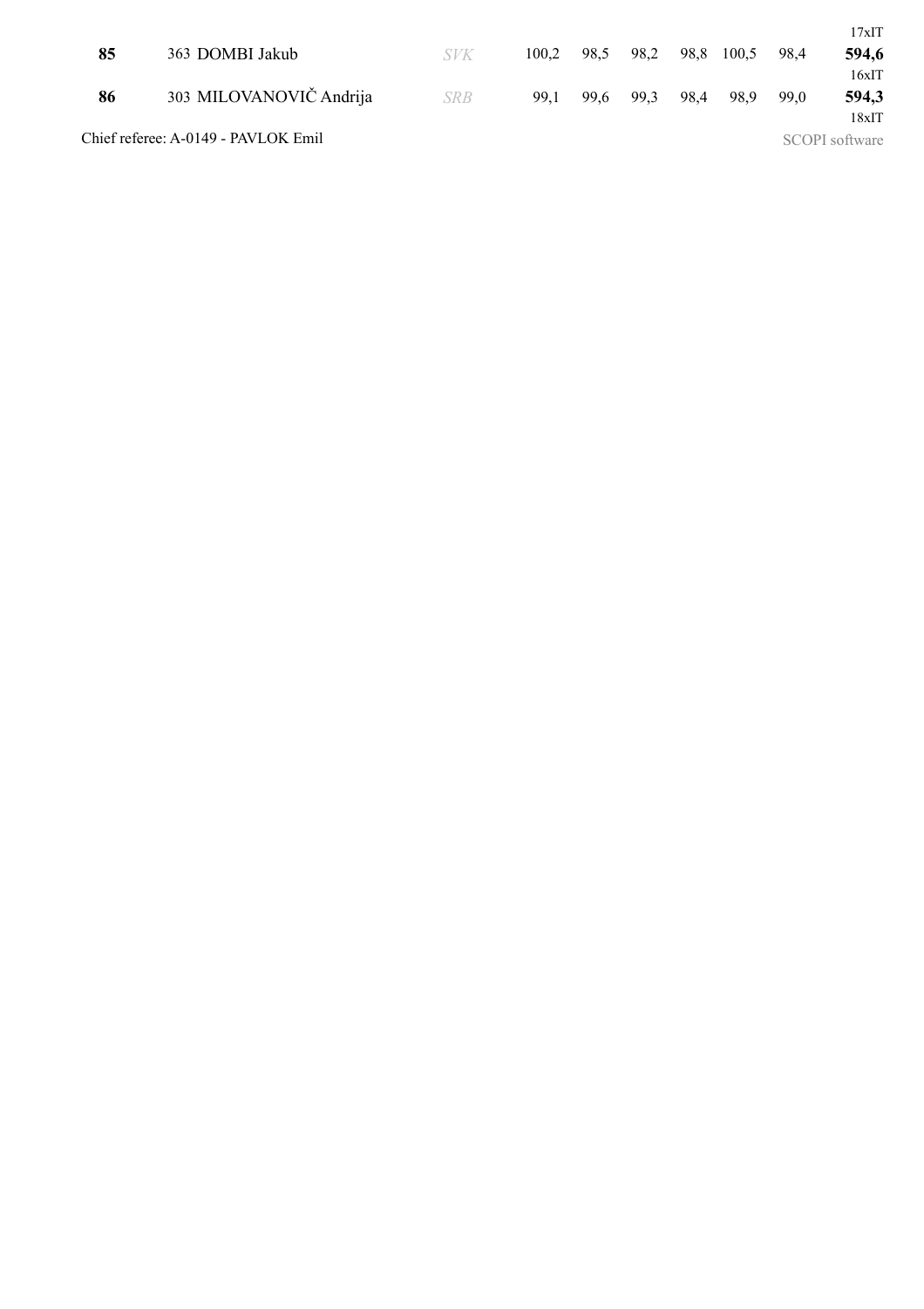17xIT

| | | | | | | | | | | |
|---|---|---|---|---|---|---|---|---|---|---|
| **85** | 363 DOMBI Jakub | *SVK* | 100,2 | 98,5 | 98,2 | 98,8 | 100,5 | 98,4 | **594,6** 16xIT |
| **86** | 303 MILOVANOVIČ Andrija | *SRB* | 99,1 | 99,6 | 99,3 | 98,4 | 98,9 | 99,0 | **594,3** 18xIT |

Chief referee: A-0149 - PAVLOK Emil

SCOPI software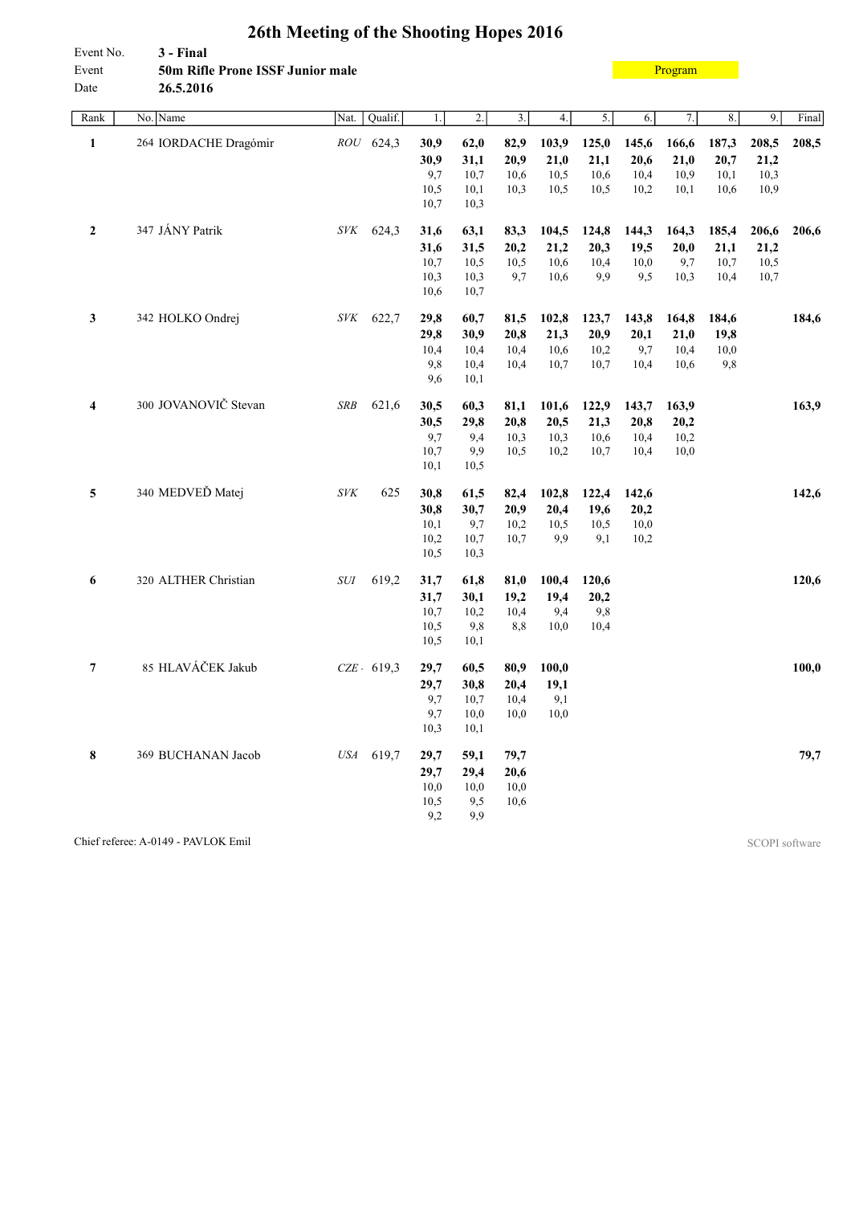# 26th Meeting of the Shooting Hopes 2016

Event No. **3 - Final**
Event **50m Rifle Prone ISSF Junior male**
Date **26.5.2016**

Program

| Rank | No. | Name | Nat. | Qualif. | 1. | 2. | 3. | 4. | 5. | 6. | 7. | 8. | 9. | Final |
|---|---|---|---|---|---|---|---|---|---|---|---|---|---|---|
| **1** | 264 | IORDACHE Dragómir | ROU | 624,3 | **30,9** | **62,0** | **82,9** | **103,9** | **125,0** | **145,6** | **166,6** | **187,3** | **208,5** | **208,5** |
| | | | | | **30,9** | **31,1** | **20,9** | **21,0** | **21,1** | **20,6** | **21,0** | **20,7** | **21,2** | |
| | | | | | 9,7 | 10,7 | 10,6 | 10,5 | 10,6 | 10,4 | 10,9 | 10,1 | 10,3 | |
| | | | | | 10,5 | 10,1 | 10,3 | 10,5 | 10,5 | 10,2 | 10,1 | 10,6 | 10,9 | |
| | | | | | 10,7 | 10,3 | | | | | | | | |
| **2** | 347 | JÁNY Patrik | SVK | 624,3 | **31,6** | **63,1** | **83,3** | **104,5** | **124,8** | **144,3** | **164,3** | **185,4** | **206,6** | **206,6** |
| | | | | | **31,6** | **31,5** | **20,2** | **21,2** | **20,3** | **19,5** | **20,0** | **21,1** | **21,2** | |
| | | | | | 10,7 | 10,5 | 10,5 | 10,6 | 10,4 | 10,0 | 9,7 | 10,7 | 10,5 | |
| | | | | | 10,3 | 10,3 | 9,7 | 10,6 | 9,9 | 9,5 | 10,3 | 10,4 | 10,7 | |
| | | | | | 10,6 | 10,7 | | | | | | | | |
| **3** | 342 | HOLKO Ondrej | SVK | 622,7 | **29,8** | **60,7** | **81,5** | **102,8** | **123,7** | **143,8** | **164,8** | **184,6** | | **184,6** |
| | | | | | **29,8** | **30,9** | **20,8** | **21,3** | **20,9** | **20,1** | **21,0** | **19,8** | | |
| | | | | | 10,4 | 10,4 | 10,4 | 10,6 | 10,2 | 9,7 | 10,4 | 10,0 | | |
| | | | | | 9,8 | 10,4 | 10,4 | 10,7 | 10,7 | 10,4 | 10,6 | 9,8 | | |
| | | | | | 9,6 | 10,1 | | | | | | | | |
| **4** | 300 | JOVANOVIČ Stevan | SRB | 621,6 | **30,5** | **60,3** | **81,1** | **101,6** | **122,9** | **143,7** | **163,9** | | | **163,9** |
| | | | | | **30,5** | **29,8** | **20,8** | **20,5** | **21,3** | **20,8** | **20,2** | | | |
| | | | | | 9,7 | 9,4 | 10,3 | 10,3 | 10,6 | 10,4 | 10,2 | | | |
| | | | | | 10,7 | 9,9 | 10,5 | 10,2 | 10,7 | 10,4 | 10,0 | | | |
| | | | | | 10,1 | 10,5 | | | | | | | | |
| **5** | 340 | MEDVEĎ Matej | SVK | 625 | **30,8** | **61,5** | **82,4** | **102,8** | **122,4** | **142,6** | | | | **142,6** |
| | | | | | **30,8** | **30,7** | **20,9** | **20,4** | **19,6** | **20,2** | | | | |
| | | | | | 10,1 | 9,7 | 10,2 | 10,5 | 10,5 | 10,0 | | | | |
| | | | | | 10,2 | 10,7 | 10,7 | 9,9 | 9,1 | 10,2 | | | | |
| | | | | | 10,5 | 10,3 | | | | | | | | |
| **6** | 320 | ALTHER Christian | SUI | 619,2 | **31,7** | **61,8** | **81,0** | **100,4** | **120,6** | | | | | **120,6** |
| | | | | | **31,7** | **30,1** | **19,2** | **19,4** | **20,2** | | | | | |
| | | | | | 10,7 | 10,2 | 10,4 | 9,4 | 9,8 | | | | | |
| | | | | | 10,5 | 9,8 | 8,8 | 10,0 | 10,4 | | | | | |
| | | | | | 10,5 | 10,1 | | | | | | | | |
| **7** | 85 | HLAVÁČEK Jakub | CZE | 619,3 | **29,7** | **60,5** | **80,9** | **100,0** | | | | | | **100,0** |
| | | | | | **29,7** | **30,8** | **20,4** | **19,1** | | | | | | |
| | | | | | 9,7 | 10,7 | 10,4 | 9,1 | | | | | | |
| | | | | | 9,7 | 10,0 | 10,0 | 10,0 | | | | | | |
| | | | | | 10,3 | 10,1 | | | | | | | | |
| **8** | 369 | BUCHANAN Jacob | USA | 619,7 | **29,7** | **59,1** | **79,7** | | | | | | | **79,7** |
| | | | | | **29,7** | **29,4** | **20,6** | | | | | | | |
| | | | | | 10,0 | 10,0 | 10,0 | | | | | | | |
| | | | | | 10,5 | 9,5 | 10,6 | | | | | | | |
| | | | | | 9,2 | 9,9 | | | | | | | | |

Chief referee: A-0149 - PAVLOK Emil

SCOPI software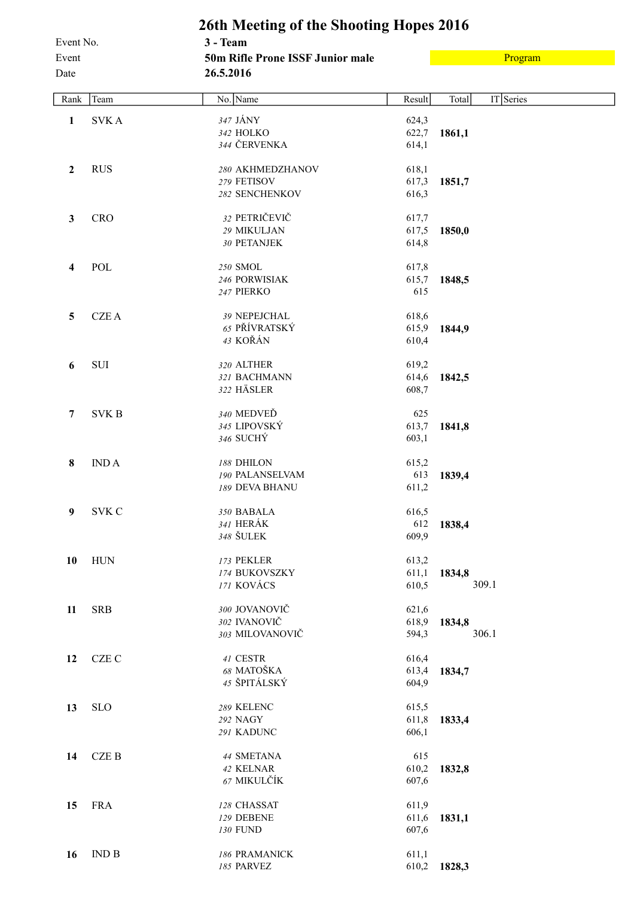# 26th Meeting of the Shooting Hopes 2016

Event No. **3 - Team**

Event **50m Rifle Prone ISSF Junior male**

Program

Date **26.5.2016**

| Rank | Team | No. | Name | Result | Total | IT | Series |
|---|---|---|---|---|---|---|---|
| **1** | SVK A | 347 | JÁNY | 624,3 | | | |
| | | 342 | HOLKO | 622,7 | **1861,1** | | |
| | | 344 | ČERVENKA | 614,1 | | | |
| **2** | RUS | 280 | AKHMEDZHANOV | 618,1 | | | |
| | | 279 | FETISOV | 617,3 | **1851,7** | | |
| | | 282 | SENCHENKOV | 616,3 | | | |
| **3** | CRO | 32 | PETRIČEVIČ | 617,7 | | | |
| | | 29 | MIKULJAN | 617,5 | **1850,0** | | |
| | | 30 | PETANJEK | 614,8 | | | |
| **4** | POL | 250 | SMOL | 617,8 | | | |
| | | 246 | PORWISIAK | 615,7 | **1848,5** | | |
| | | 247 | PIERKO | 615 | | | |
| **5** | CZE A | 39 | NEPEJCHAL | 618,6 | | | |
| | | 65 | PŘÍVRATSKÝ | 615,9 | **1844,9** | | |
| | | 43 | KOŘÁN | 610,4 | | | |
| **6** | SUI | 320 | ALTHER | 619,2 | | | |
| | | 321 | BACHMANN | 614,6 | **1842,5** | | |
| | | 322 | HÄSLER | 608,7 | | | |
| **7** | SVK B | 340 | MEDVEĎ | 625 | | | |
| | | 345 | LIPOVSKÝ | 613,7 | **1841,8** | | |
| | | 346 | SUCHÝ | 603,1 | | | |
| **8** | IND A | 188 | DHILON | 615,2 | | | |
| | | 190 | PALANSELVAM | 613 | **1839,4** | | |
| | | 189 | DEVA BHANU | 611,2 | | | |
| **9** | SVK C | 350 | BABALA | 616,5 | | | |
| | | 341 | HERÁK | 612 | **1838,4** | | |
| | | 348 | ŠULEK | 609,9 | | | |
| **10** | HUN | 173 | PEKLER | 613,2 | | | |
| | | 174 | BUKOVSZKY | 611,1 | **1834,8** | | |
| | | 171 | KOVÁCS | 610,5 | | 309.1 | |
| **11** | SRB | 300 | JOVANOVIČ | 621,6 | | | |
| | | 302 | IVANOVIČ | 618,9 | **1834,8** | | |
| | | 303 | MILOVANOVIČ | 594,3 | | 306.1 | |
| **12** | CZE C | 41 | CESTR | 616,4 | | | |
| | | 68 | MATOŠKA | 613,4 | **1834,7** | | |
| | | 45 | ŠPITÁLSKÝ | 604,9 | | | |
| **13** | SLO | 289 | KELENC | 615,5 | | | |
| | | 292 | NAGY | 611,8 | **1833,4** | | |
| | | 291 | KADUNC | 606,1 | | | |
| **14** | CZE B | 44 | SMETANA | 615 | | | |
| | | 42 | KELNAR | 610,2 | **1832,8** | | |
| | | 67 | MIKULČÍK | 607,6 | | | |
| **15** | FRA | 128 | CHASSAT | 611,9 | | | |
| | | 129 | DEBENE | 611,6 | **1831,1** | | |
| | | 130 | FUND | 607,6 | | | |
| **16** | IND B | 186 | PRAMANICK | 611,1 | | | |
| | | 185 | PARVEZ | 610,2 | **1828,3** | | |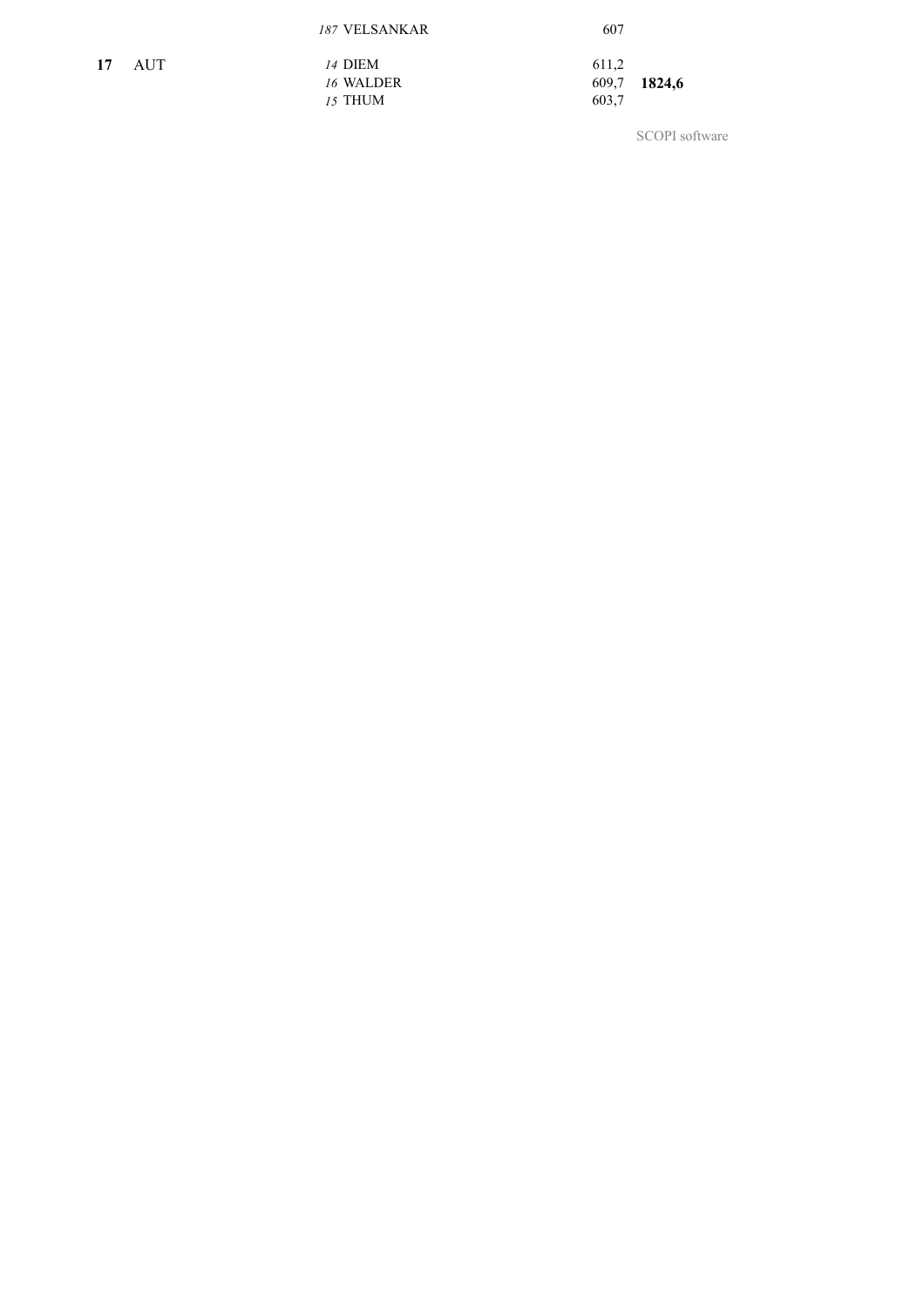| | | | | |
|---|---|---|---|---|
| | | *187* VELSANKAR | 607 | |
| **17** | AUT | *14* DIEM | 611,2 | |
| | | *16* WALDER | 609,7 | **1824,6** |
| | | *15* THUM | 603,7 | |

SCOPI software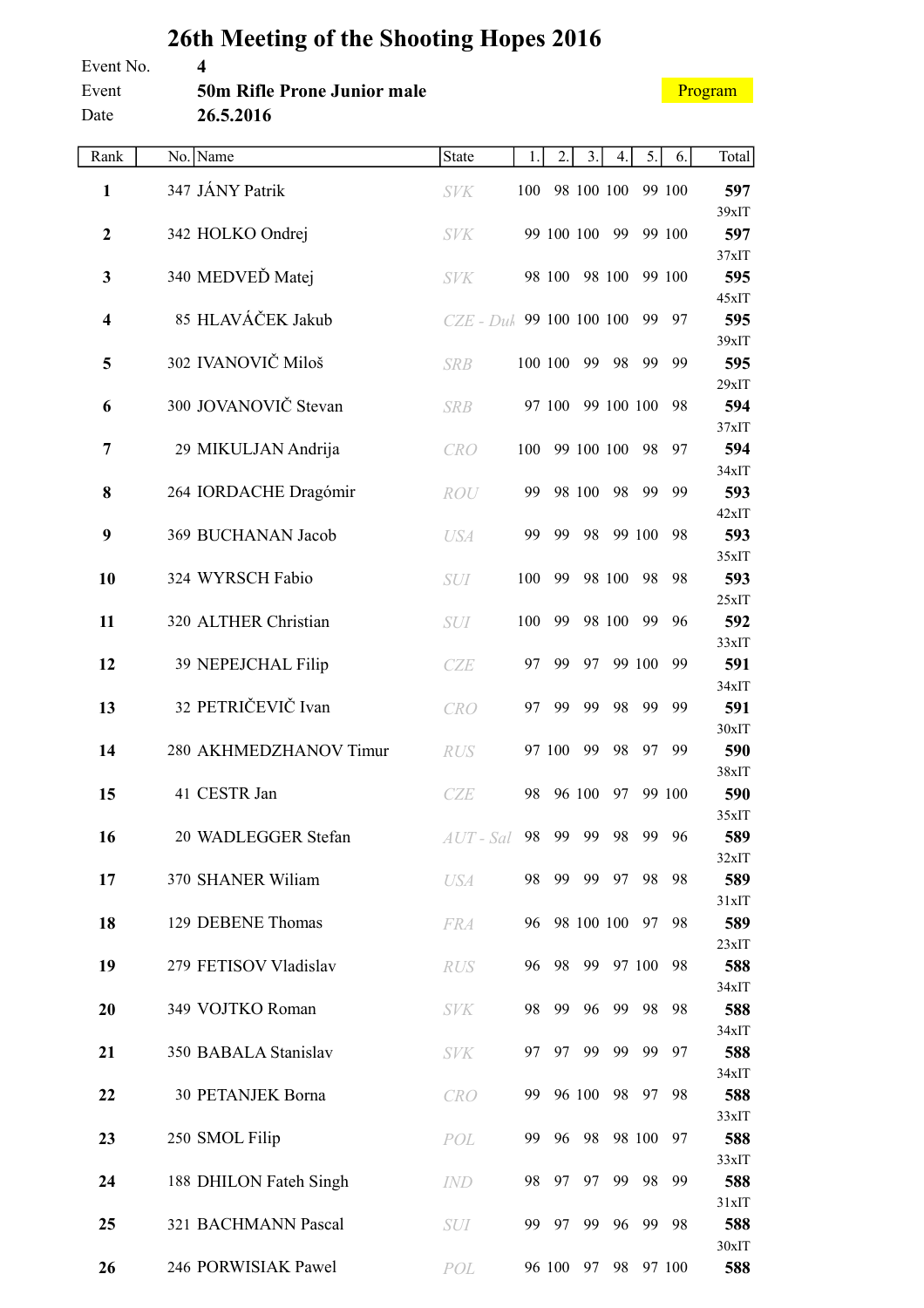# 26th Meeting of the Shooting Hopes 2016

Event No. **4**

Event **50m Rifle Prone Junior male**

Date **26.5.2016**

Program

| Rank | No. | Name | State | 1. | 2. | 3. | 4. | 5. | 6. | Total |
|---|---|---|---|---|---|---|---|---|---|---|
| **1** | 347 | JÁNY Patrik | SVK | 100 | 98 | 100 | 100 | 99 | 100 | **597** 39xIT |
| **2** | 342 | HOLKO Ondrej | SVK | 99 | 100 | 100 | 99 | 99 | 100 | **597** 37xIT |
| **3** | 340 | MEDVEĎ Matej | SVK | 98 | 100 | 98 | 100 | 99 | 100 | **595** 45xIT |
| **4** | 85 | HLAVÁČEK Jakub | CZE - Duk | 99 | 100 | 100 | 100 | 99 | 97 | **595** 39xIT |
| **5** | 302 | IVANOVIČ Miloš | SRB | 100 | 100 | 99 | 98 | 99 | 99 | **595** 29xIT |
| **6** | 300 | JOVANOVIČ Stevan | SRB | 97 | 100 | 99 | 100 | 100 | 98 | **594** 37xIT |
| **7** | 29 | MIKULJAN Andrija | CRO | 100 | 99 | 100 | 100 | 98 | 97 | **594** 34xIT |
| **8** | 264 | IORDACHE Dragómir | ROU | 99 | 98 | 100 | 98 | 99 | 99 | **593** 42xIT |
| **9** | 369 | BUCHANAN Jacob | USA | 99 | 99 | 98 | 99 | 100 | 98 | **593** 35xIT |
| **10** | 324 | WYRSCH Fabio | SUI | 100 | 99 | 98 | 100 | 98 | 98 | **593** 25xIT |
| **11** | 320 | ALTHER Christian | SUI | 100 | 99 | 98 | 100 | 99 | 96 | **592** 33xIT |
| **12** | 39 | NEPEJCHAL Filip | CZE | 97 | 99 | 97 | 99 | 100 | 99 | **591** 34xIT |
| **13** | 32 | PETRIČEVIČ Ivan | CRO | 97 | 99 | 99 | 98 | 99 | 99 | **591** 30xIT |
| **14** | 280 | AKHMEDZHANOV Timur | RUS | 97 | 100 | 99 | 98 | 97 | 99 | **590** 38xIT |
| **15** | 41 | CESTR Jan | CZE | 98 | 96 | 100 | 97 | 99 | 100 | **590** 35xIT |
| **16** | 20 | WADLEGGER Stefan | AUT - Sal | 98 | 99 | 99 | 98 | 99 | 96 | **589** 32xIT |
| **17** | 370 | SHANER Wiliam | USA | 98 | 99 | 99 | 97 | 98 | 98 | **589** 31xIT |
| **18** | 129 | DEBENE Thomas | FRA | 96 | 98 | 100 | 100 | 97 | 98 | **589** 23xIT |
| **19** | 279 | FETISOV Vladislav | RUS | 96 | 98 | 99 | 97 | 100 | 98 | **588** 34xIT |
| **20** | 349 | VOJTKO Roman | SVK | 98 | 99 | 96 | 99 | 98 | 98 | **588** 34xIT |
| **21** | 350 | BABALA Stanislav | SVK | 97 | 97 | 99 | 99 | 99 | 97 | **588** 34xIT |
| **22** | 30 | PETANJEK Borna | CRO | 99 | 96 | 100 | 98 | 97 | 98 | **588** 33xIT |
| **23** | 250 | SMOL Filip | POL | 99 | 96 | 98 | 98 | 100 | 97 | **588** 33xIT |
| **24** | 188 | DHILON Fateh Singh | IND | 98 | 97 | 97 | 99 | 98 | 99 | **588** 31xIT |
| **25** | 321 | BACHMANN Pascal | SUI | 99 | 97 | 99 | 96 | 99 | 98 | **588** 30xIT |
| **26** | 246 | PORWISIAK Pawel | POL | 96 | 100 | 97 | 98 | 97 | 100 | **588** |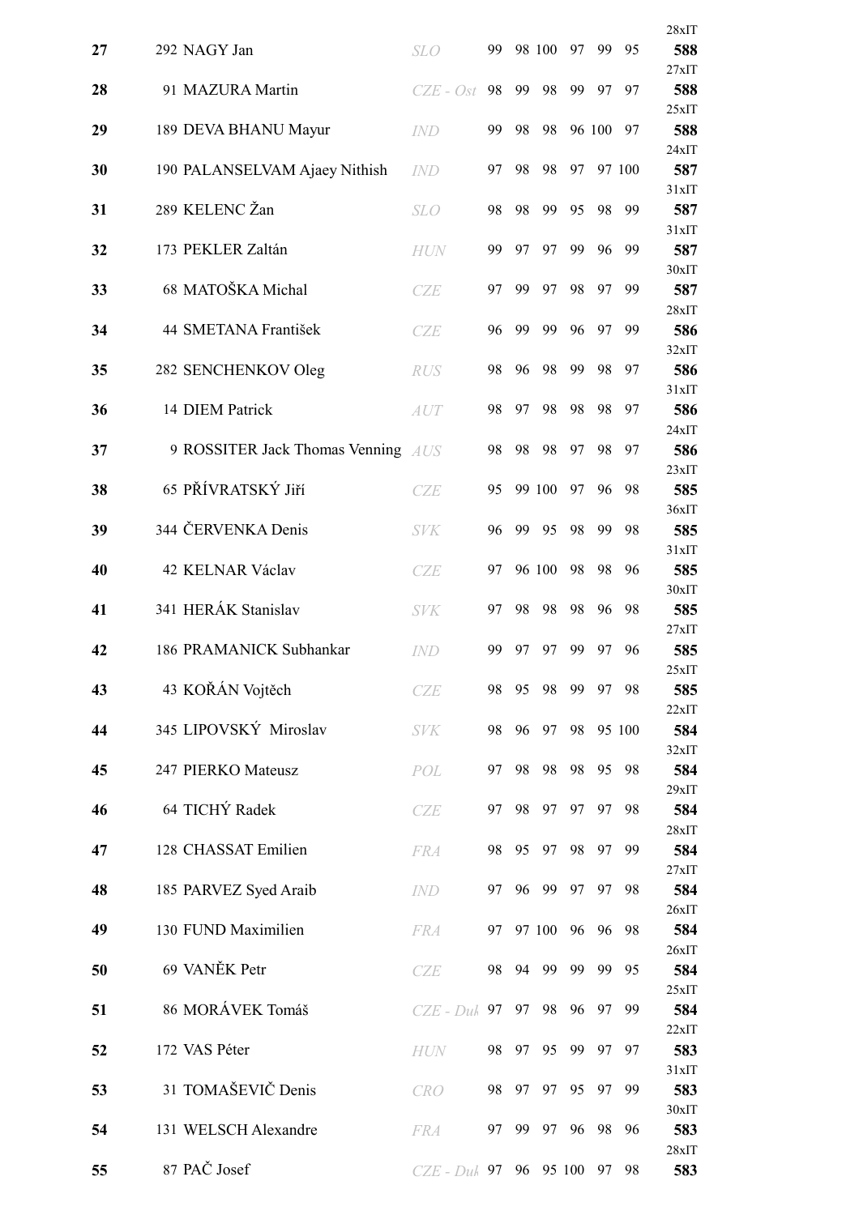| Rank | No. | Name | Nation | 1 | 2 | 3 | 4 | 5 | 6 | Total |
|---|---|---|---|---|---|---|---|---|---|---|
| 27 | 292 | NAGY Jan | SLO | 99 | 98 | 100 | 97 | 99 | 95 | 28xIT **588** |
| 28 | 91 | MAZURA Martin | CZE - Ost | 98 | 99 | 98 | 99 | 97 | 97 | 27xIT **588** |
| 29 | 189 | DEVA BHANU Mayur | IND | 99 | 98 | 98 | 96 | 100 | 97 | 25xIT **588** |
| 30 | 190 | PALANSELVAM Ajaey Nithish | IND | 97 | 98 | 98 | 97 | 97 | 100 | 24xIT **587** |
| 31 | 289 | KELENC Žan | SLO | 98 | 98 | 99 | 95 | 98 | 99 | 31xIT **587** |
| 32 | 173 | PEKLER Zaltán | HUN | 99 | 97 | 97 | 99 | 96 | 99 | 31xIT **587** |
| 33 | 68 | MATOŠKA Michal | CZE | 97 | 99 | 97 | 98 | 97 | 99 | 30xIT **587** |
| 34 | 44 | SMETANA František | CZE | 96 | 99 | 99 | 96 | 97 | 99 | 28xIT **586** |
| 35 | 282 | SENCHENKOV Oleg | RUS | 98 | 96 | 98 | 99 | 98 | 97 | 32xIT **586** |
| 36 | 14 | DIEM Patrick | AUT | 98 | 97 | 98 | 98 | 98 | 97 | 31xIT **586** |
| 37 | 9 | ROSSITER Jack Thomas Venning | AUS | 98 | 98 | 98 | 97 | 98 | 97 | 24xIT **586** |
| 38 | 65 | PŘÍVRATSKÝ Jiří | CZE | 95 | 99 | 100 | 97 | 96 | 98 | 23xIT **585** |
| 39 | 344 | ČERVENKA Denis | SVK | 96 | 99 | 95 | 98 | 99 | 98 | 36xIT **585** |
| 40 | 42 | KELNAR Václav | CZE | 97 | 96 | 100 | 98 | 98 | 96 | 31xIT **585** |
| 41 | 341 | HERÁK Stanislav | SVK | 97 | 98 | 98 | 98 | 96 | 98 | 30xIT **585** |
| 42 | 186 | PRAMANICK Subhankar | IND | 99 | 97 | 97 | 99 | 97 | 96 | 27xIT **585** |
| 43 | 43 | KOŘÁN Vojtěch | CZE | 98 | 95 | 98 | 99 | 97 | 98 | 25xIT **585** |
| 44 | 345 | LIPOVSKÝ Miroslav | SVK | 98 | 96 | 97 | 98 | 95 | 100 | 22xIT **584** |
| 45 | 247 | PIERKO Mateusz | POL | 97 | 98 | 98 | 98 | 95 | 98 | 32xIT **584** |
| 46 | 64 | TICHÝ Radek | CZE | 97 | 98 | 97 | 97 | 97 | 98 | 29xIT **584** |
| 47 | 128 | CHASSAT Emilien | FRA | 98 | 95 | 97 | 98 | 97 | 99 | 28xIT **584** |
| 48 | 185 | PARVEZ Syed Araib | IND | 97 | 96 | 99 | 97 | 97 | 98 | 27xIT **584** |
| 49 | 130 | FUND Maximilien | FRA | 97 | 97 | 100 | 96 | 96 | 98 | 26xIT **584** |
| 50 | 69 | VANĚK Petr | CZE | 98 | 94 | 99 | 99 | 99 | 95 | 26xIT **584** |
| 51 | 86 | MORÁVEK Tomáš | CZE - Duk | 97 | 97 | 98 | 96 | 97 | 99 | 25xIT **584** |
| 52 | 172 | VAS Péter | HUN | 98 | 97 | 95 | 99 | 97 | 97 | 22xIT **583** |
| 53 | 31 | TOMAŠEVIČ Denis | CRO | 98 | 97 | 97 | 95 | 97 | 99 | 31xIT **583** |
| 54 | 131 | WELSCH Alexandre | FRA | 97 | 99 | 97 | 96 | 98 | 96 | 30xIT **583** |
| 55 | 87 | PAČ Josef | CZE - Duk | 97 | 96 | 95 | 100 | 97 | 98 | 28xIT **583** |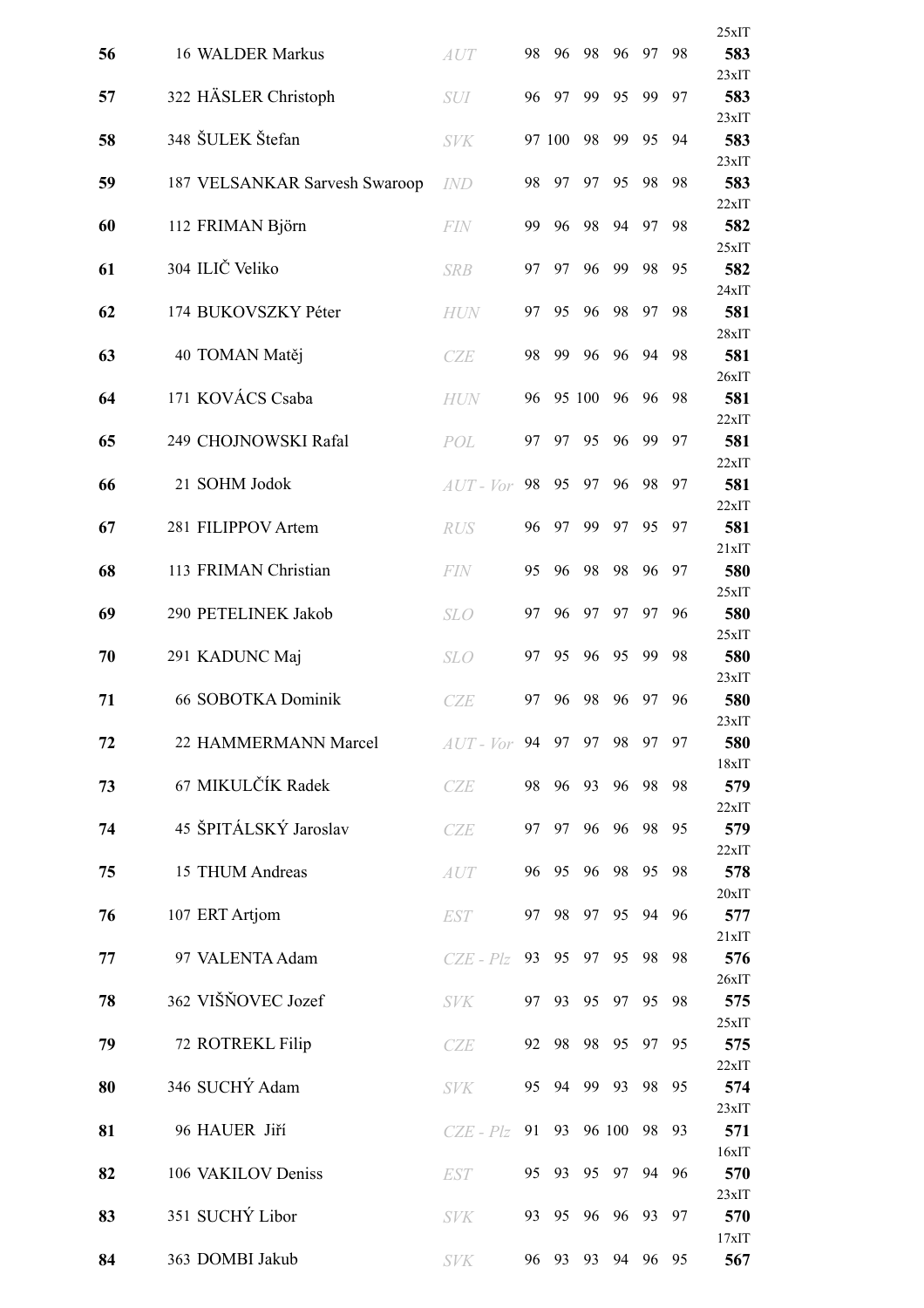| Rank | No. | Name | Nation | 1 | 2 | 3 | 4 | 5 | 6 | Total |
|---|---|---|---|---|---|---|---|---|---|---|
| 56 | 16 | WALDER Markus | AUT | 98 | 96 | 98 | 96 | 97 | 98 | 25xIT **583** |
| 57 | 322 | HÄSLER Christoph | SUI | 96 | 97 | 99 | 95 | 99 | 97 | 23xIT **583** |
| 58 | 348 | ŠULEK Štefan | SVK | 97 | 100 | 98 | 99 | 95 | 94 | 23xIT **583** |
| 59 | 187 | VELSANKAR Sarvesh Swaroop | IND | 98 | 97 | 97 | 95 | 98 | 98 | 23xIT **583** |
| 60 | 112 | FRIMAN Björn | FIN | 99 | 96 | 98 | 94 | 97 | 98 | 22xIT **582** |
| 61 | 304 | ILIČ Veliko | SRB | 97 | 97 | 96 | 99 | 98 | 95 | 25xIT **582** |
| 62 | 174 | BUKOVSZKY Péter | HUN | 97 | 95 | 96 | 98 | 97 | 98 | 24xIT **581** |
| 63 | 40 | TOMAN Matěj | CZE | 98 | 99 | 96 | 96 | 94 | 98 | 28xIT **581** |
| 64 | 171 | KOVÁCS Csaba | HUN | 96 | 95 | 100 | 96 | 96 | 98 | 26xIT **581** |
| 65 | 249 | CHOJNOWSKI Rafal | POL | 97 | 97 | 95 | 96 | 99 | 97 | 22xIT **581** |
| 66 | 21 | SOHM Jodok | AUT - Vor | 98 | 95 | 97 | 96 | 98 | 97 | 22xIT **581** |
| 67 | 281 | FILIPPOV Artem | RUS | 96 | 97 | 99 | 97 | 95 | 97 | 22xIT **581** |
| 68 | 113 | FRIMAN Christian | FIN | 95 | 96 | 98 | 98 | 96 | 97 | 21xIT **580** |
| 69 | 290 | PETELINEK Jakob | SLO | 97 | 96 | 97 | 97 | 97 | 96 | 25xIT **580** |
| 70 | 291 | KADUNC Maj | SLO | 97 | 95 | 96 | 95 | 99 | 98 | 25xIT **580** |
| 71 | 66 | SOBOTKA Dominik | CZE | 97 | 96 | 98 | 96 | 97 | 96 | 23xIT **580** |
| 72 | 22 | HAMMERMANN Marcel | AUT - Vor | 94 | 97 | 97 | 98 | 97 | 97 | 23xIT **580** |
| 73 | 67 | MIKULČÍK Radek | CZE | 98 | 96 | 93 | 96 | 98 | 98 | 18xIT **579** |
| 74 | 45 | ŠPITÁLSKÝ Jaroslav | CZE | 97 | 97 | 96 | 96 | 98 | 95 | 22xIT **579** |
| 75 | 15 | THUM Andreas | AUT | 96 | 95 | 96 | 98 | 95 | 98 | 22xIT **578** |
| 76 | 107 | ERT Artjom | EST | 97 | 98 | 97 | 95 | 94 | 96 | 20xIT **577** |
| 77 | 97 | VALENTA Adam | CZE - Plz | 93 | 95 | 97 | 95 | 98 | 98 | 21xIT **576** |
| 78 | 362 | VIŠŇOVEC Jozef | SVK | 97 | 93 | 95 | 97 | 95 | 98 | 26xIT **575** |
| 79 | 72 | ROTREKL Filip | CZE | 92 | 98 | 98 | 95 | 97 | 95 | 25xIT **575** |
| 80 | 346 | SUCHÝ Adam | SVK | 95 | 94 | 99 | 93 | 98 | 95 | 22xIT **574** |
| 81 | 96 | HAUER Jiří | CZE - Plz | 91 | 93 | 96 | 100 | 98 | 93 | 23xIT **571** |
| 82 | 106 | VAKILOV Deniss | EST | 95 | 93 | 95 | 97 | 94 | 96 | 16xIT **570** |
| 83 | 351 | SUCHÝ Libor | SVK | 93 | 95 | 96 | 96 | 93 | 97 | 23xIT **570** |
| 84 | 363 | DOMBI Jakub | SVK | 96 | 93 | 93 | 94 | 96 | 95 | 17xIT **567** |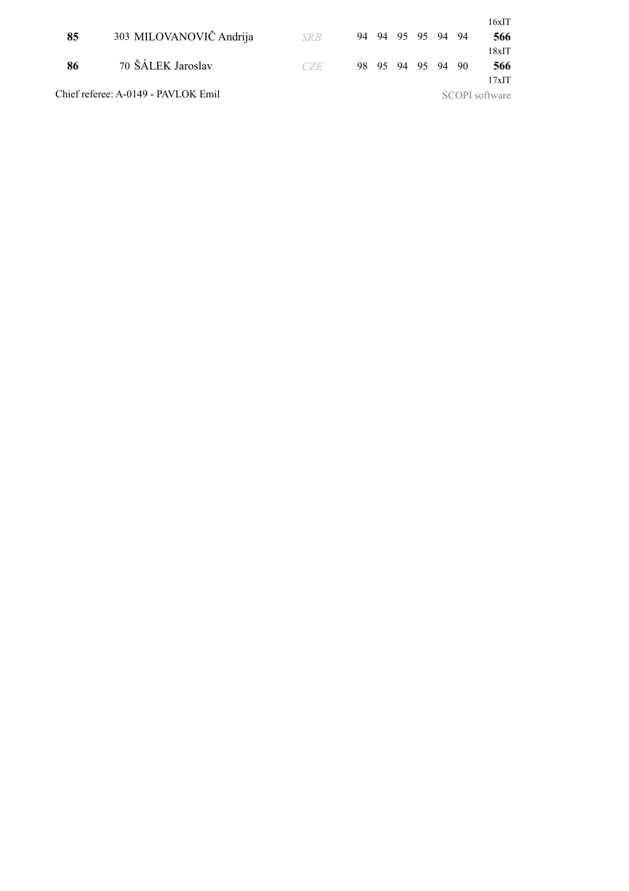16xIT

| Rank | No. | Name | Nat. | 1 | 2 | 3 | 4 | 5 | 6 | Total |
|---|---|---|---|---|---|---|---|---|---|---|
| **85** | 303 | MILOVANOVIČ Andrija | *SRB* | 94 | 94 | 95 | 95 | 94 | 94 | **566** 18xIT |
| **86** | 70 | ŠÁLEK Jaroslav | *CZE* | 98 | 95 | 94 | 95 | 94 | 90 | **566** 17xIT |

Chief referee: A-0149 - PAVLOK Emil

SCOPI software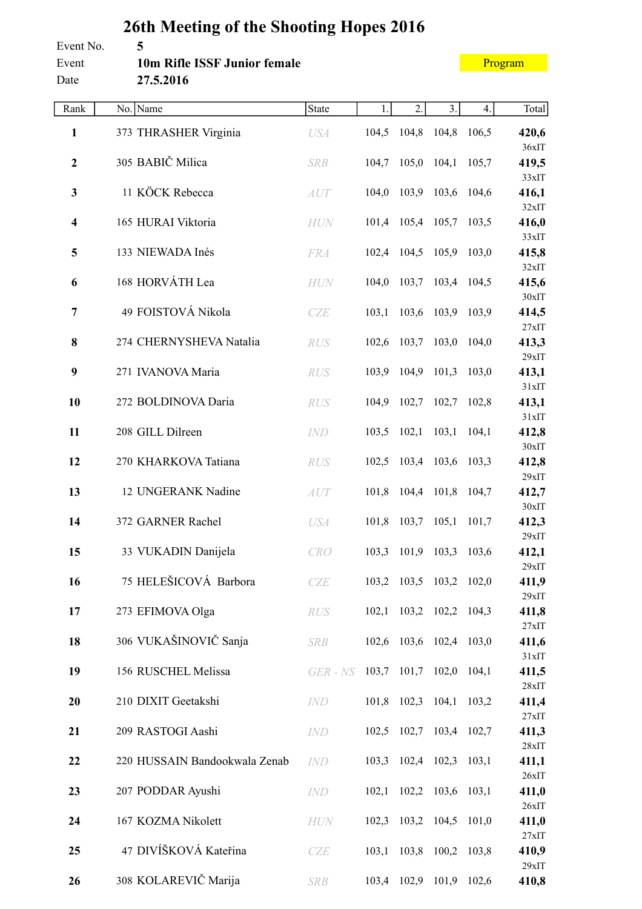# 26th Meeting of the Shooting Hopes 2016

Event No. 5

Event **10m Rifle ISSF Junior female**

Program

Date **27.5.2016**

| Rank | No. | Name | State | 1. | 2. | 3. | 4. | Total |
|---|---|---|---|---|---|---|---|---|
| **1** | 373 | THRASHER Virginia | USA | 104,5 | 104,8 | 104,8 | 106,5 | **420,6** 36xIT |
| **2** | 305 | BABIČ Milica | SRB | 104,7 | 105,0 | 104,1 | 105,7 | **419,5** 33xIT |
| **3** | 11 | KÖCK Rebecca | AUT | 104,0 | 103,9 | 103,6 | 104,6 | **416,1** 32xIT |
| **4** | 165 | HURAI Viktoria | HUN | 101,4 | 105,4 | 105,7 | 103,5 | **416,0** 33xIT |
| **5** | 133 | NIEWADA Inés | FRA | 102,4 | 104,5 | 105,9 | 103,0 | **415,8** 32xIT |
| **6** | 168 | HORVÁTH Lea | HUN | 104,0 | 103,7 | 103,4 | 104,5 | **415,6** 30xIT |
| **7** | 49 | FOISTOVÁ Nikola | CZE | 103,1 | 103,6 | 103,9 | 103,9 | **414,5** 27xIT |
| **8** | 274 | CHERNYSHEVA Natalia | RUS | 102,6 | 103,7 | 103,0 | 104,0 | **413,3** 29xIT |
| **9** | 271 | IVANOVA Maria | RUS | 103,9 | 104,9 | 101,3 | 103,0 | **413,1** 31xIT |
| **10** | 272 | BOLDINOVA Daria | RUS | 104,9 | 102,7 | 102,7 | 102,8 | **413,1** 31xIT |
| **11** | 208 | GILL Dilreen | IND | 103,5 | 102,1 | 103,1 | 104,1 | **412,8** 30xIT |
| **12** | 270 | KHARKOVA Tatiana | RUS | 102,5 | 103,4 | 103,6 | 103,3 | **412,8** 29xIT |
| **13** | 12 | UNGERANK Nadine | AUT | 101,8 | 104,4 | 101,8 | 104,7 | **412,7** 30xIT |
| **14** | 372 | GARNER Rachel | USA | 101,8 | 103,7 | 105,1 | 101,7 | **412,3** 29xIT |
| **15** | 33 | VUKADIN Danijela | CRO | 103,3 | 101,9 | 103,3 | 103,6 | **412,1** 29xIT |
| **16** | 75 | HELEŠICOVÁ Barbora | CZE | 103,2 | 103,5 | 103,2 | 102,0 | **411,9** 29xIT |
| **17** | 273 | EFIMOVA Olga | RUS | 102,1 | 103,2 | 102,2 | 104,3 | **411,8** 27xIT |
| **18** | 306 | VUKAŠINOVIČ Sanja | SRB | 102,6 | 103,6 | 102,4 | 103,0 | **411,6** 31xIT |
| **19** | 156 | RUSCHEL Melissa | GER - NS | 103,7 | 101,7 | 102,0 | 104,1 | **411,5** 28xIT |
| **20** | 210 | DIXIT Geetakshi | IND | 101,8 | 102,3 | 104,1 | 103,2 | **411,4** 27xIT |
| **21** | 209 | RASTOGI Aashi | IND | 102,5 | 102,7 | 103,4 | 102,7 | **411,3** 28xIT |
| **22** | 220 | HUSSAIN Bandookwala Zenab | IND | 103,3 | 102,4 | 102,3 | 103,1 | **411,1** 26xIT |
| **23** | 207 | PODDAR Ayushi | IND | 102,1 | 102,2 | 103,6 | 103,1 | **411,0** 26xIT |
| **24** | 167 | KOZMA Nikolett | HUN | 102,3 | 103,2 | 104,5 | 101,0 | **411,0** 27xIT |
| **25** | 47 | DIVÍŠKOVÁ Kateřina | CZE | 103,1 | 103,8 | 100,2 | 103,8 | **410,9** 29xIT |
| **26** | 308 | KOLAREVIČ Marija | SRB | 103,4 | 102,9 | 101,9 | 102,6 | **410,8** |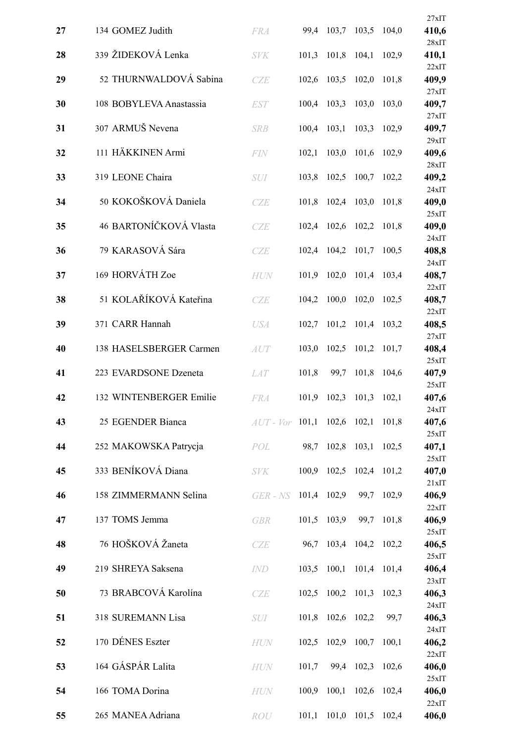| Rank | Name | Nation | 1 | 2 | 3 | 4 | Total |
|---|---|---|---|---|---|---|---|
| 27 | 134 GOMEZ Judith | FRA | 99,4 | 103,7 | 103,5 | 104,0 | 27xIT **410,6** |
| 28 | 339 ŽIDEKOVÁ Lenka | SVK | 101,3 | 101,8 | 104,1 | 102,9 | 28xIT **410,1** |
| 29 | 52 THURNWALDOVÁ Sabina | CZE | 102,6 | 103,5 | 102,0 | 101,8 | 22xIT **409,9** |
| 30 | 108 BOBYLEVA Anastassia | EST | 100,4 | 103,3 | 103,0 | 103,0 | 27xIT **409,7** |
| 31 | 307 ARMUŠ Nevena | SRB | 100,4 | 103,1 | 103,3 | 102,9 | 27xIT **409,7** |
| 32 | 111 HÄKKINEN Armi | FIN | 102,1 | 103,0 | 101,6 | 102,9 | 29xIT **409,6** |
| 33 | 319 LEONE Chaira | SUI | 103,8 | 102,5 | 100,7 | 102,2 | 28xIT **409,2** |
| 34 | 50 KOKOŠKOVÁ Daniela | CZE | 101,8 | 102,4 | 103,0 | 101,8 | 24xIT **409,0** |
| 35 | 46 BARTONÍČKOVÁ Vlasta | CZE | 102,4 | 102,6 | 102,2 | 101,8 | 25xIT **409,0** |
| 36 | 79 KARASOVÁ Sára | CZE | 102,4 | 104,2 | 101,7 | 100,5 | 24xIT **408,8** |
| 37 | 169 HORVÁTH Zoe | HUN | 101,9 | 102,0 | 101,4 | 103,4 | 24xIT **408,7** |
| 38 | 51 KOLAŘÍKOVÁ Kateřina | CZE | 104,2 | 100,0 | 102,0 | 102,5 | 22xIT **408,7** |
| 39 | 371 CARR Hannah | USA | 102,7 | 101,2 | 101,4 | 103,2 | 22xIT **408,5** |
| 40 | 138 HASELSBERGER Carmen | AUT | 103,0 | 102,5 | 101,2 | 101,7 | 27xIT **408,4** |
| 41 | 223 EVARDSONE Dzeneta | LAT | 101,8 | 99,7 | 101,8 | 104,6 | 25xIT **407,9** |
| 42 | 132 WINTENBERGER Emilie | FRA | 101,9 | 102,3 | 101,3 | 102,1 | 25xIT **407,6** |
| 43 | 25 EGENDER Bianca | AUT - Vor | 101,1 | 102,6 | 102,1 | 101,8 | 24xIT **407,6** |
| 44 | 252 MAKOWSKA Patrycja | POL | 98,7 | 102,8 | 103,1 | 102,5 | 25xIT **407,1** |
| 45 | 333 BENÍKOVÁ Diana | SVK | 100,9 | 102,5 | 102,4 | 101,2 | 25xIT **407,0** |
| 46 | 158 ZIMMERMANN Selina | GER - NS | 101,4 | 102,9 | 99,7 | 102,9 | 21xIT **406,9** |
| 47 | 137 TOMS Jemma | GBR | 101,5 | 103,9 | 99,7 | 101,8 | 22xIT **406,9** |
| 48 | 76 HOŠKOVÁ Žaneta | CZE | 96,7 | 103,4 | 104,2 | 102,2 | 25xIT **406,5** |
| 49 | 219 SHREYA Saksena | IND | 103,5 | 100,1 | 101,4 | 101,4 | 25xIT **406,4** |
| 50 | 73 BRABCOVÁ Karolína | CZE | 102,5 | 100,2 | 101,3 | 102,3 | 23xIT **406,3** |
| 51 | 318 SUREMANN Lisa | SUI | 101,8 | 102,6 | 102,2 | 99,7 | 24xIT **406,3** |
| 52 | 170 DÉNES Eszter | HUN | 102,5 | 102,9 | 100,7 | 100,1 | 24xIT **406,2** |
| 53 | 164 GÁSPÁR Lalita | HUN | 101,7 | 99,4 | 102,3 | 102,6 | 22xIT **406,0** |
| 54 | 166 TOMA Dorina | HUN | 100,9 | 100,1 | 102,6 | 102,4 | 25xIT **406,0** |
| 55 | 265 MANEA Adriana | ROU | 101,1 | 101,0 | 101,5 | 102,4 | 22xIT **406,0** |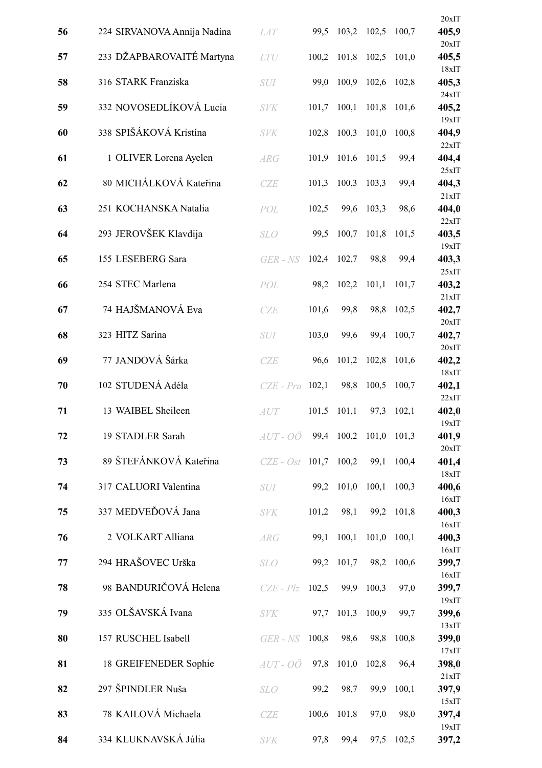| Rank | No. | Name | Nation | S1 | S2 | S3 | S4 | Total |
|---|---|---|---|---|---|---|---|---|
| 56 | 224 | SIRVANOVA Annija Nadina | *LAT* | 99,5 | 103,2 | 102,5 | 100,7 | 20xIT **405,9** |
| 57 | 233 | DŽAPBAROVAITÉ Martyna | *LTU* | 100,2 | 101,8 | 102,5 | 101,0 | 20xIT **405,5** |
| 58 | 316 | STARK Franziska | *SUI* | 99,0 | 100,9 | 102,6 | 102,8 | 18xIT **405,3** |
| 59 | 332 | NOVOSEDLÍKOVÁ Lucia | *SVK* | 101,7 | 100,1 | 101,8 | 101,6 | 24xIT **405,2** |
| 60 | 338 | SPIŠÁKOVÁ Kristína | *SVK* | 102,8 | 100,3 | 101,0 | 100,8 | 19xIT **404,9** |
| 61 | 1 | OLIVER Lorena Ayelen | *ARG* | 101,9 | 101,6 | 101,5 | 99,4 | 22xIT **404,4** |
| 62 | 80 | MICHÁLKOVÁ Kateřina | *CZE* | 101,3 | 100,3 | 103,3 | 99,4 | 25xIT **404,3** |
| 63 | 251 | KOCHANSKA Natalia | *POL* | 102,5 | 99,6 | 103,3 | 98,6 | 21xIT **404,0** |
| 64 | 293 | JEROVŠEK Klavdija | *SLO* | 99,5 | 100,7 | 101,8 | 101,5 | 22xIT **403,5** |
| 65 | 155 | LESEBERG Sara | *GER - NS* | 102,4 | 102,7 | 98,8 | 99,4 | 19xIT **403,3** |
| 66 | 254 | STEC Marlena | *POL* | 98,2 | 102,2 | 101,1 | 101,7 | 25xIT **403,2** |
| 67 | 74 | HAJŠMANOVÁ Eva | *CZE* | 101,6 | 99,8 | 98,8 | 102,5 | 21xIT **402,7** |
| 68 | 323 | HITZ Sarina | *SUI* | 103,0 | 99,6 | 99,4 | 100,7 | 20xIT **402,7** |
| 69 | 77 | JANDOVÁ Šárka | *CZE* | 96,6 | 101,2 | 102,8 | 101,6 | 20xIT **402,2** |
| 70 | 102 | STUDENÁ Adéla | *CZE - Pra* | 102,1 | 98,8 | 100,5 | 100,7 | 18xIT **402,1** |
| 71 | 13 | WAIBEL Sheileen | *AUT* | 101,5 | 101,1 | 97,3 | 102,1 | 22xIT **402,0** |
| 72 | 19 | STADLER Sarah | *AUT - OÖ* | 99,4 | 100,2 | 101,0 | 101,3 | 19xIT **401,9** |
| 73 | 89 | ŠTEFÁNKOVÁ Kateřina | *CZE - Ost* | 101,7 | 100,2 | 99,1 | 100,4 | 20xIT **401,4** |
| 74 | 317 | CALUORI Valentina | *SUI* | 99,2 | 101,0 | 100,1 | 100,3 | 18xIT **400,6** |
| 75 | 337 | MEDVEĎOVÁ Jana | *SVK* | 101,2 | 98,1 | 99,2 | 101,8 | 16xIT **400,3** |
| 76 | 2 | VOLKART Alliana | *ARG* | 99,1 | 100,1 | 101,0 | 100,1 | 16xIT **400,3** |
| 77 | 294 | HRAŠOVEC Urška | *SLO* | 99,2 | 101,7 | 98,2 | 100,6 | 16xIT **399,7** |
| 78 | 98 | BANDURIČOVÁ Helena | *CZE - Plz* | 102,5 | 99,9 | 100,3 | 97,0 | 16xIT **399,7** |
| 79 | 335 | OLŠAVSKÁ Ivana | *SVK* | 97,7 | 101,3 | 100,9 | 99,7 | 19xIT **399,6** |
| 80 | 157 | RUSCHEL Isabell | *GER - NS* | 100,8 | 98,6 | 98,8 | 100,8 | 13xIT **399,0** |
| 81 | 18 | GREIFENEDER Sophie | *AUT - OÖ* | 97,8 | 101,0 | 102,8 | 96,4 | 17xIT **398,0** |
| 82 | 297 | ŠPINDLER Nuša | *SLO* | 99,2 | 98,7 | 99,9 | 100,1 | 21xIT **397,9** |
| 83 | 78 | KAILOVÁ Michaela | *CZE* | 100,6 | 101,8 | 97,0 | 98,0 | 15xIT **397,4** |
| 84 | 334 | KLUKNAVSKÁ Júlia | *SVK* | 97,8 | 99,4 | 97,5 | 102,5 | 19xIT **397,2** |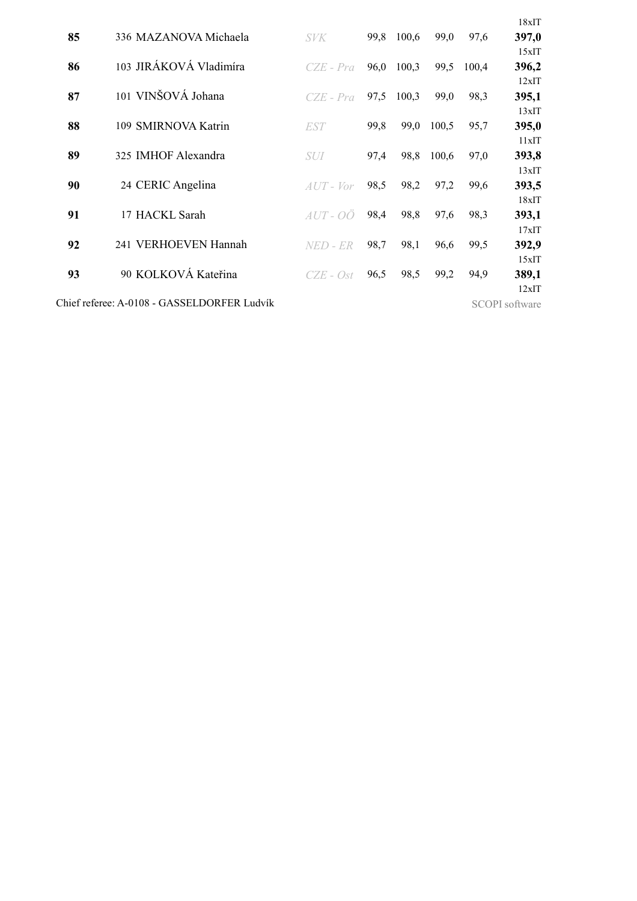| | | | | | | | | |
|---|---|---|---|---|---|---|---|---|
| | | | | | | | | 18xIT |
| **85** | 336 MAZANOVA Michaela | *SVK* | 99,8 | 100,6 | 99,0 | 97,6 | **397,0** | |
| | | | | | | | | 15xIT |
| **86** | 103 JIRÁKOVÁ Vladimíra | *CZE - Pra* | 96,0 | 100,3 | 99,5 | 100,4 | **396,2** | |
| | | | | | | | | 12xIT |
| **87** | 101 VINŠOVÁ Johana | *CZE - Pra* | 97,5 | 100,3 | 99,0 | 98,3 | **395,1** | |
| | | | | | | | | 13xIT |
| **88** | 109 SMIRNOVA Katrin | *EST* | 99,8 | 99,0 | 100,5 | 95,7 | **395,0** | |
| | | | | | | | | 11xIT |
| **89** | 325 IMHOF Alexandra | *SUI* | 97,4 | 98,8 | 100,6 | 97,0 | **393,8** | |
| | | | | | | | | 13xIT |
| **90** | 24 CERIC Angelina | *AUT - Vor* | 98,5 | 98,2 | 97,2 | 99,6 | **393,5** | |
| | | | | | | | | 18xIT |
| **91** | 17 HACKL Sarah | *AUT - OÖ* | 98,4 | 98,8 | 97,6 | 98,3 | **393,1** | |
| | | | | | | | | 17xIT |
| **92** | 241 VERHOEVEN Hannah | *NED - ER* | 98,7 | 98,1 | 96,6 | 99,5 | **392,9** | |
| | | | | | | | | 15xIT |
| **93** | 90 KOLKOVÁ Kateřina | *CZE - Ost* | 96,5 | 98,5 | 99,2 | 94,9 | **389,1** | |
| | | | | | | | | 12xIT |

Chief referee: A-0108 - GASSELDORFER Ludvík

SCOPI software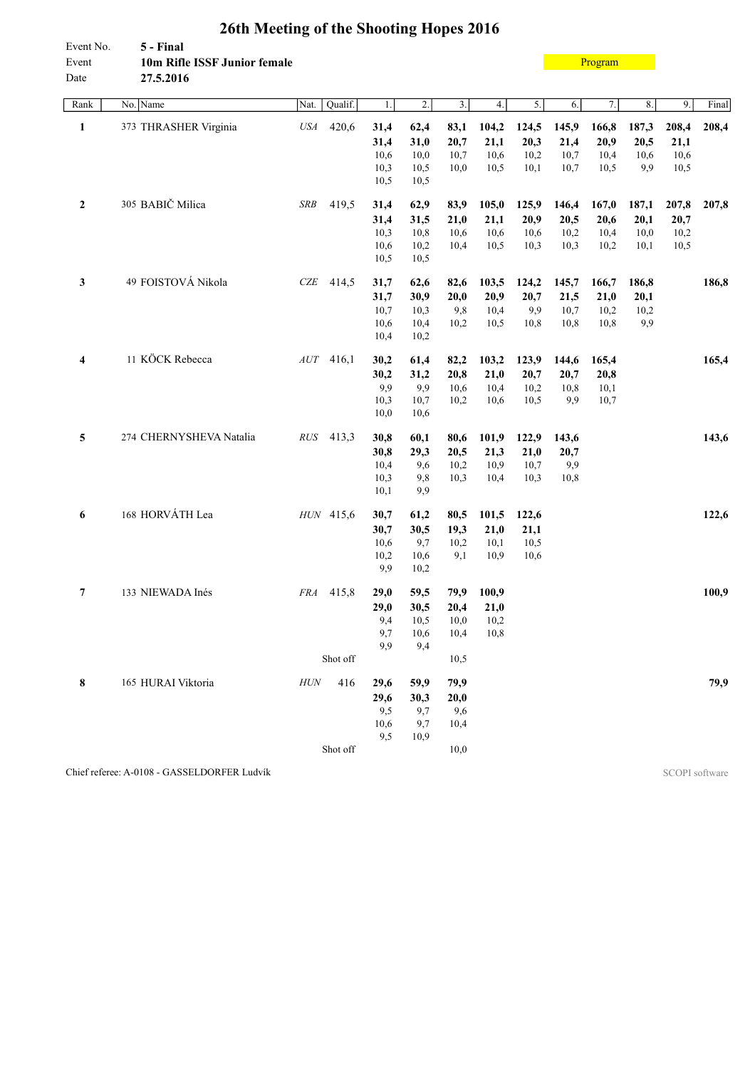# 26th Meeting of the Shooting Hopes 2016

Event No. **5 - Final**
Event **10m Rifle ISSF Junior female**
Date **27.5.2016**

Program

| Rank | No. | Name | Nat. | Qualif. | 1. | 2. | 3. | 4. | 5. | 6. | 7. | 8. | 9. | Final |
|---|---|---|---|---|---|---|---|---|---|---|---|---|---|---|
| **1** | 373 | THRASHER Virginia | *USA* | 420,6 | **31,4** | **62,4** | **83,1** | **104,2** | **124,5** | **145,9** | **166,8** | **187,3** | **208,4** | **208,4** |
| | | | | | **31,4** | **31,0** | **20,7** | **21,1** | **20,3** | **21,4** | **20,9** | **20,5** | **21,1** | |
| | | | | | 10,6 | 10,0 | 10,7 | 10,6 | 10,2 | 10,7 | 10,4 | 10,6 | 10,6 | |
| | | | | | 10,3 | 10,5 | 10,0 | 10,5 | 10,1 | 10,7 | 10,5 | 9,9 | 10,5 | |
| | | | | | 10,5 | 10,5 | | | | | | | | |
| **2** | 305 | BABIČ Milica | *SRB* | 419,5 | **31,4** | **62,9** | **83,9** | **105,0** | **125,9** | **146,4** | **167,0** | **187,1** | **207,8** | **207,8** |
| | | | | | **31,4** | **31,5** | **21,0** | **21,1** | **20,9** | **20,5** | **20,6** | **20,1** | **20,7** | |
| | | | | | 10,3 | 10,8 | 10,6 | 10,6 | 10,6 | 10,2 | 10,4 | 10,0 | 10,2 | |
| | | | | | 10,6 | 10,2 | 10,4 | 10,5 | 10,3 | 10,3 | 10,2 | 10,1 | 10,5 | |
| | | | | | 10,5 | 10,5 | | | | | | | | |
| **3** | 49 | FOISTOVÁ Nikola | *CZE* | 414,5 | **31,7** | **62,6** | **82,6** | **103,5** | **124,2** | **145,7** | **166,7** | **186,8** | | **186,8** |
| | | | | | **31,7** | **30,9** | **20,0** | **20,9** | **20,7** | **21,5** | **21,0** | **20,1** | | |
| | | | | | 10,7 | 10,3 | 9,8 | 10,4 | 9,9 | 10,7 | 10,2 | 10,2 | | |
| | | | | | 10,6 | 10,4 | 10,2 | 10,5 | 10,8 | 10,8 | 10,8 | 9,9 | | |
| | | | | | 10,4 | 10,2 | | | | | | | | |
| **4** | 11 | KÖCK Rebecca | *AUT* | 416,1 | **30,2** | **61,4** | **82,2** | **103,2** | **123,9** | **144,6** | **165,4** | | | **165,4** |
| | | | | | **30,2** | **31,2** | **20,8** | **21,0** | **20,7** | **20,7** | **20,8** | | | |
| | | | | | 9,9 | 9,9 | 10,6 | 10,4 | 10,2 | 10,8 | 10,1 | | | |
| | | | | | 10,3 | 10,7 | 10,2 | 10,6 | 10,5 | 9,9 | 10,7 | | | |
| | | | | | 10,0 | 10,6 | | | | | | | | |
| **5** | 274 | CHERNYSHEVA Natalia | *RUS* | 413,3 | **30,8** | **60,1** | **80,6** | **101,9** | **122,9** | **143,6** | | | | **143,6** |
| | | | | | **30,8** | **29,3** | **20,5** | **21,3** | **21,0** | **20,7** | | | | |
| | | | | | 10,4 | 9,6 | 10,2 | 10,9 | 10,7 | 9,9 | | | | |
| | | | | | 10,3 | 9,8 | 10,3 | 10,4 | 10,3 | 10,8 | | | | |
| | | | | | 10,1 | 9,9 | | | | | | | | |
| **6** | 168 | HORVÁTH Lea | *HUN* | 415,6 | **30,7** | **61,2** | **80,5** | **101,5** | **122,6** | | | | | **122,6** |
| | | | | | **30,7** | **30,5** | **19,3** | **21,0** | **21,1** | | | | | |
| | | | | | 10,6 | 9,7 | 10,2 | 10,1 | 10,5 | | | | | |
| | | | | | 10,2 | 10,6 | 9,1 | 10,9 | 10,6 | | | | | |
| | | | | | 9,9 | 10,2 | | | | | | | | |
| **7** | 133 | NIEWADA Inés | *FRA* | 415,8 | **29,0** | **59,5** | **79,9** | **100,9** | | | | | | **100,9** |
| | | | | | **29,0** | **30,5** | **20,4** | **21,0** | | | | | | |
| | | | | | 9,4 | 10,5 | 10,0 | 10,2 | | | | | | |
| | | | | | 9,7 | 10,6 | 10,4 | 10,8 | | | | | | |
| | | | | | 9,9 | 9,4 | | | | | | | | |
| | | | | Shot off | | | 10,5 | | | | | | | |
| **8** | 165 | HURAI Viktoria | *HUN* | 416 | **29,6** | **59,9** | **79,9** | | | | | | | **79,9** |
| | | | | | **29,6** | **30,3** | **20,0** | | | | | | | |
| | | | | | 9,5 | 9,7 | 9,6 | | | | | | | |
| | | | | | 10,6 | 9,7 | 10,4 | | | | | | | |
| | | | | | 9,5 | 10,9 | | | | | | | | |
| | | | | Shot off | | | 10,0 | | | | | | | |

Chief referee: A-0108 - GASSELDORFER Ludvík

SCOPI software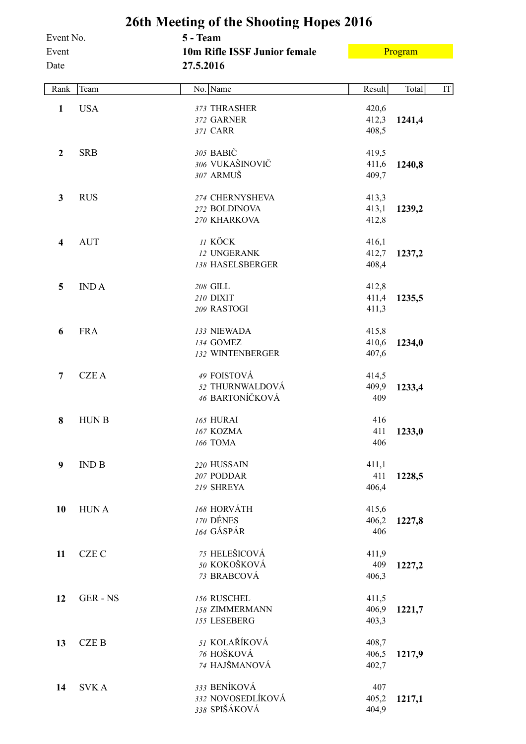# 26th Meeting of the Shooting Hopes 2016

| | |
|---|---|
| Event No. | 5 - Team |
| Event | 10m Rifle ISSF Junior female |
| Date | 27.5.2016 |

Program

| Rank | Team | No. | Name | Result | Total | IT |
|---|---|---|---|---|---|---|
| 1 | USA | 373 | THRASHER | 420,6 | | |
| | | 372 | GARNER | 412,3 | 1241,4 | |
| | | 371 | CARR | 408,5 | | |
| 2 | SRB | 305 | BABIČ | 419,5 | | |
| | | 306 | VUKAŠINOVIČ | 411,6 | 1240,8 | |
| | | 307 | ARMUŠ | 409,7 | | |
| 3 | RUS | 274 | CHERNYSHEVA | 413,3 | | |
| | | 272 | BOLDINOVA | 413,1 | 1239,2 | |
| | | 270 | KHARKOVA | 412,8 | | |
| 4 | AUT | 11 | KÖCK | 416,1 | | |
| | | 12 | UNGERANK | 412,7 | 1237,2 | |
| | | 138 | HASELSBERGER | 408,4 | | |
| 5 | IND A | 208 | GILL | 412,8 | | |
| | | 210 | DIXIT | 411,4 | 1235,5 | |
| | | 209 | RASTOGI | 411,3 | | |
| 6 | FRA | 133 | NIEWADA | 415,8 | | |
| | | 134 | GOMEZ | 410,6 | 1234,0 | |
| | | 132 | WINTENBERGER | 407,6 | | |
| 7 | CZE A | 49 | FOISTOVÁ | 414,5 | | |
| | | 52 | THURNWALDOVÁ | 409,9 | 1233,4 | |
| | | 46 | BARTONÍČKOVÁ | 409 | | |
| 8 | HUN B | 165 | HURAI | 416 | | |
| | | 167 | KOZMA | 411 | 1233,0 | |
| | | 166 | TOMA | 406 | | |
| 9 | IND B | 220 | HUSSAIN | 411,1 | | |
| | | 207 | PODDAR | 411 | 1228,5 | |
| | | 219 | SHREYA | 406,4 | | |
| 10 | HUN A | 168 | HORVÁTH | 415,6 | | |
| | | 170 | DÉNES | 406,2 | 1227,8 | |
| | | 164 | GÁSPÁR | 406 | | |
| 11 | CZE C | 75 | HELEŠICOVÁ | 411,9 | | |
| | | 50 | KOKOŠKOVÁ | 409 | 1227,2 | |
| | | 73 | BRABCOVÁ | 406,3 | | |
| 12 | GER - NS | 156 | RUSCHEL | 411,5 | | |
| | | 158 | ZIMMERMANN | 406,9 | 1221,7 | |
| | | 155 | LESEBERG | 403,3 | | |
| 13 | CZE B | 51 | KOLAŘÍKOVÁ | 408,7 | | |
| | | 76 | HOŠKOVÁ | 406,5 | 1217,9 | |
| | | 74 | HAJŠMANOVÁ | 402,7 | | |
| 14 | SVK A | 333 | BENÍKOVÁ | 407 | | |
| | | 332 | NOVOSEDLÍKOVÁ | 405,2 | 1217,1 | |
| | | 338 | SPIŠÁKOVÁ | 404,9 | | |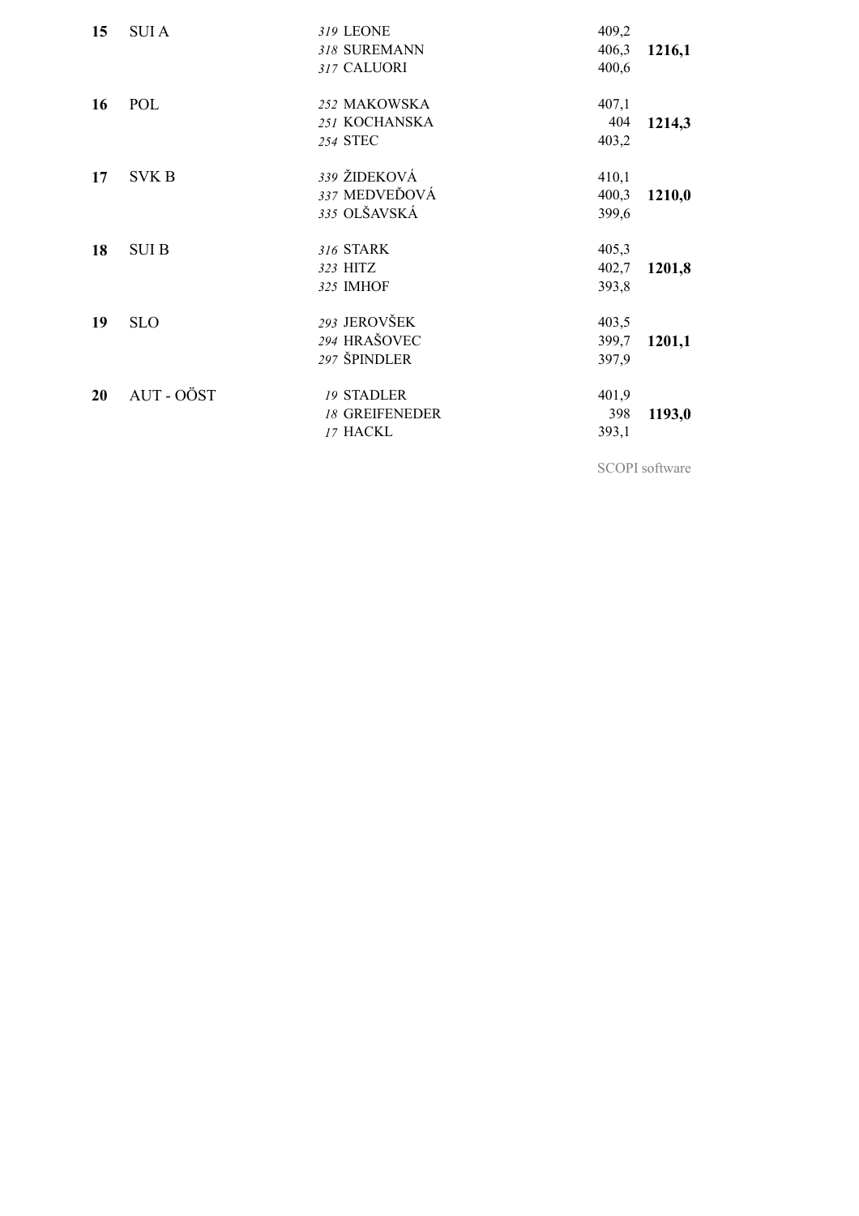| Rank | Team | No. | Name | Score | Total |
|---|---|---|---|---|---|
| **15** | SUI A | *319* | LEONE | 409,2 | |
| | | *318* | SUREMANN | 406,3 | **1216,1** |
| | | *317* | CALUORI | 400,6 | |
| **16** | POL | *252* | MAKOWSKA | 407,1 | |
| | | *251* | KOCHANSKA | 404 | **1214,3** |
| | | *254* | STEC | 403,2 | |
| **17** | SVK B | *339* | ŽIDEKOVÁ | 410,1 | |
| | | *337* | MEDVEĎOVÁ | 400,3 | **1210,0** |
| | | *335* | OLŠAVSKÁ | 399,6 | |
| **18** | SUI B | *316* | STARK | 405,3 | |
| | | *323* | HITZ | 402,7 | **1201,8** |
| | | *325* | IMHOF | 393,8 | |
| **19** | SLO | *293* | JEROVŠEK | 403,5 | |
| | | *294* | HRAŠOVEC | 399,7 | **1201,1** |
| | | *297* | ŠPINDLER | 397,9 | |
| **20** | AUT - OÖST | *19* | STADLER | 401,9 | |
| | | *18* | GREIFENEDER | 398 | **1193,0** |
| | | *17* | HACKL | 393,1 | |

SCOPI software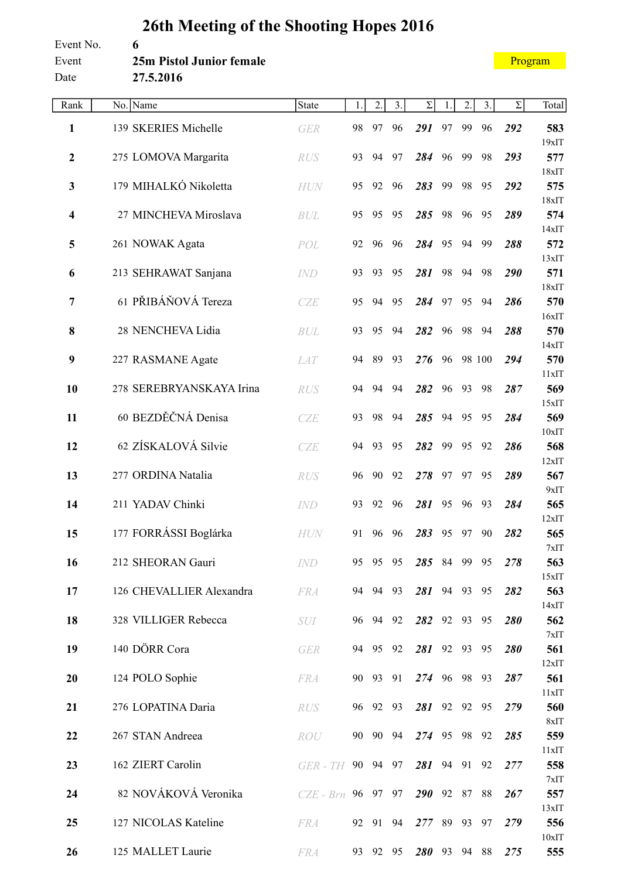# 26th Meeting of the Shooting Hopes 2016

| | |
|---|---|
| Event No. | 6 |
| Event | **25m Pistol Junior female** |
| Date | 27.5.2016 |

Program

| Rank | No. | Name | State | 1. | 2. | 3. | Σ | 1. | 2. | 3. | Σ | Total |
|---|---|---|---|---|---|---|---|---|---|---|---|---|
| **1** | 139 | SKERIES Michelle | GER | 98 | 97 | 96 | ***291*** | 97 | 99 | 96 | ***292*** | **583** 19xIT |
| **2** | 275 | LOMOVA Margarita | RUS | 93 | 94 | 97 | ***284*** | 96 | 99 | 98 | ***293*** | **577** 18xIT |
| **3** | 179 | MIHALKÓ Nikoletta | HUN | 95 | 92 | 96 | ***283*** | 99 | 98 | 95 | ***292*** | **575** 18xIT |
| **4** | 27 | MINCHEVA Miroslava | BUL | 95 | 95 | 95 | ***285*** | 98 | 96 | 95 | ***289*** | **574** 14xIT |
| **5** | 261 | NOWAK Agata | POL | 92 | 96 | 96 | ***284*** | 95 | 94 | 99 | ***288*** | **572** 13xIT |
| **6** | 213 | SEHRAWAT Sanjana | IND | 93 | 93 | 95 | ***281*** | 98 | 94 | 98 | ***290*** | **571** 18xIT |
| **7** | 61 | PŘIBÁŇOVÁ Tereza | CZE | 95 | 94 | 95 | ***284*** | 97 | 95 | 94 | ***286*** | **570** 16xIT |
| **8** | 28 | NENCHEVA Lidia | BUL | 93 | 95 | 94 | ***282*** | 96 | 98 | 94 | ***288*** | **570** 14xIT |
| **9** | 227 | RASMANE Agate | LAT | 94 | 89 | 93 | ***276*** | 96 | 98 | 100 | ***294*** | **570** 11xIT |
| **10** | 278 | SEREBRYANSKAYA Irina | RUS | 94 | 94 | 94 | ***282*** | 96 | 93 | 98 | ***287*** | **569** 15xIT |
| **11** | 60 | BEZDĚČNÁ Denisa | CZE | 93 | 98 | 94 | ***285*** | 94 | 95 | 95 | ***284*** | **569** 10xIT |
| **12** | 62 | ZÍSKALOVÁ Silvie | CZE | 94 | 93 | 95 | ***282*** | 99 | 95 | 92 | ***286*** | **568** 12xIT |
| **13** | 277 | ORDINA Natalia | RUS | 96 | 90 | 92 | ***278*** | 97 | 97 | 95 | ***289*** | **567** 9xIT |
| **14** | 211 | YADAV Chinki | IND | 93 | 92 | 96 | ***281*** | 95 | 96 | 93 | ***284*** | **565** 12xIT |
| **15** | 177 | FORRÁSSI Boglárka | HUN | 91 | 96 | 96 | ***283*** | 95 | 97 | 90 | ***282*** | **565** 7xIT |
| **16** | 212 | SHEORAN Gauri | IND | 95 | 95 | 95 | ***285*** | 84 | 99 | 95 | ***278*** | **563** 15xIT |
| **17** | 126 | CHEVALLIER Alexandra | FRA | 94 | 94 | 93 | ***281*** | 94 | 93 | 95 | ***282*** | **563** 14xIT |
| **18** | 328 | VILLIGER Rebecca | SUI | 96 | 94 | 92 | ***282*** | 92 | 93 | 95 | ***280*** | **562** 7xIT |
| **19** | 140 | DÖRR Cora | GER | 94 | 95 | 92 | ***281*** | 92 | 93 | 95 | ***280*** | **561** 12xIT |
| **20** | 124 | POLO Sophie | FRA | 90 | 93 | 91 | ***274*** | 96 | 98 | 93 | ***287*** | **561** 11xIT |
| **21** | 276 | LOPATINA Daria | RUS | 96 | 92 | 93 | ***281*** | 92 | 92 | 95 | ***279*** | **560** 8xIT |
| **22** | 267 | STAN Andreea | ROU | 90 | 90 | 94 | ***274*** | 95 | 98 | 92 | ***285*** | **559** 11xIT |
| **23** | 162 | ZIERT Carolin | GER - TH | 90 | 94 | 97 | ***281*** | 94 | 91 | 92 | ***277*** | **558** 7xIT |
| **24** | 82 | NOVÁKOVÁ Veronika | CZE - Brn | 96 | 97 | 97 | ***290*** | 92 | 87 | 88 | ***267*** | **557** 13xIT |
| **25** | 127 | NICOLAS Kateline | FRA | 92 | 91 | 94 | ***277*** | 89 | 93 | 97 | ***279*** | **556** 10xIT |
| **26** | 125 | MALLET Laurie | FRA | 93 | 92 | 95 | ***280*** | 93 | 94 | 88 | ***275*** | **555** |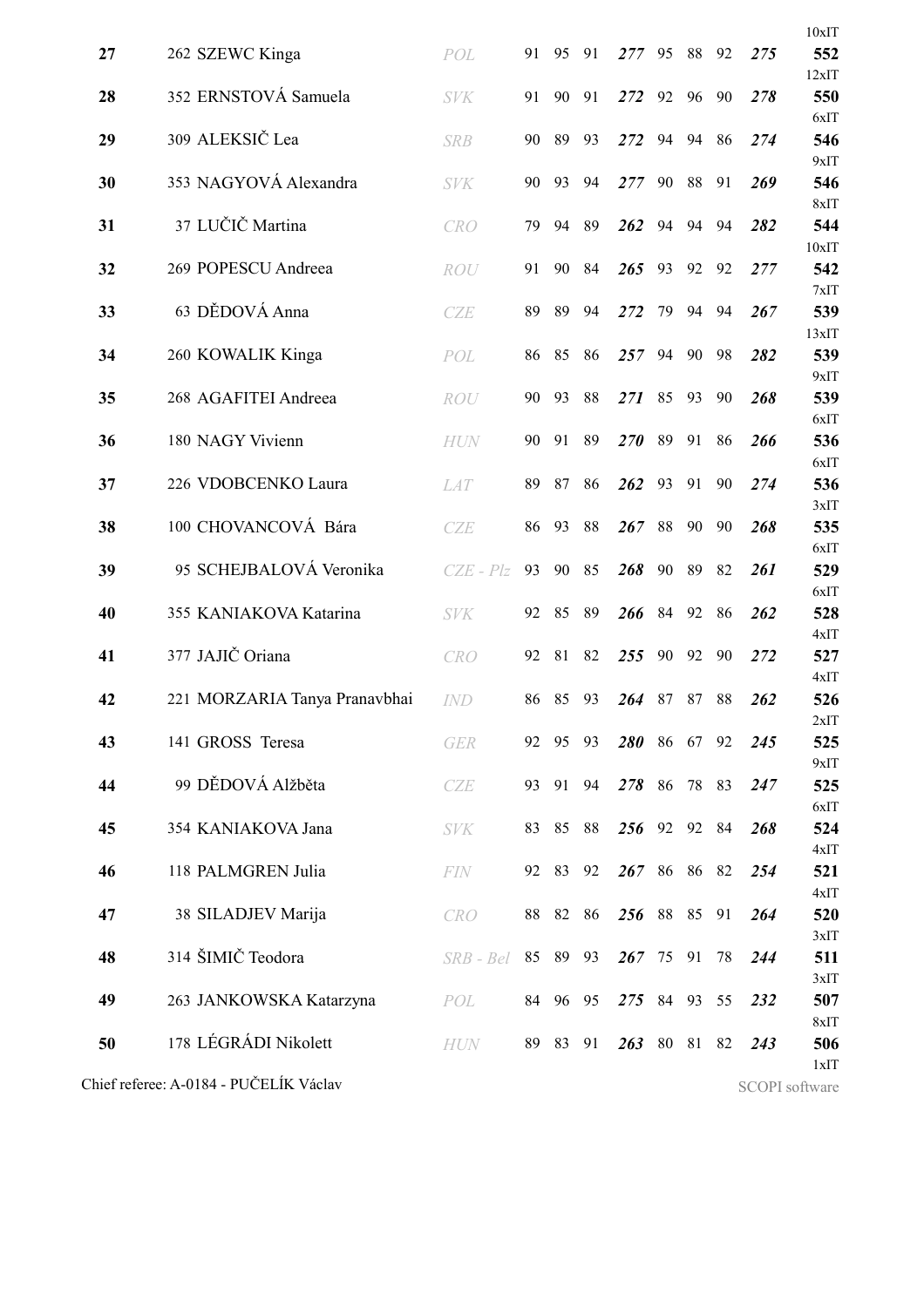10xIT

| Rank | No. | Name | Nation | 1 | 2 | 3 | Sub | 4 | 5 | 6 | Sub | Total | Inner 10s |
|---|---|---|---|---|---|---|---|---|---|---|---|---|---|
| 27 | 262 | SZEWC Kinga | *POL* | 91 | 95 | 91 | ***277*** | 95 | 88 | 92 | ***275*** | **552** | 12xIT |
| 28 | 352 | ERNSTOVÁ Samuela | *SVK* | 91 | 90 | 91 | ***272*** | 92 | 96 | 90 | ***278*** | **550** | 6xIT |
| 29 | 309 | ALEKSIČ Lea | *SRB* | 90 | 89 | 93 | ***272*** | 94 | 94 | 86 | ***274*** | **546** | 9xIT |
| 30 | 353 | NAGYOVÁ Alexandra | *SVK* | 90 | 93 | 94 | ***277*** | 90 | 88 | 91 | ***269*** | **546** | 8xIT |
| 31 | 37 | LUČIČ Martina | *CRO* | 79 | 94 | 89 | ***262*** | 94 | 94 | 94 | ***282*** | **544** | 10xIT |
| 32 | 269 | POPESCU Andreea | *ROU* | 91 | 90 | 84 | ***265*** | 93 | 92 | 92 | ***277*** | **542** | 7xIT |
| 33 | 63 | DĚDOVÁ Anna | *CZE* | 89 | 89 | 94 | ***272*** | 79 | 94 | 94 | ***267*** | **539** | 13xIT |
| 34 | 260 | KOWALIK Kinga | *POL* | 86 | 85 | 86 | ***257*** | 94 | 90 | 98 | ***282*** | **539** | 9xIT |
| 35 | 268 | AGAFITEI Andreea | *ROU* | 90 | 93 | 88 | ***271*** | 85 | 93 | 90 | ***268*** | **539** | 6xIT |
| 36 | 180 | NAGY Vivienn | *HUN* | 90 | 91 | 89 | ***270*** | 89 | 91 | 86 | ***266*** | **536** | 6xIT |
| 37 | 226 | VDOBCENKO Laura | *LAT* | 89 | 87 | 86 | ***262*** | 93 | 91 | 90 | ***274*** | **536** | 3xIT |
| 38 | 100 | CHOVANCOVÁ Bára | *CZE* | 86 | 93 | 88 | ***267*** | 88 | 90 | 90 | ***268*** | **535** | 6xIT |
| 39 | 95 | SCHEJBALOVÁ Veronika | *CZE - Plz* | 93 | 90 | 85 | ***268*** | 90 | 89 | 82 | ***261*** | **529** | 6xIT |
| 40 | 355 | KANIAKOVA Katarina | *SVK* | 92 | 85 | 89 | ***266*** | 84 | 92 | 86 | ***262*** | **528** | 4xIT |
| 41 | 377 | JAJIČ Oriana | *CRO* | 92 | 81 | 82 | ***255*** | 90 | 92 | 90 | ***272*** | **527** | 4xIT |
| 42 | 221 | MORZARIA Tanya Pranavbhai | *IND* | 86 | 85 | 93 | ***264*** | 87 | 87 | 88 | ***262*** | **526** | 2xIT |
| 43 | 141 | GROSS Teresa | *GER* | 92 | 95 | 93 | ***280*** | 86 | 67 | 92 | ***245*** | **525** | 9xIT |
| 44 | 99 | DĚDOVÁ Alžběta | *CZE* | 93 | 91 | 94 | ***278*** | 86 | 78 | 83 | ***247*** | **525** | 6xIT |
| 45 | 354 | KANIAKOVA Jana | *SVK* | 83 | 85 | 88 | ***256*** | 92 | 92 | 84 | ***268*** | **524** | 4xIT |
| 46 | 118 | PALMGREN Julia | *FIN* | 92 | 83 | 92 | ***267*** | 86 | 86 | 82 | ***254*** | **521** | 4xIT |
| 47 | 38 | SILADJEV Marija | *CRO* | 88 | 82 | 86 | ***256*** | 88 | 85 | 91 | ***264*** | **520** | 3xIT |
| 48 | 314 | ŠIMIČ Teodora | *SRB - Bel* | 85 | 89 | 93 | ***267*** | 75 | 91 | 78 | ***244*** | **511** | 3xIT |
| 49 | 263 | JANKOWSKA Katarzyna | *POL* | 84 | 96 | 95 | ***275*** | 84 | 93 | 55 | ***232*** | **507** | 8xIT |
| 50 | 178 | LÉGRÁDI Nikolett | *HUN* | 89 | 83 | 91 | ***263*** | 80 | 81 | 82 | ***243*** | **506** | 1xIT |

Chief referee: A-0184 - PUČELÍK Václav

SCOPI software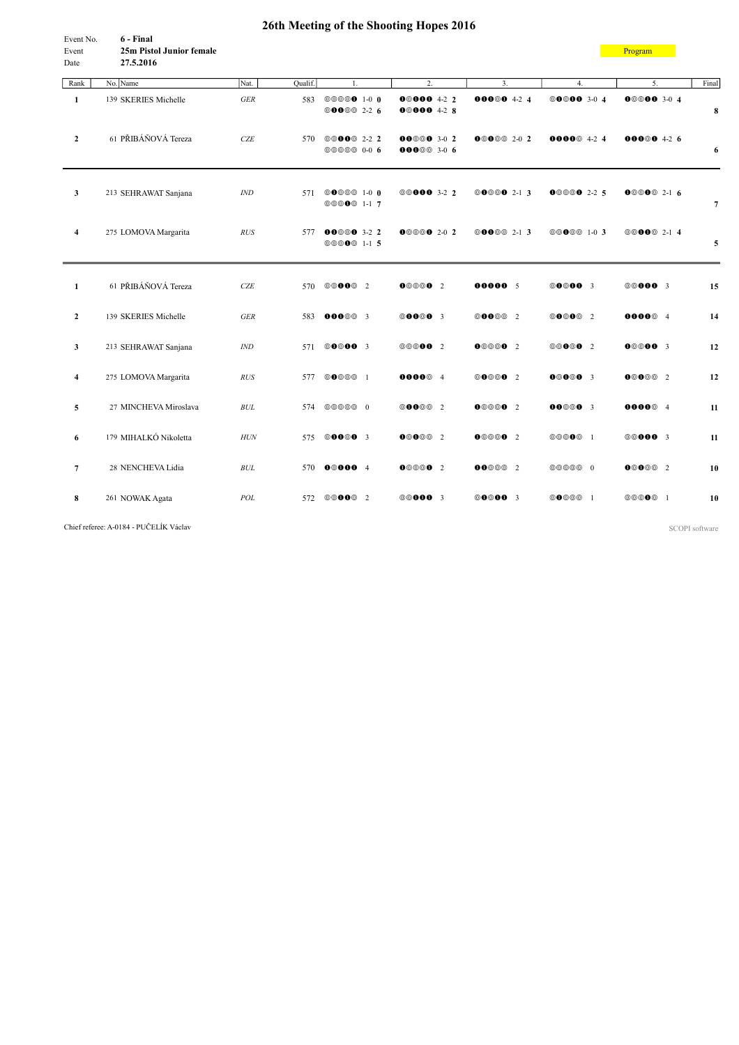# 26th Meeting of the Shooting Hopes 2016

Event No. **6 - Final**
Event **25m Pistol Junior female**
Date **27.5.2016**

Program

| Rank | No. | Name | Nat. | Qualif. | 1. | 2. | 3. | 4. | 5. | Final |
|---|---|---|---|---|---|---|---|---|---|---|
| **1** | 139 | SKERIES Michelle | *GER* | 583 | ⓪⓪⓪⓪❶ 1-0 **0** ⓪❶❶⓪⓪ 2-2 **6** | ❶⓪❶❶❶ 4-2 **2** ❶⓪❶❶❶ 4-2 **8** | ❶❶❶⓪⓪ 4-2 **4** | ⓪❶⓪❶❶ 3-0 **4** | ❶⓪⓪❶❶ 3-0 **4** | **8** |
| **2** | 61 | PŘIBÁŇOVÁ Tereza | *CZE* | 570 | ⓪⓪❶❶⓪ 2-2 **2** ⓪⓪⓪⓪⓪ 0-0 **6** | ❶❶⓪⓪❶ 3-0 **2** ❶❶❶⓪⓪ 3-0 **6** | ❶⓪❶⓪⓪ 2-0 **2** | ❶❶❶❶⓪ 4-2 **4** | ❶❶❶⓪❶ 4-2 **6** | **6** |
| **3** | 213 | SEHRAWAT Sanjana | *IND* | 571 | ⓪❶⓪⓪⓪ 1-0 **0** ⓪⓪⓪❶⓪ 1-1 **7** | ⓪⓪❶❶❶ 3-2 **2** | ⓪❶⓪⓪❶ 2-1 **3** | ❶⓪⓪⓪❶ 2-2 **5** | ❶⓪⓪❶⓪ 2-1 **6** | **7** |
| **4** | 275 | LOMOVA Margarita | *RUS* | 577 | ❶❶⓪⓪❶ 3-2 **2** ⓪⓪⓪❶⓪ 1-1 **5** | ❶⓪⓪⓪❶ 2-0 **2** | ⓪❶❶⓪⓪ 2-1 **3** | ⓪⓪❶⓪⓪ 1-0 **3** | ⓪⓪❶❶⓪ 2-1 **4** | **5** |

| Rank | No. | Name | Nat. | Qualif. | 1. | 2. | 3. | 4. | 5. | Final |
|---|---|---|---|---|---|---|---|---|---|---|
| **1** | 61 | PŘIBÁŇOVÁ Tereza | *CZE* | 570 | ⓪⓪❶❶⓪ 2 | ❶⓪⓪⓪❶ 2 | ❶❶❶❶❶ 5 | ⓪❶⓪❶❶ 3 | ⓪⓪❶❶❶ 3 | **15** |
| **2** | 139 | SKERIES Michelle | *GER* | 583 | ❶❶❶⓪⓪ 3 | ⓪❶❶❶⓪ 3 | ⓪❶❶⓪⓪ 2 | ⓪❶⓪❶⓪ 2 | ❶❶❶❶⓪ 4 | **14** |
| **3** | 213 | SEHRAWAT Sanjana | *IND* | 571 | ⓪❶⓪❶❶ 3 | ⓪⓪⓪❶❶ 2 | ❶⓪⓪⓪❶ 2 | ⓪⓪❶❶⓪ 2 | ❶⓪⓪❶❶ 3 | **12** |
| **4** | 275 | LOMOVA Margarita | *RUS* | 577 | ⓪❶⓪⓪⓪ 1 | ❶❶❶❶⓪ 4 | ⓪❶⓪⓪❶ 2 | ❶⓪❶⓪❶ 3 | ❶⓪❶⓪⓪ 2 | **12** |
| **5** | 27 | MINCHEVA Miroslava | *BUL* | 574 | ⓪⓪⓪⓪⓪ 0 | ⓪❶❶⓪⓪ 2 | ❶⓪⓪⓪❶ 2 | ❶❶⓪⓪❶ 3 | ❶❶❶❶⓪ 4 | **11** |
| **6** | 179 | MIHALKÓ Nikoletta | *HUN* | 575 | ⓪❶❶⓪❶ 3 | ❶⓪❶⓪⓪ 2 | ❶⓪⓪⓪❶ 2 | ⓪⓪⓪❶⓪ 1 | ⓪⓪❶❶❶ 3 | **11** |
| **7** | 28 | NENCHEVA Lidia | *BUL* | 570 | ❶⓪❶❶❶ 4 | ❶⓪⓪⓪❶ 2 | ❶❶⓪⓪⓪ 2 | ⓪⓪⓪⓪⓪ 0 | ❶⓪❶⓪⓪ 2 | **10** |
| **8** | 261 | NOWAK Agata | *POL* | 572 | ⓪⓪❶❶⓪ 2 | ⓪⓪❶❶❶ 3 | ⓪❶⓪❶❶ 3 | ⓪❶⓪⓪⓪ 1 | ⓪⓪⓪❶⓪ 1 | **10** |

Chief referee: A-0184 - PUČELÍK Václav

SCOPI software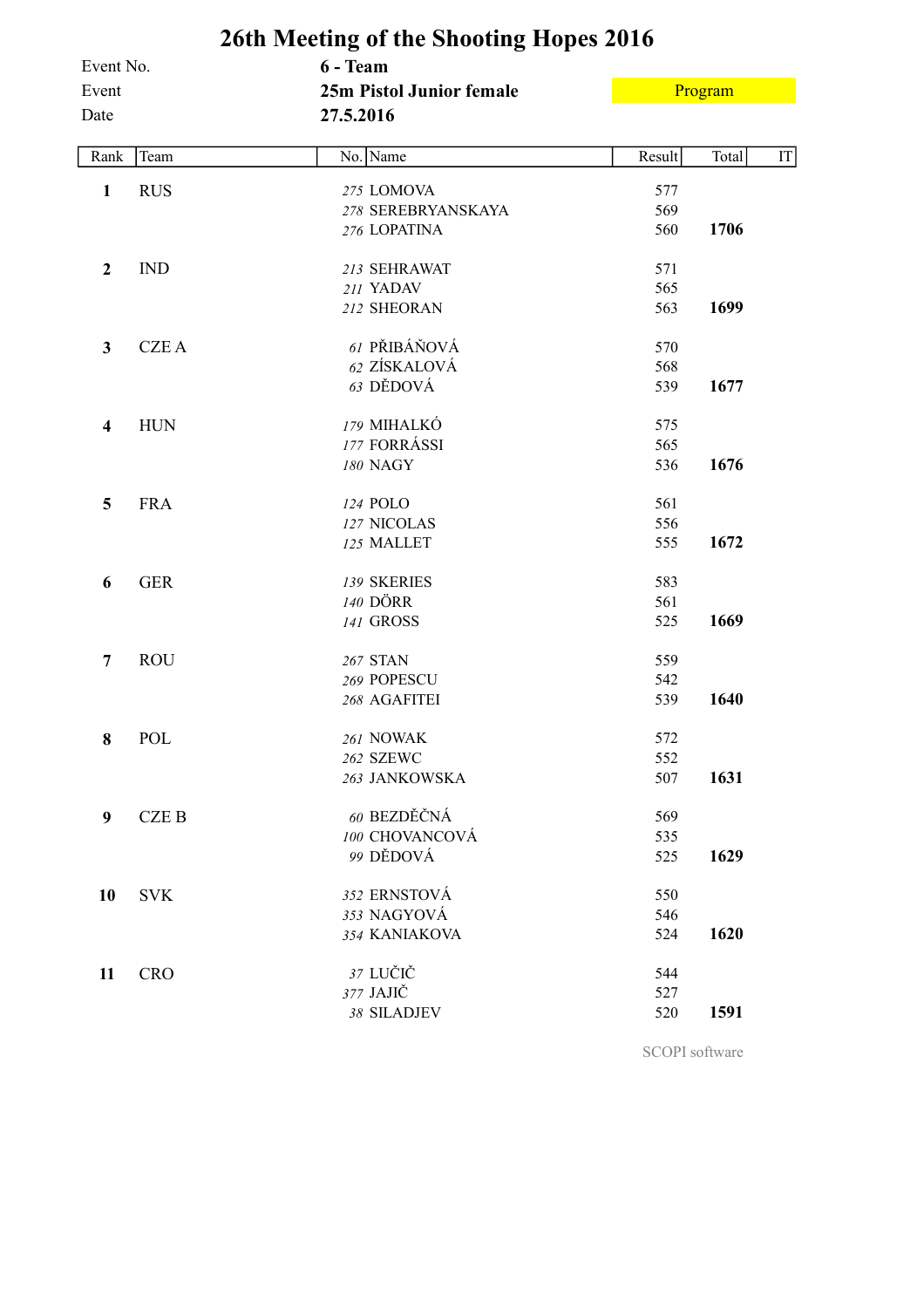# 26th Meeting of the Shooting Hopes 2016

Event No. **6 - Team**

Event **25m Pistol Junior female** Program

Date **27.5.2016**

| Rank | Team | No. | Name | Result | Total | IT |
|---|---|---|---|---|---|---|
| **1** | RUS | *275* | LOMOVA | 577 | | |
| | | *278* | SEREBRYANSKAYA | 569 | | |
| | | *276* | LOPATINA | 560 | **1706** | |
| **2** | IND | *213* | SEHRAWAT | 571 | | |
| | | *211* | YADAV | 565 | | |
| | | *212* | SHEORAN | 563 | **1699** | |
| **3** | CZE A | *61* | PŘIBÁŇOVÁ | 570 | | |
| | | *62* | ZÍSKALOVÁ | 568 | | |
| | | *63* | DĚDOVÁ | 539 | **1677** | |
| **4** | HUN | *179* | MIHALKÓ | 575 | | |
| | | *177* | FORRÁSSI | 565 | | |
| | | *180* | NAGY | 536 | **1676** | |
| **5** | FRA | *124* | POLO | 561 | | |
| | | *127* | NICOLAS | 556 | | |
| | | *125* | MALLET | 555 | **1672** | |
| **6** | GER | *139* | SKERIES | 583 | | |
| | | *140* | DÖRR | 561 | | |
| | | *141* | GROSS | 525 | **1669** | |
| **7** | ROU | *267* | STAN | 559 | | |
| | | *269* | POPESCU | 542 | | |
| | | *268* | AGAFITEI | 539 | **1640** | |
| **8** | POL | *261* | NOWAK | 572 | | |
| | | *262* | SZEWC | 552 | | |
| | | *263* | JANKOWSKA | 507 | **1631** | |
| **9** | CZE B | *60* | BEZDĚČNÁ | 569 | | |
| | | *100* | CHOVANCOVÁ | 535 | | |
| | | *99* | DĚDOVÁ | 525 | **1629** | |
| **10** | SVK | *352* | ERNSTOVÁ | 550 | | |
| | | *353* | NAGYOVÁ | 546 | | |
| | | *354* | KANIAKOVA | 524 | **1620** | |
| **11** | CRO | *37* | LUČIČ | 544 | | |
| | | *377* | JAJIČ | 527 | | |
| | | *38* | SILADJEV | 520 | **1591** | |

SCOPI software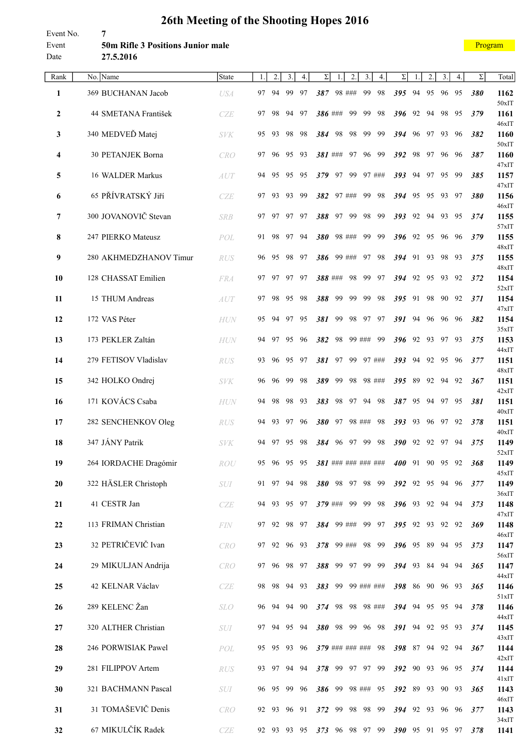# 26th Meeting of the Shooting Hopes 2016

Event No. 7
Event **50m Rifle 3 Positions Junior male**
Date **27.5.2016**

Program

| Rank | No. | Name | State | 1. | 2. | 3. | 4. | Σ | 1. | 2. | 3. | 4. | Σ | 1. | 2. | 3. | 4. | Σ | Total |
|---|---|---|---|---|---|---|---|---|---|---|---|---|---|---|---|---|---|---|---|
| **1** | 369 | BUCHANAN Jacob | USA | 97 | 94 | 99 | 97 | ***387*** | 98 | ### | 99 | 98 | ***395*** | 94 | 95 | 96 | 95 | ***380*** | **1162** 50xIT |
| **2** | 44 | SMETANA František | CZE | 97 | 98 | 94 | 97 | ***386*** | ### | 99 | 99 | 98 | ***396*** | 92 | 94 | 98 | 95 | ***379*** | **1161** 46xIT |
| **3** | 340 | MEDVEĎ Matej | SVK | 95 | 93 | 98 | 98 | ***384*** | 98 | 98 | 99 | 99 | ***394*** | 96 | 97 | 93 | 96 | ***382*** | **1160** 50xIT |
| **4** | 30 | PETANJEK Borna | CRO | 97 | 96 | 95 | 93 | ***381*** | ### | 97 | 96 | 99 | ***392*** | 98 | 97 | 96 | 96 | ***387*** | **1160** 47xIT |
| **5** | 16 | WALDER Markus | AUT | 94 | 95 | 95 | 95 | ***379*** | 97 | 99 | 97 | ### | ***393*** | 94 | 97 | 95 | 99 | ***385*** | **1157** 47xIT |
| **6** | 65 | PŘÍVRATSKÝ Jiří | CZE | 97 | 93 | 93 | 99 | ***382*** | 97 | ### | 99 | 98 | ***394*** | 95 | 95 | 93 | 97 | ***380*** | **1156** 46xIT |
| **7** | 300 | JOVANOVIČ Stevan | SRB | 97 | 97 | 97 | 97 | ***388*** | 97 | 99 | 98 | 99 | ***393*** | 92 | 94 | 93 | 95 | ***374*** | **1155** 57xIT |
| **8** | 247 | PIERKO Mateusz | POL | 91 | 98 | 97 | 94 | ***380*** | 98 | ### | 99 | 99 | ***396*** | 92 | 95 | 96 | 96 | ***379*** | **1155** 48xIT |
| **9** | 280 | AKHMEDZHANOV Timur | RUS | 96 | 95 | 98 | 97 | ***386*** | 99 | ### | 97 | 98 | ***394*** | 91 | 93 | 98 | 93 | ***375*** | **1155** 48xIT |
| **10** | 128 | CHASSAT Emilien | FRA | 97 | 97 | 97 | 97 | ***388*** | ### | 98 | 99 | 97 | ***394*** | 92 | 95 | 93 | 92 | ***372*** | **1154** 52xIT |
| **11** | 15 | THUM Andreas | AUT | 97 | 98 | 95 | 98 | ***388*** | 99 | 99 | 99 | 98 | ***395*** | 91 | 98 | 90 | 92 | ***371*** | **1154** 47xIT |
| **12** | 172 | VAS Péter | HUN | 95 | 94 | 97 | 95 | ***381*** | 99 | 98 | 97 | 97 | ***391*** | 94 | 96 | 96 | 96 | ***382*** | **1154** 35xIT |
| **13** | 173 | PEKLER Zaltán | HUN | 94 | 97 | 95 | 96 | ***382*** | 98 | 99 | ### | 99 | ***396*** | 92 | 93 | 97 | 93 | ***375*** | **1153** 44xIT |
| **14** | 279 | FETISOV Vladislav | RUS | 93 | 96 | 95 | 97 | ***381*** | 97 | 99 | 97 | ### | ***393*** | 94 | 92 | 95 | 96 | ***377*** | **1151** 48xIT |
| **15** | 342 | HOLKO Ondrej | SVK | 96 | 96 | 99 | 98 | ***389*** | 99 | 98 | 98 | ### | ***395*** | 89 | 92 | 94 | 92 | ***367*** | **1151** 42xIT |
| **16** | 171 | KOVÁCS Csaba | HUN | 94 | 98 | 98 | 93 | ***383*** | 98 | 97 | 94 | 98 | ***387*** | 95 | 94 | 97 | 95 | ***381*** | **1151** 40xIT |
| **17** | 282 | SENCHENKOV Oleg | RUS | 94 | 93 | 97 | 96 | ***380*** | 97 | 98 | ### | 98 | ***393*** | 93 | 96 | 97 | 92 | ***378*** | **1151** 40xIT |
| **18** | 347 | JÁNY Patrik | SVK | 94 | 97 | 95 | 98 | ***384*** | 96 | 97 | 99 | 98 | ***390*** | 92 | 92 | 97 | 94 | ***375*** | **1149** 52xIT |
| **19** | 264 | IORDACHE Dragómir | ROU | 95 | 96 | 95 | 95 | ***381*** | ### | ### | ### | ### | ***400*** | 91 | 90 | 95 | 92 | ***368*** | **1149** 45xIT |
| **20** | 322 | HÄSLER Christoph | SUI | 91 | 97 | 94 | 98 | ***380*** | 98 | 97 | 98 | 99 | ***392*** | 92 | 95 | 94 | 96 | ***377*** | **1149** 36xIT |
| **21** | 41 | CESTR Jan | CZE | 94 | 93 | 95 | 97 | ***379*** | ### | 99 | 99 | 98 | ***396*** | 93 | 92 | 94 | 94 | ***373*** | **1148** 47xIT |
| **22** | 113 | FRIMAN Christian | FIN | 97 | 92 | 98 | 97 | ***384*** | 99 | ### | 99 | 97 | ***395*** | 92 | 93 | 92 | 92 | ***369*** | **1148** 46xIT |
| **23** | 32 | PETRIČEVIČ Ivan | CRO | 97 | 92 | 96 | 93 | ***378*** | 99 | ### | 98 | 99 | ***396*** | 95 | 89 | 94 | 95 | ***373*** | **1147** 56xIT |
| **24** | 29 | MIKULJAN Andrija | CRO | 97 | 96 | 98 | 97 | ***388*** | 99 | 97 | 99 | 99 | ***394*** | 93 | 84 | 94 | 94 | ***365*** | **1147** 44xIT |
| **25** | 42 | KELNAR Václav | CZE | 98 | 98 | 94 | 93 | ***383*** | 99 | 99 | ### | ### | ***398*** | 86 | 90 | 96 | 93 | ***365*** | **1146** 51xIT |
| **26** | 289 | KELENC Žan | SLO | 96 | 94 | 94 | 90 | ***374*** | 98 | 98 | 98 | ### | ***394*** | 94 | 95 | 95 | 94 | ***378*** | **1146** 44xIT |
| **27** | 320 | ALTHER Christian | SUI | 97 | 94 | 95 | 94 | ***380*** | 98 | 99 | 96 | 98 | ***391*** | 94 | 92 | 95 | 93 | ***374*** | **1145** 43xIT |
| **28** | 246 | PORWISIAK Pawel | POL | 95 | 95 | 93 | 96 | ***379*** | ### | ### | ### | 98 | ***398*** | 87 | 94 | 92 | 94 | ***367*** | **1144** 42xIT |
| **29** | 281 | FILIPPOV Artem | RUS | 93 | 97 | 94 | 94 | ***378*** | 99 | 97 | 97 | 99 | ***392*** | 90 | 93 | 96 | 95 | ***374*** | **1144** 41xIT |
| **30** | 321 | BACHMANN Pascal | SUI | 96 | 95 | 99 | 96 | ***386*** | 99 | 98 | ### | 95 | ***392*** | 89 | 93 | 90 | 93 | ***365*** | **1143** 46xIT |
| **31** | 31 | TOMAŠEVIČ Denis | CRO | 92 | 93 | 96 | 91 | ***372*** | 99 | 98 | 98 | 99 | ***394*** | 92 | 93 | 96 | 96 | ***377*** | **1143** 34xIT |
| **32** | 67 | MIKULČÍK Radek | CZE | 92 | 93 | 93 | 95 | ***373*** | 96 | 98 | 97 | 99 | ***390*** | 95 | 91 | 95 | 97 | ***378*** | **1141** |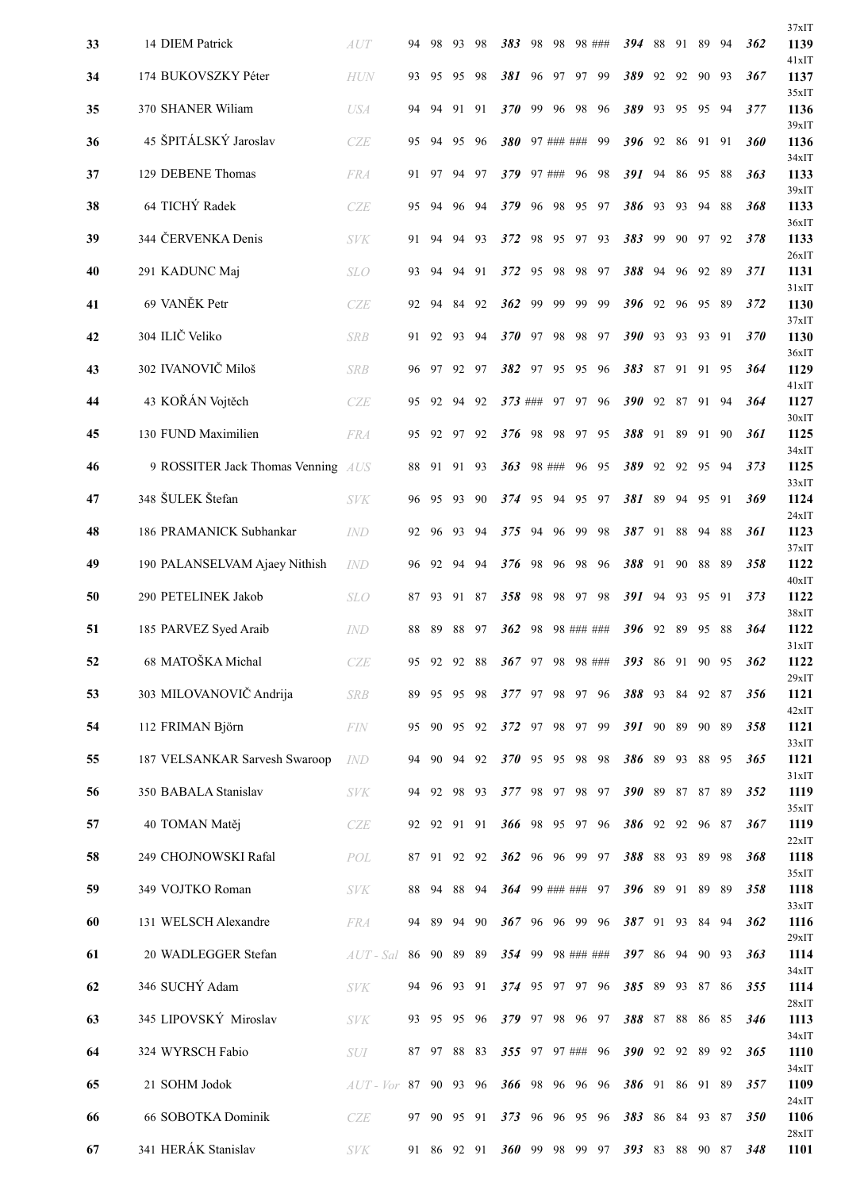| | | | | | | | | | | | | | | | | | | | | |
|---|---|---|---|---|---|---|---|---|---|---|---|---|---|---|---|---|---|---|---|---|
| | | | | | | | | | | | | | | | | | | | | 37xIT |
| 33 | 14 DIEM Patrick | *AUT* | 94 | 98 | 93 | 98 | ***383*** | 98 | 98 | 98 | ### | ***394*** | 88 | 91 | 89 | 94 | ***362*** | **1139** |
| | | | | | | | | | | | | | | | | | | 41xIT |
| 34 | 174 BUKOVSZKY Péter | *HUN* | 93 | 95 | 95 | 98 | ***381*** | 96 | 97 | 97 | 99 | ***389*** | 92 | 92 | 90 | 93 | ***367*** | **1137** |
| | | | | | | | | | | | | | | | | | | 35xIT |
| 35 | 370 SHANER Wiliam | *USA* | 94 | 94 | 91 | 91 | ***370*** | 99 | 96 | 98 | 96 | ***389*** | 93 | 95 | 95 | 94 | ***377*** | **1136** |
| | | | | | | | | | | | | | | | | | | 39xIT |
| 36 | 45 ŠPITÁLSKÝ Jaroslav | *CZE* | 95 | 94 | 95 | 96 | ***380*** | 97 | ### | ### | 99 | ***396*** | 92 | 86 | 91 | 91 | ***360*** | **1136** |
| | | | | | | | | | | | | | | | | | | 34xIT |
| 37 | 129 DEBENE Thomas | *FRA* | 91 | 97 | 94 | 97 | ***379*** | 97 | ### | 96 | 98 | ***391*** | 94 | 86 | 95 | 88 | ***363*** | **1133** |
| | | | | | | | | | | | | | | | | | | 39xIT |
| 38 | 64 TICHÝ Radek | *CZE* | 95 | 94 | 96 | 94 | ***379*** | 96 | 98 | 95 | 97 | ***386*** | 93 | 93 | 94 | 88 | ***368*** | **1133** |
| | | | | | | | | | | | | | | | | | | 36xIT |
| 39 | 344 ČERVENKA Denis | *SVK* | 91 | 94 | 94 | 93 | ***372*** | 98 | 95 | 97 | 93 | ***383*** | 99 | 90 | 97 | 92 | ***378*** | **1133** |
| | | | | | | | | | | | | | | | | | | 26xIT |
| 40 | 291 KADUNC Maj | *SLO* | 93 | 94 | 94 | 91 | ***372*** | 95 | 98 | 98 | 97 | ***388*** | 94 | 96 | 92 | 89 | ***371*** | **1131** |
| | | | | | | | | | | | | | | | | | | 31xIT |
| 41 | 69 VANĚK Petr | *CZE* | 92 | 94 | 84 | 92 | ***362*** | 99 | 99 | 99 | 99 | ***396*** | 92 | 96 | 95 | 89 | ***372*** | **1130** |
| | | | | | | | | | | | | | | | | | | 37xIT |
| 42 | 304 ILIČ Veliko | *SRB* | 91 | 92 | 93 | 94 | ***370*** | 97 | 98 | 98 | 97 | ***390*** | 93 | 93 | 93 | 91 | ***370*** | **1130** |
| | | | | | | | | | | | | | | | | | | 36xIT |
| 43 | 302 IVANOVIČ Miloš | *SRB* | 96 | 97 | 92 | 97 | ***382*** | 97 | 95 | 95 | 96 | ***383*** | 87 | 91 | 91 | 95 | ***364*** | **1129** |
| | | | | | | | | | | | | | | | | | | 41xIT |
| 44 | 43 KOŘÁN Vojtěch | *CZE* | 95 | 92 | 94 | 92 | ***373*** | ### | 97 | 97 | 96 | ***390*** | 92 | 87 | 91 | 94 | ***364*** | **1127** |
| | | | | | | | | | | | | | | | | | | 30xIT |
| 45 | 130 FUND Maximilien | *FRA* | 95 | 92 | 97 | 92 | ***376*** | 98 | 98 | 97 | 95 | ***388*** | 91 | 89 | 91 | 90 | ***361*** | **1125** |
| | | | | | | | | | | | | | | | | | | 34xIT |
| 46 | 9 ROSSITER Jack Thomas Venning | *AUS* | 88 | 91 | 91 | 93 | ***363*** | 98 | ### | 96 | 95 | ***389*** | 92 | 92 | 95 | 94 | ***373*** | **1125** |
| | | | | | | | | | | | | | | | | | | 33xIT |
| 47 | 348 ŠULEK Štefan | *SVK* | 96 | 95 | 93 | 90 | ***374*** | 95 | 94 | 95 | 97 | ***381*** | 89 | 94 | 95 | 91 | ***369*** | **1124** |
| | | | | | | | | | | | | | | | | | | 24xIT |
| 48 | 186 PRAMANICK Subhankar | *IND* | 92 | 96 | 93 | 94 | ***375*** | 94 | 96 | 99 | 98 | ***387*** | 91 | 88 | 94 | 88 | ***361*** | **1123** |
| | | | | | | | | | | | | | | | | | | 37xIT |
| 49 | 190 PALANSELVAM Ajaey Nithish | *IND* | 96 | 92 | 94 | 94 | ***376*** | 98 | 96 | 98 | 96 | ***388*** | 91 | 90 | 88 | 89 | ***358*** | **1122** |
| | | | | | | | | | | | | | | | | | | 40xIT |
| 50 | 290 PETELINEK Jakob | *SLO* | 87 | 93 | 91 | 87 | ***358*** | 98 | 98 | 97 | 98 | ***391*** | 94 | 93 | 95 | 91 | ***373*** | **1122** |
| | | | | | | | | | | | | | | | | | | 38xIT |
| 51 | 185 PARVEZ Syed Araib | *IND* | 88 | 89 | 88 | 97 | ***362*** | 98 | 98 | ### | ### | ***396*** | 92 | 89 | 95 | 88 | ***364*** | **1122** |
| | | | | | | | | | | | | | | | | | | 31xIT |
| 52 | 68 MATOŠKA Michal | *CZE* | 95 | 92 | 92 | 88 | ***367*** | 97 | 98 | 98 | ### | ***393*** | 86 | 91 | 90 | 95 | ***362*** | **1122** |
| | | | | | | | | | | | | | | | | | | 29xIT |
| 53 | 303 MILOVANOVIČ Andrija | *SRB* | 89 | 95 | 95 | 98 | ***377*** | 97 | 98 | 97 | 96 | ***388*** | 93 | 84 | 92 | 87 | ***356*** | **1121** |
| | | | | | | | | | | | | | | | | | | 42xIT |
| 54 | 112 FRIMAN Björn | *FIN* | 95 | 90 | 95 | 92 | ***372*** | 97 | 98 | 97 | 99 | ***391*** | 90 | 89 | 90 | 89 | ***358*** | **1121** |
| | | | | | | | | | | | | | | | | | | 33xIT |
| 55 | 187 VELSANKAR Sarvesh Swaroop | *IND* | 94 | 90 | 94 | 92 | ***370*** | 95 | 95 | 98 | 98 | ***386*** | 89 | 93 | 88 | 95 | ***365*** | **1121** |
| | | | | | | | | | | | | | | | | | | 31xIT |
| 56 | 350 BABALA Stanislav | *SVK* | 94 | 92 | 98 | 93 | ***377*** | 98 | 97 | 98 | 97 | ***390*** | 89 | 87 | 87 | 89 | ***352*** | **1119** |
| | | | | | | | | | | | | | | | | | | 35xIT |
| 57 | 40 TOMAN Matěj | *CZE* | 92 | 92 | 91 | 91 | ***366*** | 98 | 95 | 97 | 96 | ***386*** | 92 | 92 | 96 | 87 | ***367*** | **1119** |
| | | | | | | | | | | | | | | | | | | 22xIT |
| 58 | 249 CHOJNOWSKI Rafal | *POL* | 87 | 91 | 92 | 92 | ***362*** | 96 | 96 | 99 | 97 | ***388*** | 88 | 93 | 89 | 98 | ***368*** | **1118** |
| | | | | | | | | | | | | | | | | | | 35xIT |
| 59 | 349 VOJTKO Roman | *SVK* | 88 | 94 | 88 | 94 | ***364*** | 99 | ### | ### | 97 | ***396*** | 89 | 91 | 89 | 89 | ***358*** | **1118** |
| | | | | | | | | | | | | | | | | | | 33xIT |
| 60 | 131 WELSCH Alexandre | *FRA* | 94 | 89 | 94 | 90 | ***367*** | 96 | 96 | 99 | 96 | ***387*** | 91 | 93 | 84 | 94 | ***362*** | **1116** |
| | | | | | | | | | | | | | | | | | | 29xIT |
| 61 | 20 WADLEGGER Stefan | *AUT - Sal* | 86 | 90 | 89 | 89 | ***354*** | 99 | 98 | ### | ### | ***397*** | 86 | 94 | 90 | 93 | ***363*** | **1114** |
| | | | | | | | | | | | | | | | | | | 34xIT |
| 62 | 346 SUCHÝ Adam | *SVK* | 94 | 96 | 93 | 91 | ***374*** | 95 | 97 | 97 | 96 | ***385*** | 89 | 93 | 87 | 86 | ***355*** | **1114** |
| | | | | | | | | | | | | | | | | | | 28xIT |
| 63 | 345 LIPOVSKÝ Miroslav | *SVK* | 93 | 95 | 95 | 96 | ***379*** | 97 | 98 | 96 | 97 | ***388*** | 87 | 88 | 86 | 85 | ***346*** | **1113** |
| | | | | | | | | | | | | | | | | | | 34xIT |
| 64 | 324 WYRSCH Fabio | *SUI* | 87 | 97 | 88 | 83 | ***355*** | 97 | 97 | ### | 96 | ***390*** | 92 | 92 | 89 | 92 | ***365*** | **1110** |
| | | | | | | | | | | | | | | | | | | 34xIT |
| 65 | 21 SOHM Jodok | *AUT - Vor* | 87 | 90 | 93 | 96 | ***366*** | 98 | 96 | 96 | 96 | ***386*** | 91 | 86 | 91 | 89 | ***357*** | **1109** |
| | | | | | | | | | | | | | | | | | | 24xIT |
| 66 | 66 SOBOTKA Dominik | *CZE* | 97 | 90 | 95 | 91 | ***373*** | 96 | 96 | 95 | 96 | ***383*** | 86 | 84 | 93 | 87 | ***350*** | **1106** |
| | | | | | | | | | | | | | | | | | | 28xIT |
| 67 | 341 HERÁK Stanislav | *SVK* | 91 | 86 | 92 | 91 | ***360*** | 99 | 98 | 99 | 97 | ***393*** | 83 | 88 | 90 | 87 | ***348*** | **1101** |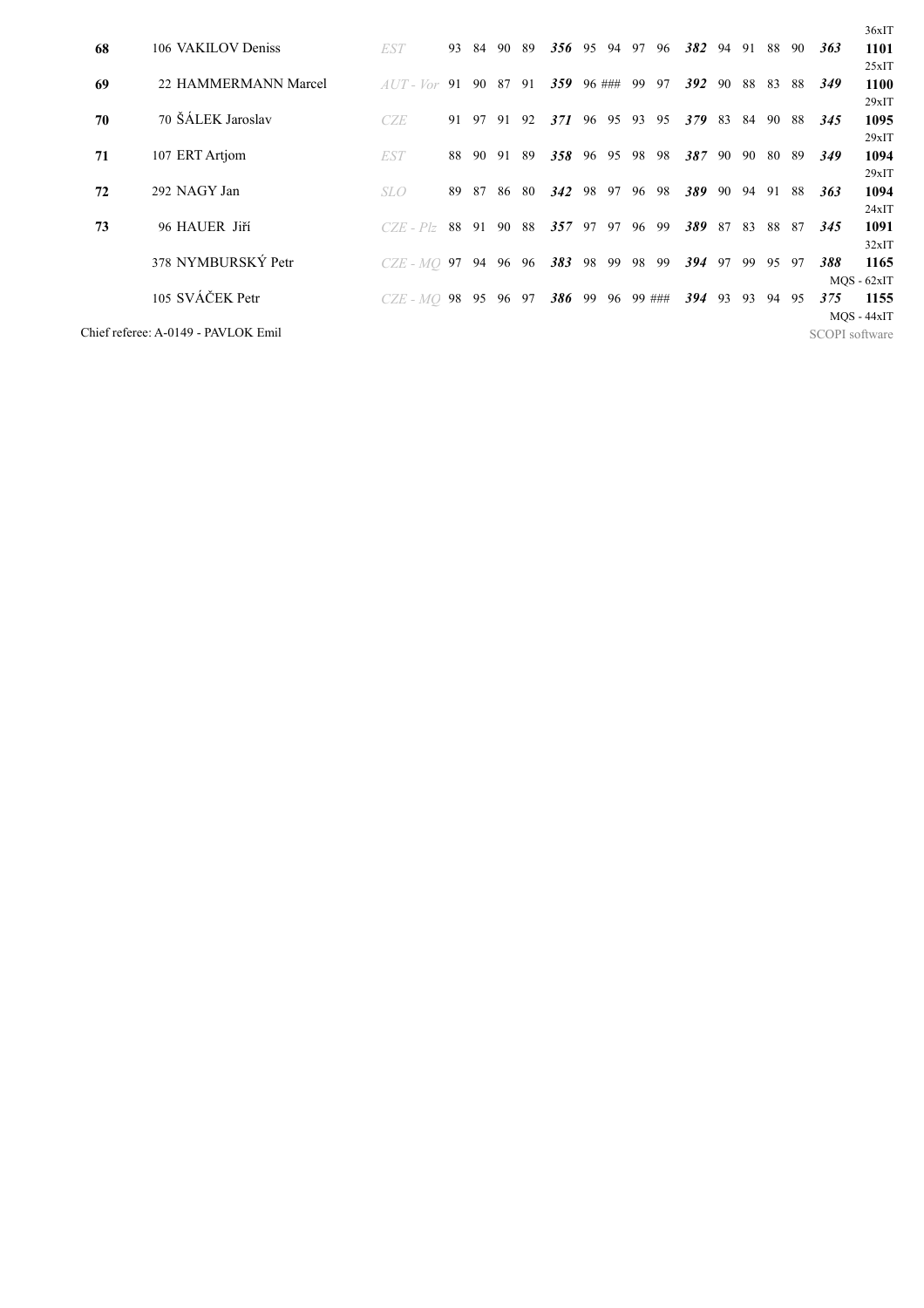| | | | | | | | | | | | | | | | | | | | |
|---|---|---|---|---|---|---|---|---|---|---|---|---|---|---|---|---|---|---|---|
| | | | | | | | | | | | | | | | | | | | 36xIT |
| **68** | 106 VAKILOV Deniss | *EST* | 93 | 84 | 90 | 89 | ***356*** | 95 | 94 | 97 | 96 | ***382*** | 94 | 91 | 88 | 90 | ***363*** | **1101** |
| | | | | | | | | | | | | | | | | | | | 25xIT |
| **69** | 22 HAMMERMANN Marcel | *AUT - Vor* | 91 | 90 | 87 | 91 | ***359*** | 96 | ### | 99 | 97 | ***392*** | 90 | 88 | 83 | 88 | ***349*** | **1100** |
| | | | | | | | | | | | | | | | | | | | 29xIT |
| **70** | 70 ŠÁLEK Jaroslav | *CZE* | 91 | 97 | 91 | 92 | ***371*** | 96 | 95 | 93 | 95 | ***379*** | 83 | 84 | 90 | 88 | ***345*** | **1095** |
| | | | | | | | | | | | | | | | | | | | 29xIT |
| **71** | 107 ERT Artjom | *EST* | 88 | 90 | 91 | 89 | ***358*** | 96 | 95 | 98 | 98 | ***387*** | 90 | 90 | 80 | 89 | ***349*** | **1094** |
| | | | | | | | | | | | | | | | | | | | 29xIT |
| **72** | 292 NAGY Jan | *SLO* | 89 | 87 | 86 | 80 | ***342*** | 98 | 97 | 96 | 98 | ***389*** | 90 | 94 | 91 | 88 | ***363*** | **1094** |
| | | | | | | | | | | | | | | | | | | | 24xIT |
| **73** | 96 HAUER Jiří | *CZE - Plz* | 88 | 91 | 90 | 88 | ***357*** | 97 | 97 | 96 | 99 | ***389*** | 87 | 83 | 88 | 87 | ***345*** | **1091** |
| | | | | | | | | | | | | | | | | | | | 32xIT |
| | 378 NYMBURSKÝ Petr | *CZE - MQ* | 97 | 94 | 96 | 96 | ***383*** | 98 | 99 | 98 | 99 | ***394*** | 97 | 99 | 95 | 97 | ***388*** | **1165** |
| | | | | | | | | | | | | | | | | | | | MQS - 62xIT |
| | 105 SVÁČEK Petr | *CZE - MQ* | 98 | 95 | 96 | 97 | ***386*** | 99 | 96 | 99 | ### | ***394*** | 93 | 93 | 94 | 95 | ***375*** | **1155** |
| | | | | | | | | | | | | | | | | | | | MQS - 44xIT |

Chief referee: A-0149 - PAVLOK Emil

SCOPI software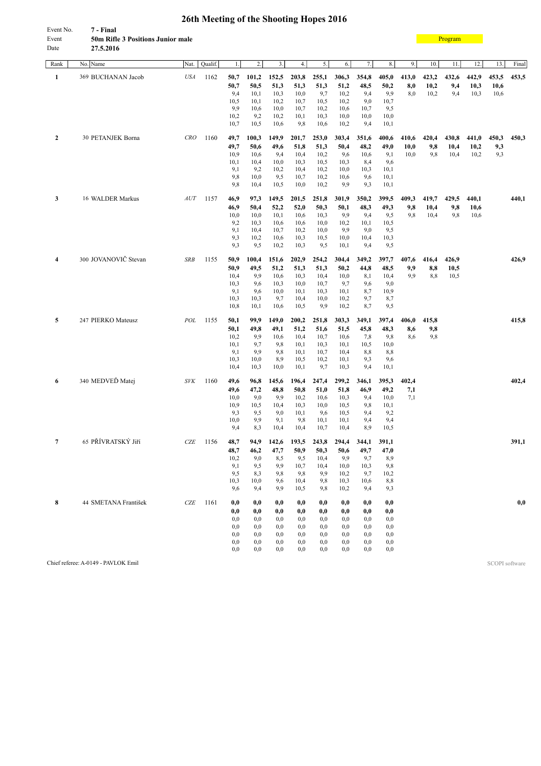# 26th Meeting of the Shooting Hopes 2016

Event No. **7 - Final**
Event **50m Rifle 3 Positions Junior male**
Date **27.5.2016**

Program

| Rank | No. Name | Nat. | Qualif. | 1. | 2. | 3. | 4. | 5. | 6. | 7. | 8. | 9. | 10. | 11. | 12. | 13. | Final |
|---|---|---|---|---|---|---|---|---|---|---|---|---|---|---|---|---|---|
| **1** | 369 BUCHANAN Jacob | USA | 1162 | **50,7** | **101,2** | **152,5** | **203,8** | **255,1** | **306,3** | **354,8** | **405,0** | **413,0** | **423,2** | **432,6** | **442,9** | **453,5** | **453,5** |
| | | | | **50,7** | **50,5** | **51,3** | **51,3** | **51,3** | **51,2** | **48,5** | **50,2** | **8,0** | **10,2** | **9,4** | **10,3** | **10,6** | |
| | | | | 9,4 | 10,1 | 10,3 | 10,0 | 9,7 | 10,2 | 9,4 | 9,9 | 8,0 | 10,2 | 9,4 | 10,3 | 10,6 | |
| | | | | 10,5 | 10,1 | 10,2 | 10,7 | 10,5 | 10,2 | 9,0 | 10,7 | | | | | | |
| | | | | 9,9 | 10,6 | 10,0 | 10,7 | 10,2 | 10,6 | 10,7 | 9,5 | | | | | | |
| | | | | 10,2 | 9,2 | 10,2 | 10,1 | 10,3 | 10,0 | 10,0 | 10,0 | | | | | | |
| | | | | 10,7 | 10,5 | 10,6 | 9,8 | 10,6 | 10,2 | 9,4 | 10,1 | | | | | | |
| **2** | 30 PETANJEK Borna | CRO | 1160 | **49,7** | **100,3** | **149,9** | **201,7** | **253,0** | **303,4** | **351,6** | **400,6** | **410,6** | **420,4** | **430,8** | **441,0** | **450,3** | **450,3** |
| | | | | **49,7** | **50,6** | **49,6** | **51,8** | **51,3** | **50,4** | **48,2** | **49,0** | **10,0** | **9,8** | **10,4** | **10,2** | **9,3** | |
| | | | | 10,9 | 10,6 | 9,4 | 10,4 | 10,2 | 9,6 | 10,6 | 9,1 | 10,0 | 9,8 | 10,4 | 10,2 | 9,3 | |
| | | | | 10,1 | 10,4 | 10,0 | 10,3 | 10,5 | 10,3 | 8,4 | 9,6 | | | | | | |
| | | | | 9,1 | 9,2 | 10,2 | 10,4 | 10,2 | 10,0 | 10,3 | 10,1 | | | | | | |
| | | | | 9,8 | 10,0 | 9,5 | 10,7 | 10,2 | 10,6 | 9,6 | 10,1 | | | | | | |
| | | | | 9,8 | 10,4 | 10,5 | 10,0 | 10,2 | 9,9 | 9,3 | 10,1 | | | | | | |
| **3** | 16 WALDER Markus | AUT | 1157 | **46,9** | **97,3** | **149,5** | **201,5** | **251,8** | **301,9** | **350,2** | **399,5** | **409,3** | **419,7** | **429,5** | **440,1** | | **440,1** |
| | | | | **46,9** | **50,4** | **52,2** | **52,0** | **50,3** | **50,1** | **48,3** | **49,3** | **9,8** | **10,4** | **9,8** | **10,6** | | |
| | | | | 10,0 | 10,0 | 10,1 | 10,6 | 10,3 | 9,9 | 9,4 | 9,5 | 9,8 | 10,4 | 9,8 | 10,6 | | |
| | | | | 9,2 | 10,3 | 10,6 | 10,6 | 10,0 | 10,2 | 10,1 | 10,5 | | | | | | |
| | | | | 9,1 | 10,4 | 10,7 | 10,2 | 10,0 | 9,9 | 9,0 | 9,5 | | | | | | |
| | | | | 9,3 | 10,2 | 10,6 | 10,3 | 10,5 | 10,0 | 10,4 | 10,3 | | | | | | |
| | | | | 9,3 | 9,5 | 10,2 | 10,3 | 9,5 | 10,1 | 9,4 | 9,5 | | | | | | |
| **4** | 300 JOVANOVIČ Stevan | SRB | 1155 | **50,9** | **100,4** | **151,6** | **202,9** | **254,2** | **304,4** | **349,2** | **397,7** | **407,6** | **416,4** | **426,9** | | | **426,9** |
| | | | | **50,9** | **49,5** | **51,2** | **51,3** | **51,3** | **50,2** | **44,8** | **48,5** | **9,9** | **8,8** | **10,5** | | | |
| | | | | 10,4 | 9,9 | 10,6 | 10,3 | 10,4 | 10,0 | 8,1 | 10,4 | 9,9 | 8,8 | 10,5 | | | |
| | | | | 10,3 | 9,6 | 10,3 | 10,0 | 10,7 | 9,7 | 9,6 | 9,0 | | | | | | |
| | | | | 9,1 | 9,6 | 10,0 | 10,1 | 10,3 | 10,1 | 8,7 | 10,9 | | | | | | |
| | | | | 10,3 | 10,3 | 9,7 | 10,4 | 10,0 | 10,2 | 9,7 | 8,7 | | | | | | |
| | | | | 10,8 | 10,1 | 10,6 | 10,5 | 9,9 | 10,2 | 8,7 | 9,5 | | | | | | |
| **5** | 247 PIERKO Mateusz | POL | 1155 | **50,1** | **99,9** | **149,0** | **200,2** | **251,8** | **303,3** | **349,1** | **397,4** | **406,0** | **415,8** | | | | **415,8** |
| | | | | **50,1** | **49,8** | **49,1** | **51,2** | **51,6** | **51,5** | **45,8** | **48,3** | **8,6** | **9,8** | | | | |
| | | | | 10,2 | 9,9 | 10,6 | 10,4 | 10,7 | 10,6 | 7,8 | 9,8 | 8,6 | 9,8 | | | | |
| | | | | 10,1 | 9,7 | 9,8 | 10,1 | 10,3 | 10,1 | 10,5 | 10,0 | | | | | | |
| | | | | 9,1 | 9,9 | 9,8 | 10,1 | 10,7 | 10,4 | 8,8 | 8,8 | | | | | | |
| | | | | 10,3 | 10,0 | 8,9 | 10,5 | 10,2 | 10,1 | 9,3 | 9,6 | | | | | | |
| | | | | 10,4 | 10,3 | 10,0 | 10,1 | 9,7 | 10,3 | 9,4 | 10,1 | | | | | | |
| **6** | 340 MEDVEĎ Matej | SVK | 1160 | **49,6** | **96,8** | **145,6** | **196,4** | **247,4** | **299,2** | **346,1** | **395,3** | **402,4** | | | | | **402,4** |
| | | | | **49,6** | **47,2** | **48,8** | **50,8** | **51,0** | **51,8** | **46,9** | **49,2** | **7,1** | | | | | |
| | | | | 10,0 | 9,0 | 9,9 | 10,2 | 10,6 | 10,3 | 9,4 | 10,0 | 7,1 | | | | | |
| | | | | 10,9 | 10,5 | 10,4 | 10,3 | 10,0 | 10,5 | 9,8 | 10,1 | | | | | | |
| | | | | 9,3 | 9,5 | 9,0 | 10,1 | 9,6 | 10,5 | 9,4 | 9,2 | | | | | | |
| | | | | 10,0 | 9,9 | 9,1 | 9,8 | 10,1 | 10,1 | 9,4 | 9,4 | | | | | | |
| | | | | 9,4 | 8,3 | 10,4 | 10,4 | 10,7 | 10,4 | 8,9 | 10,5 | | | | | | |
| **7** | 65 PŘÍVRATSKÝ Jiří | CZE | 1156 | **48,7** | **94,9** | **142,6** | **193,5** | **243,8** | **294,4** | **344,1** | **391,1** | | | | | | **391,1** |
| | | | | **48,7** | **46,2** | **47,7** | **50,9** | **50,3** | **50,6** | **49,7** | **47,0** | | | | | | |
| | | | | 10,2 | 9,0 | 8,5 | 9,5 | 10,4 | 9,9 | 9,7 | 8,9 | | | | | | |
| | | | | 9,1 | 9,5 | 9,9 | 10,7 | 10,4 | 10,0 | 10,3 | 9,8 | | | | | | |
| | | | | 9,5 | 8,3 | 9,8 | 9,8 | 9,9 | 10,2 | 9,7 | 10,2 | | | | | | |
| | | | | 10,3 | 10,0 | 9,6 | 10,4 | 9,8 | 10,3 | 10,6 | 8,8 | | | | | | |
| | | | | 9,6 | 9,4 | 9,9 | 10,5 | 9,8 | 10,2 | 9,4 | 9,3 | | | | | | |
| **8** | 44 SMETANA František | CZE | 1161 | **0,0** | **0,0** | **0,0** | **0,0** | **0,0** | **0,0** | **0,0** | **0,0** | | | | | | **0,0** |
| | | | | **0,0** | **0,0** | **0,0** | **0,0** | **0,0** | **0,0** | **0,0** | **0,0** | | | | | | |
| | | | | 0,0 | 0,0 | 0,0 | 0,0 | 0,0 | 0,0 | 0,0 | 0,0 | | | | | | |
| | | | | 0,0 | 0,0 | 0,0 | 0,0 | 0,0 | 0,0 | 0,0 | 0,0 | | | | | | |
| | | | | 0,0 | 0,0 | 0,0 | 0,0 | 0,0 | 0,0 | 0,0 | 0,0 | | | | | | |
| | | | | 0,0 | 0,0 | 0,0 | 0,0 | 0,0 | 0,0 | 0,0 | 0,0 | | | | | | |
| | | | | 0,0 | 0,0 | 0,0 | 0,0 | 0,0 | 0,0 | 0,0 | 0,0 | | | | | | |

Chief referee: A-0149 - PAVLOK Emil

SCOPI software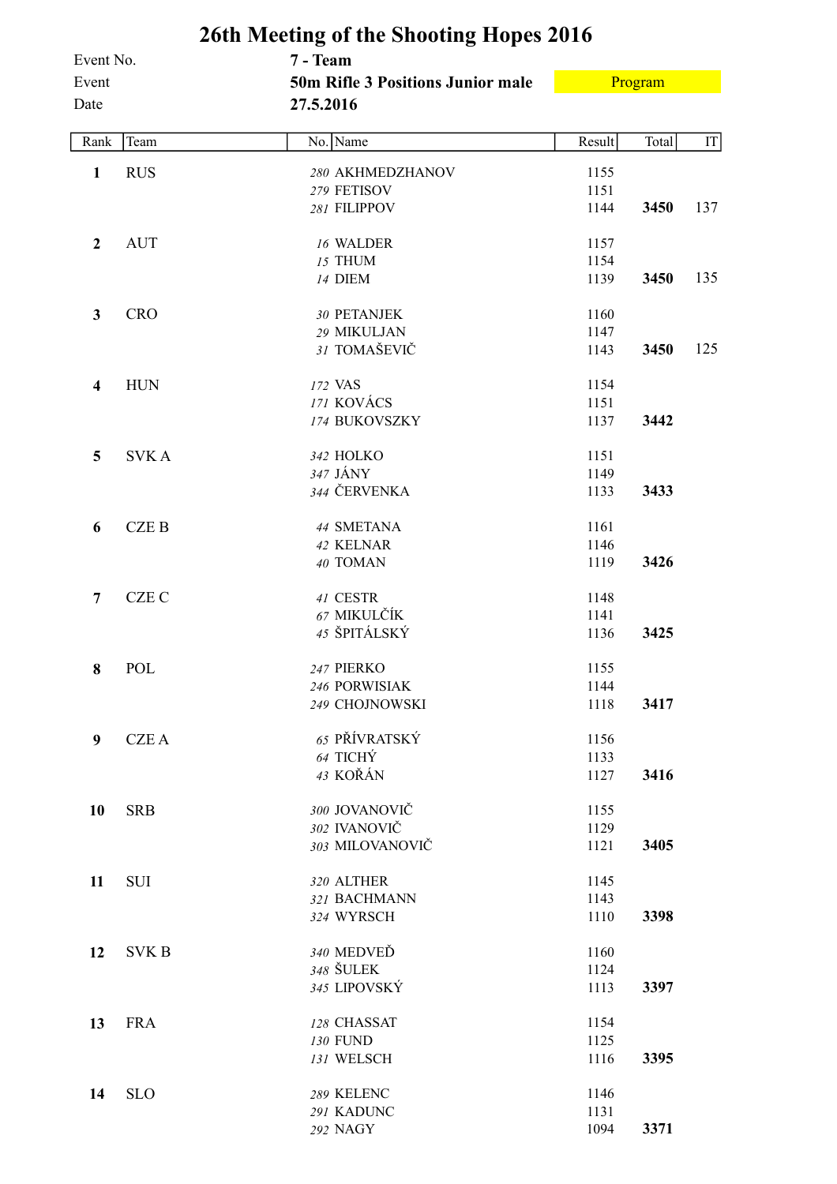# 26th Meeting of the Shooting Hopes 2016

| | |
|---|---|
| Event No. | **7 - Team** |
| Event | **50m Rifle 3 Positions Junior male** |
| Date | **27.5.2016** |

Program

| Rank | Team | No. | Name | Result | Total | IT |
|---|---|---|---|---|---|---|
| **1** | RUS | 280 | AKHMEDZHANOV | 1155 | | |
| | | 279 | FETISOV | 1151 | | |
| | | 281 | FILIPPOV | 1144 | **3450** | 137 |
| **2** | AUT | 16 | WALDER | 1157 | | |
| | | 15 | THUM | 1154 | | |
| | | 14 | DIEM | 1139 | **3450** | 135 |
| **3** | CRO | 30 | PETANJEK | 1160 | | |
| | | 29 | MIKULJAN | 1147 | | |
| | | 31 | TOMAŠEVIČ | 1143 | **3450** | 125 |
| **4** | HUN | 172 | VAS | 1154 | | |
| | | 171 | KOVÁCS | 1151 | | |
| | | 174 | BUKOVSZKY | 1137 | **3442** | |
| **5** | SVK A | 342 | HOLKO | 1151 | | |
| | | 347 | JÁNY | 1149 | | |
| | | 344 | ČERVENKA | 1133 | **3433** | |
| **6** | CZE B | 44 | SMETANA | 1161 | | |
| | | 42 | KELNAR | 1146 | | |
| | | 40 | TOMAN | 1119 | **3426** | |
| **7** | CZE C | 41 | CESTR | 1148 | | |
| | | 67 | MIKULČÍK | 1141 | | |
| | | 45 | ŠPITÁLSKÝ | 1136 | **3425** | |
| **8** | POL | 247 | PIERKO | 1155 | | |
| | | 246 | PORWISIAK | 1144 | | |
| | | 249 | CHOJNOWSKI | 1118 | **3417** | |
| **9** | CZE A | 65 | PŘÍVRATSKÝ | 1156 | | |
| | | 64 | TICHÝ | 1133 | | |
| | | 43 | KOŘÁN | 1127 | **3416** | |
| **10** | SRB | 300 | JOVANOVIČ | 1155 | | |
| | | 302 | IVANOVIČ | 1129 | | |
| | | 303 | MILOVANOVIČ | 1121 | **3405** | |
| **11** | SUI | 320 | ALTHER | 1145 | | |
| | | 321 | BACHMANN | 1143 | | |
| | | 324 | WYRSCH | 1110 | **3398** | |
| **12** | SVK B | 340 | MEDVEĎ | 1160 | | |
| | | 348 | ŠULEK | 1124 | | |
| | | 345 | LIPOVSKÝ | 1113 | **3397** | |
| **13** | FRA | 128 | CHASSAT | 1154 | | |
| | | 130 | FUND | 1125 | | |
| | | 131 | WELSCH | 1116 | **3395** | |
| **14** | SLO | 289 | KELENC | 1146 | | |
| | | 291 | KADUNC | 1131 | | |
| | | 292 | NAGY | 1094 | **3371** | |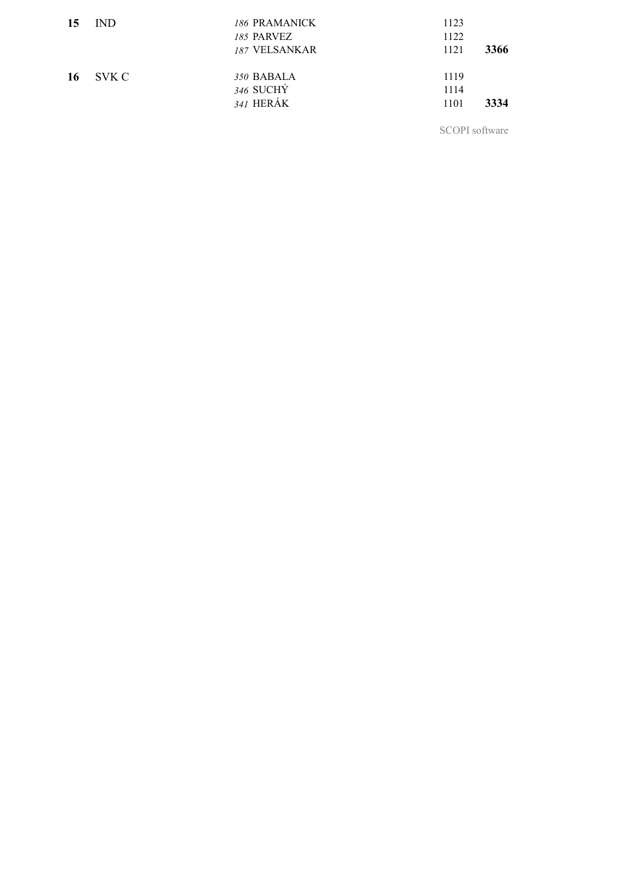| Rank | Team | Athlete | Score | Total |
|---|---|---|---|---|
| **15** | IND | *186* PRAMANICK | 1123 | |
| | | *185* PARVEZ | 1122 | |
| | | *187* VELSANKAR | 1121 | **3366** |
| **16** | SVK C | *350* BABALA | 1119 | |
| | | *346* SUCHÝ | 1114 | |
| | | *341* HERÁK | 1101 | **3334** |

SCOPI software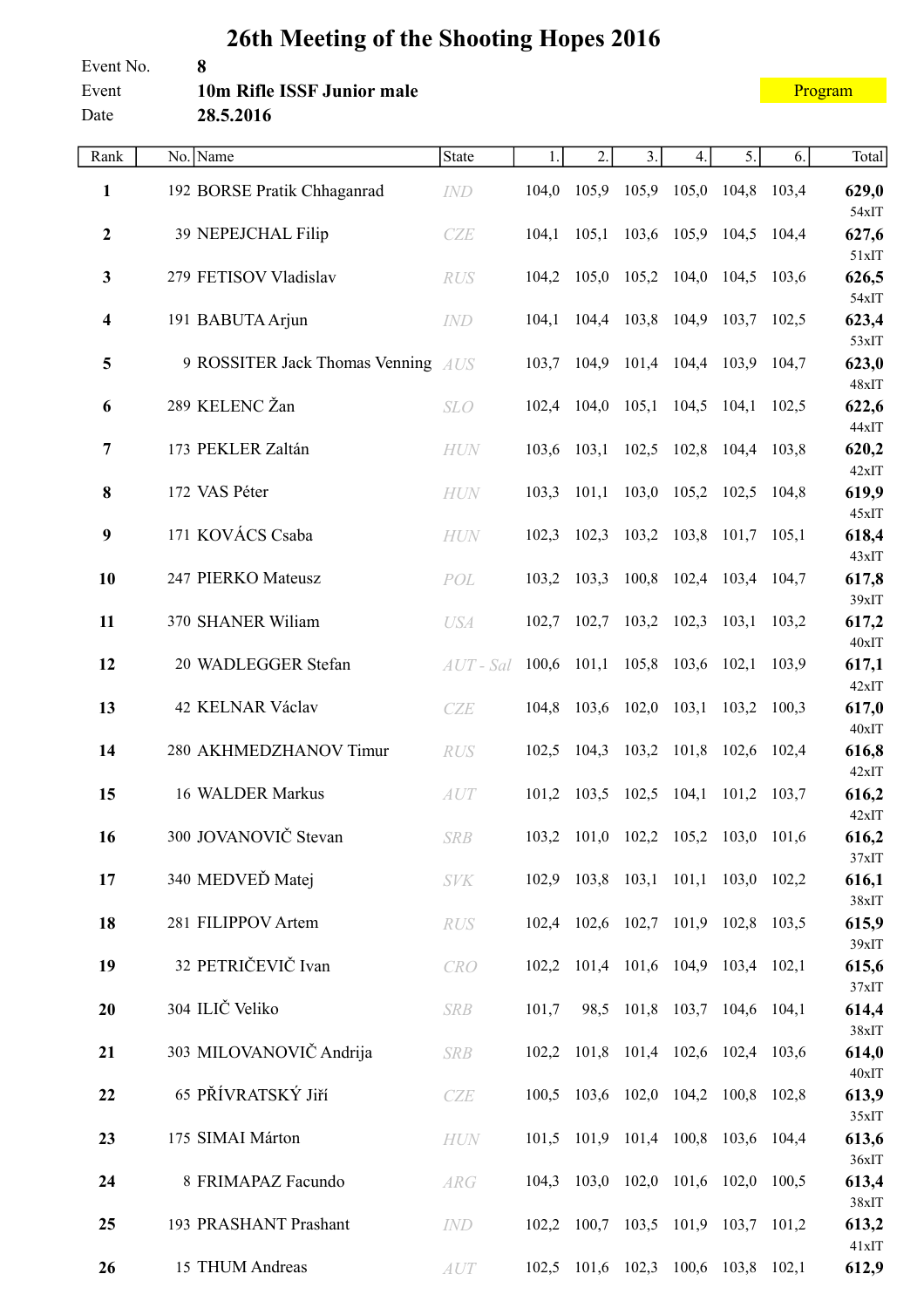# 26th Meeting of the Shooting Hopes 2016

Event No. **8**

Event **10m Rifle ISSF Junior male**

Date **28.5.2016**

Program

| Rank | No. | Name | State | 1. | 2. | 3. | 4. | 5. | 6. | Total |
|---|---|---|---|---|---|---|---|---|---|---|
| **1** | 192 | BORSE Pratik Chhaganrad | IND | 104,0 | 105,9 | 105,9 | 105,0 | 104,8 | 103,4 | **629,0** 54xIT |
| **2** | 39 | NEPEJCHAL Filip | CZE | 104,1 | 105,1 | 103,6 | 105,9 | 104,5 | 104,4 | **627,6** 51xIT |
| **3** | 279 | FETISOV Vladislav | RUS | 104,2 | 105,0 | 105,2 | 104,0 | 104,5 | 103,6 | **626,5** 54xIT |
| **4** | 191 | BABUTA Arjun | IND | 104,1 | 104,4 | 103,8 | 104,9 | 103,7 | 102,5 | **623,4** 53xIT |
| **5** | 9 | ROSSITER Jack Thomas Venning | AUS | 103,7 | 104,9 | 101,4 | 104,4 | 103,9 | 104,7 | **623,0** 48xIT |
| **6** | 289 | KELENC Žan | SLO | 102,4 | 104,0 | 105,1 | 104,5 | 104,1 | 102,5 | **622,6** 44xIT |
| **7** | 173 | PEKLER Zaltán | HUN | 103,6 | 103,1 | 102,5 | 102,8 | 104,4 | 103,8 | **620,2** 42xIT |
| **8** | 172 | VAS Péter | HUN | 103,3 | 101,1 | 103,0 | 105,2 | 102,5 | 104,8 | **619,9** 45xIT |
| **9** | 171 | KOVÁCS Csaba | HUN | 102,3 | 102,3 | 103,2 | 103,8 | 101,7 | 105,1 | **618,4** 43xIT |
| **10** | 247 | PIERKO Mateusz | POL | 103,2 | 103,3 | 100,8 | 102,4 | 103,4 | 104,7 | **617,8** 39xIT |
| **11** | 370 | SHANER Wiliam | USA | 102,7 | 102,7 | 103,2 | 102,3 | 103,1 | 103,2 | **617,2** 40xIT |
| **12** | 20 | WADLEGGER Stefan | AUT - Sal | 100,6 | 101,1 | 105,8 | 103,6 | 102,1 | 103,9 | **617,1** 42xIT |
| **13** | 42 | KELNAR Václav | CZE | 104,8 | 103,6 | 102,0 | 103,1 | 103,2 | 100,3 | **617,0** 40xIT |
| **14** | 280 | AKHMEDZHANOV Timur | RUS | 102,5 | 104,3 | 103,2 | 101,8 | 102,6 | 102,4 | **616,8** 42xIT |
| **15** | 16 | WALDER Markus | AUT | 101,2 | 103,5 | 102,5 | 104,1 | 101,2 | 103,7 | **616,2** 42xIT |
| **16** | 300 | JOVANOVIČ Stevan | SRB | 103,2 | 101,0 | 102,2 | 105,2 | 103,0 | 101,6 | **616,2** 37xIT |
| **17** | 340 | MEDVEĎ Matej | SVK | 102,9 | 103,8 | 103,1 | 101,1 | 103,0 | 102,2 | **616,1** 38xIT |
| **18** | 281 | FILIPPOV Artem | RUS | 102,4 | 102,6 | 102,7 | 101,9 | 102,8 | 103,5 | **615,9** 39xIT |
| **19** | 32 | PETRIČEVIČ Ivan | CRO | 102,2 | 101,4 | 101,6 | 104,9 | 103,4 | 102,1 | **615,6** 37xIT |
| **20** | 304 | ILIČ Veliko | SRB | 101,7 | 98,5 | 101,8 | 103,7 | 104,6 | 104,1 | **614,4** 38xIT |
| **21** | 303 | MILOVANOVIČ Andrija | SRB | 102,2 | 101,8 | 101,4 | 102,6 | 102,4 | 103,6 | **614,0** 40xIT |
| **22** | 65 | PŘÍVRATSKÝ Jiří | CZE | 100,5 | 103,6 | 102,0 | 104,2 | 100,8 | 102,8 | **613,9** 35xIT |
| **23** | 175 | SIMAI Márton | HUN | 101,5 | 101,9 | 101,4 | 100,8 | 103,6 | 104,4 | **613,6** 36xIT |
| **24** | 8 | FRIMAPAZ Facundo | ARG | 104,3 | 103,0 | 102,0 | 101,6 | 102,0 | 100,5 | **613,4** 38xIT |
| **25** | 193 | PRASHANT Prashant | IND | 102,2 | 100,7 | 103,5 | 101,9 | 103,7 | 101,2 | **613,2** 41xIT |
| **26** | 15 | THUM Andreas | AUT | 102,5 | 101,6 | 102,3 | 100,6 | 103,8 | 102,1 | **612,9** |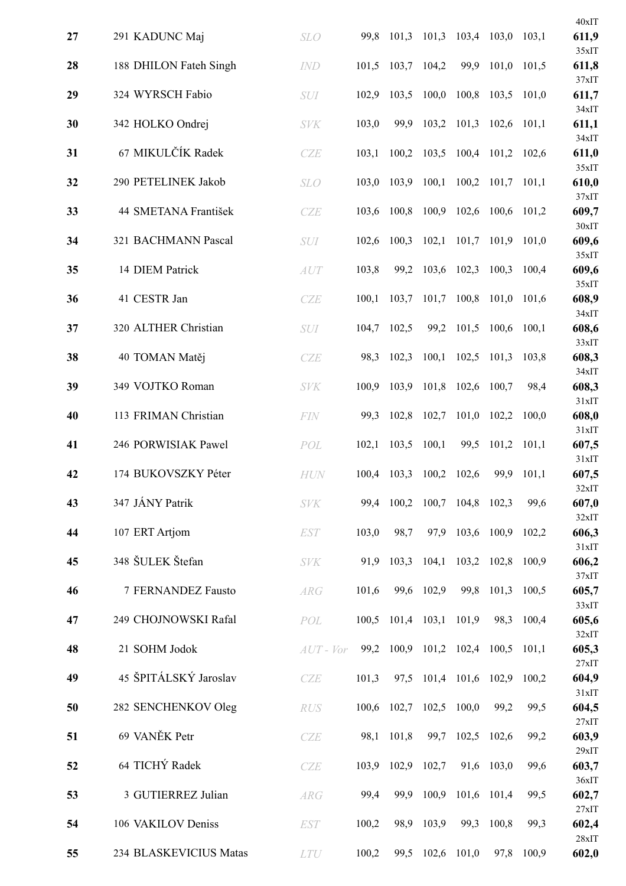| Rank | No. | Name | Nation | S1 | S2 | S3 | S4 | S5 | S6 | Total |
|---|---|---|---|---|---|---|---|---|---|---|
| 27 | 291 | KADUNC Maj | SLO | 99,8 | 101,3 | 101,3 | 103,4 | 103,0 | 103,1 | 40xIT **611,9** |
| 28 | 188 | DHILON Fateh Singh | IND | 101,5 | 103,7 | 104,2 | 99,9 | 101,0 | 101,5 | 35xIT **611,8** |
| 29 | 324 | WYRSCH Fabio | SUI | 102,9 | 103,5 | 100,0 | 100,8 | 103,5 | 101,0 | 37xIT **611,7** |
| 30 | 342 | HOLKO Ondrej | SVK | 103,0 | 99,9 | 103,2 | 101,3 | 102,6 | 101,1 | 34xIT **611,1** |
| 31 | 67 | MIKULČÍK Radek | CZE | 103,1 | 100,2 | 103,5 | 100,4 | 101,2 | 102,6 | 34xIT **611,0** |
| 32 | 290 | PETELINEK Jakob | SLO | 103,0 | 103,9 | 100,1 | 100,2 | 101,7 | 101,1 | 35xIT **610,0** |
| 33 | 44 | SMETANA František | CZE | 103,6 | 100,8 | 100,9 | 102,6 | 100,6 | 101,2 | 37xIT **609,7** |
| 34 | 321 | BACHMANN Pascal | SUI | 102,6 | 100,3 | 102,1 | 101,7 | 101,9 | 101,0 | 30xIT **609,6** |
| 35 | 14 | DIEM Patrick | AUT | 103,8 | 99,2 | 103,6 | 102,3 | 100,3 | 100,4 | 35xIT **609,6** |
| 36 | 41 | CESTR Jan | CZE | 100,1 | 103,7 | 101,7 | 100,8 | 101,0 | 101,6 | 35xIT **608,9** |
| 37 | 320 | ALTHER Christian | SUI | 104,7 | 102,5 | 99,2 | 101,5 | 100,6 | 100,1 | 34xIT **608,6** |
| 38 | 40 | TOMAN Matěj | CZE | 98,3 | 102,3 | 100,1 | 102,5 | 101,3 | 103,8 | 33xIT **608,3** |
| 39 | 349 | VOJTKO Roman | SVK | 100,9 | 103,9 | 101,8 | 102,6 | 100,7 | 98,4 | 34xIT **608,3** |
| 40 | 113 | FRIMAN Christian | FIN | 99,3 | 102,8 | 102,7 | 101,0 | 102,2 | 100,0 | 31xIT **608,0** |
| 41 | 246 | PORWISIAK Pawel | POL | 102,1 | 103,5 | 100,1 | 99,5 | 101,2 | 101,1 | 31xIT **607,5** |
| 42 | 174 | BUKOVSZKY Péter | HUN | 100,4 | 103,3 | 100,2 | 102,6 | 99,9 | 101,1 | 31xIT **607,5** |
| 43 | 347 | JÁNY Patrik | SVK | 99,4 | 100,2 | 100,7 | 104,8 | 102,3 | 99,6 | 32xIT **607,0** |
| 44 | 107 | ERT Artjom | EST | 103,0 | 98,7 | 97,9 | 103,6 | 100,9 | 102,2 | 32xIT **606,3** |
| 45 | 348 | ŠULEK Štefan | SVK | 91,9 | 103,3 | 104,1 | 103,2 | 102,8 | 100,9 | 31xIT **606,2** |
| 46 | 7 | FERNANDEZ Fausto | ARG | 101,6 | 99,6 | 102,9 | 99,8 | 101,3 | 100,5 | 37xIT **605,7** |
| 47 | 249 | CHOJNOWSKI Rafal | POL | 100,5 | 101,4 | 103,1 | 101,9 | 98,3 | 100,4 | 33xIT **605,6** |
| 48 | 21 | SOHM Jodok | AUT - Vor | 99,2 | 100,9 | 101,2 | 102,4 | 100,5 | 101,1 | 32xIT **605,3** |
| 49 | 45 | ŠPITÁLSKÝ Jaroslav | CZE | 101,3 | 97,5 | 101,4 | 101,6 | 102,9 | 100,2 | 27xIT **604,9** |
| 50 | 282 | SENCHENKOV Oleg | RUS | 100,6 | 102,7 | 102,5 | 100,0 | 99,2 | 99,5 | 31xIT **604,5** |
| 51 | 69 | VANĚK Petr | CZE | 98,1 | 101,8 | 99,7 | 102,5 | 102,6 | 99,2 | 27xIT **603,9** |
| 52 | 64 | TICHÝ Radek | CZE | 103,9 | 102,9 | 102,7 | 91,6 | 103,0 | 99,6 | 29xIT **603,7** |
| 53 | 3 | GUTIERREZ Julian | ARG | 99,4 | 99,9 | 100,9 | 101,6 | 101,4 | 99,5 | 36xIT **602,7** |
| 54 | 106 | VAKILOV Deniss | EST | 100,2 | 98,9 | 103,9 | 99,3 | 100,8 | 99,3 | 27xIT **602,4** |
| 55 | 234 | BLASKEVICIUS Matas | LTU | 100,2 | 99,5 | 102,6 | 101,0 | 97,8 | 100,9 | 28xIT **602,0** |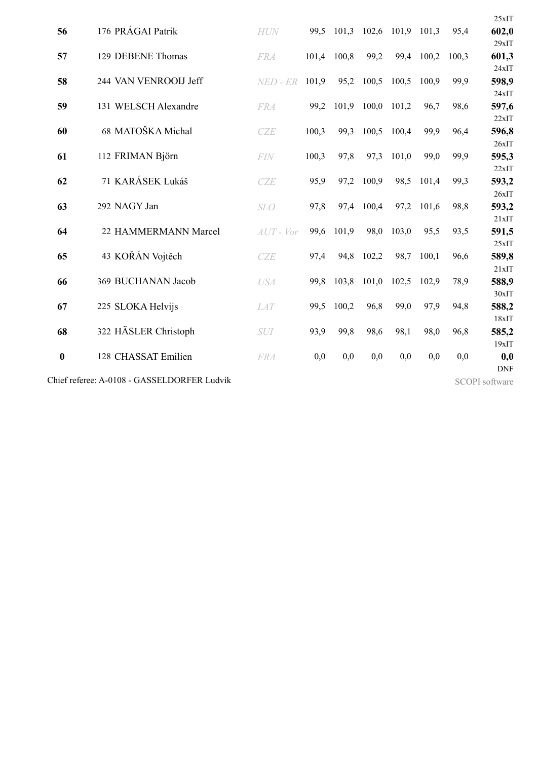| Rank | No | Name | Nation | 1 | 2 | 3 | 4 | 5 | 6 | Total | |
|---|---|---|---|---|---|---|---|---|---|---|---|
| | | | | | | | | | | | 25xIT |
| **56** | 176 | PRÁGAI Patrik | *HUN* | 99,5 | 101,3 | 102,6 | 101,9 | 101,3 | 95,4 | **602,0** | 29xIT |
| **57** | 129 | DEBENE Thomas | *FRA* | 101,4 | 100,8 | 99,2 | 99,4 | 100,2 | 100,3 | **601,3** | 24xIT |
| **58** | 244 | VAN VENROOIJ Jeff | *NED - ER* | 101,9 | 95,2 | 100,5 | 100,5 | 100,9 | 99,9 | **598,9** | 24xIT |
| **59** | 131 | WELSCH Alexandre | *FRA* | 99,2 | 101,9 | 100,0 | 101,2 | 96,7 | 98,6 | **597,6** | 22xIT |
| **60** | 68 | MATOŠKA Michal | *CZE* | 100,3 | 99,3 | 100,5 | 100,4 | 99,9 | 96,4 | **596,8** | 26xIT |
| **61** | 112 | FRIMAN Björn | *FIN* | 100,3 | 97,8 | 97,3 | 101,0 | 99,0 | 99,9 | **595,3** | 22xIT |
| **62** | 71 | KARÁSEK Lukáš | *CZE* | 95,9 | 97,2 | 100,9 | 98,5 | 101,4 | 99,3 | **593,2** | 26xIT |
| **63** | 292 | NAGY Jan | *SLO* | 97,8 | 97,4 | 100,4 | 97,2 | 101,6 | 98,8 | **593,2** | 21xIT |
| **64** | 22 | HAMMERMANN Marcel | *AUT - Vor* | 99,6 | 101,9 | 98,0 | 103,0 | 95,5 | 93,5 | **591,5** | 25xIT |
| **65** | 43 | KOŘÁN Vojtěch | *CZE* | 97,4 | 94,8 | 102,2 | 98,7 | 100,1 | 96,6 | **589,8** | 21xIT |
| **66** | 369 | BUCHANAN Jacob | *USA* | 99,8 | 103,8 | 101,0 | 102,5 | 102,9 | 78,9 | **588,9** | 30xIT |
| **67** | 225 | SLOKA Helvijs | *LAT* | 99,5 | 100,2 | 96,8 | 99,0 | 97,9 | 94,8 | **588,2** | 18xIT |
| **68** | 322 | HÄSLER Christoph | *SUI* | 93,9 | 99,8 | 98,6 | 98,1 | 98,0 | 96,8 | **585,2** | 19xIT |
| **0** | 128 | CHASSAT Emilien | *FRA* | 0,0 | 0,0 | 0,0 | 0,0 | 0,0 | 0,0 | **0,0** | DNF |

Chief referee: A-0108 - GASSELDORFER Ludvík

SCOPI software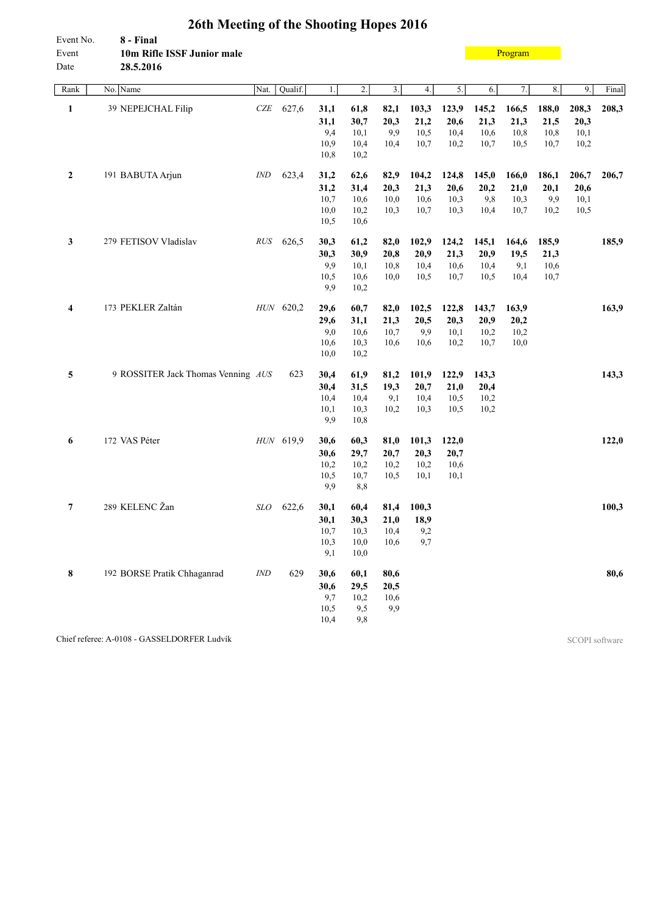# 26th Meeting of the Shooting Hopes 2016

Event No. **8 - Final**
Event **10m Rifle ISSF Junior male**
Date **28.5.2016**

Program

| Rank | No. | Name | Nat. | Qualif. | 1. | 2. | 3. | 4. | 5. | 6. | 7. | 8. | 9. | Final |
|---|---|---|---|---|---|---|---|---|---|---|---|---|---|---|
| **1** | 39 | NEPEJCHAL Filip | *CZE* | 627,6 | **31,1** | **61,8** | **82,1** | **103,3** | **123,9** | **145,2** | **166,5** | **188,0** | **208,3** | **208,3** |
| | | | | | **31,1** | **30,7** | **20,3** | **21,2** | **20,6** | **21,3** | **21,3** | **21,5** | **20,3** | |
| | | | | | 9,4 | 10,1 | 9,9 | 10,5 | 10,4 | 10,6 | 10,8 | 10,8 | 10,1 | |
| | | | | | 10,9 | 10,4 | 10,4 | 10,7 | 10,2 | 10,7 | 10,5 | 10,7 | 10,2 | |
| | | | | | 10,8 | 10,2 | | | | | | | | |
| **2** | 191 | BABUTA Arjun | *IND* | 623,4 | **31,2** | **62,6** | **82,9** | **104,2** | **124,8** | **145,0** | **166,0** | **186,1** | **206,7** | **206,7** |
| | | | | | **31,2** | **31,4** | **20,3** | **21,3** | **20,6** | **20,2** | **21,0** | **20,1** | **20,6** | |
| | | | | | 10,7 | 10,6 | 10,0 | 10,6 | 10,3 | 9,8 | 10,3 | 9,9 | 10,1 | |
| | | | | | 10,0 | 10,2 | 10,3 | 10,7 | 10,3 | 10,4 | 10,7 | 10,2 | 10,5 | |
| | | | | | 10,5 | 10,6 | | | | | | | | |
| **3** | 279 | FETISOV Vladislav | *RUS* | 626,5 | **30,3** | **61,2** | **82,0** | **102,9** | **124,2** | **145,1** | **164,6** | **185,9** | | **185,9** |
| | | | | | **30,3** | **30,9** | **20,8** | **20,9** | **21,3** | **20,9** | **19,5** | **21,3** | | |
| | | | | | 9,9 | 10,1 | 10,8 | 10,4 | 10,6 | 10,4 | 9,1 | 10,6 | | |
| | | | | | 10,5 | 10,6 | 10,0 | 10,5 | 10,7 | 10,5 | 10,4 | 10,7 | | |
| | | | | | 9,9 | 10,2 | | | | | | | | |
| **4** | 173 | PEKLER Zaltán | *HUN* | 620,2 | **29,6** | **60,7** | **82,0** | **102,5** | **122,8** | **143,7** | **163,9** | | | **163,9** |
| | | | | | **29,6** | **31,1** | **21,3** | **20,5** | **20,3** | **20,9** | **20,2** | | | |
| | | | | | 9,0 | 10,6 | 10,7 | 9,9 | 10,1 | 10,2 | 10,2 | | | |
| | | | | | 10,6 | 10,3 | 10,6 | 10,6 | 10,2 | 10,7 | 10,0 | | | |
| | | | | | 10,0 | 10,2 | | | | | | | | |
| **5** | 9 | ROSSITER Jack Thomas Venning | *AUS* | 623 | **30,4** | **61,9** | **81,2** | **101,9** | **122,9** | **143,3** | | | | **143,3** |
| | | | | | **30,4** | **31,5** | **19,3** | **20,7** | **21,0** | **20,4** | | | | |
| | | | | | 10,4 | 10,4 | 9,1 | 10,4 | 10,5 | 10,2 | | | | |
| | | | | | 10,1 | 10,3 | 10,2 | 10,3 | 10,5 | 10,2 | | | | |
| | | | | | 9,9 | 10,8 | | | | | | | | |
| **6** | 172 | VAS Péter | *HUN* | 619,9 | **30,6** | **60,3** | **81,0** | **101,3** | **122,0** | | | | | **122,0** |
| | | | | | **30,6** | **29,7** | **20,7** | **20,3** | **20,7** | | | | | |
| | | | | | 10,2 | 10,2 | 10,2 | 10,2 | 10,6 | | | | | |
| | | | | | 10,5 | 10,7 | 10,5 | 10,1 | 10,1 | | | | | |
| | | | | | 9,9 | 8,8 | | | | | | | | |
| **7** | 289 | KELENC Žan | *SLO* | 622,6 | **30,1** | **60,4** | **81,4** | **100,3** | | | | | | **100,3** |
| | | | | | **30,1** | **30,3** | **21,0** | **18,9** | | | | | | |
| | | | | | 10,7 | 10,3 | 10,4 | 9,2 | | | | | | |
| | | | | | 10,3 | 10,0 | 10,6 | 9,7 | | | | | | |
| | | | | | 9,1 | 10,0 | | | | | | | | |
| **8** | 192 | BORSE Pratik Chhaganrad | *IND* | 629 | **30,6** | **60,1** | **80,6** | | | | | | | **80,6** |
| | | | | | **30,6** | **29,5** | **20,5** | | | | | | | |
| | | | | | 9,7 | 10,2 | 10,6 | | | | | | | |
| | | | | | 10,5 | 9,5 | 9,9 | | | | | | | |
| | | | | | 10,4 | 9,8 | | | | | | | | |

Chief referee: A-0108 - GASSELDORFER Ludvík

SCOPI software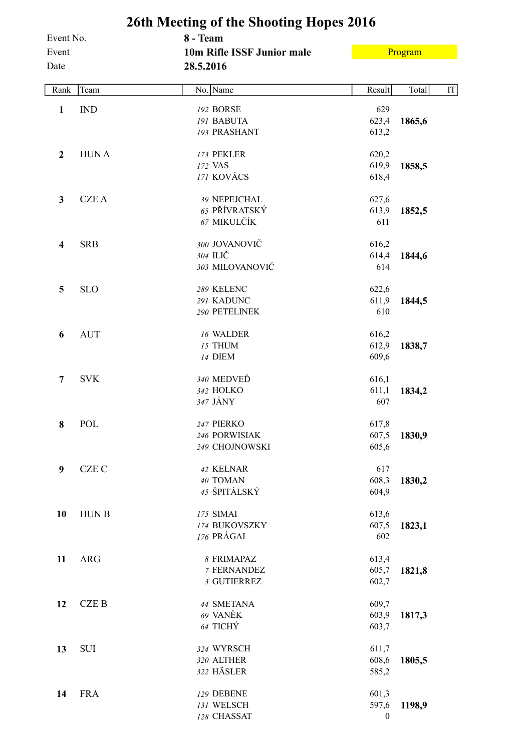# 26th Meeting of the Shooting Hopes 2016

| | | |
|---|---|---|
| Event No. | **8 - Team** | |
| Event | **10m Rifle ISSF Junior male** | Program |
| Date | **28.5.2016** | |

| Rank | Team | No. | Name | Result | Total | IT |
|---|---|---|---|---|---|---|
| **1** | IND | *192* | BORSE | 629 | | |
| | | *191* | BABUTA | 623,4 | **1865,6** | |
| | | *193* | PRASHANT | 613,2 | | |
| **2** | HUN A | *173* | PEKLER | 620,2 | | |
| | | *172* | VAS | 619,9 | **1858,5** | |
| | | *171* | KOVÁCS | 618,4 | | |
| **3** | CZE A | *39* | NEPEJCHAL | 627,6 | | |
| | | *65* | PŘÍVRATSKÝ | 613,9 | **1852,5** | |
| | | *67* | MIKULČÍK | 611 | | |
| **4** | SRB | *300* | JOVANOVIČ | 616,2 | | |
| | | *304* | ILIČ | 614,4 | **1844,6** | |
| | | *303* | MILOVANOVIČ | 614 | | |
| **5** | SLO | *289* | KELENC | 622,6 | | |
| | | *291* | KADUNC | 611,9 | **1844,5** | |
| | | *290* | PETELINEK | 610 | | |
| **6** | AUT | *16* | WALDER | 616,2 | | |
| | | *15* | THUM | 612,9 | **1838,7** | |
| | | *14* | DIEM | 609,6 | | |
| **7** | SVK | *340* | MEDVEĎ | 616,1 | | |
| | | *342* | HOLKO | 611,1 | **1834,2** | |
| | | *347* | JÁNY | 607 | | |
| **8** | POL | *247* | PIERKO | 617,8 | | |
| | | *246* | PORWISIAK | 607,5 | **1830,9** | |
| | | *249* | CHOJNOWSKI | 605,6 | | |
| **9** | CZE C | *42* | KELNAR | 617 | | |
| | | *40* | TOMAN | 608,3 | **1830,2** | |
| | | *45* | ŠPITÁLSKÝ | 604,9 | | |
| **10** | HUN B | *175* | SIMAI | 613,6 | | |
| | | *174* | BUKOVSZKY | 607,5 | **1823,1** | |
| | | *176* | PRÁGAI | 602 | | |
| **11** | ARG | *8* | FRIMAPAZ | 613,4 | | |
| | | *7* | FERNANDEZ | 605,7 | **1821,8** | |
| | | *3* | GUTIERREZ | 602,7 | | |
| **12** | CZE B | *44* | SMETANA | 609,7 | | |
| | | *69* | VANĚK | 603,9 | **1817,3** | |
| | | *64* | TICHÝ | 603,7 | | |
| **13** | SUI | *324* | WYRSCH | 611,7 | | |
| | | *320* | ALTHER | 608,6 | **1805,5** | |
| | | *322* | HÄSLER | 585,2 | | |
| **14** | FRA | *129* | DEBENE | 601,3 | | |
| | | *131* | WELSCH | 597,6 | **1198,9** | |
| | | *128* | CHASSAT | 0 | | |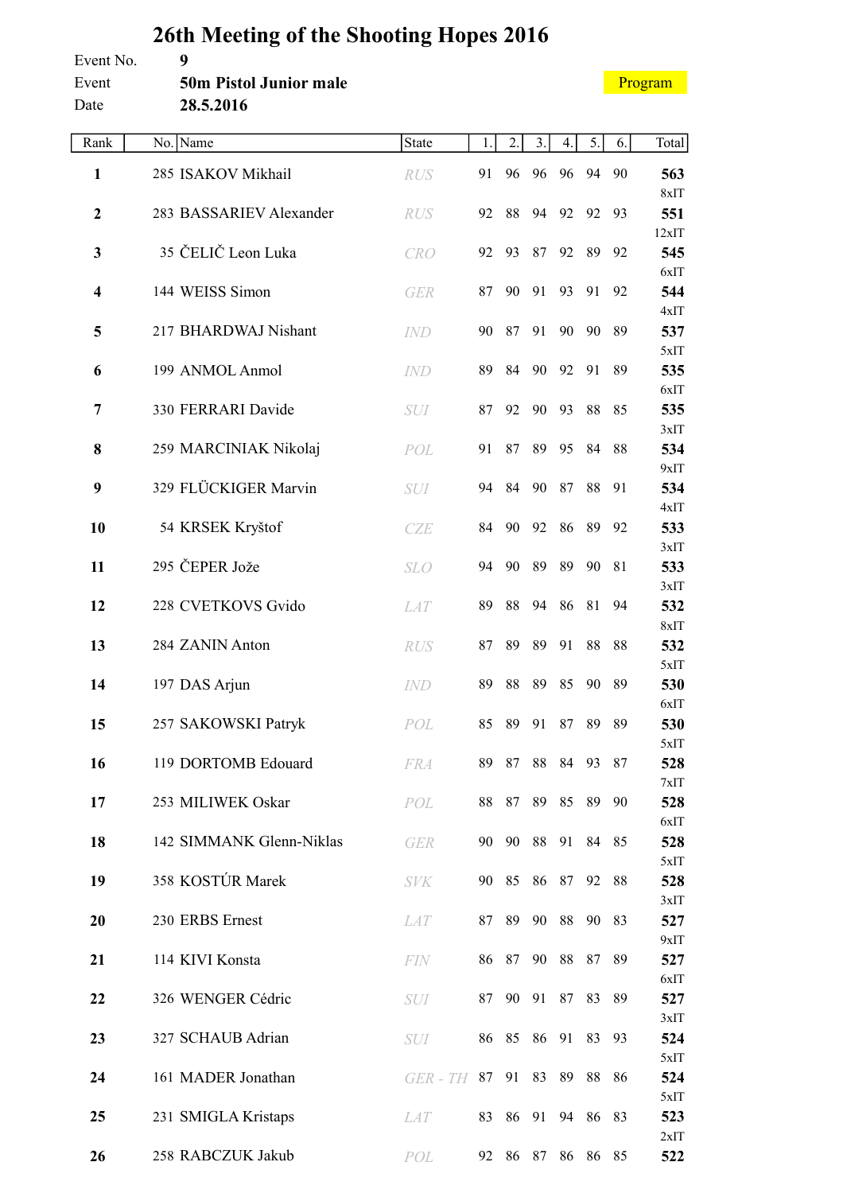# 26th Meeting of the Shooting Hopes 2016

Event No. **9**

Event **50m Pistol Junior male**

Date **28.5.2016**

Program

| Rank | No. | Name | State | 1. | 2. | 3. | 4. | 5. | 6. | Total |
|---|---|---|---|---|---|---|---|---|---|---|
| **1** | 285 | ISAKOV Mikhail | RUS | 91 | 96 | 96 | 96 | 94 | 90 | **563** 8xIT |
| **2** | 283 | BASSARIEV Alexander | RUS | 92 | 88 | 94 | 92 | 92 | 93 | **551** 12xIT |
| **3** | 35 | ČELIČ Leon Luka | CRO | 92 | 93 | 87 | 92 | 89 | 92 | **545** 6xIT |
| **4** | 144 | WEISS Simon | GER | 87 | 90 | 91 | 93 | 91 | 92 | **544** 4xIT |
| **5** | 217 | BHARDWAJ Nishant | IND | 90 | 87 | 91 | 90 | 90 | 89 | **537** 5xIT |
| **6** | 199 | ANMOL Anmol | IND | 89 | 84 | 90 | 92 | 91 | 89 | **535** 6xIT |
| **7** | 330 | FERRARI Davide | SUI | 87 | 92 | 90 | 93 | 88 | 85 | **535** 3xIT |
| **8** | 259 | MARCINIAK Nikolaj | POL | 91 | 87 | 89 | 95 | 84 | 88 | **534** 9xIT |
| **9** | 329 | FLÜCKIGER Marvin | SUI | 94 | 84 | 90 | 87 | 88 | 91 | **534** 4xIT |
| **10** | 54 | KRSEK Kryštof | CZE | 84 | 90 | 92 | 86 | 89 | 92 | **533** 3xIT |
| **11** | 295 | ČEPER Jože | SLO | 94 | 90 | 89 | 89 | 90 | 81 | **533** 3xIT |
| **12** | 228 | CVETKOVS Gvido | LAT | 89 | 88 | 94 | 86 | 81 | 94 | **532** 8xIT |
| **13** | 284 | ZANIN Anton | RUS | 87 | 89 | 89 | 91 | 88 | 88 | **532** 5xIT |
| **14** | 197 | DAS Arjun | IND | 89 | 88 | 89 | 85 | 90 | 89 | **530** 6xIT |
| **15** | 257 | SAKOWSKI Patryk | POL | 85 | 89 | 91 | 87 | 89 | 89 | **530** 5xIT |
| **16** | 119 | DORTOMB Edouard | FRA | 89 | 87 | 88 | 84 | 93 | 87 | **528** 7xIT |
| **17** | 253 | MILIWEK Oskar | POL | 88 | 87 | 89 | 85 | 89 | 90 | **528** 6xIT |
| **18** | 142 | SIMMANK Glenn-Niklas | GER | 90 | 90 | 88 | 91 | 84 | 85 | **528** 5xIT |
| **19** | 358 | KOSTÚR Marek | SVK | 90 | 85 | 86 | 87 | 92 | 88 | **528** 3xIT |
| **20** | 230 | ERBS Ernest | LAT | 87 | 89 | 90 | 88 | 90 | 83 | **527** 9xIT |
| **21** | 114 | KIVI Konsta | FIN | 86 | 87 | 90 | 88 | 87 | 89 | **527** 6xIT |
| **22** | 326 | WENGER Cédric | SUI | 87 | 90 | 91 | 87 | 83 | 89 | **527** 3xIT |
| **23** | 327 | SCHAUB Adrian | SUI | 86 | 85 | 86 | 91 | 83 | 93 | **524** 5xIT |
| **24** | 161 | MADER Jonathan | GER - TH | 87 | 91 | 83 | 89 | 88 | 86 | **524** 5xIT |
| **25** | 231 | SMIGLA Kristaps | LAT | 83 | 86 | 91 | 94 | 86 | 83 | **523** 2xIT |
| **26** | 258 | RABCZUK Jakub | POL | 92 | 86 | 87 | 86 | 86 | 85 | **522** |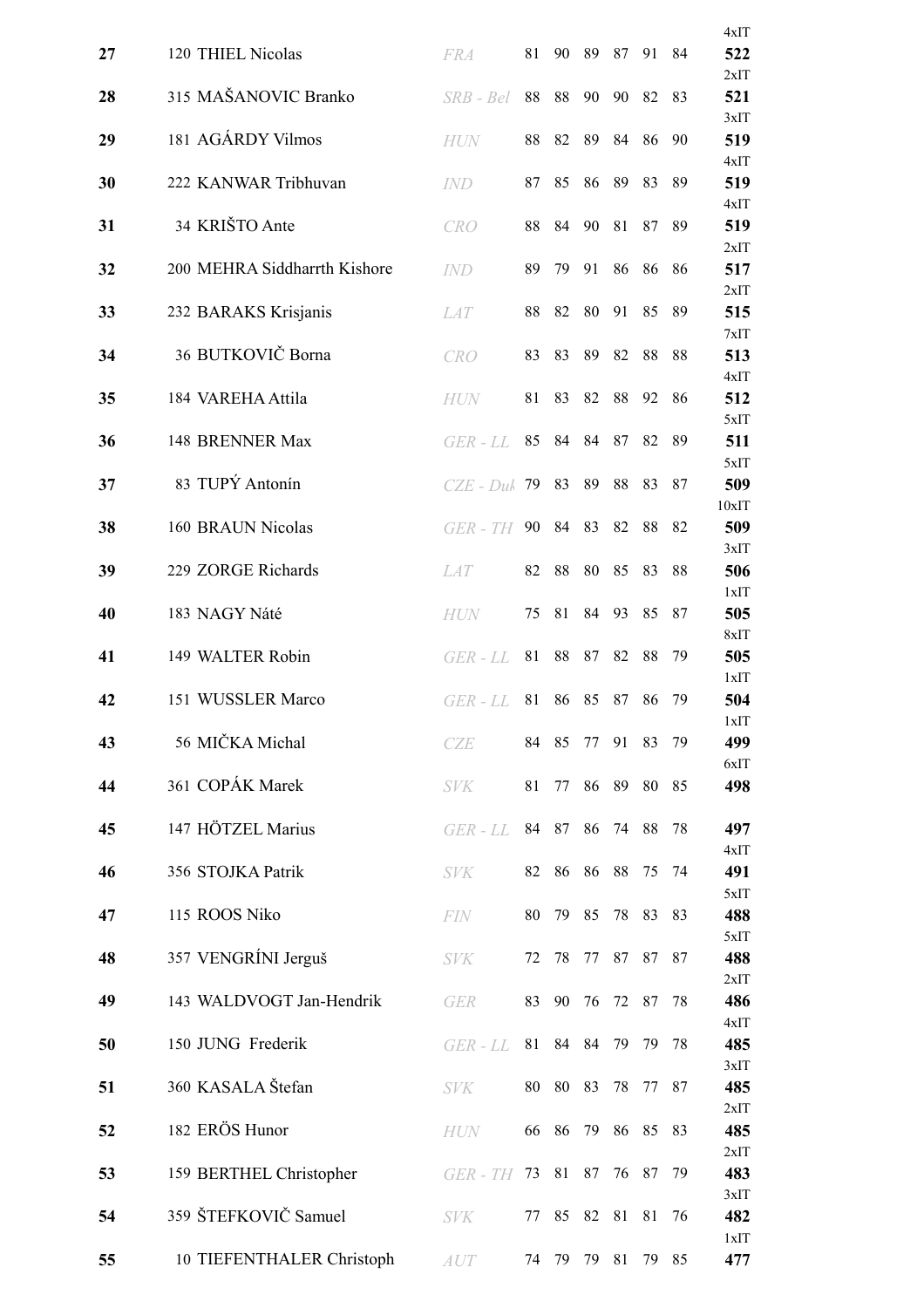| Rank | No. | Name | Nation | 1 | 2 | 3 | 4 | 5 | 6 | Total |
|---|---|---|---|---|---|---|---|---|---|---|
| 27 | 120 | THIEL Nicolas | FRA | 81 | 90 | 89 | 87 | 91 | 84 | 4xIT 522 |
| 28 | 315 | MAŠANOVIC Branko | SRB - Bel | 88 | 88 | 90 | 90 | 82 | 83 | 2xIT 521 |
| 29 | 181 | AGÁRDY Vilmos | HUN | 88 | 82 | 89 | 84 | 86 | 90 | 3xIT 519 |
| 30 | 222 | KANWAR Tribhuvan | IND | 87 | 85 | 86 | 89 | 83 | 89 | 4xIT 519 |
| 31 | 34 | KRIŠTO Ante | CRO | 88 | 84 | 90 | 81 | 87 | 89 | 4xIT 519 |
| 32 | 200 | MEHRA Siddharrth Kishore | IND | 89 | 79 | 91 | 86 | 86 | 86 | 2xIT 517 |
| 33 | 232 | BARAKS Krisjanis | LAT | 88 | 82 | 80 | 91 | 85 | 89 | 2xIT 515 |
| 34 | 36 | BUTKOVIČ Borna | CRO | 83 | 83 | 89 | 82 | 88 | 88 | 7xIT 513 |
| 35 | 184 | VAREHA Attila | HUN | 81 | 83 | 82 | 88 | 92 | 86 | 4xIT 512 |
| 36 | 148 | BRENNER Max | GER - LL | 85 | 84 | 84 | 87 | 82 | 89 | 5xIT 511 |
| 37 | 83 | TUPÝ Antonín | CZE - Duk | 79 | 83 | 89 | 88 | 83 | 87 | 5xIT 509 |
| 38 | 160 | BRAUN Nicolas | GER - TH | 90 | 84 | 83 | 82 | 88 | 82 | 10xIT 509 |
| 39 | 229 | ZORGE Richards | LAT | 82 | 88 | 80 | 85 | 83 | 88 | 3xIT 506 |
| 40 | 183 | NAGY Nátè | HUN | 75 | 81 | 84 | 93 | 85 | 87 | 1xIT 505 |
| 41 | 149 | WALTER Robin | GER - LL | 81 | 88 | 87 | 82 | 88 | 79 | 8xIT 505 |
| 42 | 151 | WUSSLER Marco | GER - LL | 81 | 86 | 85 | 87 | 86 | 79 | 1xIT 504 |
| 43 | 56 | MIČKA Michal | CZE | 84 | 85 | 77 | 91 | 83 | 79 | 1xIT 499 |
| 44 | 361 | COPÁK Marek | SVK | 81 | 77 | 86 | 89 | 80 | 85 | 6xIT 498 |
| 45 | 147 | HÖTZEL Marius | GER - LL | 84 | 87 | 86 | 74 | 88 | 78 | 497 |
| 46 | 356 | STOJKA Patrik | SVK | 82 | 86 | 86 | 88 | 75 | 74 | 4xIT 491 |
| 47 | 115 | ROOS Niko | FIN | 80 | 79 | 85 | 78 | 83 | 83 | 5xIT 488 |
| 48 | 357 | VENGRÍNI Jerguš | SVK | 72 | 78 | 77 | 87 | 87 | 87 | 5xIT 488 |
| 49 | 143 | WALDVOGT Jan-Hendrik | GER | 83 | 90 | 76 | 72 | 87 | 78 | 2xIT 486 |
| 50 | 150 | JUNG Frederik | GER - LL | 81 | 84 | 84 | 79 | 79 | 78 | 4xIT 485 |
| 51 | 360 | KASALA Štefan | SVK | 80 | 80 | 83 | 78 | 77 | 87 | 3xIT 485 |
| 52 | 182 | ERÖS Hunor | HUN | 66 | 86 | 79 | 86 | 85 | 83 | 2xIT 485 |
| 53 | 159 | BERTHEL Christopher | GER - TH | 73 | 81 | 87 | 76 | 87 | 79 | 2xIT 483 |
| 54 | 359 | ŠTEFKOVIČ Samuel | SVK | 77 | 85 | 82 | 81 | 81 | 76 | 3xIT 482 |
| 55 | 10 | TIEFENTHALER Christoph | AUT | 74 | 79 | 79 | 81 | 79 | 85 | 1xIT 477 |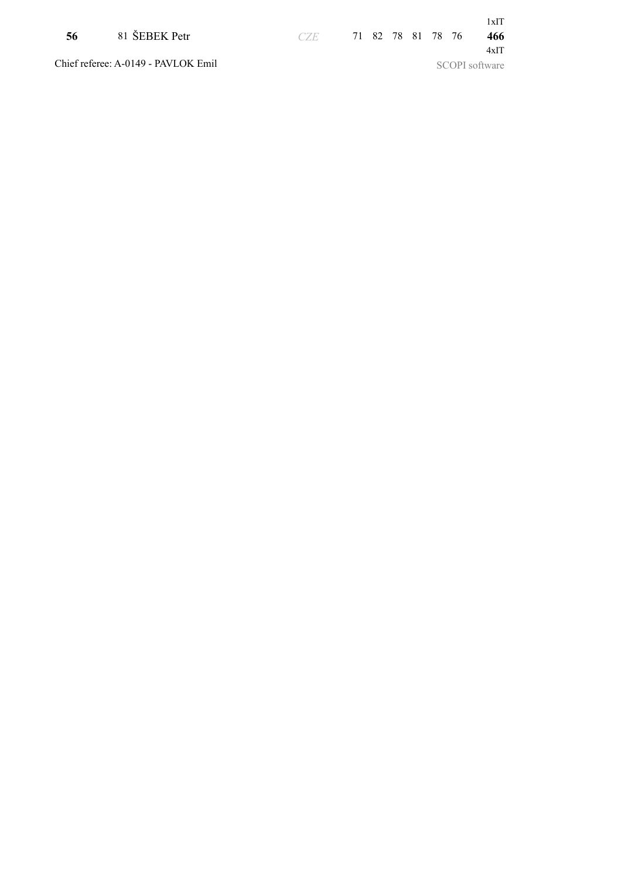| | | | | | | | | | | |
|---|---|---|---|---|---|---|---|---|---|---|
| **56** | 81 ŠEBEK Petr | *CZE* | 71 | 82 | 78 | 81 | 78 | 76 | 1xIT **466** 4xIT |

Chief referee: A-0149 - PAVLOK Emil

SCOPI software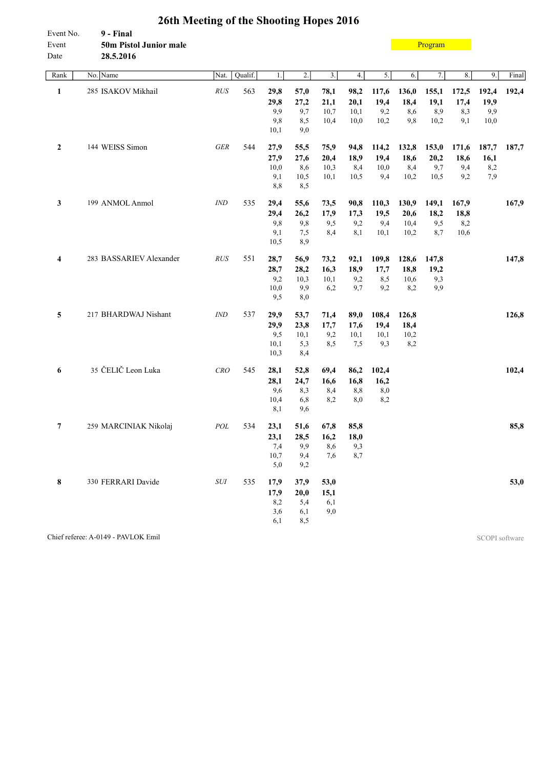# 26th Meeting of the Shooting Hopes 2016

Event No. **9 - Final**
Event **50m Pistol Junior male**
Date **28.5.2016**

Program

| Rank | No. | Name | Nat. | Qualif. | 1. | 2. | 3. | 4. | 5. | 6. | 7. | 8. | 9. | Final |
|---|---|---|---|---|---|---|---|---|---|---|---|---|---|---|
| **1** | 285 | ISAKOV Mikhail | *RUS* | 563 | **29,8** | **57,0** | **78,1** | **98,2** | **117,6** | **136,0** | **155,1** | **172,5** | **192,4** | **192,4** |
| | | | | | **29,8** | **27,2** | **21,1** | **20,1** | **19,4** | **18,4** | **19,1** | **17,4** | **19,9** | |
| | | | | | 9,9 | 9,7 | 10,7 | 10,1 | 9,2 | 8,6 | 8,9 | 8,3 | 9,9 | |
| | | | | | 9,8 | 8,5 | 10,4 | 10,0 | 10,2 | 9,8 | 10,2 | 9,1 | 10,0 | |
| | | | | | 10,1 | 9,0 | | | | | | | | |
| **2** | 144 | WEISS Simon | *GER* | 544 | **27,9** | **55,5** | **75,9** | **94,8** | **114,2** | **132,8** | **153,0** | **171,6** | **187,7** | **187,7** |
| | | | | | **27,9** | **27,6** | **20,4** | **18,9** | **19,4** | **18,6** | **20,2** | **18,6** | **16,1** | |
| | | | | | 10,0 | 8,6 | 10,3 | 8,4 | 10,0 | 8,4 | 9,7 | 9,4 | 8,2 | |
| | | | | | 9,1 | 10,5 | 10,1 | 10,5 | 9,4 | 10,2 | 10,5 | 9,2 | 7,9 | |
| | | | | | 8,8 | 8,5 | | | | | | | | |
| **3** | 199 | ANMOL Anmol | *IND* | 535 | **29,4** | **55,6** | **73,5** | **90,8** | **110,3** | **130,9** | **149,1** | **167,9** | | **167,9** |
| | | | | | **29,4** | **26,2** | **17,9** | **17,3** | **19,5** | **20,6** | **18,2** | **18,8** | | |
| | | | | | 9,8 | 9,8 | 9,5 | 9,2 | 9,4 | 10,4 | 9,5 | 8,2 | | |
| | | | | | 9,1 | 7,5 | 8,4 | 8,1 | 10,1 | 10,2 | 8,7 | 10,6 | | |
| | | | | | 10,5 | 8,9 | | | | | | | | |
| **4** | 283 | BASSARIEV Alexander | *RUS* | 551 | **28,7** | **56,9** | **73,2** | **92,1** | **109,8** | **128,6** | **147,8** | | | **147,8** |
| | | | | | **28,7** | **28,2** | **16,3** | **18,9** | **17,7** | **18,8** | **19,2** | | | |
| | | | | | 9,2 | 10,3 | 10,1 | 9,2 | 8,5 | 10,6 | 9,3 | | | |
| | | | | | 10,0 | 9,9 | 6,2 | 9,7 | 9,2 | 8,2 | 9,9 | | | |
| | | | | | 9,5 | 8,0 | | | | | | | | |
| **5** | 217 | BHARDWAJ Nishant | *IND* | 537 | **29,9** | **53,7** | **71,4** | **89,0** | **108,4** | **126,8** | | | | **126,8** |
| | | | | | **29,9** | **23,8** | **17,7** | **17,6** | **19,4** | **18,4** | | | | |
| | | | | | 9,5 | 10,1 | 9,2 | 10,1 | 10,1 | 10,2 | | | | |
| | | | | | 10,1 | 5,3 | 8,5 | 7,5 | 9,3 | 8,2 | | | | |
| | | | | | 10,3 | 8,4 | | | | | | | | |
| **6** | 35 | ČELIČ Leon Luka | *CRO* | 545 | **28,1** | **52,8** | **69,4** | **86,2** | **102,4** | | | | | **102,4** |
| | | | | | **28,1** | **24,7** | **16,6** | **16,8** | **16,2** | | | | | |
| | | | | | 9,6 | 8,3 | 8,4 | 8,8 | 8,0 | | | | | |
| | | | | | 10,4 | 6,8 | 8,2 | 8,0 | 8,2 | | | | | |
| | | | | | 8,1 | 9,6 | | | | | | | | |
| **7** | 259 | MARCINIAK Nikolaj | *POL* | 534 | **23,1** | **51,6** | **67,8** | **85,8** | | | | | | **85,8** |
| | | | | | **23,1** | **28,5** | **16,2** | **18,0** | | | | | | |
| | | | | | 7,4 | 9,9 | 8,6 | 9,3 | | | | | | |
| | | | | | 10,7 | 9,4 | 7,6 | 8,7 | | | | | | |
| | | | | | 5,0 | 9,2 | | | | | | | | |
| **8** | 330 | FERRARI Davide | *SUI* | 535 | **17,9** | **37,9** | **53,0** | | | | | | | **53,0** |
| | | | | | **17,9** | **20,0** | **15,1** | | | | | | | |
| | | | | | 8,2 | 5,4 | 6,1 | | | | | | | |
| | | | | | 3,6 | 6,1 | 9,0 | | | | | | | |
| | | | | | 6,1 | 8,5 | | | | | | | | |

Chief referee: A-0149 - PAVLOK Emil

SCOPI software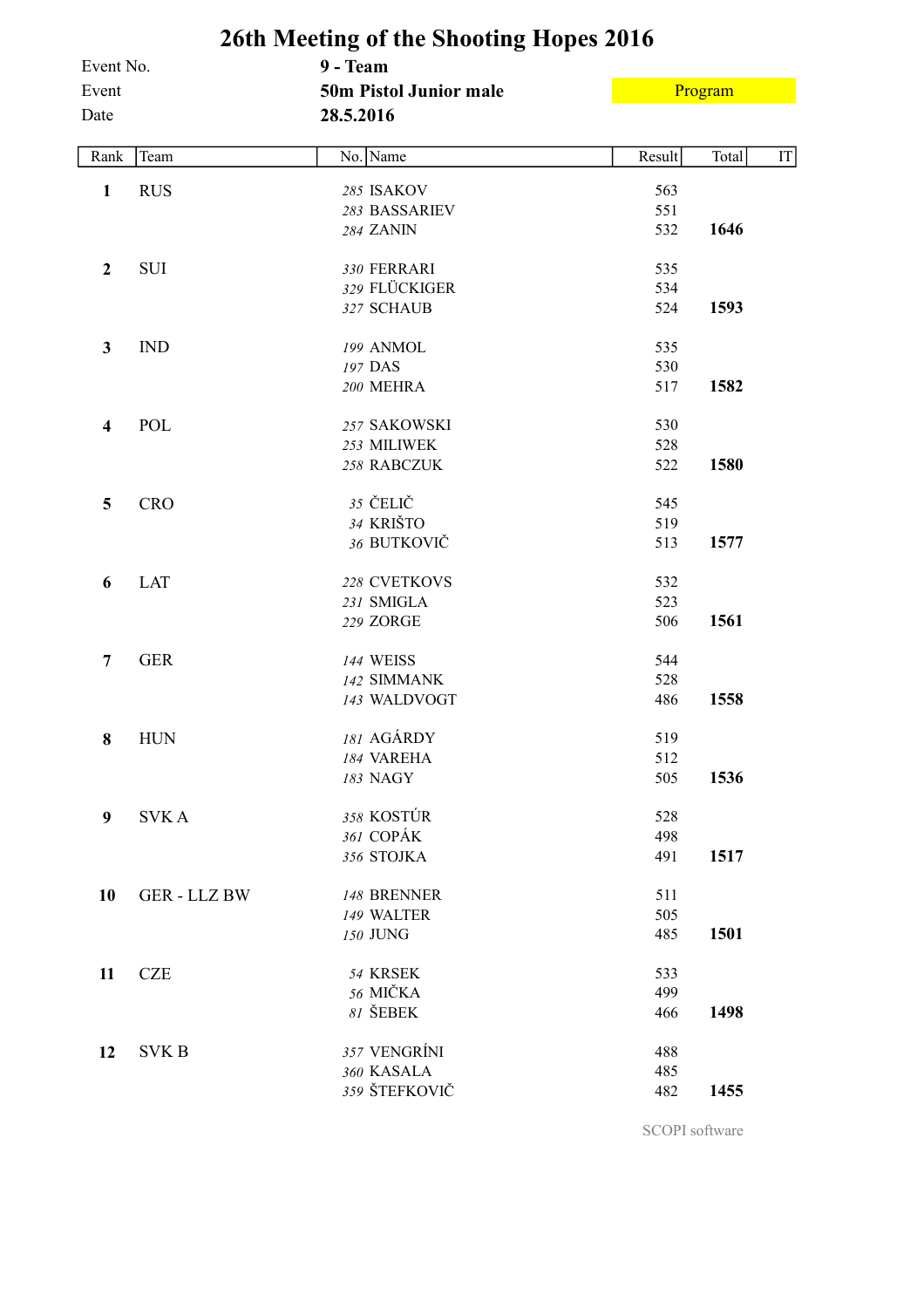# 26th Meeting of the Shooting Hopes 2016

Event No. 9 - Team

Event **50m Pistol Junior male**

Program

Date **28.5.2016**

| Rank | Team | No. | Name | Result | Total | IT |
|---|---|---|---|---|---|---|
| **1** | RUS | *285* | ISAKOV | 563 | | |
| | | *283* | BASSARIEV | 551 | | |
| | | *284* | ZANIN | 532 | **1646** | |
| **2** | SUI | *330* | FERRARI | 535 | | |
| | | *329* | FLÜCKIGER | 534 | | |
| | | *327* | SCHAUB | 524 | **1593** | |
| **3** | IND | *199* | ANMOL | 535 | | |
| | | *197* | DAS | 530 | | |
| | | *200* | MEHRA | 517 | **1582** | |
| **4** | POL | *257* | SAKOWSKI | 530 | | |
| | | *253* | MILIWEK | 528 | | |
| | | *258* | RABCZUK | 522 | **1580** | |
| **5** | CRO | *35* | ČELIČ | 545 | | |
| | | *34* | KRIŠTO | 519 | | |
| | | *36* | BUTKOVIČ | 513 | **1577** | |
| **6** | LAT | *228* | CVETKOVS | 532 | | |
| | | *231* | SMIGLA | 523 | | |
| | | *229* | ZORGE | 506 | **1561** | |
| **7** | GER | *144* | WEISS | 544 | | |
| | | *142* | SIMMANK | 528 | | |
| | | *143* | WALDVOGT | 486 | **1558** | |
| **8** | HUN | *181* | AGÁRDY | 519 | | |
| | | *184* | VAREHA | 512 | | |
| | | *183* | NAGY | 505 | **1536** | |
| **9** | SVK A | *358* | KOSTÚR | 528 | | |
| | | *361* | COPÁK | 498 | | |
| | | *356* | STOJKA | 491 | **1517** | |
| **10** | GER - LLZ BW | *148* | BRENNER | 511 | | |
| | | *149* | WALTER | 505 | | |
| | | *150* | JUNG | 485 | **1501** | |
| **11** | CZE | *54* | KRSEK | 533 | | |
| | | *56* | MIČKA | 499 | | |
| | | *81* | ŠEBEK | 466 | **1498** | |
| **12** | SVK B | *357* | VENGRÍNI | 488 | | |
| | | *360* | KASALA | 485 | | |
| | | *359* | ŠTEFKOVIČ | 482 | **1455** | |

SCOPI software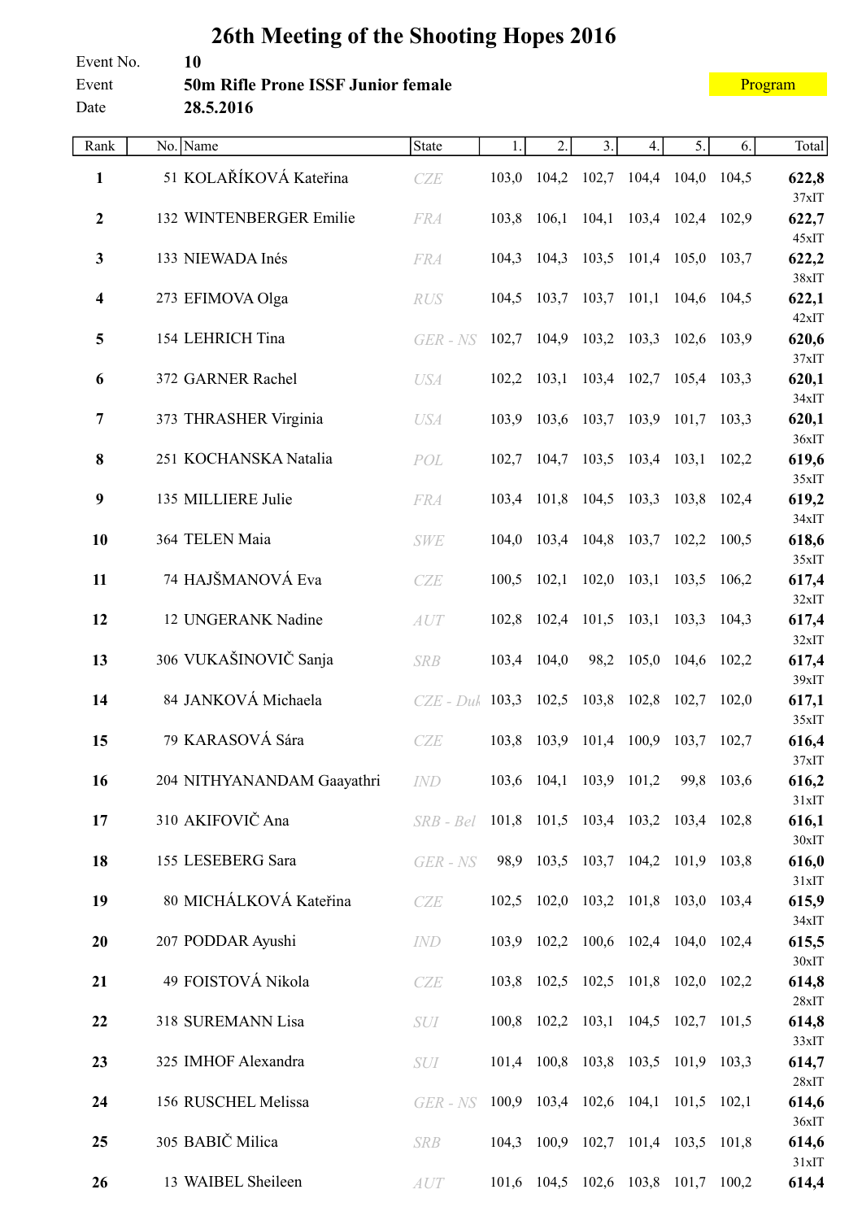# 26th Meeting of the Shooting Hopes 2016

Event No. **10**

Event **50m Rifle Prone ISSF Junior female**

Date **28.5.2016**

Program

| Rank | No. | Name | State | 1. | 2. | 3. | 4. | 5. | 6. | Total |
|---|---|---|---|---|---|---|---|---|---|---|
| **1** | 51 | KOLAŘÍKOVÁ Kateřina | CZE | 103,0 | 104,2 | 102,7 | 104,4 | 104,0 | 104,5 | **622,8** 37xIT |
| **2** | 132 | WINTENBERGER Emilie | FRA | 103,8 | 106,1 | 104,1 | 103,4 | 102,4 | 102,9 | **622,7** 45xIT |
| **3** | 133 | NIEWADA Inés | FRA | 104,3 | 104,3 | 103,5 | 101,4 | 105,0 | 103,7 | **622,2** 38xIT |
| **4** | 273 | EFIMOVA Olga | RUS | 104,5 | 103,7 | 103,7 | 101,1 | 104,6 | 104,5 | **622,1** 42xIT |
| **5** | 154 | LEHRICH Tina | GER - NS | 102,7 | 104,9 | 103,2 | 103,3 | 102,6 | 103,9 | **620,6** 37xIT |
| **6** | 372 | GARNER Rachel | USA | 102,2 | 103,1 | 103,4 | 102,7 | 105,4 | 103,3 | **620,1** 34xIT |
| **7** | 373 | THRASHER Virginia | USA | 103,9 | 103,6 | 103,7 | 103,9 | 101,7 | 103,3 | **620,1** 36xIT |
| **8** | 251 | KOCHANSKA Natalia | POL | 102,7 | 104,7 | 103,5 | 103,4 | 103,1 | 102,2 | **619,6** 35xIT |
| **9** | 135 | MILLIERE Julie | FRA | 103,4 | 101,8 | 104,5 | 103,3 | 103,8 | 102,4 | **619,2** 34xIT |
| **10** | 364 | TELEN Maia | SWE | 104,0 | 103,4 | 104,8 | 103,7 | 102,2 | 100,5 | **618,6** 35xIT |
| **11** | 74 | HAJŠMANOVÁ Eva | CZE | 100,5 | 102,1 | 102,0 | 103,1 | 103,5 | 106,2 | **617,4** 32xIT |
| **12** | 12 | UNGERANK Nadine | AUT | 102,8 | 102,4 | 101,5 | 103,1 | 103,3 | 104,3 | **617,4** 32xIT |
| **13** | 306 | VUKAŠINOVIČ Sanja | SRB | 103,4 | 104,0 | 98,2 | 105,0 | 104,6 | 102,2 | **617,4** 39xIT |
| **14** | 84 | JANKOVÁ Michaela | CZE - Duk | 103,3 | 102,5 | 103,8 | 102,8 | 102,7 | 102,0 | **617,1** 35xIT |
| **15** | 79 | KARASOVÁ Sára | CZE | 103,8 | 103,9 | 101,4 | 100,9 | 103,7 | 102,7 | **616,4** 37xIT |
| **16** | 204 | NITHYANANDAM Gaayathri | IND | 103,6 | 104,1 | 103,9 | 101,2 | 99,8 | 103,6 | **616,2** 31xIT |
| **17** | 310 | AKIFOVIČ Ana | SRB - Bel | 101,8 | 101,5 | 103,4 | 103,2 | 103,4 | 102,8 | **616,1** 30xIT |
| **18** | 155 | LESEBERG Sara | GER - NS | 98,9 | 103,5 | 103,7 | 104,2 | 101,9 | 103,8 | **616,0** 31xIT |
| **19** | 80 | MICHÁLKOVÁ Kateřina | CZE | 102,5 | 102,0 | 103,2 | 101,8 | 103,0 | 103,4 | **615,9** 34xIT |
| **20** | 207 | PODDAR Ayushi | IND | 103,9 | 102,2 | 100,6 | 102,4 | 104,0 | 102,4 | **615,5** 30xIT |
| **21** | 49 | FOISTOVÁ Nikola | CZE | 103,8 | 102,5 | 102,5 | 101,8 | 102,0 | 102,2 | **614,8** 28xIT |
| **22** | 318 | SUREMANN Lisa | SUI | 100,8 | 102,2 | 103,1 | 104,5 | 102,7 | 101,5 | **614,8** 33xIT |
| **23** | 325 | IMHOF Alexandra | SUI | 101,4 | 100,8 | 103,8 | 103,5 | 101,9 | 103,3 | **614,7** 28xIT |
| **24** | 156 | RUSCHEL Melissa | GER - NS | 100,9 | 103,4 | 102,6 | 104,1 | 101,5 | 102,1 | **614,6** 36xIT |
| **25** | 305 | BABIČ Milica | SRB | 104,3 | 100,9 | 102,7 | 101,4 | 103,5 | 101,8 | **614,6** 31xIT |
| **26** | 13 | WAIBEL Sheileen | AUT | 101,6 | 104,5 | 102,6 | 103,8 | 101,7 | 100,2 | **614,4** |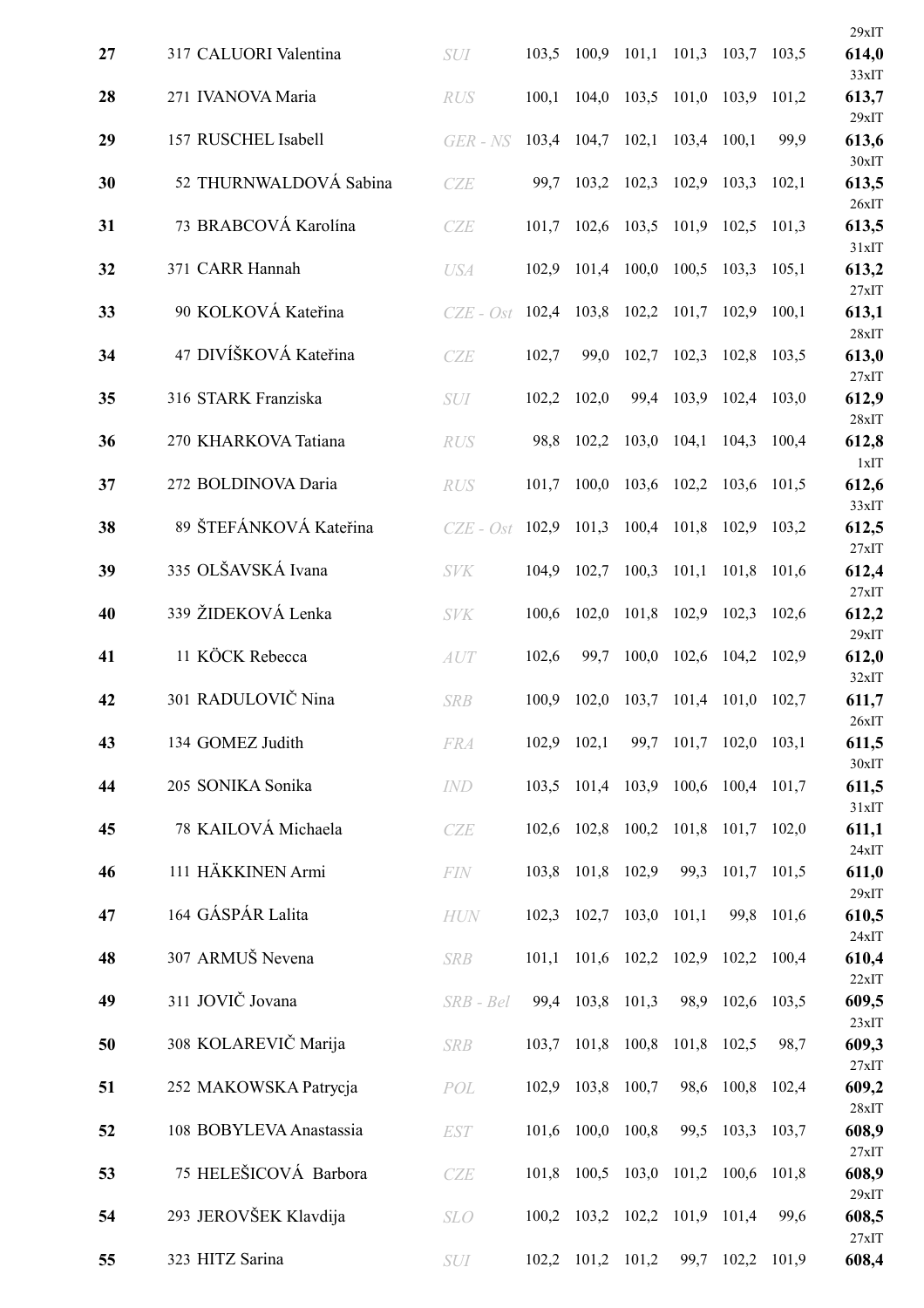| Rank | No. | Name | Nation | 1 | 2 | 3 | 4 | 5 | 6 | Total |
|---|---|---|---|---|---|---|---|---|---|---|
| 27 | 317 | CALUORI Valentina | SUI | 103,5 | 100,9 | 101,1 | 101,3 | 103,7 | 103,5 | 29xIT **614,0** |
| 28 | 271 | IVANOVA Maria | RUS | 100,1 | 104,0 | 103,5 | 101,0 | 103,9 | 101,2 | 33xIT **613,7** |
| 29 | 157 | RUSCHEL Isabell | GER - NS | 103,4 | 104,7 | 102,1 | 103,4 | 100,1 | 99,9 | 29xIT **613,6** |
| 30 | 52 | THURNWALDOVÁ Sabina | CZE | 99,7 | 103,2 | 102,3 | 102,9 | 103,3 | 102,1 | 30xIT **613,5** |
| 31 | 73 | BRABCOVÁ Karolína | CZE | 101,7 | 102,6 | 103,5 | 101,9 | 102,5 | 101,3 | 26xIT **613,5** |
| 32 | 371 | CARR Hannah | USA | 102,9 | 101,4 | 100,0 | 100,5 | 103,3 | 105,1 | 31xIT **613,2** |
| 33 | 90 | KOLKOVÁ Kateřina | CZE - Ost | 102,4 | 103,8 | 102,2 | 101,7 | 102,9 | 100,1 | 27xIT **613,1** |
| 34 | 47 | DIVÍŠKOVÁ Kateřina | CZE | 102,7 | 99,0 | 102,7 | 102,3 | 102,8 | 103,5 | 28xIT **613,0** |
| 35 | 316 | STARK Franziska | SUI | 102,2 | 102,0 | 99,4 | 103,9 | 102,4 | 103,0 | 27xIT **612,9** |
| 36 | 270 | KHARKOVA Tatiana | RUS | 98,8 | 102,2 | 103,0 | 104,1 | 104,3 | 100,4 | 28xIT **612,8** |
| 37 | 272 | BOLDINOVA Daria | RUS | 101,7 | 100,0 | 103,6 | 102,2 | 103,6 | 101,5 | 1xIT **612,6** |
| 38 | 89 | ŠTEFÁNKOVÁ Kateřina | CZE - Ost | 102,9 | 101,3 | 100,4 | 101,8 | 102,9 | 103,2 | 33xIT **612,5** |
| 39 | 335 | OLŠAVSKÁ Ivana | SVK | 104,9 | 102,7 | 100,3 | 101,1 | 101,8 | 101,6 | 27xIT **612,4** |
| 40 | 339 | ŽIDEKOVÁ Lenka | SVK | 100,6 | 102,0 | 101,8 | 102,9 | 102,3 | 102,6 | 27xIT **612,2** |
| 41 | 11 | KÖCK Rebecca | AUT | 102,6 | 99,7 | 100,0 | 102,6 | 104,2 | 102,9 | 29xIT **612,0** |
| 42 | 301 | RADULOVIČ Nina | SRB | 100,9 | 102,0 | 103,7 | 101,4 | 101,0 | 102,7 | 32xIT **611,7** |
| 43 | 134 | GOMEZ Judith | FRA | 102,9 | 102,1 | 99,7 | 101,7 | 102,0 | 103,1 | 26xIT **611,5** |
| 44 | 205 | SONIKA Sonika | IND | 103,5 | 101,4 | 103,9 | 100,6 | 100,4 | 101,7 | 30xIT **611,5** |
| 45 | 78 | KAILOVÁ Michaela | CZE | 102,6 | 102,8 | 100,2 | 101,8 | 101,7 | 102,0 | 31xIT **611,1** |
| 46 | 111 | HÄKKINEN Armi | FIN | 103,8 | 101,8 | 102,9 | 99,3 | 101,7 | 101,5 | 24xIT **611,0** |
| 47 | 164 | GÁSPÁR Lalita | HUN | 102,3 | 102,7 | 103,0 | 101,1 | 99,8 | 101,6 | 29xIT **610,5** |
| 48 | 307 | ARMUŠ Nevena | SRB | 101,1 | 101,6 | 102,2 | 102,9 | 102,2 | 100,4 | 24xIT **610,4** |
| 49 | 311 | JOVIČ Jovana | SRB - Bel | 99,4 | 103,8 | 101,3 | 98,9 | 102,6 | 103,5 | 22xIT **609,5** |
| 50 | 308 | KOLAREVIČ Marija | SRB | 103,7 | 101,8 | 100,8 | 101,8 | 102,5 | 98,7 | 23xIT **609,3** |
| 51 | 252 | MAKOWSKA Patrycja | POL | 102,9 | 103,8 | 100,7 | 98,6 | 100,8 | 102,4 | 27xIT **609,2** |
| 52 | 108 | BOBYLEVA Anastassia | EST | 101,6 | 100,0 | 100,8 | 99,5 | 103,3 | 103,7 | 28xIT **608,9** |
| 53 | 75 | HELEŠICOVÁ Barbora | CZE | 101,8 | 100,5 | 103,0 | 101,2 | 100,6 | 101,8 | 27xIT **608,9** |
| 54 | 293 | JEROVŠEK Klavdija | SLO | 100,2 | 103,2 | 102,2 | 101,9 | 101,4 | 99,6 | 29xIT **608,5** |
| 55 | 323 | HITZ Sarina | SUI | 102,2 | 101,2 | 101,2 | 99,7 | 102,2 | 101,9 | 27xIT **608,4** |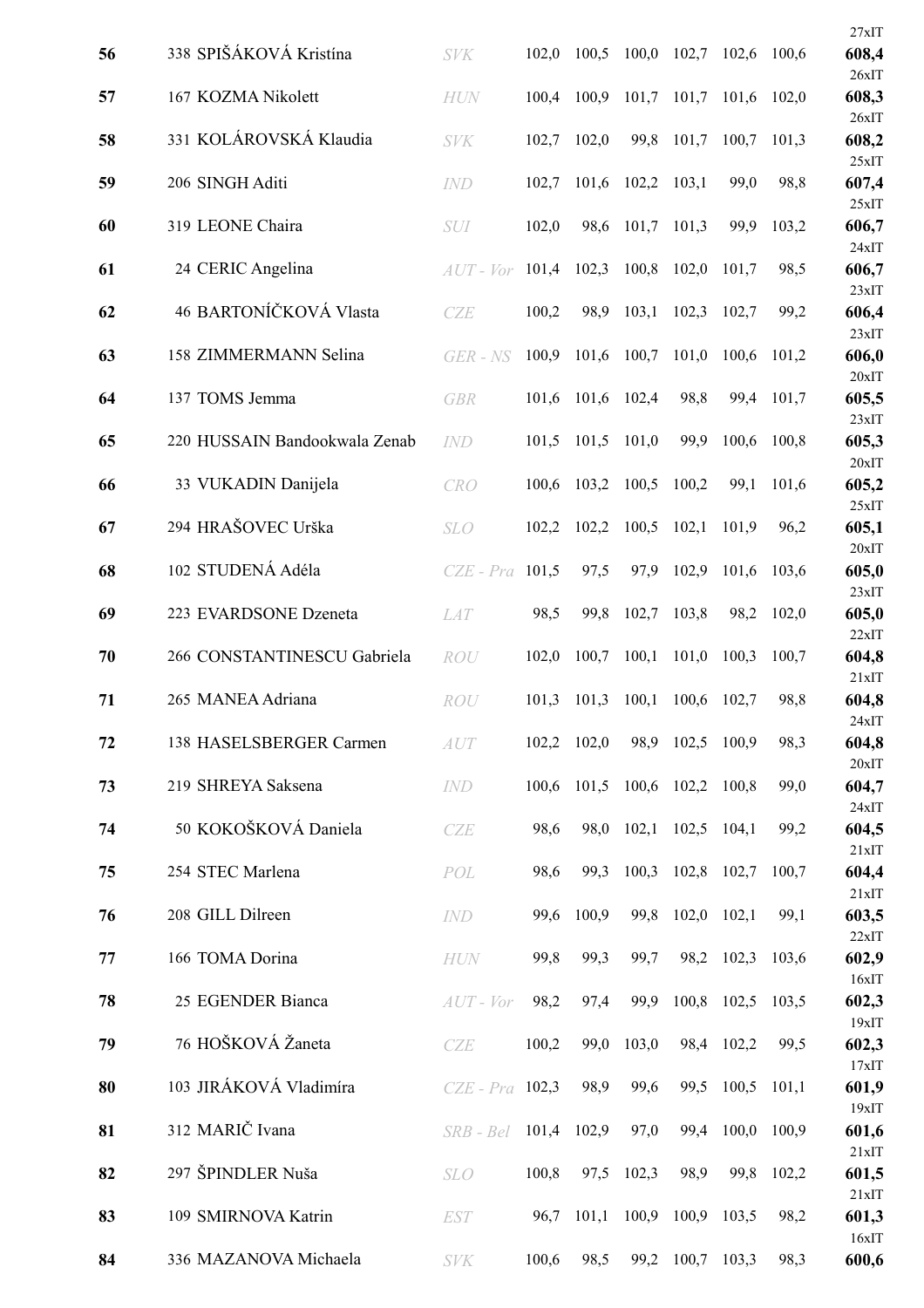| Rank | No. | Name | Nation | 1 | 2 | 3 | 4 | 5 | 6 | Total | IT |
|---|---|---|---|---|---|---|---|---|---|---|---|
| **56** | 338 | SPIŠÁKOVÁ Kristína | *SVK* | 102,0 | 100,5 | 100,0 | 102,7 | 102,6 | 100,6 | **608,4** | 27xIT |
| **57** | 167 | KOZMA Nikolett | *HUN* | 100,4 | 100,9 | 101,7 | 101,7 | 101,6 | 102,0 | **608,3** | 26xIT |
| **58** | 331 | KOLÁROVSKÁ Klaudia | *SVK* | 102,7 | 102,0 | 99,8 | 101,7 | 100,7 | 101,3 | **608,2** | 26xIT |
| **59** | 206 | SINGH Aditi | *IND* | 102,7 | 101,6 | 102,2 | 103,1 | 99,0 | 98,8 | **607,4** | 25xIT |
| **60** | 319 | LEONE Chaira | *SUI* | 102,0 | 98,6 | 101,7 | 101,3 | 99,9 | 103,2 | **606,7** | 25xIT |
| **61** | 24 | CERIC Angelina | *AUT - Vor* | 101,4 | 102,3 | 100,8 | 102,0 | 101,7 | 98,5 | **606,7** | 24xIT |
| **62** | 46 | BARTONÍČKOVÁ Vlasta | *CZE* | 100,2 | 98,9 | 103,1 | 102,3 | 102,7 | 99,2 | **606,4** | 23xIT |
| **63** | 158 | ZIMMERMANN Selina | *GER - NS* | 100,9 | 101,6 | 100,7 | 101,0 | 100,6 | 101,2 | **606,0** | 23xIT |
| **64** | 137 | TOMS Jemma | *GBR* | 101,6 | 101,6 | 102,4 | 98,8 | 99,4 | 101,7 | **605,5** | 20xIT |
| **65** | 220 | HUSSAIN Bandookwala Zenab | *IND* | 101,5 | 101,5 | 101,0 | 99,9 | 100,6 | 100,8 | **605,3** | 23xIT |
| **66** | 33 | VUKADIN Danijela | *CRO* | 100,6 | 103,2 | 100,5 | 100,2 | 99,1 | 101,6 | **605,2** | 20xIT |
| **67** | 294 | HRAŠOVEC Urška | *SLO* | 102,2 | 102,2 | 100,5 | 102,1 | 101,9 | 96,2 | **605,1** | 25xIT |
| **68** | 102 | STUDENÁ Adéla | *CZE - Pra* | 101,5 | 97,5 | 97,9 | 102,9 | 101,6 | 103,6 | **605,0** | 20xIT |
| **69** | 223 | EVARDSONE Dzeneta | *LAT* | 98,5 | 99,8 | 102,7 | 103,8 | 98,2 | 102,0 | **605,0** | 23xIT |
| **70** | 266 | CONSTANTINESCU Gabriela | *ROU* | 102,0 | 100,7 | 100,1 | 101,0 | 100,3 | 100,7 | **604,8** | 22xIT |
| **71** | 265 | MANEA Adriana | *ROU* | 101,3 | 101,3 | 100,1 | 100,6 | 102,7 | 98,8 | **604,8** | 21xIT |
| **72** | 138 | HASELSBERGER Carmen | *AUT* | 102,2 | 102,0 | 98,9 | 102,5 | 100,9 | 98,3 | **604,8** | 24xIT |
| **73** | 219 | SHREYA Saksena | *IND* | 100,6 | 101,5 | 100,6 | 102,2 | 100,8 | 99,0 | **604,7** | 20xIT |
| **74** | 50 | KOKOŠKOVÁ Daniela | *CZE* | 98,6 | 98,0 | 102,1 | 102,5 | 104,1 | 99,2 | **604,5** | 24xIT |
| **75** | 254 | STEC Marlena | *POL* | 98,6 | 99,3 | 100,3 | 102,8 | 102,7 | 100,7 | **604,4** | 21xIT |
| **76** | 208 | GILL Dilreen | *IND* | 99,6 | 100,9 | 99,8 | 102,0 | 102,1 | 99,1 | **603,5** | 21xIT |
| **77** | 166 | TOMA Dorina | *HUN* | 99,8 | 99,3 | 99,7 | 98,2 | 102,3 | 103,6 | **602,9** | 22xIT |
| **78** | 25 | EGENDER Bianca | *AUT - Vor* | 98,2 | 97,4 | 99,9 | 100,8 | 102,5 | 103,5 | **602,3** | 16xIT |
| **79** | 76 | HOŠKOVÁ Žaneta | *CZE* | 100,2 | 99,0 | 103,0 | 98,4 | 102,2 | 99,5 | **602,3** | 19xIT |
| **80** | 103 | JIRÁKOVÁ Vladimíra | *CZE - Pra* | 102,3 | 98,9 | 99,6 | 99,5 | 100,5 | 101,1 | **601,9** | 17xIT |
| **81** | 312 | MARIČ Ivana | *SRB - Bel* | 101,4 | 102,9 | 97,0 | 99,4 | 100,0 | 100,9 | **601,6** | 19xIT |
| **82** | 297 | ŠPINDLER Nuša | *SLO* | 100,8 | 97,5 | 102,3 | 98,9 | 99,8 | 102,2 | **601,5** | 21xIT |
| **83** | 109 | SMIRNOVA Katrin | *EST* | 96,7 | 101,1 | 100,9 | 100,9 | 103,5 | 98,2 | **601,3** | 21xIT |
| **84** | 336 | MAZANOVA Michaela | *SVK* | 100,6 | 98,5 | 99,2 | 100,7 | 103,3 | 98,3 | **600,6** | 16xIT |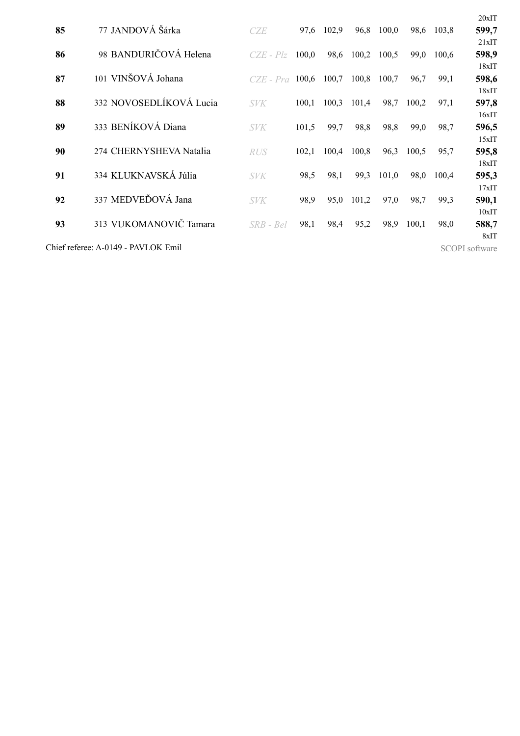20xIT

| Rank | No. | Name | Nation | 1 | 2 | 3 | 4 | 5 | 6 | Total |
|---|---|---|---|---|---|---|---|---|---|---|
| **85** | 77 | JANDOVÁ Šárka | *CZE* | 97,6 | 102,9 | 96,8 | 100,0 | 98,6 | 103,8 | **599,7** 21xIT |
| **86** | 98 | BANDURIČOVÁ Helena | *CZE - Plz* | 100,0 | 98,6 | 100,2 | 100,5 | 99,0 | 100,6 | **598,9** 18xIT |
| **87** | 101 | VINŠOVÁ Johana | *CZE - Pra* | 100,6 | 100,7 | 100,8 | 100,7 | 96,7 | 99,1 | **598,6** 18xIT |
| **88** | 332 | NOVOSEDLÍKOVÁ Lucia | *SVK* | 100,1 | 100,3 | 101,4 | 98,7 | 100,2 | 97,1 | **597,8** 16xIT |
| **89** | 333 | BENÍKOVÁ Diana | *SVK* | 101,5 | 99,7 | 98,8 | 98,8 | 99,0 | 98,7 | **596,5** 15xIT |
| **90** | 274 | CHERNYSHEVA Natalia | *RUS* | 102,1 | 100,4 | 100,8 | 96,3 | 100,5 | 95,7 | **595,8** 18xIT |
| **91** | 334 | KLUKNAVSKÁ Júlia | *SVK* | 98,5 | 98,1 | 99,3 | 101,0 | 98,0 | 100,4 | **595,3** 17xIT |
| **92** | 337 | MEDVEĎOVÁ Jana | *SVK* | 98,9 | 95,0 | 101,2 | 97,0 | 98,7 | 99,3 | **590,1** 10xIT |
| **93** | 313 | VUKOMANOVIČ Tamara | *SRB - Bel* | 98,1 | 98,4 | 95,2 | 98,9 | 100,1 | 98,0 | **588,7** 8xIT |

Chief referee: A-0149 - PAVLOK Emil

SCOPI software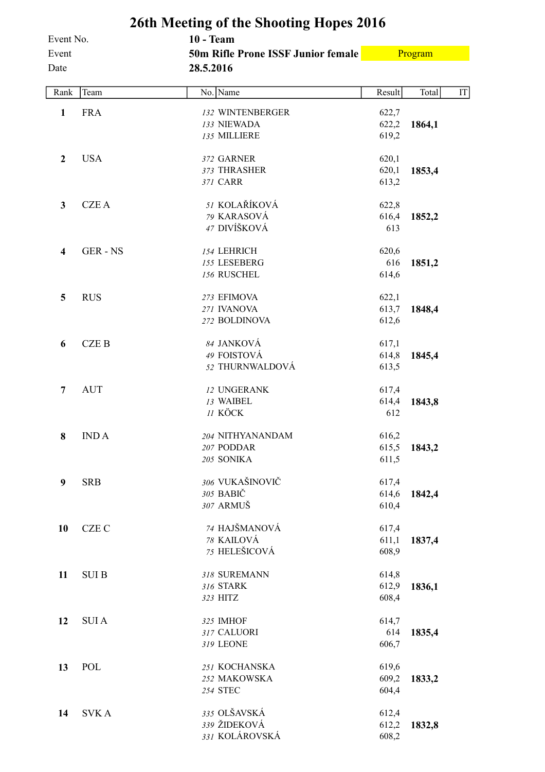# 26th Meeting of the Shooting Hopes 2016

| | |
|---|---|
| Event No. | **10 - Team** |
| Event | **50m Rifle Prone ISSF Junior female** Program |
| Date | **28.5.2016** |

| Rank | Team | No. | Name | Result | Total | IT |
|---|---|---|---|---|---|---|
| **1** | FRA | 132 | WINTENBERGER | 622,7 | | |
| | | 133 | NIEWADA | 622,2 | **1864,1** | |
| | | 135 | MILLIERE | 619,2 | | |
| **2** | USA | 372 | GARNER | 620,1 | | |
| | | 373 | THRASHER | 620,1 | **1853,4** | |
| | | 371 | CARR | 613,2 | | |
| **3** | CZE A | 51 | KOLAŘÍKOVÁ | 622,8 | | |
| | | 79 | KARASOVÁ | 616,4 | **1852,2** | |
| | | 47 | DIVÍŠKOVÁ | 613 | | |
| **4** | GER - NS | 154 | LEHRICH | 620,6 | | |
| | | 155 | LESEBERG | 616 | **1851,2** | |
| | | 156 | RUSCHEL | 614,6 | | |
| **5** | RUS | 273 | EFIMOVA | 622,1 | | |
| | | 271 | IVANOVA | 613,7 | **1848,4** | |
| | | 272 | BOLDINOVA | 612,6 | | |
| **6** | CZE B | 84 | JANKOVÁ | 617,1 | | |
| | | 49 | FOISTOVÁ | 614,8 | **1845,4** | |
| | | 52 | THURNWALDOVÁ | 613,5 | | |
| **7** | AUT | 12 | UNGERANK | 617,4 | | |
| | | 13 | WAIBEL | 614,4 | **1843,8** | |
| | | 11 | KÖCK | 612 | | |
| **8** | IND A | 204 | NITHYANANDAM | 616,2 | | |
| | | 207 | PODDAR | 615,5 | **1843,2** | |
| | | 205 | SONIKA | 611,5 | | |
| **9** | SRB | 306 | VUKAŠINOVIČ | 617,4 | | |
| | | 305 | BABIČ | 614,6 | **1842,4** | |
| | | 307 | ARMUŠ | 610,4 | | |
| **10** | CZE C | 74 | HAJŠMANOVÁ | 617,4 | | |
| | | 78 | KAILOVÁ | 611,1 | **1837,4** | |
| | | 75 | HELEŠICOVÁ | 608,9 | | |
| **11** | SUI B | 318 | SUREMANN | 614,8 | | |
| | | 316 | STARK | 612,9 | **1836,1** | |
| | | 323 | HITZ | 608,4 | | |
| **12** | SUI A | 325 | IMHOF | 614,7 | | |
| | | 317 | CALUORI | 614 | **1835,4** | |
| | | 319 | LEONE | 606,7 | | |
| **13** | POL | 251 | KOCHANSKA | 619,6 | | |
| | | 252 | MAKOWSKA | 609,2 | **1833,2** | |
| | | 254 | STEC | 604,4 | | |
| **14** | SVK A | 335 | OLŠAVSKÁ | 612,4 | | |
| | | 339 | ŽIDEKOVÁ | 612,2 | **1832,8** | |
| | | 331 | KOLÁROVSKÁ | 608,2 | | |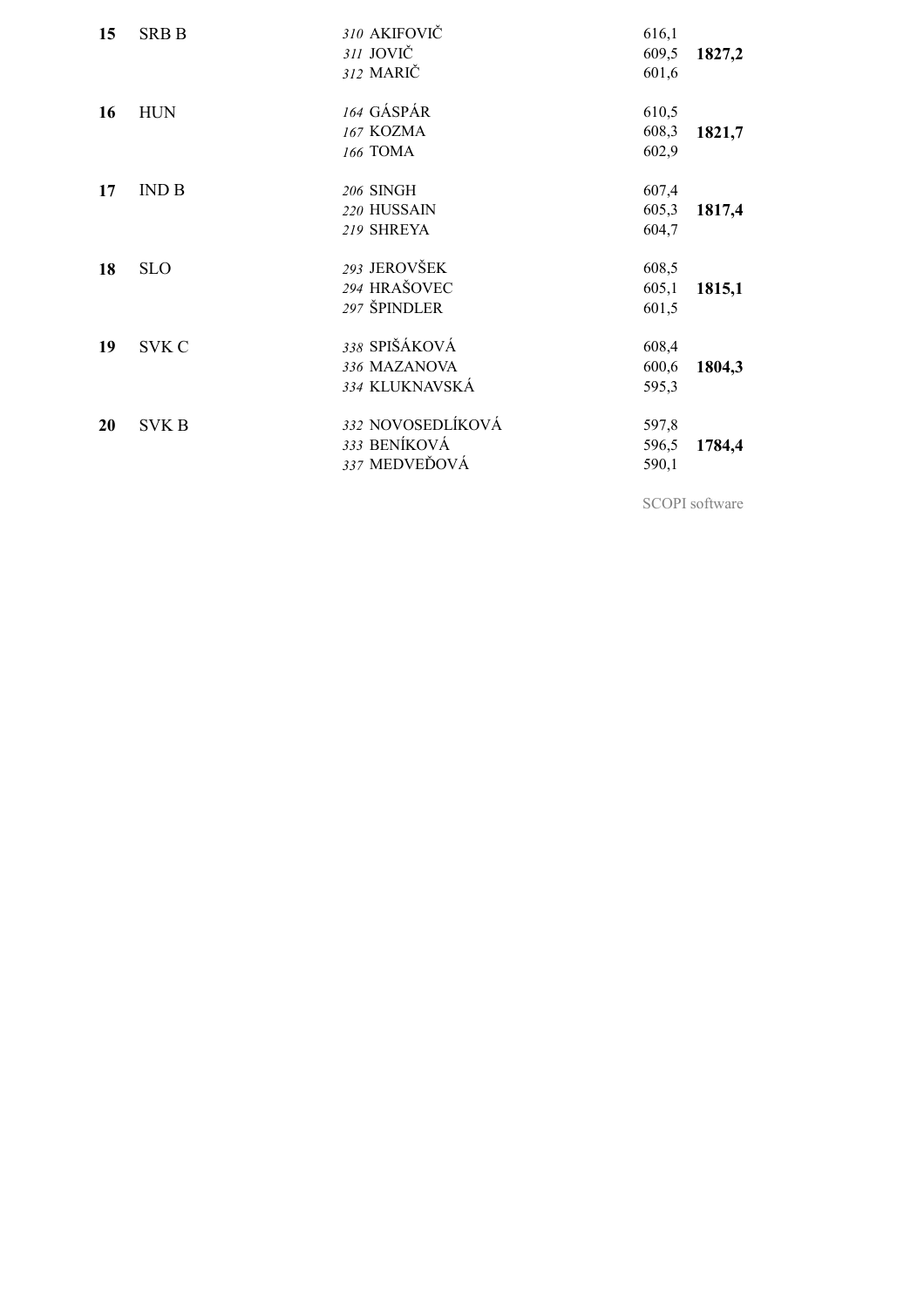| Rank | Team | Athlete | Score | Total |
|---|---|---|---|---|
| **15** | SRB B | *310* AKIFOVIČ | 616,1 | |
| | | *311* JOVIČ | 609,5 | **1827,2** |
| | | *312* MARIČ | 601,6 | |
| **16** | HUN | *164* GÁSPÁR | 610,5 | |
| | | *167* KOZMA | 608,3 | **1821,7** |
| | | *166* TOMA | 602,9 | |
| **17** | IND B | *206* SINGH | 607,4 | |
| | | *220* HUSSAIN | 605,3 | **1817,4** |
| | | *219* SHREYA | 604,7 | |
| **18** | SLO | *293* JEROVŠEK | 608,5 | |
| | | *294* HRAŠOVEC | 605,1 | **1815,1** |
| | | *297* ŠPINDLER | 601,5 | |
| **19** | SVK C | *338* SPIŠÁKOVÁ | 608,4 | |
| | | *336* MAZANOVA | 600,6 | **1804,3** |
| | | *334* KLUKNAVSKÁ | 595,3 | |
| **20** | SVK B | *332* NOVOSEDLÍKOVÁ | 597,8 | |
| | | *333* BENÍKOVÁ | 596,5 | **1784,4** |
| | | *337* MEDVEĎOVÁ | 590,1 | |

SCOPI software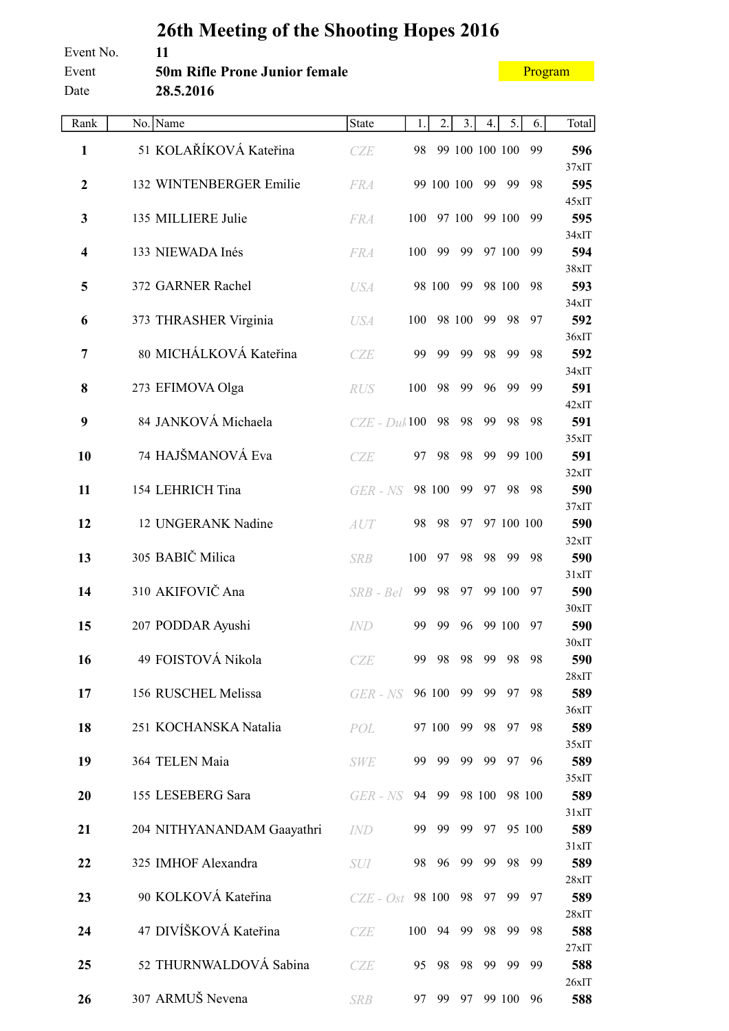# 26th Meeting of the Shooting Hopes 2016

Event No. **11**

Event **50m Rifle Prone Junior female**

Program

Date **28.5.2016**

| Rank | No. | Name | State | 1. | 2. | 3. | 4. | 5. | 6. | Total |
|---|---|---|---|---|---|---|---|---|---|---|
| **1** | 51 | KOLAŘÍKOVÁ Kateřina | CZE | 98 | 99 | 100 | 100 | 100 | 99 | **596** 37xIT |
| **2** | 132 | WINTENBERGER Emilie | FRA | 99 | 100 | 100 | 99 | 99 | 98 | **595** 45xIT |
| **3** | 135 | MILLIERE Julie | FRA | 100 | 97 | 100 | 99 | 100 | 99 | **595** 34xIT |
| **4** | 133 | NIEWADA Inés | FRA | 100 | 99 | 99 | 97 | 100 | 99 | **594** 38xIT |
| **5** | 372 | GARNER Rachel | USA | 98 | 100 | 99 | 98 | 100 | 98 | **593** 34xIT |
| **6** | 373 | THRASHER Virginia | USA | 100 | 98 | 100 | 99 | 98 | 97 | **592** 36xIT |
| **7** | 80 | MICHÁLKOVÁ Kateřina | CZE | 99 | 99 | 99 | 98 | 99 | 98 | **592** 34xIT |
| **8** | 273 | EFIMOVA Olga | RUS | 100 | 98 | 99 | 96 | 99 | 99 | **591** 42xIT |
| **9** | 84 | JANKOVÁ Michaela | CZE - Duk | 100 | 98 | 98 | 99 | 98 | 98 | **591** 35xIT |
| **10** | 74 | HAJŠMANOVÁ Eva | CZE | 97 | 98 | 98 | 99 | 99 | 100 | **591** 32xIT |
| **11** | 154 | LEHRICH Tina | GER - NS | 98 | 100 | 99 | 97 | 98 | 98 | **590** 37xIT |
| **12** | 12 | UNGERANK Nadine | AUT | 98 | 98 | 97 | 97 | 100 | 100 | **590** 32xIT |
| **13** | 305 | BABIČ Milica | SRB | 100 | 97 | 98 | 98 | 99 | 98 | **590** 31xIT |
| **14** | 310 | AKIFOVIČ Ana | SRB - Bel | 99 | 98 | 97 | 99 | 100 | 97 | **590** 30xIT |
| **15** | 207 | PODDAR Ayushi | IND | 99 | 99 | 96 | 99 | 100 | 97 | **590** 30xIT |
| **16** | 49 | FOISTOVÁ Nikola | CZE | 99 | 98 | 98 | 99 | 98 | 98 | **590** 28xIT |
| **17** | 156 | RUSCHEL Melissa | GER - NS | 96 | 100 | 99 | 99 | 97 | 98 | **589** 36xIT |
| **18** | 251 | KOCHANSKA Natalia | POL | 97 | 100 | 99 | 98 | 97 | 98 | **589** 35xIT |
| **19** | 364 | TELEN Maia | SWE | 99 | 99 | 99 | 99 | 97 | 96 | **589** 35xIT |
| **20** | 155 | LESEBERG Sara | GER - NS | 94 | 99 | 98 | 100 | 98 | 100 | **589** 31xIT |
| **21** | 204 | NITHYANANDAM Gaayathri | IND | 99 | 99 | 99 | 97 | 95 | 100 | **589** 31xIT |
| **22** | 325 | IMHOF Alexandra | SUI | 98 | 96 | 99 | 99 | 98 | 99 | **589** 28xIT |
| **23** | 90 | KOLKOVÁ Kateřina | CZE - Ost | 98 | 100 | 98 | 97 | 99 | 97 | **589** 28xIT |
| **24** | 47 | DIVÍŠKOVÁ Kateřina | CZE | 100 | 94 | 99 | 98 | 99 | 98 | **588** 27xIT |
| **25** | 52 | THURNWALDOVÁ Sabina | CZE | 95 | 98 | 98 | 99 | 99 | 99 | **588** 26xIT |
| **26** | 307 | ARMUŠ Nevena | SRB | 97 | 99 | 97 | 99 | 100 | 96 | **588** |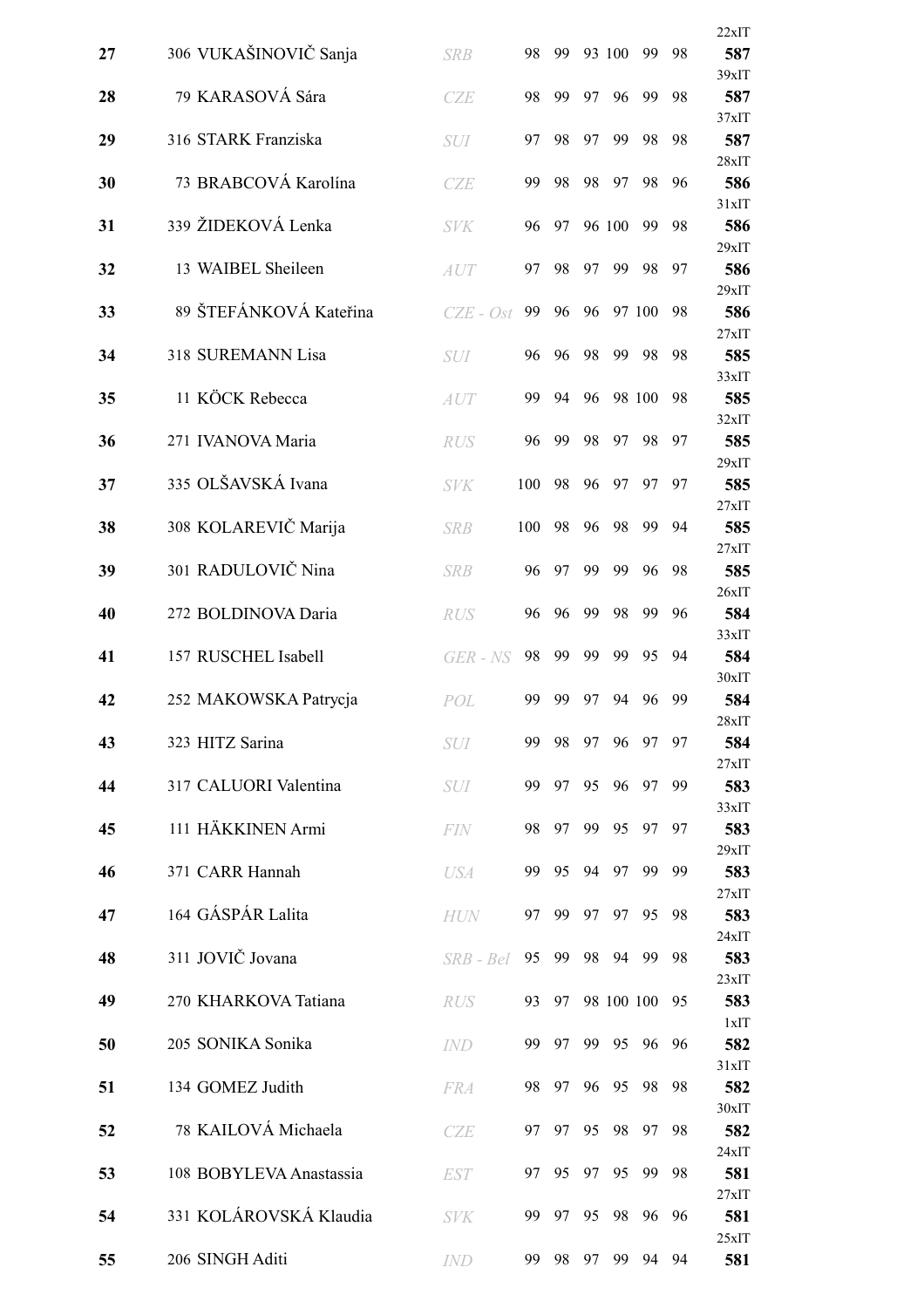| Rank | No. | Name | Nation | 1 | 2 | 3 | 4 | 5 | 6 | Total |
|---|---|---|---|---|---|---|---|---|---|---|
| 27 | 306 | VUKAŠINOVIČ Sanja | SRB | 98 | 99 | 93 | 100 | 99 | 98 | 22xIT 587 |
| 28 | 79 | KARASOVÁ Sára | CZE | 98 | 99 | 97 | 96 | 99 | 98 | 39xIT 587 |
| 29 | 316 | STARK Franziska | SUI | 97 | 98 | 97 | 99 | 98 | 98 | 37xIT 587 |
| 30 | 73 | BRABCOVÁ Karolína | CZE | 99 | 98 | 98 | 97 | 98 | 96 | 28xIT 586 |
| 31 | 339 | ŽIDEKOVÁ Lenka | SVK | 96 | 97 | 96 | 100 | 99 | 98 | 31xIT 586 |
| 32 | 13 | WAIBEL Sheileen | AUT | 97 | 98 | 97 | 99 | 98 | 97 | 29xIT 586 |
| 33 | 89 | ŠTEFÁNKOVÁ Kateřina | CZE - Ost | 99 | 96 | 96 | 97 | 100 | 98 | 29xIT 586 |
| 34 | 318 | SUREMANN Lisa | SUI | 96 | 96 | 98 | 99 | 98 | 98 | 27xIT 585 |
| 35 | 11 | KÖCK Rebecca | AUT | 99 | 94 | 96 | 98 | 100 | 98 | 33xIT 585 |
| 36 | 271 | IVANOVA Maria | RUS | 96 | 99 | 98 | 97 | 98 | 97 | 32xIT 585 |
| 37 | 335 | OLŠAVSKÁ Ivana | SVK | 100 | 98 | 96 | 97 | 97 | 97 | 29xIT 585 |
| 38 | 308 | KOLAREVIČ Marija | SRB | 100 | 98 | 96 | 98 | 99 | 94 | 27xIT 585 |
| 39 | 301 | RADULOVIČ Nina | SRB | 96 | 97 | 99 | 99 | 96 | 98 | 27xIT 585 |
| 40 | 272 | BOLDINOVA Daria | RUS | 96 | 96 | 99 | 98 | 99 | 96 | 26xIT 584 |
| 41 | 157 | RUSCHEL Isabell | GER - NS | 98 | 99 | 99 | 99 | 95 | 94 | 33xIT 584 |
| 42 | 252 | MAKOWSKA Patrycja | POL | 99 | 99 | 97 | 94 | 96 | 99 | 30xIT 584 |
| 43 | 323 | HITZ Sarina | SUI | 99 | 98 | 97 | 96 | 97 | 97 | 28xIT 584 |
| 44 | 317 | CALUORI Valentina | SUI | 99 | 97 | 95 | 96 | 97 | 99 | 27xIT 583 |
| 45 | 111 | HÄKKINEN Armi | FIN | 98 | 97 | 99 | 95 | 97 | 97 | 33xIT 583 |
| 46 | 371 | CARR Hannah | USA | 99 | 95 | 94 | 97 | 99 | 99 | 29xIT 583 |
| 47 | 164 | GÁSPÁR Lalita | HUN | 97 | 99 | 97 | 97 | 95 | 98 | 27xIT 583 |
| 48 | 311 | JOVIČ Jovana | SRB - Bel | 95 | 99 | 98 | 94 | 99 | 98 | 24xIT 583 |
| 49 | 270 | KHARKOVA Tatiana | RUS | 93 | 97 | 98 | 100 | 100 | 95 | 23xIT 583 |
| 50 | 205 | SONIKA Sonika | IND | 99 | 97 | 99 | 95 | 96 | 96 | 1xIT 582 |
| 51 | 134 | GOMEZ Judith | FRA | 98 | 97 | 96 | 95 | 98 | 98 | 31xIT 582 |
| 52 | 78 | KAILOVÁ Michaela | CZE | 97 | 97 | 95 | 98 | 97 | 98 | 30xIT 582 |
| 53 | 108 | BOBYLEVA Anastassia | EST | 97 | 95 | 97 | 95 | 99 | 98 | 24xIT 581 |
| 54 | 331 | KOLÁROVSKÁ Klaudia | SVK | 99 | 97 | 95 | 98 | 96 | 96 | 27xIT 581 |
| 55 | 206 | SINGH Aditi | IND | 99 | 98 | 97 | 99 | 94 | 94 | 25xIT 581 |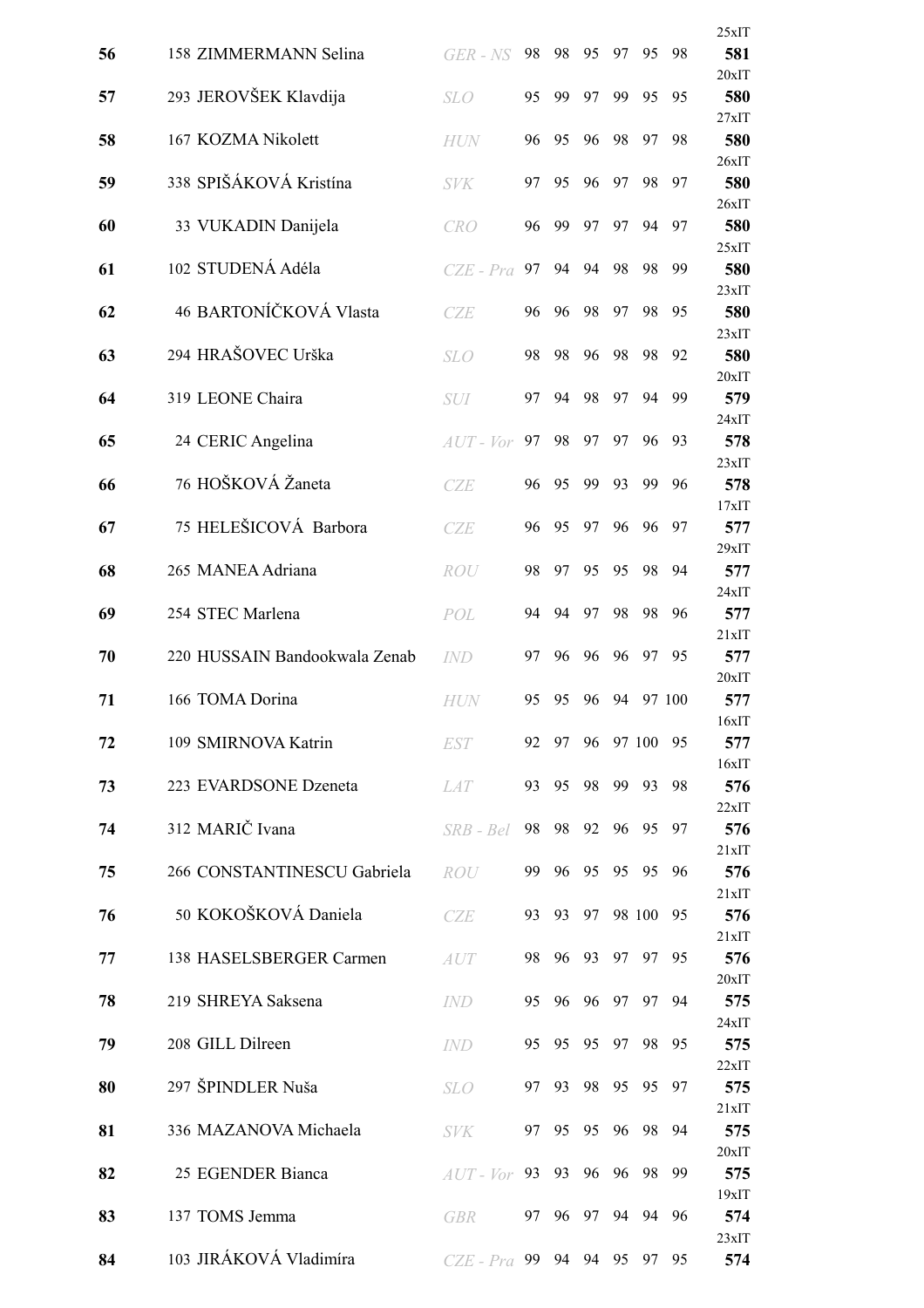| Rank | No. | Name | Nation | 1 | 2 | 3 | 4 | 5 | 6 | xIT | Total |
|---|---|---|---|---|---|---|---|---|---|---|---|
| **56** | 158 | ZIMMERMANN Selina | *GER - NS* | 98 | 98 | 95 | 97 | 95 | 98 | 25xIT | **581** |
| **57** | 293 | JEROVŠEK Klavdija | *SLO* | 95 | 99 | 97 | 99 | 95 | 95 | 20xIT | **580** |
| **58** | 167 | KOZMA Nikolett | *HUN* | 96 | 95 | 96 | 98 | 97 | 98 | 27xIT | **580** |
| **59** | 338 | SPIŠÁKOVÁ Kristína | *SVK* | 97 | 95 | 96 | 97 | 98 | 97 | 26xIT | **580** |
| **60** | 33 | VUKADIN Danijela | *CRO* | 96 | 99 | 97 | 97 | 94 | 97 | 26xIT | **580** |
| **61** | 102 | STUDENÁ Adéla | *CZE - Pra* | 97 | 94 | 94 | 98 | 98 | 99 | 25xIT | **580** |
| **62** | 46 | BARTONÍČKOVÁ Vlasta | *CZE* | 96 | 96 | 98 | 97 | 98 | 95 | 23xIT | **580** |
| **63** | 294 | HRAŠOVEC Urška | *SLO* | 98 | 98 | 96 | 98 | 98 | 92 | 23xIT | **580** |
| **64** | 319 | LEONE Chaira | *SUI* | 97 | 94 | 98 | 97 | 94 | 99 | 20xIT | **579** |
| **65** | 24 | CERIC Angelina | *AUT - Vor* | 97 | 98 | 97 | 97 | 96 | 93 | 24xIT | **578** |
| **66** | 76 | HOŠKOVÁ Žaneta | *CZE* | 96 | 95 | 99 | 93 | 99 | 96 | 23xIT | **578** |
| **67** | 75 | HELEŠICOVÁ Barbora | *CZE* | 96 | 95 | 97 | 96 | 96 | 97 | 17xIT | **577** |
| **68** | 265 | MANEA Adriana | *ROU* | 98 | 97 | 95 | 95 | 98 | 94 | 29xIT | **577** |
| **69** | 254 | STEC Marlena | *POL* | 94 | 94 | 97 | 98 | 98 | 96 | 24xIT | **577** |
| **70** | 220 | HUSSAIN Bandookwala Zenab | *IND* | 97 | 96 | 96 | 96 | 97 | 95 | 21xIT | **577** |
| **71** | 166 | TOMA Dorina | *HUN* | 95 | 95 | 96 | 94 | 97 | 100 | 20xIT | **577** |
| **72** | 109 | SMIRNOVA Katrin | *EST* | 92 | 97 | 96 | 97 | 100 | 95 | 16xIT | **577** |
| **73** | 223 | EVARDSONE Dzeneta | *LAT* | 93 | 95 | 98 | 99 | 93 | 98 | 16xIT | **576** |
| **74** | 312 | MARIČ Ivana | *SRB - Bel* | 98 | 98 | 92 | 96 | 95 | 97 | 22xIT | **576** |
| **75** | 266 | CONSTANTINESCU Gabriela | *ROU* | 99 | 96 | 95 | 95 | 95 | 96 | 21xIT | **576** |
| **76** | 50 | KOKOŠKOVÁ Daniela | *CZE* | 93 | 93 | 97 | 98 | 100 | 95 | 21xIT | **576** |
| **77** | 138 | HASELSBERGER Carmen | *AUT* | 98 | 96 | 93 | 97 | 97 | 95 | 21xIT | **576** |
| **78** | 219 | SHREYA Saksena | *IND* | 95 | 96 | 96 | 97 | 97 | 94 | 20xIT | **575** |
| **79** | 208 | GILL Dilreen | *IND* | 95 | 95 | 95 | 97 | 98 | 95 | 24xIT | **575** |
| **80** | 297 | ŠPINDLER Nuša | *SLO* | 97 | 93 | 98 | 95 | 95 | 97 | 22xIT | **575** |
| **81** | 336 | MAZANOVA Michaela | *SVK* | 97 | 95 | 95 | 96 | 98 | 94 | 21xIT | **575** |
| **82** | 25 | EGENDER Bianca | *AUT - Vor* | 93 | 93 | 96 | 96 | 98 | 99 | 20xIT | **575** |
| **83** | 137 | TOMS Jemma | *GBR* | 97 | 96 | 97 | 94 | 94 | 96 | 19xIT | **574** |
| **84** | 103 | JIRÁKOVÁ Vladimíra | *CZE - Pra* | 99 | 94 | 94 | 95 | 97 | 95 | 23xIT | **574** |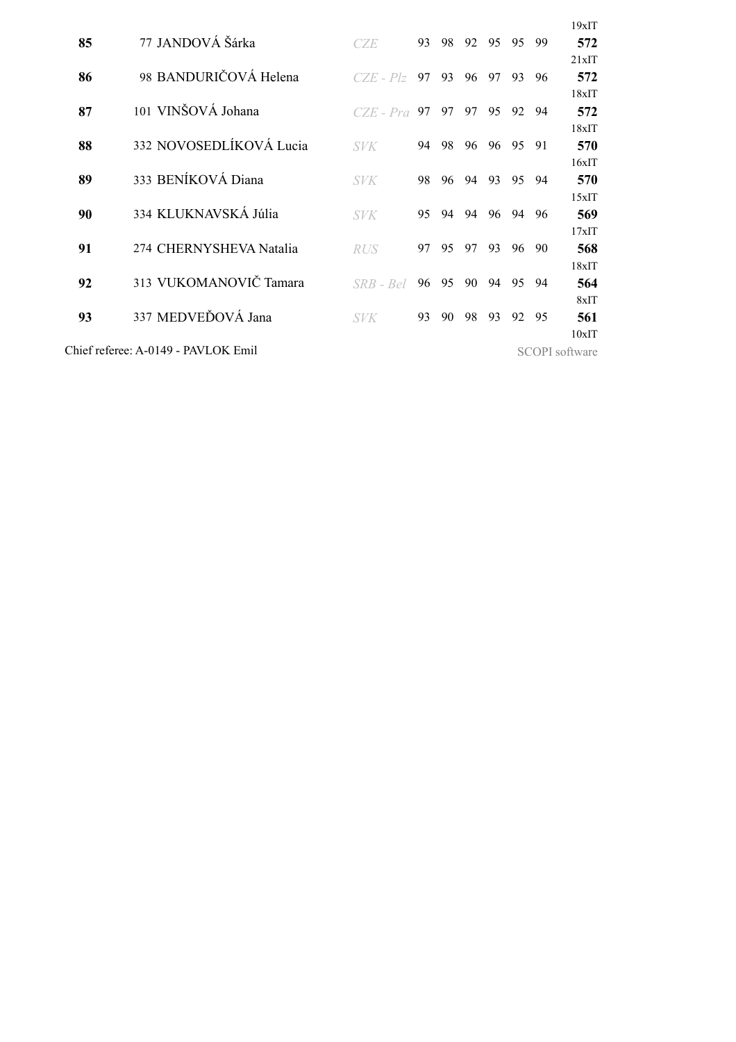19xIT

| Rank | No. | Name | Club | 1 | 2 | 3 | 4 | 5 | 6 | Total | Inner tens |
|---|---|---|---|---|---|---|---|---|---|---|---|
| **85** | 77 | JANDOVÁ Šárka | *CZE* | 93 | 98 | 92 | 95 | 95 | 99 | **572** | 21xIT |
| **86** | 98 | BANDURIČOVÁ Helena | *CZE - Plz* | 97 | 93 | 96 | 97 | 93 | 96 | **572** | 18xIT |
| **87** | 101 | VINŠOVÁ Johana | *CZE - Pra* | 97 | 97 | 97 | 95 | 92 | 94 | **572** | 18xIT |
| **88** | 332 | NOVOSEDLÍKOVÁ Lucia | *SVK* | 94 | 98 | 96 | 96 | 95 | 91 | **570** | 16xIT |
| **89** | 333 | BENÍKOVÁ Diana | *SVK* | 98 | 96 | 94 | 93 | 95 | 94 | **570** | 15xIT |
| **90** | 334 | KLUKNAVSKÁ Júlia | *SVK* | 95 | 94 | 94 | 96 | 94 | 96 | **569** | 17xIT |
| **91** | 274 | CHERNYSHEVA Natalia | *RUS* | 97 | 95 | 97 | 93 | 96 | 90 | **568** | 18xIT |
| **92** | 313 | VUKOMANOVIČ Tamara | *SRB - Bel* | 96 | 95 | 90 | 94 | 95 | 94 | **564** | 8xIT |
| **93** | 337 | MEDVEĎOVÁ Jana | *SVK* | 93 | 90 | 98 | 93 | 92 | 95 | **561** | 10xIT |

Chief referee: A-0149 - PAVLOK Emil

SCOPI software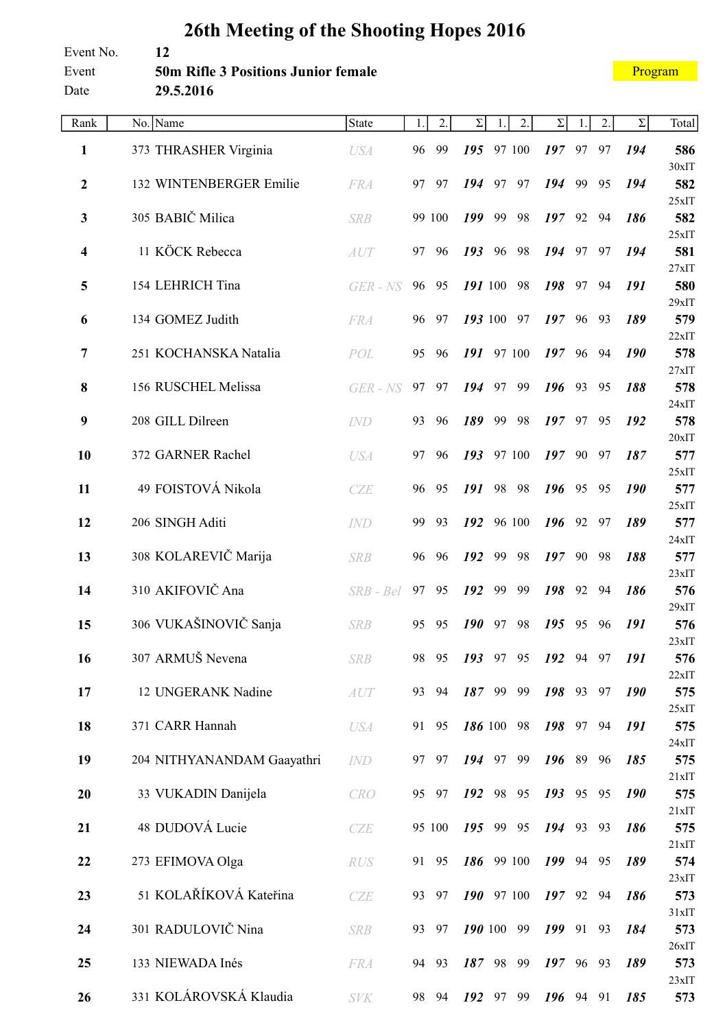# 26th Meeting of the Shooting Hopes 2016

Event No. **12**

Event **50m Rifle 3 Positions Junior female**

Date **29.5.2016**

Program

| Rank | No. | Name | State | 1. | 2. | Σ | 1. | 2. | Σ | 1. | 2. | Σ | Total |
|---|---|---|---|---|---|---|---|---|---|---|---|---|---|
| **1** | 373 | THRASHER Virginia | USA | 96 | 99 | ***195*** | 97 | 100 | ***197*** | 97 | 97 | ***194*** | **586** 30xIT |
| **2** | 132 | WINTENBERGER Emilie | FRA | 97 | 97 | ***194*** | 97 | 97 | ***194*** | 99 | 95 | ***194*** | **582** 25xIT |
| **3** | 305 | BABIČ Milica | SRB | 99 | 100 | ***199*** | 99 | 98 | ***197*** | 92 | 94 | ***186*** | **582** 25xIT |
| **4** | 11 | KÖCK Rebecca | AUT | 97 | 96 | ***193*** | 96 | 98 | ***194*** | 97 | 97 | ***194*** | **581** 27xIT |
| **5** | 154 | LEHRICH Tina | GER - NS | 96 | 95 | ***191*** | 100 | 98 | ***198*** | 97 | 94 | ***191*** | **580** 29xIT |
| **6** | 134 | GOMEZ Judith | FRA | 96 | 97 | ***193*** | 100 | 97 | ***197*** | 96 | 93 | ***189*** | **579** 22xIT |
| **7** | 251 | KOCHANSKA Natalia | POL | 95 | 96 | ***191*** | 97 | 100 | ***197*** | 96 | 94 | ***190*** | **578** 27xIT |
| **8** | 156 | RUSCHEL Melissa | GER - NS | 97 | 97 | ***194*** | 97 | 99 | ***196*** | 93 | 95 | ***188*** | **578** 24xIT |
| **9** | 208 | GILL Dilreen | IND | 93 | 96 | ***189*** | 99 | 98 | ***197*** | 97 | 95 | ***192*** | **578** 20xIT |
| **10** | 372 | GARNER Rachel | USA | 97 | 96 | ***193*** | 97 | 100 | ***197*** | 90 | 97 | ***187*** | **577** 25xIT |
| **11** | 49 | FOISTOVÁ Nikola | CZE | 96 | 95 | ***191*** | 98 | 98 | ***196*** | 95 | 95 | ***190*** | **577** 25xIT |
| **12** | 206 | SINGH Aditi | IND | 99 | 93 | ***192*** | 96 | 100 | ***196*** | 92 | 97 | ***189*** | **577** 24xIT |
| **13** | 308 | KOLAREVIČ Marija | SRB | 96 | 96 | ***192*** | 99 | 98 | ***197*** | 90 | 98 | ***188*** | **577** 23xIT |
| **14** | 310 | AKIFOVIČ Ana | SRB - Bel | 97 | 95 | ***192*** | 99 | 99 | ***198*** | 92 | 94 | ***186*** | **576** 29xIT |
| **15** | 306 | VUKAŠINOVIČ Sanja | SRB | 95 | 95 | ***190*** | 97 | 98 | ***195*** | 95 | 96 | ***191*** | **576** 23xIT |
| **16** | 307 | ARMUŠ Nevena | SRB | 98 | 95 | ***193*** | 97 | 95 | ***192*** | 94 | 97 | ***191*** | **576** 22xIT |
| **17** | 12 | UNGERANK Nadine | AUT | 93 | 94 | ***187*** | 99 | 99 | ***198*** | 93 | 97 | ***190*** | **575** 25xIT |
| **18** | 371 | CARR Hannah | USA | 91 | 95 | ***186*** | 100 | 98 | ***198*** | 97 | 94 | ***191*** | **575** 24xIT |
| **19** | 204 | NITHYANANDAM Gaayathri | IND | 97 | 97 | ***194*** | 97 | 99 | ***196*** | 89 | 96 | ***185*** | **575** 21xIT |
| **20** | 33 | VUKADIN Danijela | CRO | 95 | 97 | ***192*** | 98 | 95 | ***193*** | 95 | 95 | ***190*** | **575** 21xIT |
| **21** | 48 | DUDOVÁ Lucie | CZE | 95 | 100 | ***195*** | 99 | 95 | ***194*** | 93 | 93 | ***186*** | **575** 21xIT |
| **22** | 273 | EFIMOVA Olga | RUS | 91 | 95 | ***186*** | 99 | 100 | ***199*** | 94 | 95 | ***189*** | **574** 23xIT |
| **23** | 51 | KOLAŘÍKOVÁ Kateřina | CZE | 93 | 97 | ***190*** | 97 | 100 | ***197*** | 92 | 94 | ***186*** | **573** 31xIT |
| **24** | 301 | RADULOVIČ Nina | SRB | 93 | 97 | ***190*** | 100 | 99 | ***199*** | 91 | 93 | ***184*** | **573** 26xIT |
| **25** | 133 | NIEWADA Inés | FRA | 94 | 93 | ***187*** | 98 | 99 | ***197*** | 96 | 93 | ***189*** | **573** 23xIT |
| **26** | 331 | KOLÁROVSKÁ Klaudia | SVK | 98 | 94 | ***192*** | 97 | 99 | ***196*** | 94 | 91 | ***185*** | **573** |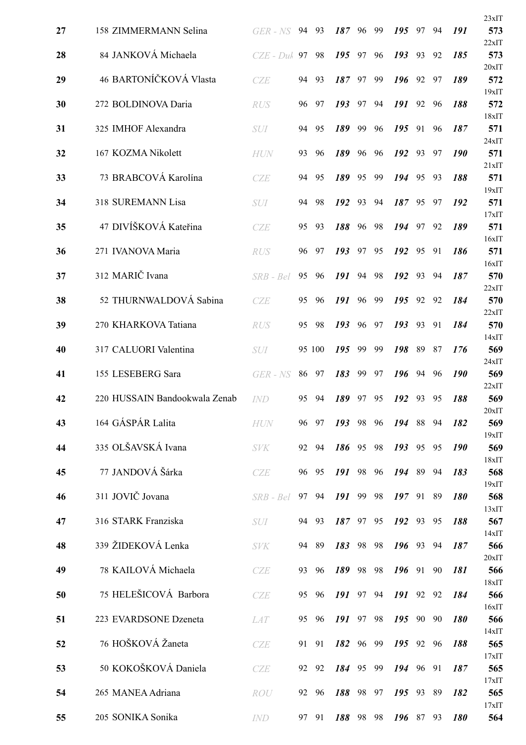| | | | | | | | | | | | | | |
|---|---|---|---|---|---|---|---|---|---|---|---|---|---|
| 27 | 158 ZIMMERMANN Selina | GER - NS | 94 | 93 | ***187*** | 96 | 99 | ***195*** | 97 | 94 | ***191*** | 23xIT | **573** |
| 28 | 84 JANKOVÁ Michaela | CZE - Duk | 97 | 98 | ***195*** | 97 | 96 | ***193*** | 93 | 92 | ***185*** | 22xIT | **573** |
| 29 | 46 BARTONÍČKOVÁ Vlasta | CZE | 94 | 93 | ***187*** | 97 | 99 | ***196*** | 92 | 97 | ***189*** | 20xIT | **572** |
| 30 | 272 BOLDINOVA Daria | RUS | 96 | 97 | ***193*** | 97 | 94 | ***191*** | 92 | 96 | ***188*** | 19xIT | **572** |
| 31 | 325 IMHOF Alexandra | SUI | 94 | 95 | ***189*** | 99 | 96 | ***195*** | 91 | 96 | ***187*** | 18xIT | **571** |
| 32 | 167 KOZMA Nikolett | HUN | 93 | 96 | ***189*** | 96 | 96 | ***192*** | 93 | 97 | ***190*** | 24xIT | **571** |
| 33 | 73 BRABCOVÁ Karolína | CZE | 94 | 95 | ***189*** | 95 | 99 | ***194*** | 95 | 93 | ***188*** | 21xIT | **571** |
| 34 | 318 SUREMANN Lisa | SUI | 94 | 98 | ***192*** | 93 | 94 | ***187*** | 95 | 97 | ***192*** | 19xIT | **571** |
| 35 | 47 DIVÍŠKOVÁ Kateřina | CZE | 95 | 93 | ***188*** | 96 | 98 | ***194*** | 97 | 92 | ***189*** | 17xIT | **571** |
| 36 | 271 IVANOVA Maria | RUS | 96 | 97 | ***193*** | 97 | 95 | ***192*** | 95 | 91 | ***186*** | 16xIT | **571** |
| 37 | 312 MARIČ Ivana | SRB - Bel | 95 | 96 | ***191*** | 94 | 98 | ***192*** | 93 | 94 | ***187*** | 16xIT | **570** |
| 38 | 52 THURNWALDOVÁ Sabina | CZE | 95 | 96 | ***191*** | 96 | 99 | ***195*** | 92 | 92 | ***184*** | 22xIT | **570** |
| 39 | 270 KHARKOVA Tatiana | RUS | 95 | 98 | ***193*** | 96 | 97 | ***193*** | 93 | 91 | ***184*** | 22xIT | **570** |
| 40 | 317 CALUORI Valentina | SUI | 95 | 100 | ***195*** | 99 | 99 | ***198*** | 89 | 87 | ***176*** | 14xIT | **569** |
| 41 | 155 LESEBERG Sara | GER - NS | 86 | 97 | ***183*** | 99 | 97 | ***196*** | 94 | 96 | ***190*** | 24xIT | **569** |
| 42 | 220 HUSSAIN Bandookwala Zenab | IND | 95 | 94 | ***189*** | 97 | 95 | ***192*** | 93 | 95 | ***188*** | 22xIT | **569** |
| 43 | 164 GÁSPÁR Lalita | HUN | 96 | 97 | ***193*** | 98 | 96 | ***194*** | 88 | 94 | ***182*** | 20xIT | **569** |
| 44 | 335 OLŠAVSKÁ Ivana | SVK | 92 | 94 | ***186*** | 95 | 98 | ***193*** | 95 | 95 | ***190*** | 19xIT | **569** |
| 45 | 77 JANDOVÁ Šárka | CZE | 96 | 95 | ***191*** | 98 | 96 | ***194*** | 89 | 94 | ***183*** | 18xIT | **568** |
| 46 | 311 JOVIČ Jovana | SRB - Bel | 97 | 94 | ***191*** | 99 | 98 | ***197*** | 91 | 89 | ***180*** | 19xIT | **568** |
| 47 | 316 STARK Franziska | SUI | 94 | 93 | ***187*** | 97 | 95 | ***192*** | 93 | 95 | ***188*** | 13xIT | **567** |
| 48 | 339 ŽIDEKOVÁ Lenka | SVK | 94 | 89 | ***183*** | 98 | 98 | ***196*** | 93 | 94 | ***187*** | 14xIT | **566** |
| 49 | 78 KAILOVÁ Michaela | CZE | 93 | 96 | ***189*** | 98 | 98 | ***196*** | 91 | 90 | ***181*** | 20xIT | **566** |
| 50 | 75 HELEŠICOVÁ Barbora | CZE | 95 | 96 | ***191*** | 97 | 94 | ***191*** | 92 | 92 | ***184*** | 18xIT | **566** |
| 51 | 223 EVARDSONE Dzeneta | LAT | 95 | 96 | ***191*** | 97 | 98 | ***195*** | 90 | 90 | ***180*** | 16xIT | **566** |
| 52 | 76 HOŠKOVÁ Žaneta | CZE | 91 | 91 | ***182*** | 96 | 99 | ***195*** | 92 | 96 | ***188*** | 14xIT | **565** |
| 53 | 50 KOKOŠKOVÁ Daniela | CZE | 92 | 92 | ***184*** | 95 | 99 | ***194*** | 96 | 91 | ***187*** | 17xIT | **565** |
| 54 | 265 MANEA Adriana | ROU | 92 | 96 | ***188*** | 98 | 97 | ***195*** | 93 | 89 | ***182*** | 17xIT | **565** |
| 55 | 205 SONIKA Sonika | IND | 97 | 91 | ***188*** | 98 | 98 | ***196*** | 87 | 93 | ***180*** | 17xIT | **564** |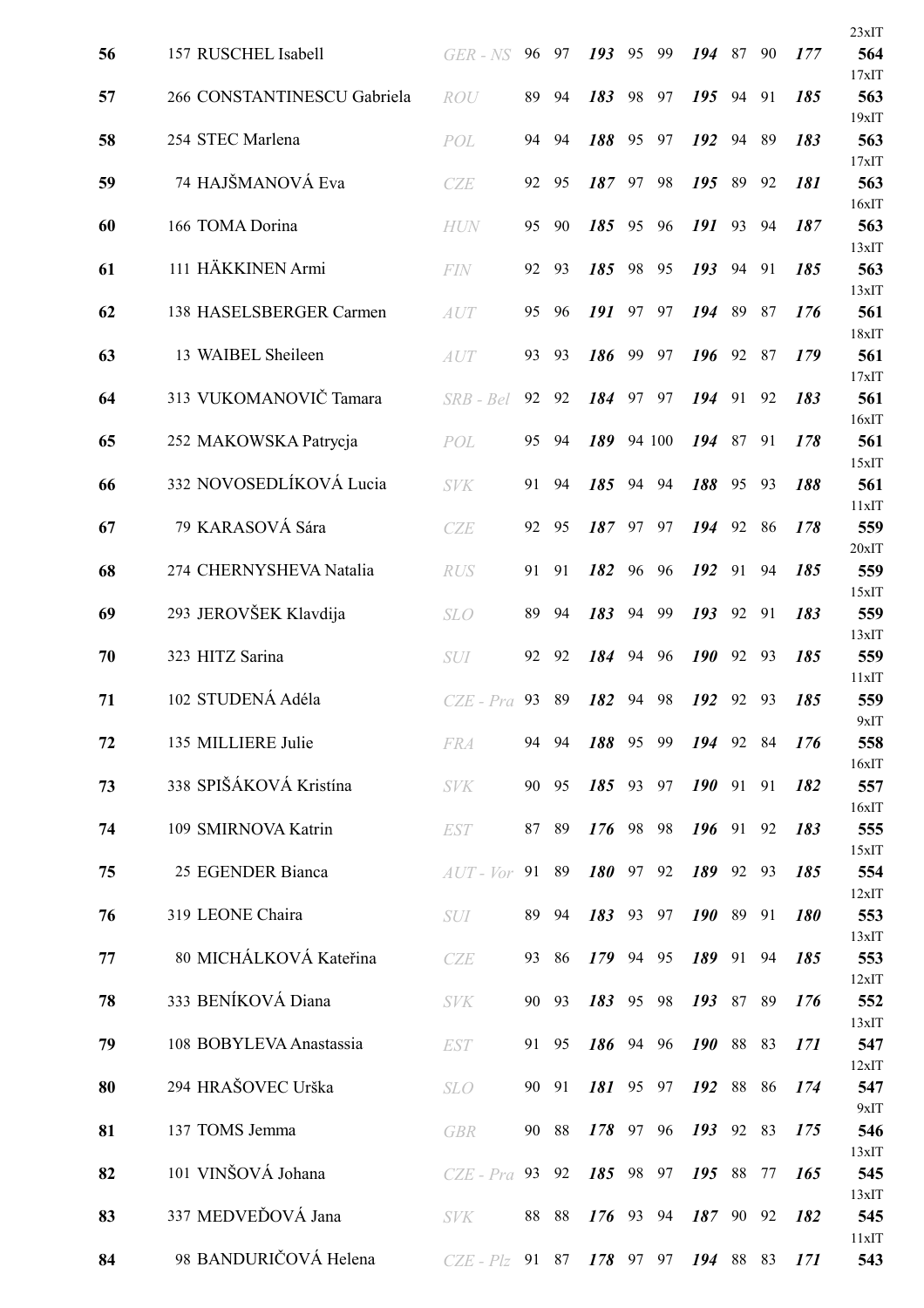| Rank | No. | Name | Nation | | | | | | | | | | Total |
|---|---|---|---|---|---|---|---|---|---|---|---|---|---|
| 56 | 157 | RUSCHEL Isabell | *GER - NS* | 96 | 97 | ***193*** | 95 | 99 | ***194*** | 87 | 90 | ***177*** | 23xIT **564** |
| 57 | 266 | CONSTANTINESCU Gabriela | *ROU* | 89 | 94 | ***183*** | 98 | 97 | ***195*** | 94 | 91 | ***185*** | 17xIT **563** |
| 58 | 254 | STEC Marlena | *POL* | 94 | 94 | ***188*** | 95 | 97 | ***192*** | 94 | 89 | ***183*** | 19xIT **563** |
| 59 | 74 | HAJŠMANOVÁ Eva | *CZE* | 92 | 95 | ***187*** | 97 | 98 | ***195*** | 89 | 92 | ***181*** | 17xIT **563** |
| 60 | 166 | TOMA Dorina | *HUN* | 95 | 90 | ***185*** | 95 | 96 | ***191*** | 93 | 94 | ***187*** | 16xIT **563** |
| 61 | 111 | HÄKKINEN Armi | *FIN* | 92 | 93 | ***185*** | 98 | 95 | ***193*** | 94 | 91 | ***185*** | 13xIT **563** |
| 62 | 138 | HASELSBERGER Carmen | *AUT* | 95 | 96 | ***191*** | 97 | 97 | ***194*** | 89 | 87 | ***176*** | 13xIT **561** |
| 63 | 13 | WAIBEL Sheileen | *AUT* | 93 | 93 | ***186*** | 99 | 97 | ***196*** | 92 | 87 | ***179*** | 18xIT **561** |
| 64 | 313 | VUKOMANOVIČ Tamara | *SRB - Bel* | 92 | 92 | ***184*** | 97 | 97 | ***194*** | 91 | 92 | ***183*** | 17xIT **561** |
| 65 | 252 | MAKOWSKA Patrycja | *POL* | 95 | 94 | ***189*** | 94 | 100 | ***194*** | 87 | 91 | ***178*** | 16xIT **561** |
| 66 | 332 | NOVOSEDLÍKOVÁ Lucia | *SVK* | 91 | 94 | ***185*** | 94 | 94 | ***188*** | 95 | 93 | ***188*** | 15xIT **561** |
| 67 | 79 | KARASOVÁ Sára | *CZE* | 92 | 95 | ***187*** | 97 | 97 | ***194*** | 92 | 86 | ***178*** | 11xIT **559** |
| 68 | 274 | CHERNYSHEVA Natalia | *RUS* | 91 | 91 | ***182*** | 96 | 96 | ***192*** | 91 | 94 | ***185*** | 20xIT **559** |
| 69 | 293 | JEROVŠEK Klavdija | *SLO* | 89 | 94 | ***183*** | 94 | 99 | ***193*** | 92 | 91 | ***183*** | 15xIT **559** |
| 70 | 323 | HITZ Sarina | *SUI* | 92 | 92 | ***184*** | 94 | 96 | ***190*** | 92 | 93 | ***185*** | 13xIT **559** |
| 71 | 102 | STUDENÁ Adéla | *CZE - Pra* | 93 | 89 | ***182*** | 94 | 98 | ***192*** | 92 | 93 | ***185*** | 11xIT **559** |
| 72 | 135 | MILLIERE Julie | *FRA* | 94 | 94 | ***188*** | 95 | 99 | ***194*** | 92 | 84 | ***176*** | 9xIT **558** |
| 73 | 338 | SPIŠÁKOVÁ Kristína | *SVK* | 90 | 95 | ***185*** | 93 | 97 | ***190*** | 91 | 91 | ***182*** | 16xIT **557** |
| 74 | 109 | SMIRNOVA Katrin | *EST* | 87 | 89 | ***176*** | 98 | 98 | ***196*** | 91 | 92 | ***183*** | 16xIT **555** |
| 75 | 25 | EGENDER Bianca | *AUT - Vor* | 91 | 89 | ***180*** | 97 | 92 | ***189*** | 92 | 93 | ***185*** | 15xIT **554** |
| 76 | 319 | LEONE Chaira | *SUI* | 89 | 94 | ***183*** | 93 | 97 | ***190*** | 89 | 91 | ***180*** | 12xIT **553** |
| 77 | 80 | MICHÁLKOVÁ Kateřina | *CZE* | 93 | 86 | ***179*** | 94 | 95 | ***189*** | 91 | 94 | ***185*** | 13xIT **553** |
| 78 | 333 | BENÍKOVÁ Diana | *SVK* | 90 | 93 | ***183*** | 95 | 98 | ***193*** | 87 | 89 | ***176*** | 12xIT **552** |
| 79 | 108 | BOBYLEVA Anastassia | *EST* | 91 | 95 | ***186*** | 94 | 96 | ***190*** | 88 | 83 | ***171*** | 13xIT **547** |
| 80 | 294 | HRAŠOVEC Urška | *SLO* | 90 | 91 | ***181*** | 95 | 97 | ***192*** | 88 | 86 | ***174*** | 12xIT **547** |
| 81 | 137 | TOMS Jemma | *GBR* | 90 | 88 | ***178*** | 97 | 96 | ***193*** | 92 | 83 | ***175*** | 9xIT **546** |
| 82 | 101 | VINŠOVÁ Johana | *CZE - Pra* | 93 | 92 | ***185*** | 98 | 97 | ***195*** | 88 | 77 | ***165*** | 13xIT **545** |
| 83 | 337 | MEDVEĎOVÁ Jana | *SVK* | 88 | 88 | ***176*** | 93 | 94 | ***187*** | 90 | 92 | ***182*** | 13xIT **545** |
| 84 | 98 | BANDURIČOVÁ Helena | *CZE - Plz* | 91 | 87 | ***178*** | 97 | 97 | ***194*** | 88 | 83 | ***171*** | 11xIT **543** |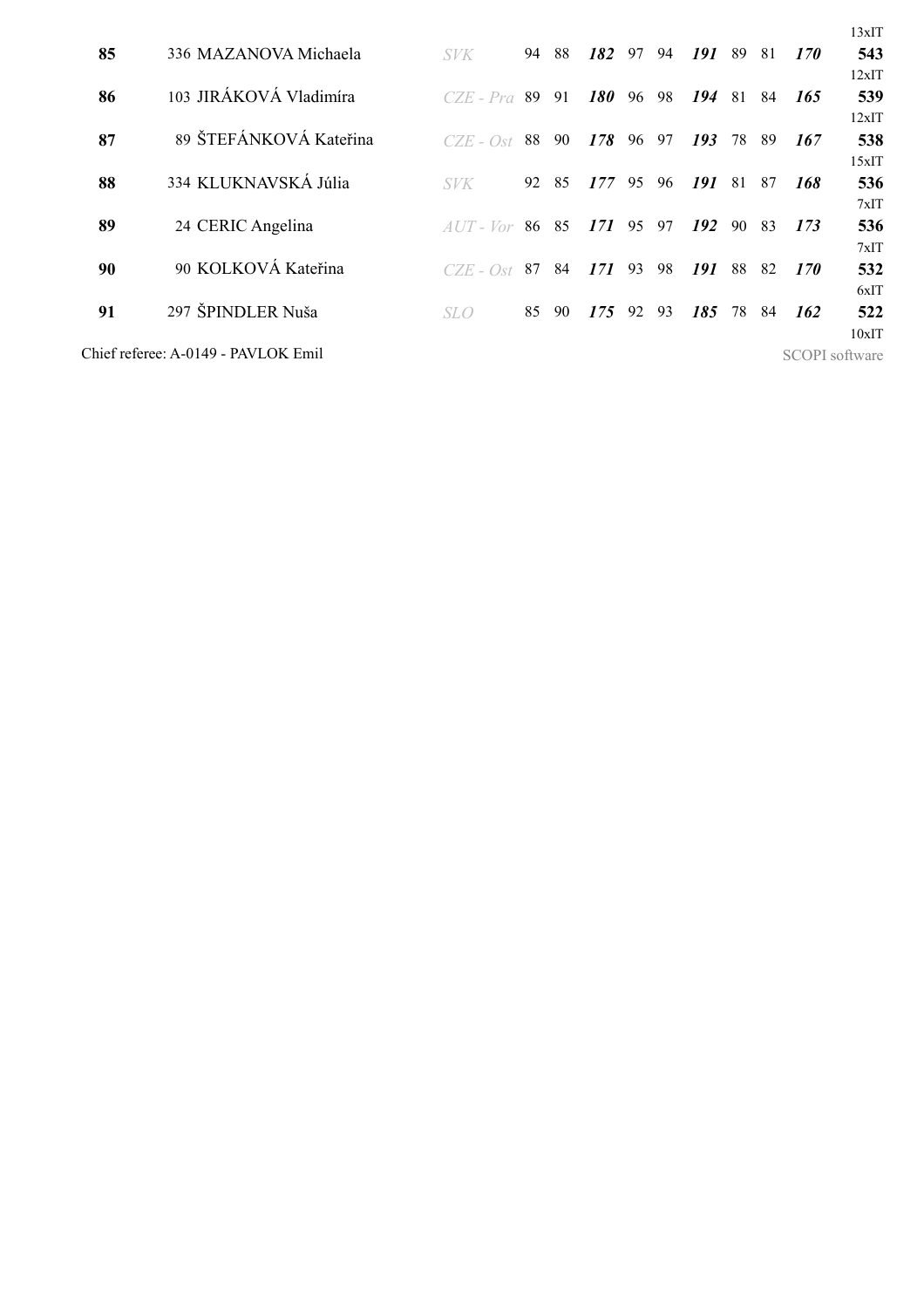13xIT

| Rank | No. | Name | Club | | | | | | | | | | Total | IT |
|---|---|---|---|---|---|---|---|---|---|---|---|---|---|---|
| **85** | 336 | MAZANOVA Michaela | *SVK* | 94 | 88 | ***182*** | 97 | 94 | ***191*** | 89 | 81 | ***170*** | **543** | 12xIT |
| **86** | 103 | JIRÁKOVÁ Vladimíra | *CZE - Pra* | 89 | 91 | ***180*** | 96 | 98 | ***194*** | 81 | 84 | ***165*** | **539** | 12xIT |
| **87** | 89 | ŠTEFÁNKOVÁ Kateřina | *CZE - Ost* | 88 | 90 | ***178*** | 96 | 97 | ***193*** | 78 | 89 | ***167*** | **538** | 15xIT |
| **88** | 334 | KLUKNAVSKÁ Júlia | *SVK* | 92 | 85 | ***177*** | 95 | 96 | ***191*** | 81 | 87 | ***168*** | **536** | 7xIT |
| **89** | 24 | CERIC Angelina | *AUT - Vor* | 86 | 85 | ***171*** | 95 | 97 | ***192*** | 90 | 83 | ***173*** | **536** | 7xIT |
| **90** | 90 | KOLKOVÁ Kateřina | *CZE - Ost* | 87 | 84 | ***171*** | 93 | 98 | ***191*** | 88 | 82 | ***170*** | **532** | 6xIT |
| **91** | 297 | ŠPINDLER Nuša | *SLO* | 85 | 90 | ***175*** | 92 | 93 | ***185*** | 78 | 84 | ***162*** | **522** | 10xIT |

Chief referee: A-0149 - PAVLOK Emil

SCOPI software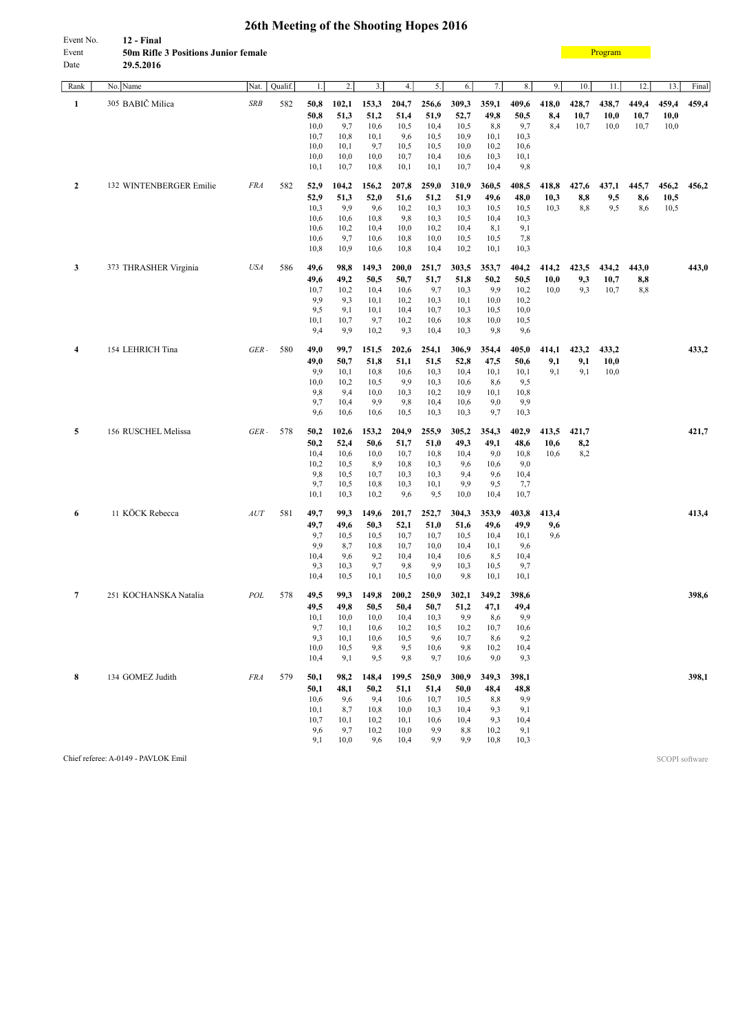# 26th Meeting of the Shooting Hopes 2016

Event No. **12 - Final**
Event **50m Rifle 3 Positions Junior female**
Date **29.5.2016**

Program

| Rank | No. Name | Nat. | Qualif. | 1. | 2. | 3. | 4. | 5. | 6. | 7. | 8. | 9. | 10. | 11. | 12. | 13. | Final |
|---|---|---|---|---|---|---|---|---|---|---|---|---|---|---|---|---|---|
| **1** | 305 BABIČ Milica | *SRB* | 582 | **50,8** | **102,1** | **153,3** | **204,7** | **256,6** | **309,3** | **359,1** | **409,6** | **418,0** | **428,7** | **438,7** | **449,4** | **459,4** | **459,4** |
| | | | | **50,8** | **51,3** | **51,2** | **51,4** | **51,9** | **52,7** | **49,8** | **50,5** | **8,4** | **10,7** | **10,0** | **10,7** | **10,0** | |
| | | | | 10,0 | 9,7 | 10,6 | 10,5 | 10,4 | 10,5 | 8,8 | 9,7 | 8,4 | 10,7 | 10,0 | 10,7 | 10,0 | |
| | | | | 10,7 | 10,8 | 10,1 | 9,6 | 10,5 | 10,9 | 10,1 | 10,3 | | | | | | |
| | | | | 10,0 | 10,1 | 9,7 | 10,5 | 10,5 | 10,0 | 10,2 | 10,6 | | | | | | |
| | | | | 10,0 | 10,0 | 10,0 | 10,7 | 10,4 | 10,6 | 10,3 | 10,1 | | | | | | |
| | | | | 10,1 | 10,7 | 10,8 | 10,1 | 10,1 | 10,7 | 10,4 | 9,8 | | | | | | |
| **2** | 132 WINTENBERGER Emilie | *FRA* | 582 | **52,9** | **104,2** | **156,2** | **207,8** | **259,0** | **310,9** | **360,5** | **408,5** | **418,8** | **427,6** | **437,1** | **445,7** | **456,2** | **456,2** |
| | | | | **52,9** | **51,3** | **52,0** | **51,6** | **51,2** | **51,9** | **49,6** | **48,0** | **10,3** | **8,8** | **9,5** | **8,6** | **10,5** | |
| | | | | 10,3 | 9,9 | 9,6 | 10,2 | 10,3 | 10,3 | 10,5 | 10,5 | 10,3 | 8,8 | 9,5 | 8,6 | 10,5 | |
| | | | | 10,6 | 10,6 | 10,8 | 9,8 | 10,3 | 10,5 | 10,4 | 10,3 | | | | | | |
| | | | | 10,6 | 10,2 | 10,4 | 10,0 | 10,2 | 10,4 | 8,1 | 9,1 | | | | | | |
| | | | | 10,6 | 9,7 | 10,6 | 10,8 | 10,0 | 10,5 | 10,5 | 7,8 | | | | | | |
| | | | | 10,8 | 10,9 | 10,6 | 10,8 | 10,4 | 10,2 | 10,1 | 10,3 | | | | | | |
| **3** | 373 THRASHER Virginia | *USA* | 586 | **49,6** | **98,8** | **149,3** | **200,0** | **251,7** | **303,5** | **353,7** | **404,2** | **414,2** | **423,5** | **434,2** | **443,0** | | **443,0** |
| | | | | **49,6** | **49,2** | **50,5** | **50,7** | **51,7** | **51,8** | **50,2** | **50,5** | **10,0** | **9,3** | **10,7** | **8,8** | | |
| | | | | 10,7 | 10,2 | 10,4 | 10,6 | 9,7 | 10,3 | 9,9 | 10,2 | 10,0 | 9,3 | 10,7 | 8,8 | | |
| | | | | 9,9 | 9,3 | 10,1 | 10,2 | 10,3 | 10,1 | 10,0 | 10,2 | | | | | | |
| | | | | 9,5 | 9,1 | 10,1 | 10,4 | 10,7 | 10,3 | 10,5 | 10,0 | | | | | | |
| | | | | 10,1 | 10,7 | 9,7 | 10,2 | 10,6 | 10,8 | 10,0 | 10,5 | | | | | | |
| | | | | 9,4 | 9,9 | 10,2 | 9,3 | 10,4 | 10,3 | 9,8 | 9,6 | | | | | | |
| **4** | 154 LEHRICH Tina | *GER* | 580 | **49,0** | **99,7** | **151,5** | **202,6** | **254,1** | **306,9** | **354,4** | **405,0** | **414,1** | **423,2** | **433,2** | | | **433,2** |
| | | | | **49,0** | **50,7** | **51,8** | **51,1** | **51,5** | **52,8** | **47,5** | **50,6** | **9,1** | **9,1** | **10,0** | | | |
| | | | | 9,9 | 10,1 | 10,8 | 10,6 | 10,3 | 10,4 | 10,1 | 10,1 | 9,1 | 9,1 | 10,0 | | | |
| | | | | 10,0 | 10,2 | 10,5 | 9,9 | 10,3 | 10,6 | 8,6 | 9,5 | | | | | | |
| | | | | 9,8 | 9,4 | 10,0 | 10,3 | 10,2 | 10,9 | 10,1 | 10,8 | | | | | | |
| | | | | 9,7 | 10,4 | 9,9 | 9,8 | 10,4 | 10,6 | 9,0 | 9,9 | | | | | | |
| | | | | 9,6 | 10,6 | 10,6 | 10,5 | 10,3 | 10,3 | 9,7 | 10,3 | | | | | | |
| **5** | 156 RUSCHEL Melissa | *GER* | 578 | **50,2** | **102,6** | **153,2** | **204,9** | **255,9** | **305,2** | **354,3** | **402,9** | **413,5** | **421,7** | | | | **421,7** |
| | | | | **50,2** | **52,4** | **50,6** | **51,7** | **51,0** | **49,3** | **49,1** | **48,6** | **10,6** | **8,2** | | | | |
| | | | | 10,4 | 10,6 | 10,0 | 10,7 | 10,8 | 10,4 | 9,0 | 10,8 | 10,6 | 8,2 | | | | |
| | | | | 10,2 | 10,5 | 8,9 | 10,8 | 10,3 | 9,6 | 10,6 | 9,0 | | | | | | |
| | | | | 9,8 | 10,5 | 10,7 | 10,3 | 10,3 | 9,4 | 9,6 | 10,4 | | | | | | |
| | | | | 9,7 | 10,5 | 10,8 | 10,3 | 10,1 | 9,9 | 9,5 | 7,7 | | | | | | |
| | | | | 10,1 | 10,3 | 10,2 | 9,6 | 9,5 | 10,0 | 10,4 | 10,7 | | | | | | |
| **6** | 11 KÖCK Rebecca | *AUT* | 581 | **49,7** | **99,3** | **149,6** | **201,7** | **252,7** | **304,3** | **353,9** | **403,8** | **413,4** | | | | | **413,4** |
| | | | | **49,7** | **49,6** | **50,3** | **52,1** | **51,0** | **51,6** | **49,6** | **49,9** | **9,6** | | | | | |
| | | | | 9,7 | 10,5 | 10,5 | 10,7 | 10,7 | 10,5 | 10,4 | 10,1 | 9,6 | | | | | |
| | | | | 9,9 | 8,7 | 10,8 | 10,7 | 10,0 | 10,4 | 10,1 | 9,6 | | | | | | |
| | | | | 10,4 | 9,6 | 9,2 | 10,4 | 10,4 | 10,6 | 8,5 | 10,4 | | | | | | |
| | | | | 9,3 | 10,3 | 9,7 | 9,8 | 9,9 | 10,3 | 10,5 | 9,7 | | | | | | |
| | | | | 10,4 | 10,5 | 10,1 | 10,5 | 10,0 | 9,8 | 10,1 | 10,1 | | | | | | |
| **7** | 251 KOCHANSKA Natalia | *POL* | 578 | **49,5** | **99,3** | **149,8** | **200,2** | **250,9** | **302,1** | **349,2** | **398,6** | | | | | | **398,6** |
| | | | | **49,5** | **49,8** | **50,5** | **50,4** | **50,7** | **51,2** | **47,1** | **49,4** | | | | | | |
| | | | | 10,1 | 10,0 | 10,0 | 10,4 | 10,3 | 9,9 | 8,6 | 9,9 | | | | | | |
| | | | | 9,7 | 10,1 | 10,6 | 10,2 | 10,5 | 10,2 | 10,7 | 10,6 | | | | | | |
| | | | | 9,3 | 10,1 | 10,6 | 10,5 | 9,6 | 10,7 | 8,6 | 9,2 | | | | | | |
| | | | | 10,0 | 10,5 | 9,8 | 9,5 | 10,6 | 9,8 | 10,2 | 10,4 | | | | | | |
| | | | | 10,4 | 9,1 | 9,5 | 9,8 | 9,7 | 10,6 | 9,0 | 9,3 | | | | | | |
| **8** | 134 GOMEZ Judith | *FRA* | 579 | **50,1** | **98,2** | **148,4** | **199,5** | **250,9** | **300,9** | **349,3** | **398,1** | | | | | | **398,1** |
| | | | | **50,1** | **48,1** | **50,2** | **51,1** | **51,4** | **50,0** | **48,4** | **48,8** | | | | | | |
| | | | | 10,6 | 9,6 | 9,4 | 10,6 | 10,7 | 10,5 | 8,8 | 9,9 | | | | | | |
| | | | | 10,1 | 8,7 | 10,8 | 10,0 | 10,3 | 10,4 | 9,3 | 9,1 | | | | | | |
| | | | | 10,7 | 10,1 | 10,2 | 10,1 | 10,6 | 10,4 | 9,3 | 10,4 | | | | | | |
| | | | | 9,6 | 9,7 | 10,2 | 10,0 | 9,9 | 8,8 | 10,2 | 9,1 | | | | | | |
| | | | | 9,1 | 10,0 | 9,6 | 10,4 | 9,9 | 9,9 | 10,8 | 10,3 | | | | | | |

Chief referee: A-0149 - PAVLOK Emil

SCOPI software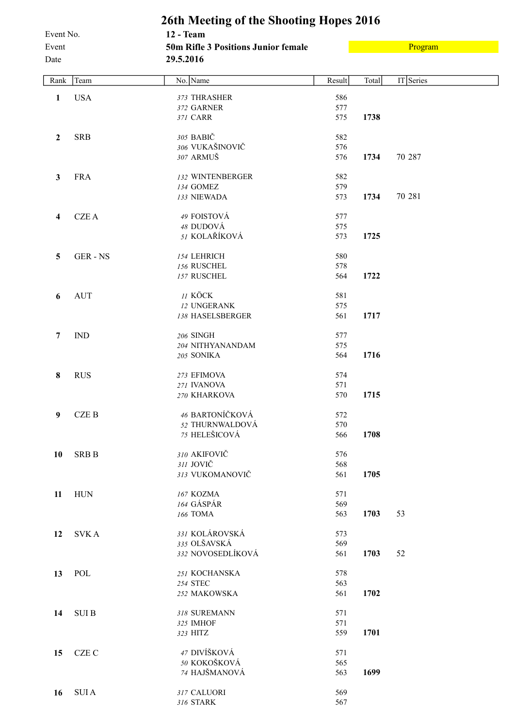# 26th Meeting of the Shooting Hopes 2016

Event No. 12 - Team

Event **50m Rifle 3 Positions Junior female** Program

Date **29.5.2016**

| Rank | Team | No. | Name | Result | Total | IT | Series |
|---|---|---|---|---|---|---|---|
| **1** | USA | *373* | THRASHER | 586 | | | |
| | | *372* | GARNER | 577 | | | |
| | | *371* | CARR | 575 | **1738** | | |
| **2** | SRB | *305* | BABIČ | 582 | | | |
| | | *306* | VUKAŠINOVIČ | 576 | | | |
| | | *307* | ARMUŠ | 576 | **1734** | 70 | 287 |
| **3** | FRA | *132* | WINTENBERGER | 582 | | | |
| | | *134* | GOMEZ | 579 | | | |
| | | *133* | NIEWADA | 573 | **1734** | 70 | 281 |
| **4** | CZE A | *49* | FOISTOVÁ | 577 | | | |
| | | *48* | DUDOVÁ | 575 | | | |
| | | *51* | KOLAŘÍKOVÁ | 573 | **1725** | | |
| **5** | GER - NS | *154* | LEHRICH | 580 | | | |
| | | *156* | RUSCHEL | 578 | | | |
| | | *157* | RUSCHEL | 564 | **1722** | | |
| **6** | AUT | *11* | KÖCK | 581 | | | |
| | | *12* | UNGERANK | 575 | | | |
| | | *138* | HASELSBERGER | 561 | **1717** | | |
| **7** | IND | *206* | SINGH | 577 | | | |
| | | *204* | NITHYANANDAM | 575 | | | |
| | | *205* | SONIKA | 564 | **1716** | | |
| **8** | RUS | *273* | EFIMOVA | 574 | | | |
| | | *271* | IVANOVA | 571 | | | |
| | | *270* | KHARKOVA | 570 | **1715** | | |
| **9** | CZE B | *46* | BARTONÍČKOVÁ | 572 | | | |
| | | *52* | THURNWALDOVÁ | 570 | | | |
| | | *75* | HELEŠICOVÁ | 566 | **1708** | | |
| **10** | SRB B | *310* | AKIFOVIČ | 576 | | | |
| | | *311* | JOVIČ | 568 | | | |
| | | *313* | VUKOMANOVIČ | 561 | **1705** | | |
| **11** | HUN | *167* | KOZMA | 571 | | | |
| | | *164* | GÁSPÁR | 569 | | | |
| | | *166* | TOMA | 563 | **1703** | 53 | |
| **12** | SVK A | *331* | KOLÁROVSKÁ | 573 | | | |
| | | *335* | OLŠAVSKÁ | 569 | | | |
| | | *332* | NOVOSEDLÍKOVÁ | 561 | **1703** | 52 | |
| **13** | POL | *251* | KOCHANSKA | 578 | | | |
| | | *254* | STEC | 563 | | | |
| | | *252* | MAKOWSKA | 561 | **1702** | | |
| **14** | SUI B | *318* | SUREMANN | 571 | | | |
| | | *325* | IMHOF | 571 | | | |
| | | *323* | HITZ | 559 | **1701** | | |
| **15** | CZE C | *47* | DIVÍŠKOVÁ | 571 | | | |
| | | *50* | KOKOŠKOVÁ | 565 | | | |
| | | *74* | HAJŠMANOVÁ | 563 | **1699** | | |
| **16** | SUI A | *317* | CALUORI | 569 | | | |
| | | *316* | STARK | 567 | | | |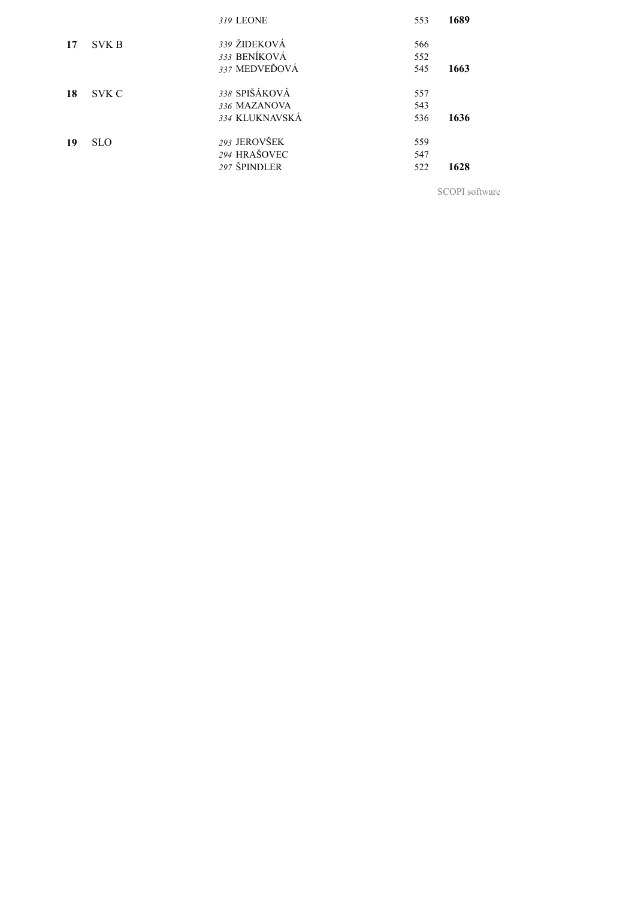| | | | | |
|---|---|---|---|---|
| | | *319* LEONE | 553 | **1689** |
| **17** | SVK B | *339* ŽIDEKOVÁ | 566 | |
| | | *333* BENÍKOVÁ | 552 | |
| | | *337* MEDVEĎOVÁ | 545 | **1663** |
| **18** | SVK C | *338* SPIŠÁKOVÁ | 557 | |
| | | *336* MAZANOVA | 543 | |
| | | *334* KLUKNAVSKÁ | 536 | **1636** |
| **19** | SLO | *293* JEROVŠEK | 559 | |
| | | *294* HRAŠOVEC | 547 | |
| | | *297* ŠPINDLER | 522 | **1628** |

SCOPI software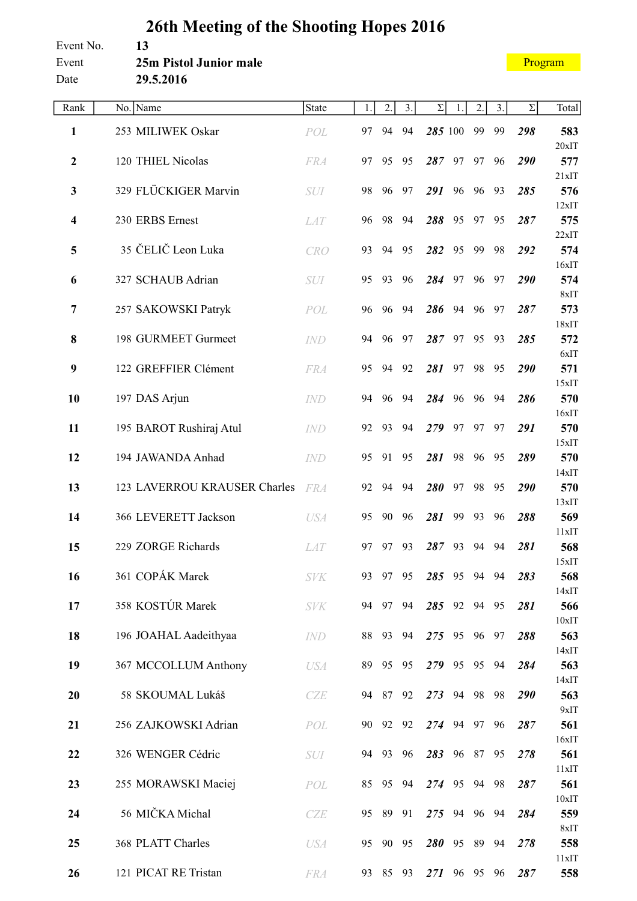# 26th Meeting of the Shooting Hopes 2016

Event No. 13

Event **25m Pistol Junior male**

Date **29.5.2016**

Program

| Rank | No. | Name | State | 1. | 2. | 3. | Σ | 1. | 2. | 3. | Σ | Total |
|---|---|---|---|---|---|---|---|---|---|---|---|---|
| **1** | 253 | MILIWEK Oskar | POL | 97 | 94 | 94 | ***285*** | 100 | 99 | 99 | ***298*** | **583** 20xIT |
| **2** | 120 | THIEL Nicolas | FRA | 97 | 95 | 95 | ***287*** | 97 | 97 | 96 | ***290*** | **577** 21xIT |
| **3** | 329 | FLÜCKIGER Marvin | SUI | 98 | 96 | 97 | ***291*** | 96 | 96 | 93 | ***285*** | **576** 12xIT |
| **4** | 230 | ERBS Ernest | LAT | 96 | 98 | 94 | ***288*** | 95 | 97 | 95 | ***287*** | **575** 22xIT |
| **5** | 35 | ČELIČ Leon Luka | CRO | 93 | 94 | 95 | ***282*** | 95 | 99 | 98 | ***292*** | **574** 16xIT |
| **6** | 327 | SCHAUB Adrian | SUI | 95 | 93 | 96 | ***284*** | 97 | 96 | 97 | ***290*** | **574** 8xIT |
| **7** | 257 | SAKOWSKI Patryk | POL | 96 | 96 | 94 | ***286*** | 94 | 96 | 97 | ***287*** | **573** 18xIT |
| **8** | 198 | GURMEET Gurmeet | IND | 94 | 96 | 97 | ***287*** | 97 | 95 | 93 | ***285*** | **572** 6xIT |
| **9** | 122 | GREFFIER Clément | FRA | 95 | 94 | 92 | ***281*** | 97 | 98 | 95 | ***290*** | **571** 15xIT |
| **10** | 197 | DAS Arjun | IND | 94 | 96 | 94 | ***284*** | 96 | 96 | 94 | ***286*** | **570** 16xIT |
| **11** | 195 | BAROT Rushiraj Atul | IND | 92 | 93 | 94 | ***279*** | 97 | 97 | 97 | ***291*** | **570** 15xIT |
| **12** | 194 | JAWANDA Anhad | IND | 95 | 91 | 95 | ***281*** | 98 | 96 | 95 | ***289*** | **570** 14xIT |
| **13** | 123 | LAVERROU KRAUSER Charles | FRA | 92 | 94 | 94 | ***280*** | 97 | 98 | 95 | ***290*** | **570** 13xIT |
| **14** | 366 | LEVERETT Jackson | USA | 95 | 90 | 96 | ***281*** | 99 | 93 | 96 | ***288*** | **569** 11xIT |
| **15** | 229 | ZORGE Richards | LAT | 97 | 97 | 93 | ***287*** | 93 | 94 | 94 | ***281*** | **568** 15xIT |
| **16** | 361 | COPÁK Marek | SVK | 93 | 97 | 95 | ***285*** | 95 | 94 | 94 | ***283*** | **568** 14xIT |
| **17** | 358 | KOSTÚR Marek | SVK | 94 | 97 | 94 | ***285*** | 92 | 94 | 95 | ***281*** | **566** 10xIT |
| **18** | 196 | JOAHAL Aadeithyaa | IND | 88 | 93 | 94 | ***275*** | 95 | 96 | 97 | ***288*** | **563** 14xIT |
| **19** | 367 | MCCOLLUM Anthony | USA | 89 | 95 | 95 | ***279*** | 95 | 95 | 94 | ***284*** | **563** 14xIT |
| **20** | 58 | SKOUMAL Lukáš | CZE | 94 | 87 | 92 | ***273*** | 94 | 98 | 98 | ***290*** | **563** 9xIT |
| **21** | 256 | ZAJKOWSKI Adrian | POL | 90 | 92 | 92 | ***274*** | 94 | 97 | 96 | ***287*** | **561** 16xIT |
| **22** | 326 | WENGER Cédric | SUI | 94 | 93 | 96 | ***283*** | 96 | 87 | 95 | ***278*** | **561** 11xIT |
| **23** | 255 | MORAWSKI Maciej | POL | 85 | 95 | 94 | ***274*** | 95 | 94 | 98 | ***287*** | **561** 10xIT |
| **24** | 56 | MIČKA Michal | CZE | 95 | 89 | 91 | ***275*** | 94 | 96 | 94 | ***284*** | **559** 8xIT |
| **25** | 368 | PLATT Charles | USA | 95 | 90 | 95 | ***280*** | 95 | 89 | 94 | ***278*** | **558** 11xIT |
| **26** | 121 | PICAT RE Tristan | FRA | 93 | 85 | 93 | ***271*** | 96 | 95 | 96 | ***287*** | **558** |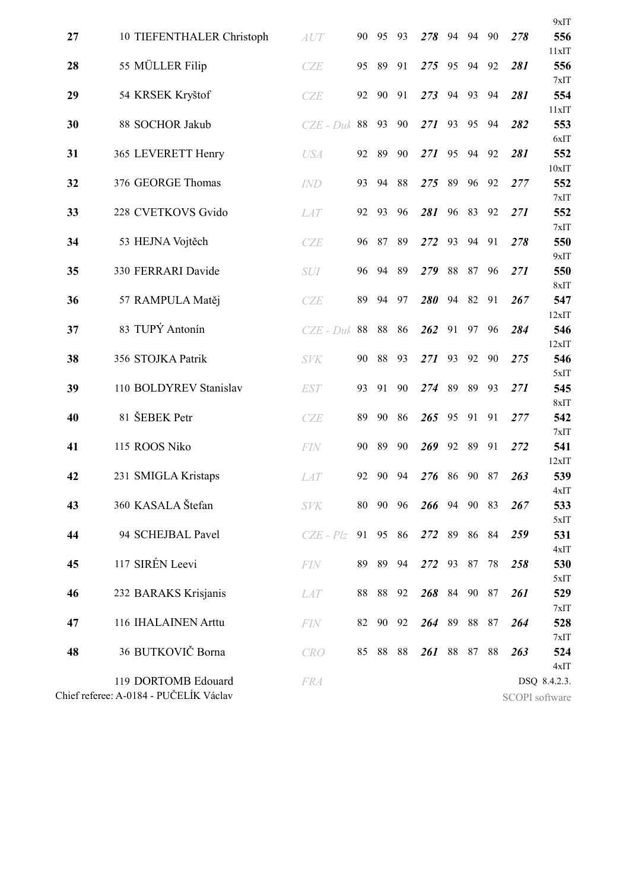9xIT

| | | | | | | | | | | | | | |
|---|---|---|---|---|---|---|---|---|---|---|---|---|---|
| **27** | 10 | TIEFENTHALER Christoph | *AUT* | 90 | 95 | 93 | ***278*** | 94 | 94 | 90 | ***278*** | **556** | 11xIT |
| **28** | 55 | MÜLLER Filip | *CZE* | 95 | 89 | 91 | ***275*** | 95 | 94 | 92 | ***281*** | **556** | 7xIT |
| **29** | 54 | KRSEK Kryštof | *CZE* | 92 | 90 | 91 | ***273*** | 94 | 93 | 94 | ***281*** | **554** | 11xIT |
| **30** | 88 | SOCHOR Jakub | *CZE - Duk* | 88 | 93 | 90 | ***271*** | 93 | 95 | 94 | ***282*** | **553** | 6xIT |
| **31** | 365 | LEVERETT Henry | *USA* | 92 | 89 | 90 | ***271*** | 95 | 94 | 92 | ***281*** | **552** | 10xIT |
| **32** | 376 | GEORGE Thomas | *IND* | 93 | 94 | 88 | ***275*** | 89 | 96 | 92 | ***277*** | **552** | 7xIT |
| **33** | 228 | CVETKOVS Gvido | *LAT* | 92 | 93 | 96 | ***281*** | 96 | 83 | 92 | ***271*** | **552** | 7xIT |
| **34** | 53 | HEJNA Vojtěch | *CZE* | 96 | 87 | 89 | ***272*** | 93 | 94 | 91 | ***278*** | **550** | 9xIT |
| **35** | 330 | FERRARI Davide | *SUI* | 96 | 94 | 89 | ***279*** | 88 | 87 | 96 | ***271*** | **550** | 8xIT |
| **36** | 57 | RAMPULA Matěj | *CZE* | 89 | 94 | 97 | ***280*** | 94 | 82 | 91 | ***267*** | **547** | 12xIT |
| **37** | 83 | TUPÝ Antonín | *CZE - Duk* | 88 | 88 | 86 | ***262*** | 91 | 97 | 96 | ***284*** | **546** | 12xIT |
| **38** | 356 | STOJKA Patrik | *SVK* | 90 | 88 | 93 | ***271*** | 93 | 92 | 90 | ***275*** | **546** | 5xIT |
| **39** | 110 | BOLDYREV Stanislav | *EST* | 93 | 91 | 90 | ***274*** | 89 | 89 | 93 | ***271*** | **545** | 8xIT |
| **40** | 81 | ŠEBEK Petr | *CZE* | 89 | 90 | 86 | ***265*** | 95 | 91 | 91 | ***277*** | **542** | 7xIT |
| **41** | 115 | ROOS Niko | *FIN* | 90 | 89 | 90 | ***269*** | 92 | 89 | 91 | ***272*** | **541** | 12xIT |
| **42** | 231 | SMIGLA Kristaps | *LAT* | 92 | 90 | 94 | ***276*** | 86 | 90 | 87 | ***263*** | **539** | 4xIT |
| **43** | 360 | KASALA Štefan | *SVK* | 80 | 90 | 96 | ***266*** | 94 | 90 | 83 | ***267*** | **533** | 5xIT |
| **44** | 94 | SCHEJBAL Pavel | *CZE - Plz* | 91 | 95 | 86 | ***272*** | 89 | 86 | 84 | ***259*** | **531** | 4xIT |
| **45** | 117 | SIRÉN Leevi | *FIN* | 89 | 89 | 94 | ***272*** | 93 | 87 | 78 | ***258*** | **530** | 5xIT |
| **46** | 232 | BARAKS Krisjanis | *LAT* | 88 | 88 | 92 | ***268*** | 84 | 90 | 87 | ***261*** | **529** | 7xIT |
| **47** | 116 | IHALAINEN Arttu | *FIN* | 82 | 90 | 92 | ***264*** | 89 | 88 | 87 | ***264*** | **528** | 7xIT |
| **48** | 36 | BUTKOVIČ Borna | *CRO* | 85 | 88 | 88 | ***261*** | 88 | 87 | 88 | ***263*** | **524** | 4xIT |
| | 119 | DORTOMB Edouard | *FRA* | | | | | | | | | DSQ 8.4.2.3. | |

Chief referee: A-0184 - PUČELÍK Václav

SCOPI software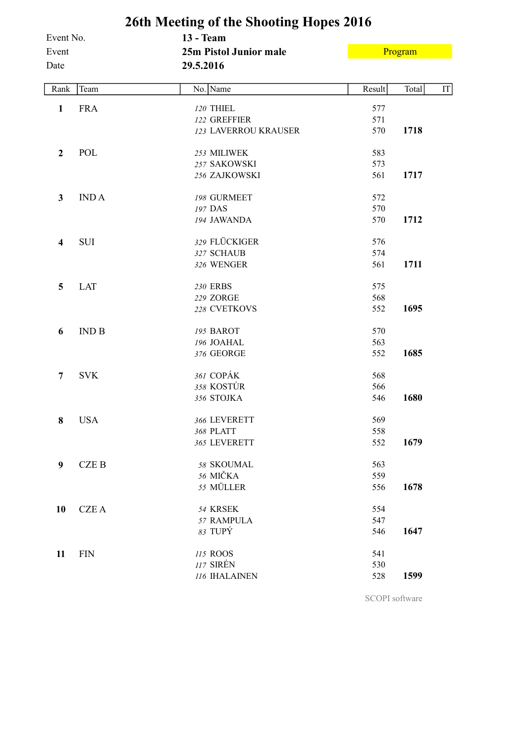# 26th Meeting of the Shooting Hopes 2016

| | | |
|---|---|---|
| Event No. | **13 - Team** | |
| Event | **25m Pistol Junior male** | Program |
| Date | **29.5.2016** | |

| Rank | Team | No. | Name | Result | Total | IT |
|---|---|---|---|---|---|---|
| **1** | FRA | *120* | THIEL | 577 | | |
| | | *122* | GREFFIER | 571 | | |
| | | *123* | LAVERROU KRAUSER | 570 | **1718** | |
| **2** | POL | *253* | MILIWEK | 583 | | |
| | | *257* | SAKOWSKI | 573 | | |
| | | *256* | ZAJKOWSKI | 561 | **1717** | |
| **3** | IND A | *198* | GURMEET | 572 | | |
| | | *197* | DAS | 570 | | |
| | | *194* | JAWANDA | 570 | **1712** | |
| **4** | SUI | *329* | FLÜCKIGER | 576 | | |
| | | *327* | SCHAUB | 574 | | |
| | | *326* | WENGER | 561 | **1711** | |
| **5** | LAT | *230* | ERBS | 575 | | |
| | | *229* | ZORGE | 568 | | |
| | | *228* | CVETKOVS | 552 | **1695** | |
| **6** | IND B | *195* | BAROT | 570 | | |
| | | *196* | JOAHAL | 563 | | |
| | | *376* | GEORGE | 552 | **1685** | |
| **7** | SVK | *361* | COPÁK | 568 | | |
| | | *358* | KOSTÚR | 566 | | |
| | | *356* | STOJKA | 546 | **1680** | |
| **8** | USA | *366* | LEVERETT | 569 | | |
| | | *368* | PLATT | 558 | | |
| | | *365* | LEVERETT | 552 | **1679** | |
| **9** | CZE B | *58* | SKOUMAL | 563 | | |
| | | *56* | MIČKA | 559 | | |
| | | *55* | MÜLLER | 556 | **1678** | |
| **10** | CZE A | *54* | KRSEK | 554 | | |
| | | *57* | RAMPULA | 547 | | |
| | | *83* | TUPÝ | 546 | **1647** | |
| **11** | FIN | *115* | ROOS | 541 | | |
| | | *117* | SIRÉN | 530 | | |
| | | *116* | IHALAINEN | 528 | **1599** | |

SCOPI software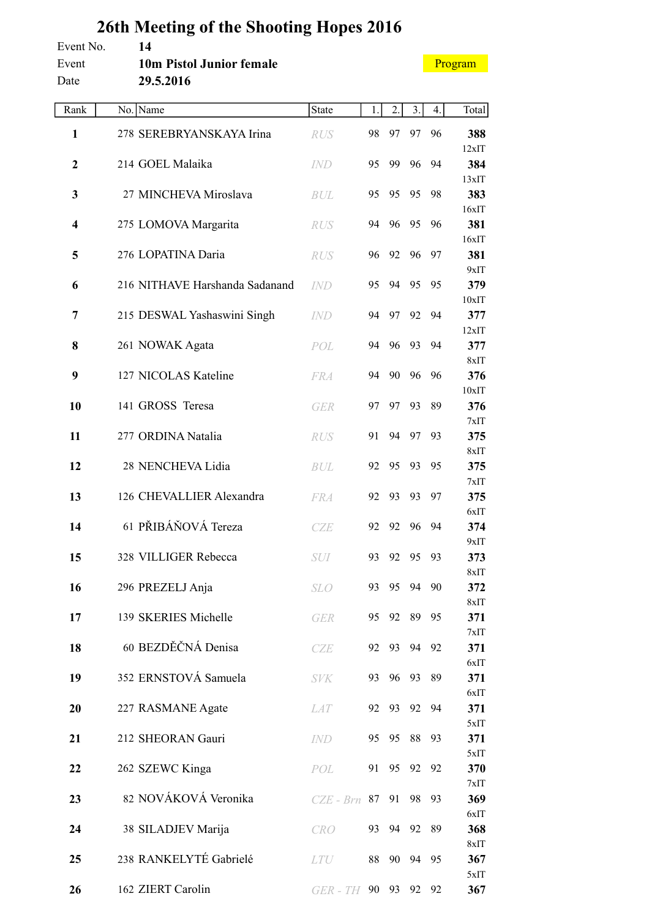# 26th Meeting of the Shooting Hopes 2016

Event No. **14**

Event **10m Pistol Junior female**

Program

Date **29.5.2016**

| Rank | No. | Name | State | 1. | 2. | 3. | 4. | Total |
|---|---|---|---|---|---|---|---|---|
| **1** | 278 | SEREBRYANSKAYA Irina | RUS | 98 | 97 | 97 | 96 | **388** 12xIT |
| **2** | 214 | GOEL Malaika | IND | 95 | 99 | 96 | 94 | **384** 13xIT |
| **3** | 27 | MINCHEVA Miroslava | BUL | 95 | 95 | 95 | 98 | **383** 16xIT |
| **4** | 275 | LOMOVA Margarita | RUS | 94 | 96 | 95 | 96 | **381** 16xIT |
| **5** | 276 | LOPATINA Daria | RUS | 96 | 92 | 96 | 97 | **381** 9xIT |
| **6** | 216 | NITHAVE Harshanda Sadanand | IND | 95 | 94 | 95 | 95 | **379** 10xIT |
| **7** | 215 | DESWAL Yashaswini Singh | IND | 94 | 97 | 92 | 94 | **377** 12xIT |
| **8** | 261 | NOWAK Agata | POL | 94 | 96 | 93 | 94 | **377** 8xIT |
| **9** | 127 | NICOLAS Kateline | FRA | 94 | 90 | 96 | 96 | **376** 10xIT |
| **10** | 141 | GROSS Teresa | GER | 97 | 97 | 93 | 89 | **376** 7xIT |
| **11** | 277 | ORDINA Natalia | RUS | 91 | 94 | 97 | 93 | **375** 8xIT |
| **12** | 28 | NENCHEVA Lidia | BUL | 92 | 95 | 93 | 95 | **375** 7xIT |
| **13** | 126 | CHEVALLIER Alexandra | FRA | 92 | 93 | 93 | 97 | **375** 6xIT |
| **14** | 61 | PŘIBÁŇOVÁ Tereza | CZE | 92 | 92 | 96 | 94 | **374** 9xIT |
| **15** | 328 | VILLIGER Rebecca | SUI | 93 | 92 | 95 | 93 | **373** 8xIT |
| **16** | 296 | PREZELJ Anja | SLO | 93 | 95 | 94 | 90 | **372** 8xIT |
| **17** | 139 | SKERIES Michelle | GER | 95 | 92 | 89 | 95 | **371** 7xIT |
| **18** | 60 | BEZDĚČNÁ Denisa | CZE | 92 | 93 | 94 | 92 | **371** 6xIT |
| **19** | 352 | ERNSTOVÁ Samuela | SVK | 93 | 96 | 93 | 89 | **371** 6xIT |
| **20** | 227 | RASMANE Agate | LAT | 92 | 93 | 92 | 94 | **371** 5xIT |
| **21** | 212 | SHEORAN Gauri | IND | 95 | 95 | 88 | 93 | **371** 5xIT |
| **22** | 262 | SZEWC Kinga | POL | 91 | 95 | 92 | 92 | **370** 7xIT |
| **23** | 82 | NOVÁKOVÁ Veronika | CZE - Brn | 87 | 91 | 98 | 93 | **369** 6xIT |
| **24** | 38 | SILADJEV Marija | CRO | 93 | 94 | 92 | 89 | **368** 8xIT |
| **25** | 238 | RANKELYTÉ Gabrielé | LTU | 88 | 90 | 94 | 95 | **367** 5xIT |
| **26** | 162 | ZIERT Carolin | GER - TH | 90 | 93 | 92 | 92 | **367** |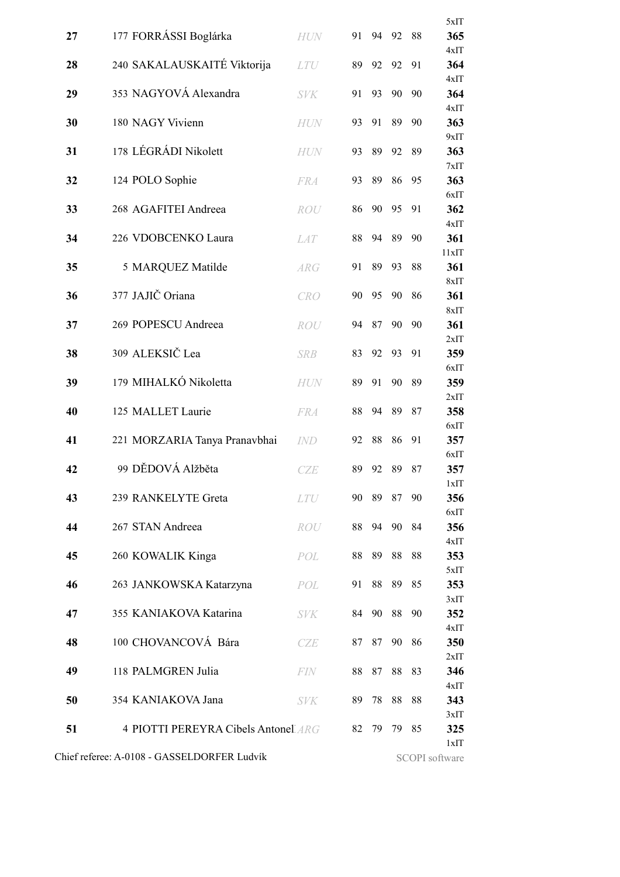5xIT

| Rank | No. | Name | Nat. | 1 | 2 | 3 | 4 | Total | X |
|---|---|---|---|---|---|---|---|---|---|
| 27 | 177 | FORRÁSSI Boglárka | HUN | 91 | 94 | 92 | 88 | 365 | 4xIT |
| 28 | 240 | SAKALAUSKAITÉ Viktorija | LTU | 89 | 92 | 92 | 91 | 364 | 4xIT |
| 29 | 353 | NAGYOVÁ Alexandra | SVK | 91 | 93 | 90 | 90 | 364 | 4xIT |
| 30 | 180 | NAGY Vivienn | HUN | 93 | 91 | 89 | 90 | 363 | 9xIT |
| 31 | 178 | LÉGRÁDI Nikolett | HUN | 93 | 89 | 92 | 89 | 363 | 7xIT |
| 32 | 124 | POLO Sophie | FRA | 93 | 89 | 86 | 95 | 363 | 6xIT |
| 33 | 268 | AGAFITEI Andreea | ROU | 86 | 90 | 95 | 91 | 362 | 4xIT |
| 34 | 226 | VDOBCENKO Laura | LAT | 88 | 94 | 89 | 90 | 361 | 11xIT |
| 35 | 5 | MARQUEZ Matilde | ARG | 91 | 89 | 93 | 88 | 361 | 8xIT |
| 36 | 377 | JAJIČ Oriana | CRO | 90 | 95 | 90 | 86 | 361 | 8xIT |
| 37 | 269 | POPESCU Andreea | ROU | 94 | 87 | 90 | 90 | 361 | 2xIT |
| 38 | 309 | ALEKSIČ Lea | SRB | 83 | 92 | 93 | 91 | 359 | 6xIT |
| 39 | 179 | MIHALKÓ Nikoletta | HUN | 89 | 91 | 90 | 89 | 359 | 2xIT |
| 40 | 125 | MALLET Laurie | FRA | 88 | 94 | 89 | 87 | 358 | 6xIT |
| 41 | 221 | MORZARIA Tanya Pranavbhai | IND | 92 | 88 | 86 | 91 | 357 | 6xIT |
| 42 | 99 | DĚDOVÁ Alžběta | CZE | 89 | 92 | 89 | 87 | 357 | 1xIT |
| 43 | 239 | RANKELYTE Greta | LTU | 90 | 89 | 87 | 90 | 356 | 6xIT |
| 44 | 267 | STAN Andreea | ROU | 88 | 94 | 90 | 84 | 356 | 4xIT |
| 45 | 260 | KOWALIK Kinga | POL | 88 | 89 | 88 | 88 | 353 | 5xIT |
| 46 | 263 | JANKOWSKA Katarzyna | POL | 91 | 88 | 89 | 85 | 353 | 3xIT |
| 47 | 355 | KANIAKOVA Katarina | SVK | 84 | 90 | 88 | 90 | 352 | 4xIT |
| 48 | 100 | CHOVANCOVÁ Bára | CZE | 87 | 87 | 90 | 86 | 350 | 2xIT |
| 49 | 118 | PALMGREN Julia | FIN | 88 | 87 | 88 | 83 | 346 | 4xIT |
| 50 | 354 | KANIAKOVA Jana | SVK | 89 | 78 | 88 | 88 | 343 | 3xIT |
| 51 | 4 | PIOTTI PEREYRA Cibels Antonel | ARG | 82 | 79 | 79 | 85 | 325 | 1xIT |

Chief referee: A-0108 - GASSELDORFER Ludvík

SCOPI software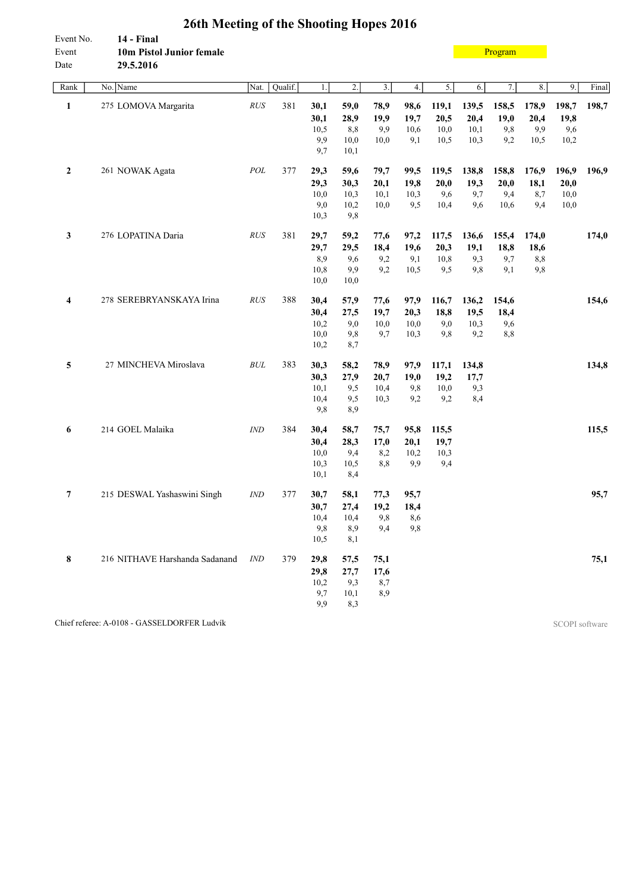# 26th Meeting of the Shooting Hopes 2016

Event No. **14 - Final**
Event **10m Pistol Junior female**
Date **29.5.2016**

Program

| Rank | No. | Name | Nat. | Qualif. | 1. | 2. | 3. | 4. | 5. | 6. | 7. | 8. | 9. | Final |
|---|---|---|---|---|---|---|---|---|---|---|---|---|---|---|
| **1** | 275 | LOMOVA Margarita | *RUS* | 381 | **30,1** | **59,0** | **78,9** | **98,6** | **119,1** | **139,5** | **158,5** | **178,9** | **198,7** | **198,7** |
| | | | | | **30,1** | **28,9** | **19,9** | **19,7** | **20,5** | **20,4** | **19,0** | **20,4** | **19,8** | |
| | | | | | 10,5 | 8,8 | 9,9 | 10,6 | 10,0 | 10,1 | 9,8 | 9,9 | 9,6 | |
| | | | | | 9,9 | 10,0 | 10,0 | 9,1 | 10,5 | 10,3 | 9,2 | 10,5 | 10,2 | |
| | | | | | 9,7 | 10,1 | | | | | | | | |
| **2** | 261 | NOWAK Agata | *POL* | 377 | **29,3** | **59,6** | **79,7** | **99,5** | **119,5** | **138,8** | **158,8** | **176,9** | **196,9** | **196,9** |
| | | | | | **29,3** | **30,3** | **20,1** | **19,8** | **20,0** | **19,3** | **20,0** | **18,1** | **20,0** | |
| | | | | | 10,0 | 10,3 | 10,1 | 10,3 | 9,6 | 9,7 | 9,4 | 8,7 | 10,0 | |
| | | | | | 9,0 | 10,2 | 10,0 | 9,5 | 10,4 | 9,6 | 10,6 | 9,4 | 10,0 | |
| | | | | | 10,3 | 9,8 | | | | | | | | |
| **3** | 276 | LOPATINA Daria | *RUS* | 381 | **29,7** | **59,2** | **77,6** | **97,2** | **117,5** | **136,6** | **155,4** | **174,0** | | **174,0** |
| | | | | | **29,7** | **29,5** | **18,4** | **19,6** | **20,3** | **19,1** | **18,8** | **18,6** | | |
| | | | | | 8,9 | 9,6 | 9,2 | 9,1 | 10,8 | 9,3 | 9,7 | 8,8 | | |
| | | | | | 10,8 | 9,9 | 9,2 | 10,5 | 9,5 | 9,8 | 9,1 | 9,8 | | |
| | | | | | 10,0 | 10,0 | | | | | | | | |
| **4** | 278 | SEREBRYANSKAYA Irina | *RUS* | 388 | **30,4** | **57,9** | **77,6** | **97,9** | **116,7** | **136,2** | **154,6** | | | **154,6** |
| | | | | | **30,4** | **27,5** | **19,7** | **20,3** | **18,8** | **19,5** | **18,4** | | | |
| | | | | | 10,2 | 9,0 | 10,0 | 10,0 | 9,0 | 10,3 | 9,6 | | | |
| | | | | | 10,0 | 9,8 | 9,7 | 10,3 | 9,8 | 9,2 | 8,8 | | | |
| | | | | | 10,2 | 8,7 | | | | | | | | |
| **5** | 27 | MINCHEVA Miroslava | *BUL* | 383 | **30,3** | **58,2** | **78,9** | **97,9** | **117,1** | **134,8** | | | | **134,8** |
| | | | | | **30,3** | **27,9** | **20,7** | **19,0** | **19,2** | **17,7** | | | | |
| | | | | | 10,1 | 9,5 | 10,4 | 9,8 | 10,0 | 9,3 | | | | |
| | | | | | 10,4 | 9,5 | 10,3 | 9,2 | 9,2 | 8,4 | | | | |
| | | | | | 9,8 | 8,9 | | | | | | | | |
| **6** | 214 | GOEL Malaika | *IND* | 384 | **30,4** | **58,7** | **75,7** | **95,8** | **115,5** | | | | | **115,5** |
| | | | | | **30,4** | **28,3** | **17,0** | **20,1** | **19,7** | | | | | |
| | | | | | 10,0 | 9,4 | 8,2 | 10,2 | 10,3 | | | | | |
| | | | | | 10,3 | 10,5 | 8,8 | 9,9 | 9,4 | | | | | |
| | | | | | 10,1 | 8,4 | | | | | | | | |
| **7** | 215 | DESWAL Yashaswini Singh | *IND* | 377 | **30,7** | **58,1** | **77,3** | **95,7** | | | | | | **95,7** |
| | | | | | **30,7** | **27,4** | **19,2** | **18,4** | | | | | | |
| | | | | | 10,4 | 10,4 | 9,8 | 8,6 | | | | | | |
| | | | | | 9,8 | 8,9 | 9,4 | 9,8 | | | | | | |
| | | | | | 10,5 | 8,1 | | | | | | | | |
| **8** | 216 | NITHAVE Harshanda Sadanand | *IND* | 379 | **29,8** | **57,5** | **75,1** | | | | | | | **75,1** |
| | | | | | **29,8** | **27,7** | **17,6** | | | | | | | |
| | | | | | 10,2 | 9,3 | 8,7 | | | | | | | |
| | | | | | 9,7 | 10,1 | 8,9 | | | | | | | |
| | | | | | 9,9 | 8,3 | | | | | | | | |

Chief referee: A-0108 - GASSELDORFER Ludvík

SCOPI software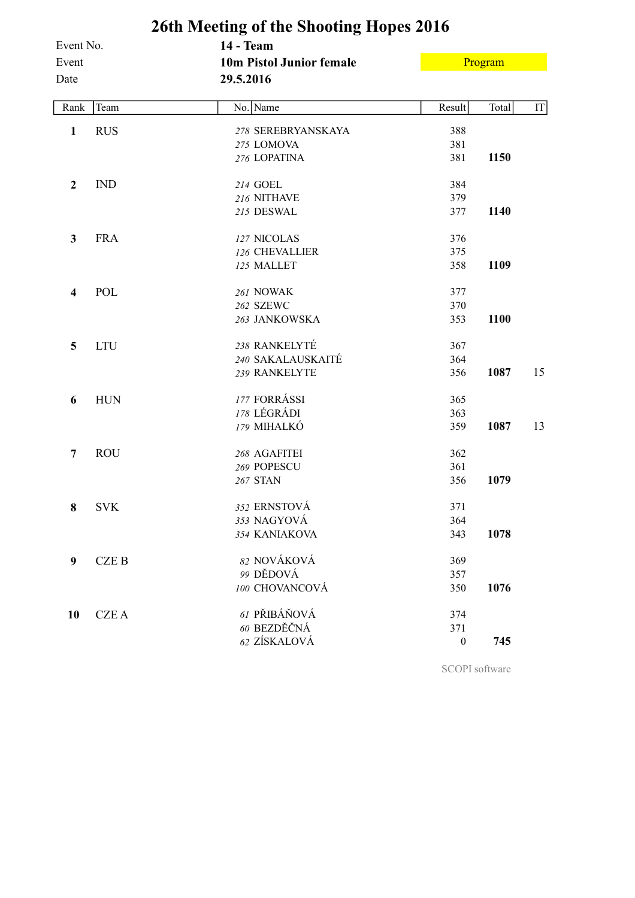# 26th Meeting of the Shooting Hopes 2016

Event No. 14 - Team

Event **10m Pistol Junior female** Program

Date **29.5.2016**

| Rank | Team | No. | Name | Result | Total | IT |
|---|---|---|---|---|---|---|
| **1** | RUS | 278 | SEREBRYANSKAYA | 388 | | |
| | | 275 | LOMOVA | 381 | | |
| | | 276 | LOPATINA | 381 | **1150** | |
| **2** | IND | 214 | GOEL | 384 | | |
| | | 216 | NITHAVE | 379 | | |
| | | 215 | DESWAL | 377 | **1140** | |
| **3** | FRA | 127 | NICOLAS | 376 | | |
| | | 126 | CHEVALLIER | 375 | | |
| | | 125 | MALLET | 358 | **1109** | |
| **4** | POL | 261 | NOWAK | 377 | | |
| | | 262 | SZEWC | 370 | | |
| | | 263 | JANKOWSKA | 353 | **1100** | |
| **5** | LTU | 238 | RANKELYTÉ | 367 | | |
| | | 240 | SAKALAUSKAITÉ | 364 | | |
| | | 239 | RANKELYTE | 356 | **1087** | 15 |
| **6** | HUN | 177 | FORRÁSSI | 365 | | |
| | | 178 | LÉGRÁDI | 363 | | |
| | | 179 | MIHALKÓ | 359 | **1087** | 13 |
| **7** | ROU | 268 | AGAFITEI | 362 | | |
| | | 269 | POPESCU | 361 | | |
| | | 267 | STAN | 356 | **1079** | |
| **8** | SVK | 352 | ERNSTOVÁ | 371 | | |
| | | 353 | NAGYOVÁ | 364 | | |
| | | 354 | KANIAKOVA | 343 | **1078** | |
| **9** | CZE B | 82 | NOVÁKOVÁ | 369 | | |
| | | 99 | DĚDOVÁ | 357 | | |
| | | 100 | CHOVANCOVÁ | 350 | **1076** | |
| **10** | CZE A | 61 | PŘIBÁŇOVÁ | 374 | | |
| | | 60 | BEZDĚČNÁ | 371 | | |
| | | 62 | ZÍSKALOVÁ | 0 | **745** | |

SCOPI software